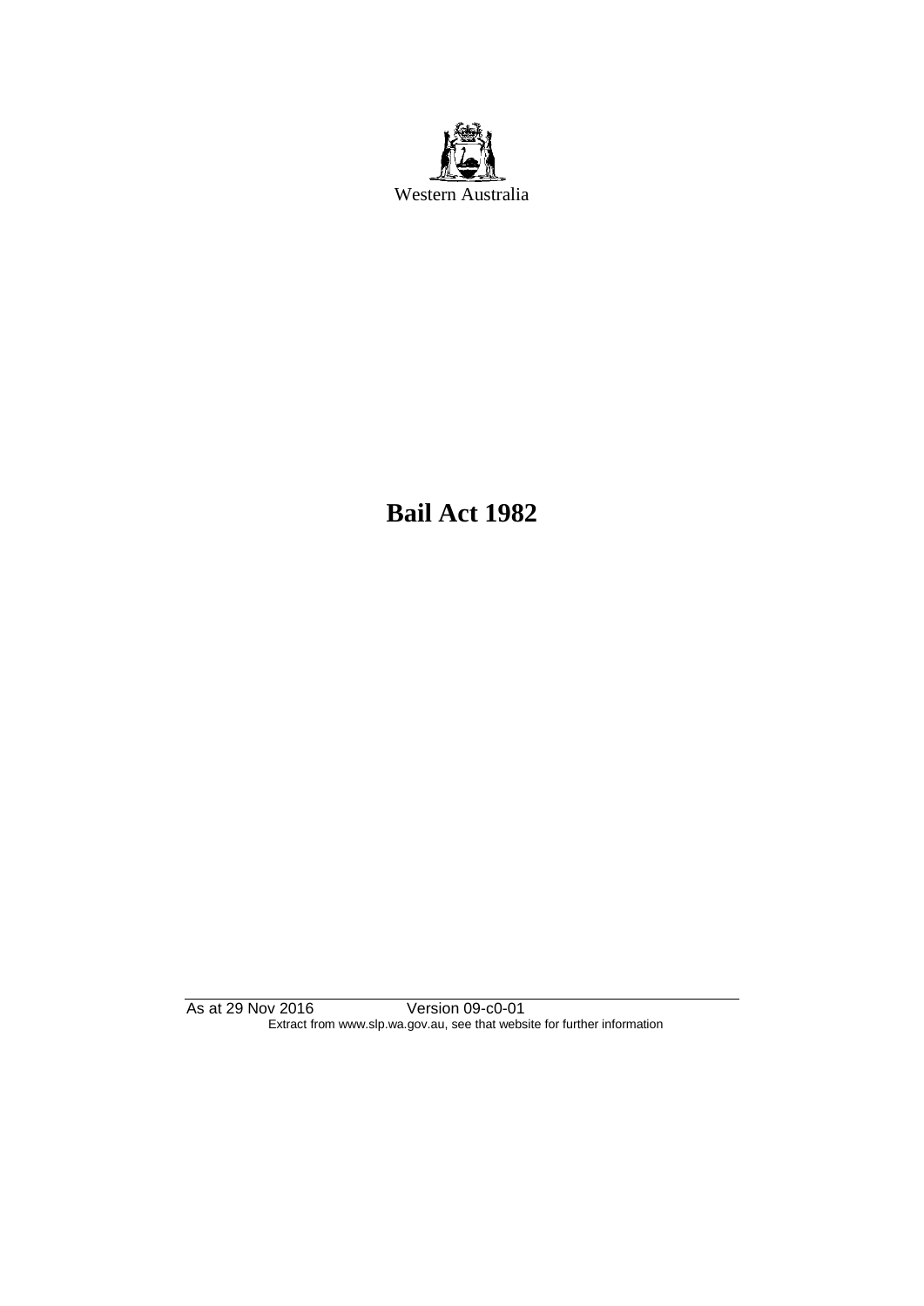Western Australia

# Bail Act 1982

As at 29 Nov 2016 Version 09-c0-01
Extract from www.slp.wa.gov.au, see that website for further information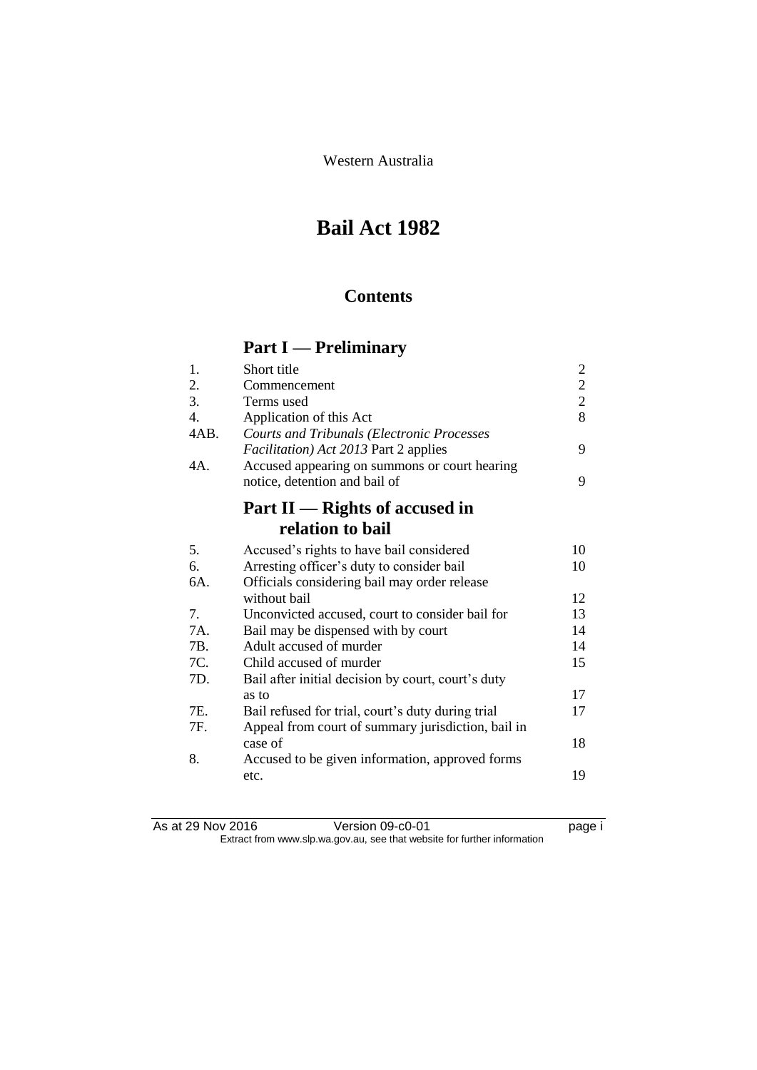Western Australia

# Bail Act 1982

## Contents

## Part I — Preliminary

| | | |
|---|---|---|
| 1. | Short title | 2 |
| 2. | Commencement | 2 |
| 3. | Terms used | 2 |
| 4. | Application of this Act | 8 |
| 4AB. | *Courts and Tribunals (Electronic Processes Facilitation) Act 2013* Part 2 applies | 9 |
| 4A. | Accused appearing on summons or court hearing notice, detention and bail of | 9 |

## Part II — Rights of accused in relation to bail

| | | |
|---|---|---|
| 5. | Accused's rights to have bail considered | 10 |
| 6. | Arresting officer's duty to consider bail | 10 |
| 6A. | Officials considering bail may order release without bail | 12 |
| 7. | Unconvicted accused, court to consider bail for | 13 |
| 7A. | Bail may be dispensed with by court | 14 |
| 7B. | Adult accused of murder | 14 |
| 7C. | Child accused of murder | 15 |
| 7D. | Bail after initial decision by court, court's duty as to | 17 |
| 7E. | Bail refused for trial, court's duty during trial | 17 |
| 7F. | Appeal from court of summary jurisdiction, bail in case of | 18 |
| 8. | Accused to be given information, approved forms etc. | 19 |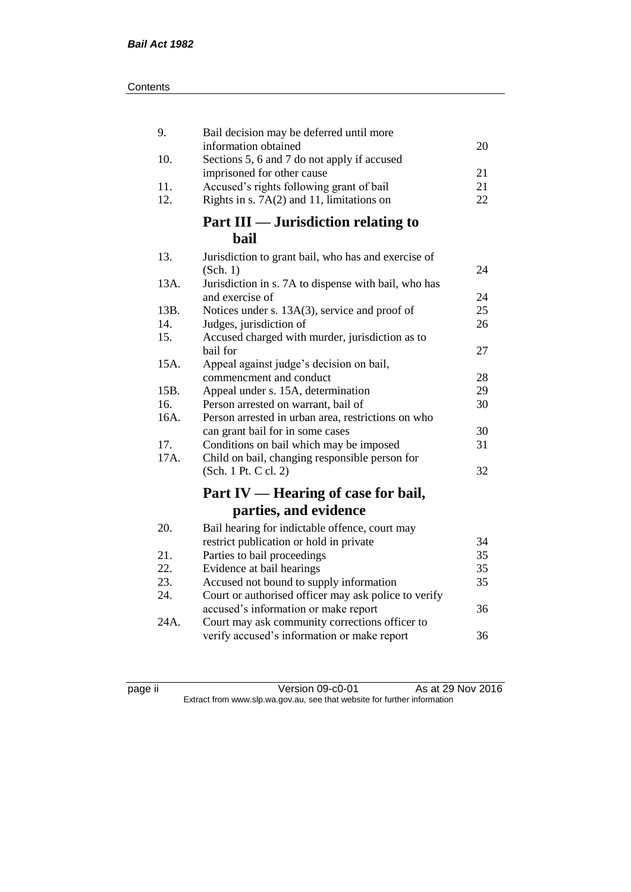| | | |
|---|---|---|
| 9. | Bail decision may be deferred until more information obtained | 20 |
| 10. | Sections 5, 6 and 7 do not apply if accused imprisoned for other cause | 21 |
| 11. | Accused's rights following grant of bail | 21 |
| 12. | Rights in s. 7A(2) and 11, limitations on | 22 |

## Part III — Jurisdiction relating to bail

| | | |
|---|---|---|
| 13. | Jurisdiction to grant bail, who has and exercise of (Sch. 1) | 24 |
| 13A. | Jurisdiction in s. 7A to dispense with bail, who has and exercise of | 24 |
| 13B. | Notices under s. 13A(3), service and proof of | 25 |
| 14. | Judges, jurisdiction of | 26 |
| 15. | Accused charged with murder, jurisdiction as to bail for | 27 |
| 15A. | Appeal against judge's decision on bail, commencment and conduct | 28 |
| 15B. | Appeal under s. 15A, determination | 29 |
| 16. | Person arrested on warrant, bail of | 30 |
| 16A. | Person arrested in urban area, restrictions on who can grant bail for in some cases | 30 |
| 17. | Conditions on bail which may be imposed | 31 |
| 17A. | Child on bail, changing responsible person for (Sch. 1 Pt. C cl. 2) | 32 |

## Part IV — Hearing of case for bail, parties, and evidence

| | | |
|---|---|---|
| 20. | Bail hearing for indictable offence, court may restrict publication or hold in private | 34 |
| 21. | Parties to bail proceedings | 35 |
| 22. | Evidence at bail hearings | 35 |
| 23. | Accused not bound to supply information | 35 |
| 24. | Court or authorised officer may ask police to verify accused's information or make report | 36 |
| 24A. | Court may ask community corrections officer to verify accused's information or make report | 36 |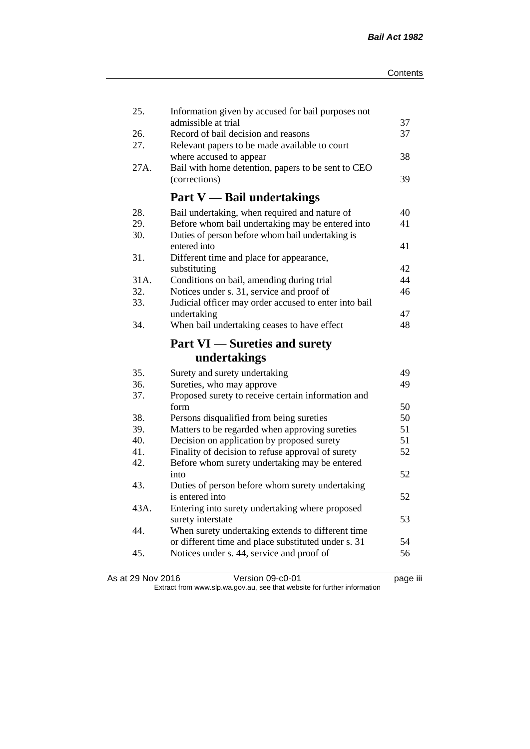| | | |
|---|---|---|
| 25. | Information given by accused for bail purposes not admissible at trial | 37 |
| 26. | Record of bail decision and reasons | 37 |
| 27. | Relevant papers to be made available to court where accused to appear | 38 |
| 27A. | Bail with home detention, papers to be sent to CEO (corrections) | 39 |

## Part V — Bail undertakings

| | | |
|---|---|---|
| 28. | Bail undertaking, when required and nature of | 40 |
| 29. | Before whom bail undertaking may be entered into | 41 |
| 30. | Duties of person before whom bail undertaking is entered into | 41 |
| 31. | Different time and place for appearance, substituting | 42 |
| 31A. | Conditions on bail, amending during trial | 44 |
| 32. | Notices under s. 31, service and proof of | 46 |
| 33. | Judicial officer may order accused to enter into bail undertaking | 47 |
| 34. | When bail undertaking ceases to have effect | 48 |

## Part VI — Sureties and surety undertakings

| | | |
|---|---|---|
| 35. | Surety and surety undertaking | 49 |
| 36. | Sureties, who may approve | 49 |
| 37. | Proposed surety to receive certain information and form | 50 |
| 38. | Persons disqualified from being sureties | 50 |
| 39. | Matters to be regarded when approving sureties | 51 |
| 40. | Decision on application by proposed surety | 51 |
| 41. | Finality of decision to refuse approval of surety | 52 |
| 42. | Before whom surety undertaking may be entered into | 52 |
| 43. | Duties of person before whom surety undertaking is entered into | 52 |
| 43A. | Entering into surety undertaking where proposed surety interstate | 53 |
| 44. | When surety undertaking extends to different time or different time and place substituted under s. 31 | 54 |
| 45. | Notices under s. 44, service and proof of | 56 |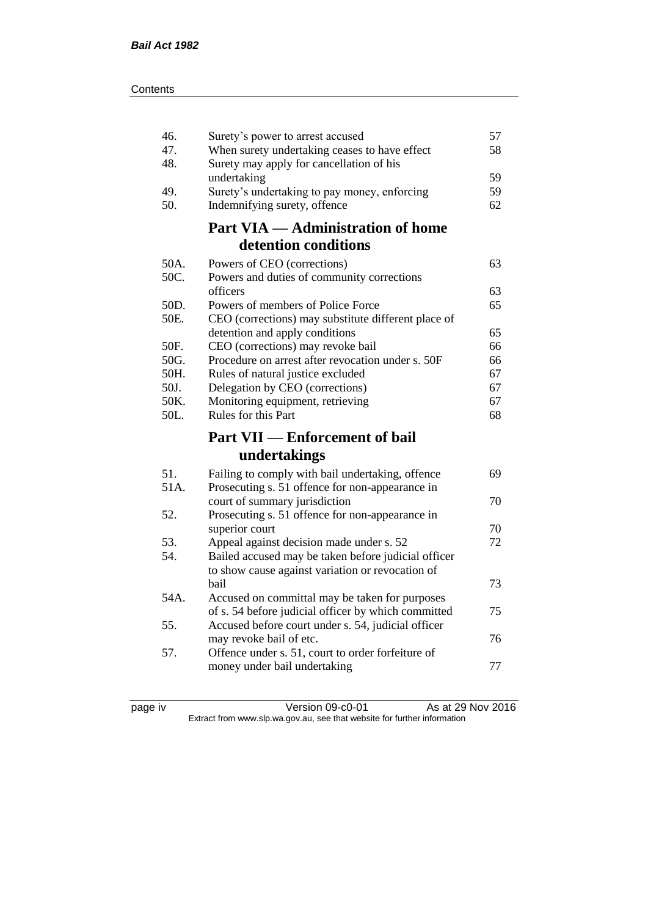| | | |
|---|---|---|
| 46. | Surety's power to arrest accused | 57 |
| 47. | When surety undertaking ceases to have effect | 58 |
| 48. | Surety may apply for cancellation of his undertaking | 59 |
| 49. | Surety's undertaking to pay money, enforcing | 59 |
| 50. | Indemnifying surety, offence | 62 |

## Part VIA — Administration of home detention conditions

| | | |
|---|---|---|
| 50A. | Powers of CEO (corrections) | 63 |
| 50C. | Powers and duties of community corrections officers | 63 |
| 50D. | Powers of members of Police Force | 65 |
| 50E. | CEO (corrections) may substitute different place of detention and apply conditions | 65 |
| 50F. | CEO (corrections) may revoke bail | 66 |
| 50G. | Procedure on arrest after revocation under s. 50F | 66 |
| 50H. | Rules of natural justice excluded | 67 |
| 50J. | Delegation by CEO (corrections) | 67 |
| 50K. | Monitoring equipment, retrieving | 67 |
| 50L. | Rules for this Part | 68 |

## Part VII — Enforcement of bail undertakings

| | | |
|---|---|---|
| 51. | Failing to comply with bail undertaking, offence | 69 |
| 51A. | Prosecuting s. 51 offence for non-appearance in court of summary jurisdiction | 70 |
| 52. | Prosecuting s. 51 offence for non-appearance in superior court | 70 |
| 53. | Appeal against decision made under s. 52 | 72 |
| 54. | Bailed accused may be taken before judicial officer to show cause against variation or revocation of bail | 73 |
| 54A. | Accused on committal may be taken for purposes of s. 54 before judicial officer by which committed | 75 |
| 55. | Accused before court under s. 54, judicial officer may revoke bail of etc. | 76 |
| 57. | Offence under s. 51, court to order forfeiture of money under bail undertaking | 77 |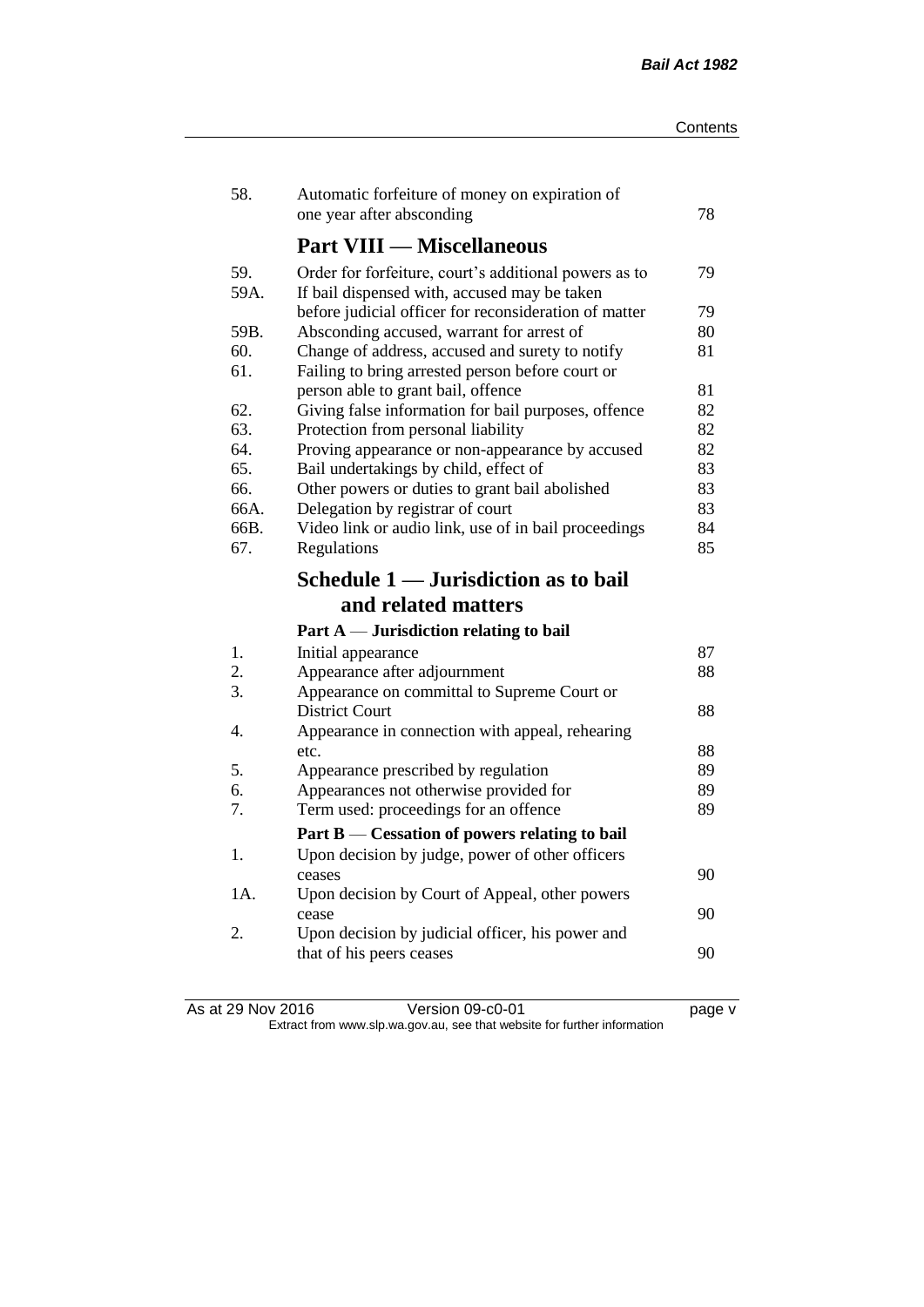| | | |
|---|---|---|
| 58. | Automatic forfeiture of money on expiration of one year after absconding | 78 |

## Part VIII — Miscellaneous

| | | |
|---|---|---|
| 59. | Order for forfeiture, court's additional powers as to | 79 |
| 59A. | If bail dispensed with, accused may be taken before judicial officer for reconsideration of matter | 79 |
| 59B. | Absconding accused, warrant for arrest of | 80 |
| 60. | Change of address, accused and surety to notify | 81 |
| 61. | Failing to bring arrested person before court or person able to grant bail, offence | 81 |
| 62. | Giving false information for bail purposes, offence | 82 |
| 63. | Protection from personal liability | 82 |
| 64. | Proving appearance or non-appearance by accused | 82 |
| 65. | Bail undertakings by child, effect of | 83 |
| 66. | Other powers or duties to grant bail abolished | 83 |
| 66A. | Delegation by registrar of court | 83 |
| 66B. | Video link or audio link, use of in bail proceedings | 84 |
| 67. | Regulations | 85 |

## Schedule 1 — Jurisdiction as to bail and related matters

### Part A — Jurisdiction relating to bail

| | | |
|---|---|---|
| 1. | Initial appearance | 87 |
| 2. | Appearance after adjournment | 88 |
| 3. | Appearance on committal to Supreme Court or District Court | 88 |
| 4. | Appearance in connection with appeal, rehearing etc. | 88 |
| 5. | Appearance prescribed by regulation | 89 |
| 6. | Appearances not otherwise provided for | 89 |
| 7. | Term used: proceedings for an offence | 89 |

### Part B — Cessation of powers relating to bail

| | | |
|---|---|---|
| 1. | Upon decision by judge, power of other officers ceases | 90 |
| 1A. | Upon decision by Court of Appeal, other powers cease | 90 |
| 2. | Upon decision by judicial officer, his power and that of his peers ceases | 90 |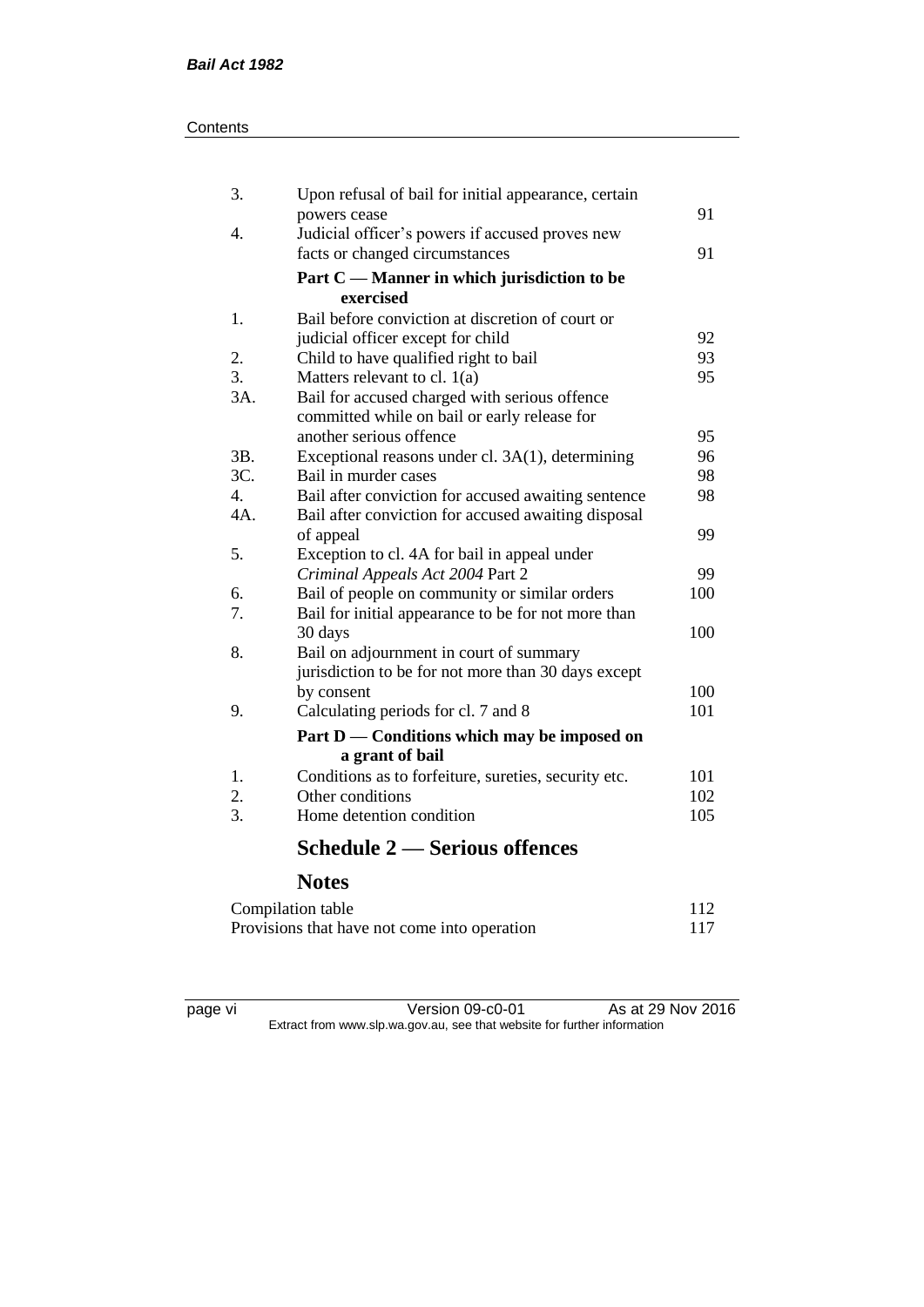| | | |
|---|---|---|
| 3. | Upon refusal of bail for initial appearance, certain powers cease | 91 |
| 4. | Judicial officer's powers if accused proves new facts or changed circumstances | 91 |
| | **Part C — Manner in which jurisdiction to be exercised** | |
| 1. | Bail before conviction at discretion of court or judicial officer except for child | 92 |
| 2. | Child to have qualified right to bail | 93 |
| 3. | Matters relevant to cl. 1(a) | 95 |
| 3A. | Bail for accused charged with serious offence committed while on bail or early release for another serious offence | 95 |
| 3B. | Exceptional reasons under cl. 3A(1), determining | 96 |
| 3C. | Bail in murder cases | 98 |
| 4. | Bail after conviction for accused awaiting sentence | 98 |
| 4A. | Bail after conviction for accused awaiting disposal of appeal | 99 |
| 5. | Exception to cl. 4A for bail in appeal under *Criminal Appeals Act 2004* Part 2 | 99 |
| 6. | Bail of people on community or similar orders | 100 |
| 7. | Bail for initial appearance to be for not more than 30 days | 100 |
| 8. | Bail on adjournment in court of summary jurisdiction to be for not more than 30 days except by consent | 100 |
| 9. | Calculating periods for cl. 7 and 8 | 101 |
| | **Part D — Conditions which may be imposed on a grant of bail** | |
| 1. | Conditions as to forfeiture, sureties, security etc. | 101 |
| 2. | Other conditions | 102 |
| 3. | Home detention condition | 105 |

## Schedule 2 — Serious offences

## Notes

| | |
|---|---|
| Compilation table | 112 |
| Provisions that have not come into operation | 117 |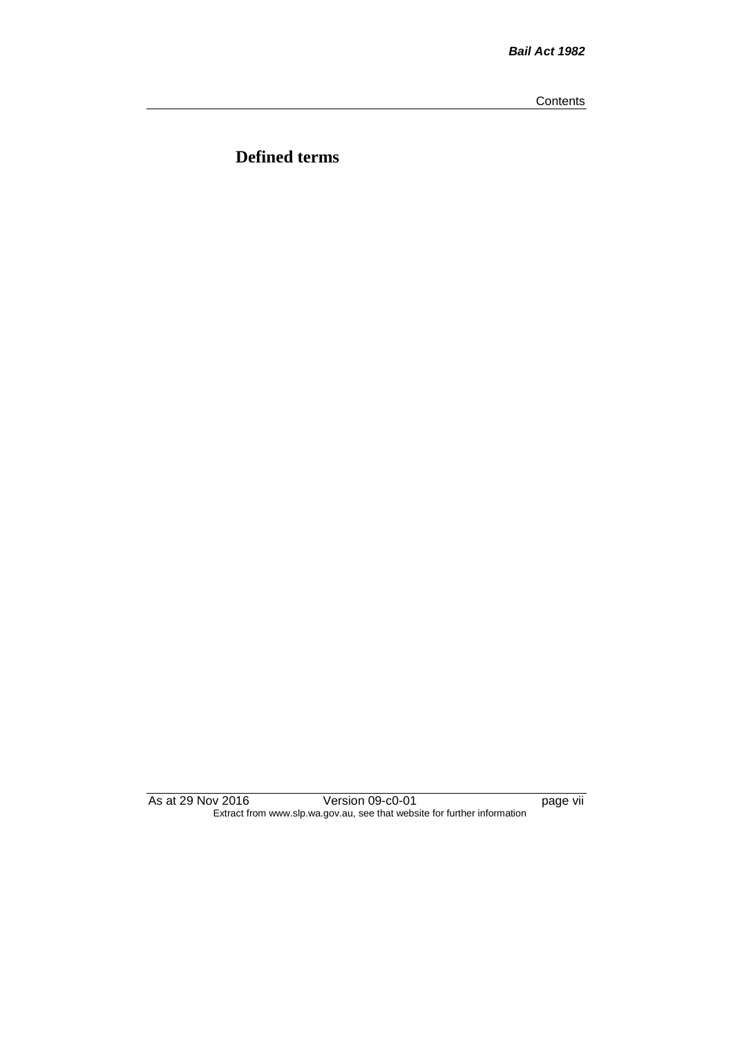# Defined terms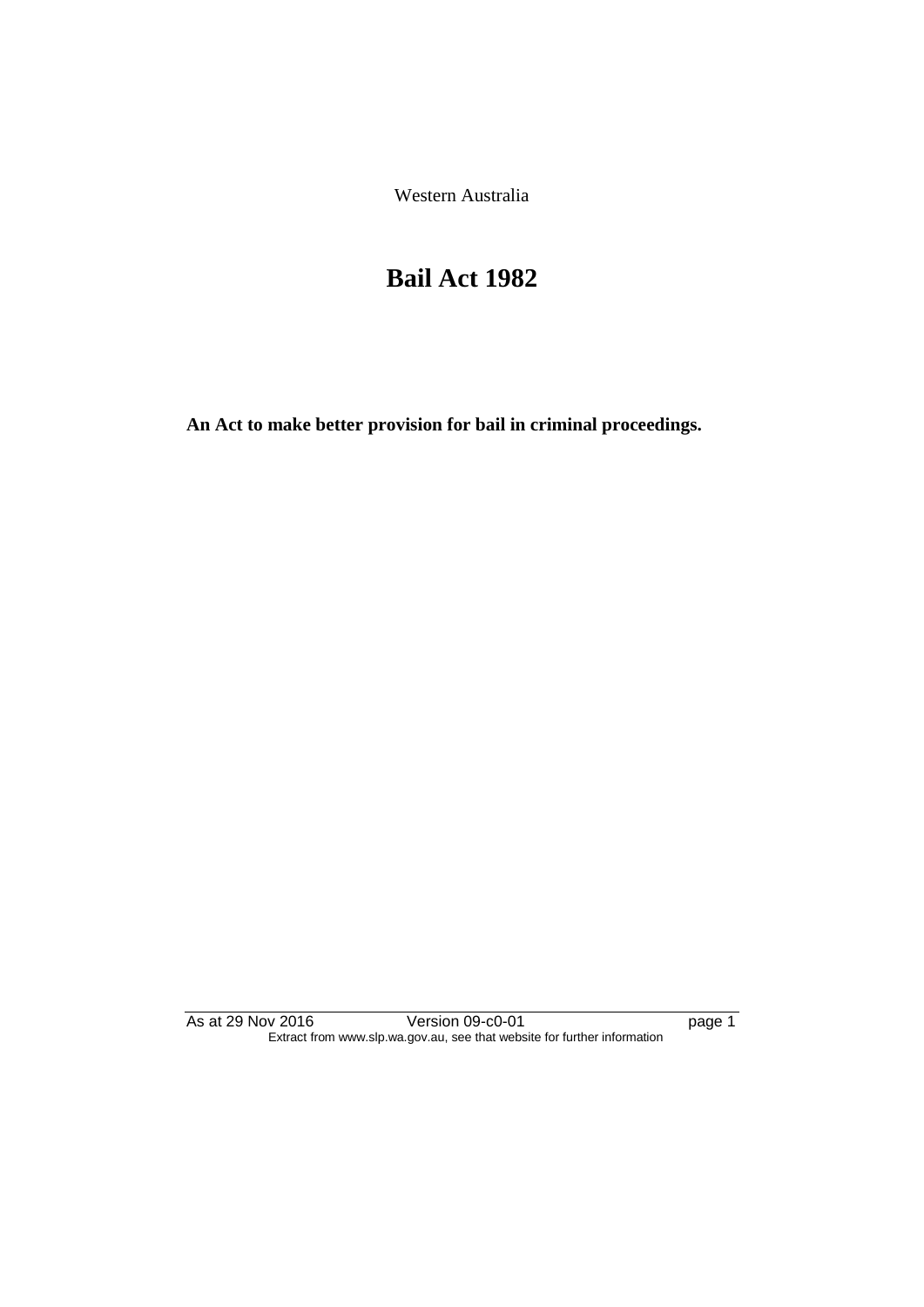Western Australia

# Bail Act 1982

**An Act to make better provision for bail in criminal proceedings.**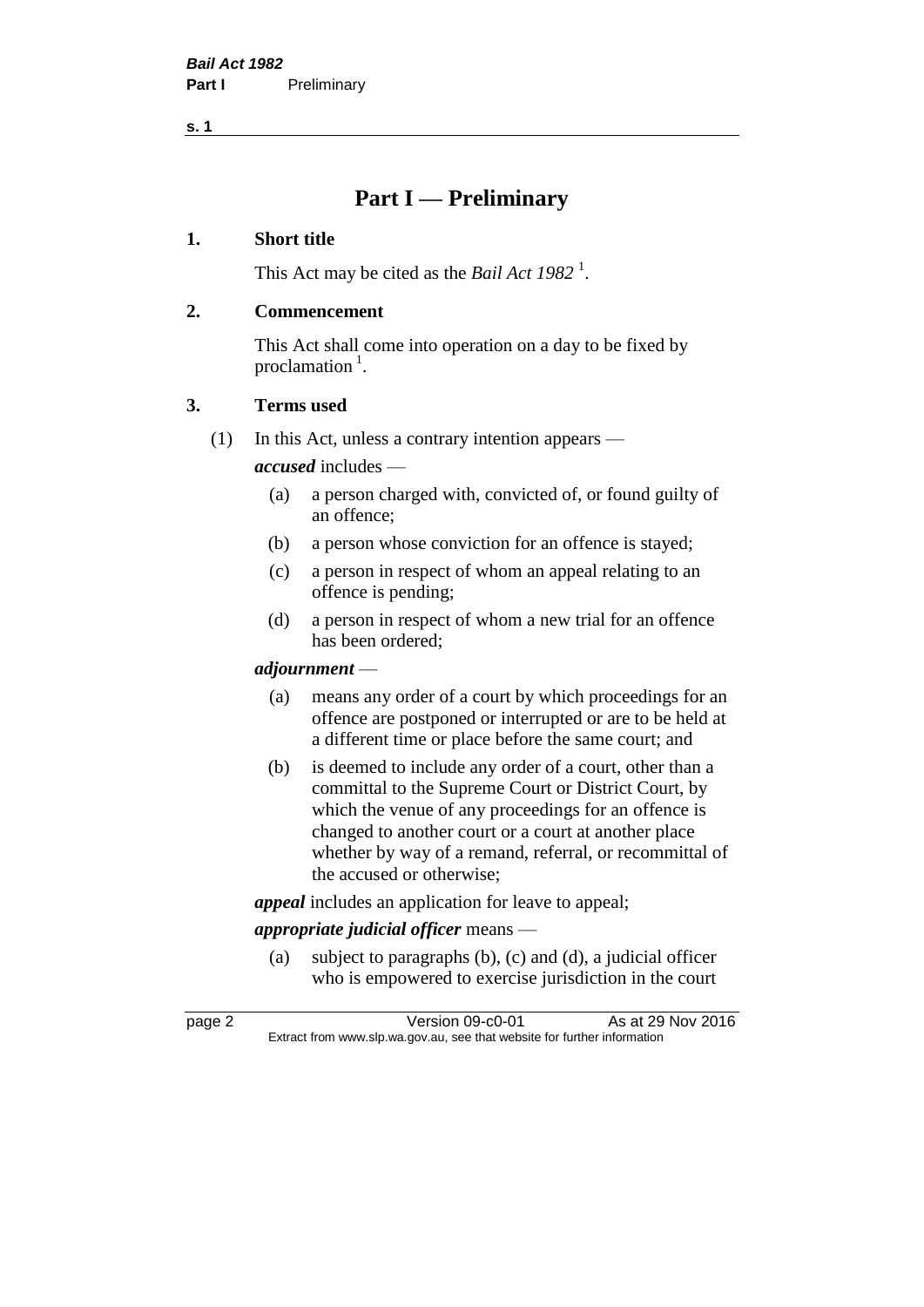# Part I — Preliminary

## 1. Short title

This Act may be cited as the *Bail Act 1982* [1].

## 2. Commencement

This Act shall come into operation on a day to be fixed by proclamation [1].

## 3. Terms used

(1) In this Act, unless a contrary intention appears —

***accused*** includes —

- (a) a person charged with, convicted of, or found guilty of an offence;
- (b) a person whose conviction for an offence is stayed;
- (c) a person in respect of whom an appeal relating to an offence is pending;
- (d) a person in respect of whom a new trial for an offence has been ordered;

***adjournment*** —

- (a) means any order of a court by which proceedings for an offence are postponed or interrupted or are to be held at a different time or place before the same court; and
- (b) is deemed to include any order of a court, other than a committal to the Supreme Court or District Court, by which the venue of any proceedings for an offence is changed to another court or a court at another place whether by way of a remand, referral, or recommittal of the accused or otherwise;

***appeal*** includes an application for leave to appeal;

***appropriate judicial officer*** means —

- (a) subject to paragraphs (b), (c) and (d), a judicial officer who is empowered to exercise jurisdiction in the court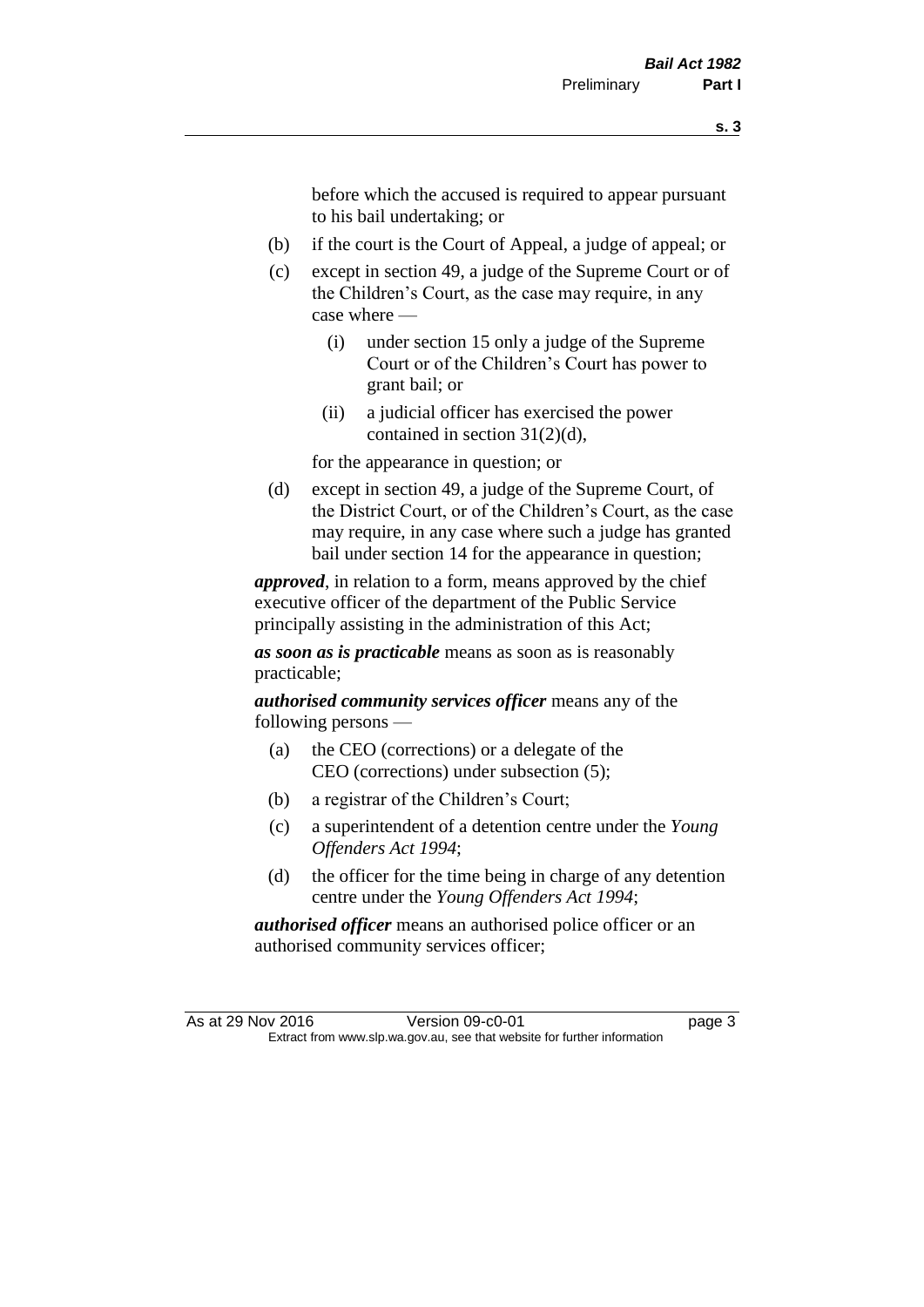before which the accused is required to appear pursuant to his bail undertaking; or

- (b) if the court is the Court of Appeal, a judge of appeal; or
- (c) except in section 49, a judge of the Supreme Court or of the Children's Court, as the case may require, in any case where —
  - (i) under section 15 only a judge of the Supreme Court or of the Children's Court has power to grant bail; or
  - (ii) a judicial officer has exercised the power contained in section 31(2)(d),

  for the appearance in question; or
- (d) except in section 49, a judge of the Supreme Court, of the District Court, or of the Children's Court, as the case may require, in any case where such a judge has granted bail under section 14 for the appearance in question;

***approved***, in relation to a form, means approved by the chief executive officer of the department of the Public Service principally assisting in the administration of this Act;

***as soon as is practicable*** means as soon as is reasonably practicable;

***authorised community services officer*** means any of the following persons —

- (a) the CEO (corrections) or a delegate of the CEO (corrections) under subsection (5);
- (b) a registrar of the Children's Court;
- (c) a superintendent of a detention centre under the *Young Offenders Act 1994*;
- (d) the officer for the time being in charge of any detention centre under the *Young Offenders Act 1994*;

***authorised officer*** means an authorised police officer or an authorised community services officer;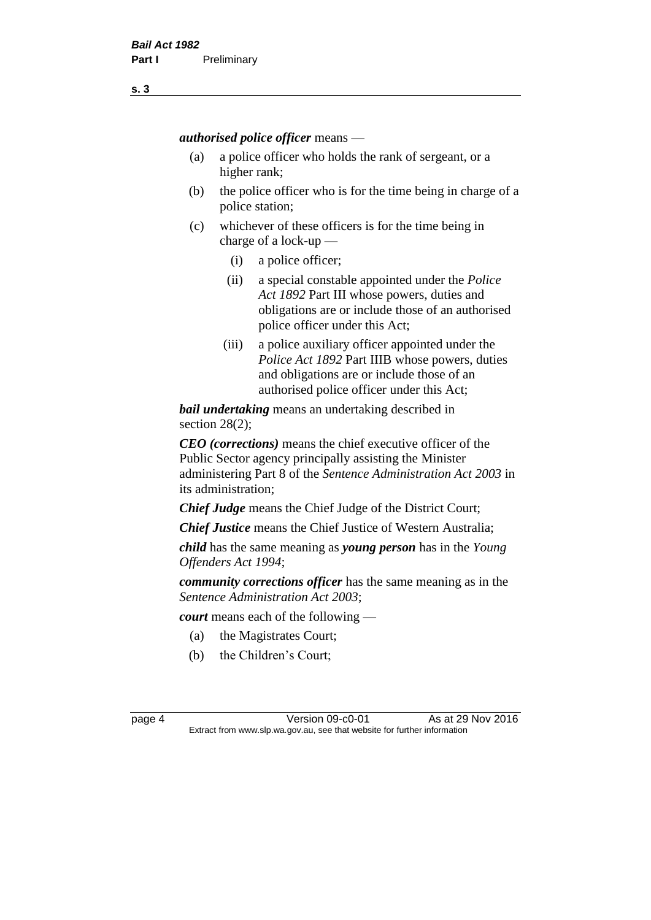***authorised police officer*** means —

(a) a police officer who holds the rank of sergeant, or a higher rank;

(b) the police officer who is for the time being in charge of a police station;

(c) whichever of these officers is for the time being in charge of a lock-up —

  (i) a police officer;

  (ii) a special constable appointed under the *Police Act 1892* Part III whose powers, duties and obligations are or include those of an authorised police officer under this Act;

  (iii) a police auxiliary officer appointed under the *Police Act 1892* Part IIIB whose powers, duties and obligations are or include those of an authorised police officer under this Act;

***bail undertaking*** means an undertaking described in section 28(2);

***CEO (corrections)*** means the chief executive officer of the Public Sector agency principally assisting the Minister administering Part 8 of the *Sentence Administration Act 2003* in its administration;

***Chief Judge*** means the Chief Judge of the District Court;

***Chief Justice*** means the Chief Justice of Western Australia;

***child*** has the same meaning as ***young person*** has in the *Young Offenders Act 1994*;

***community corrections officer*** has the same meaning as in the *Sentence Administration Act 2003*;

***court*** means each of the following —

(a) the Magistrates Court;

(b) the Children's Court;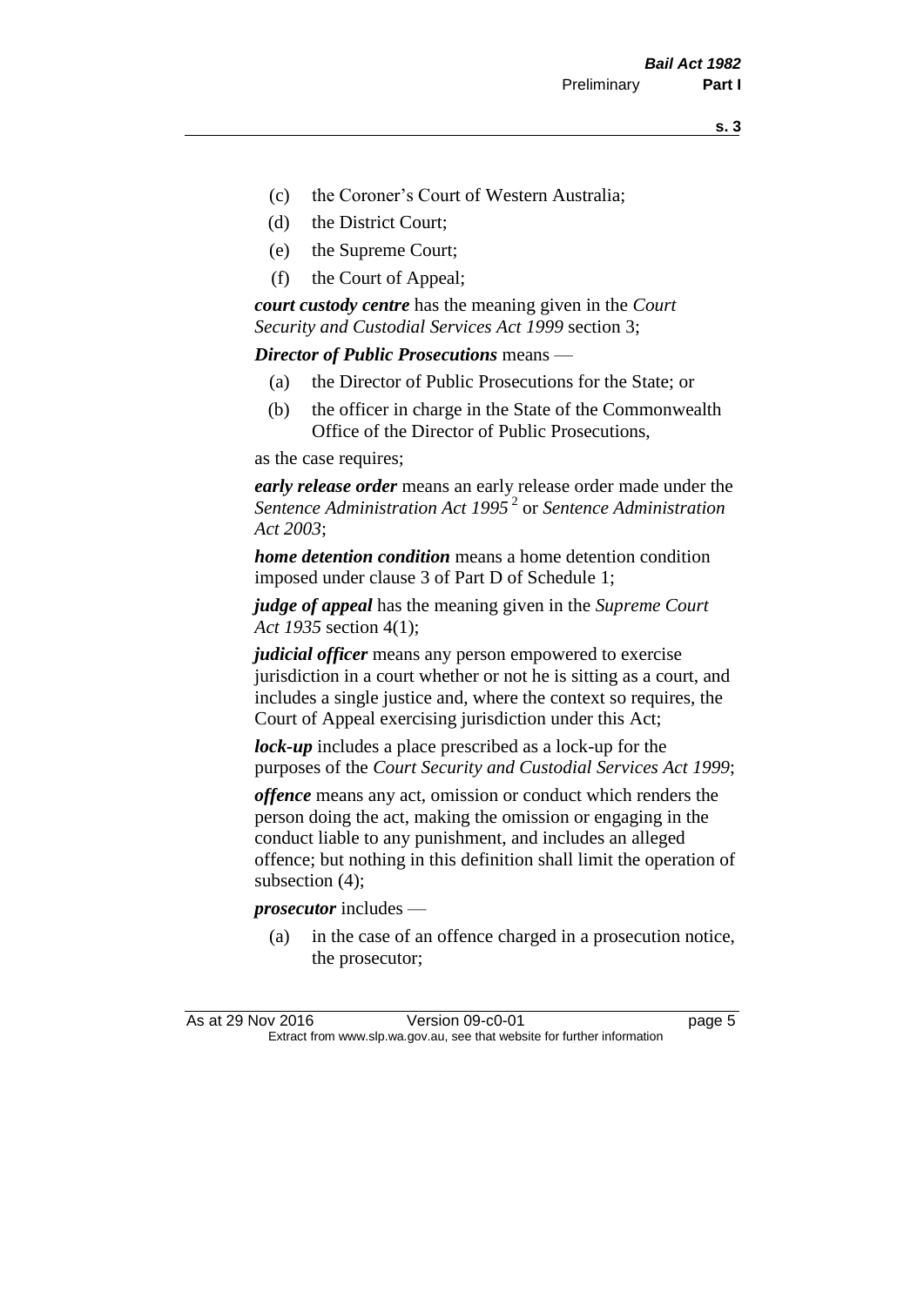(c) the Coroner's Court of Western Australia;

(d) the District Court;

(e) the Supreme Court;

(f) the Court of Appeal;

***court custody centre*** has the meaning given in the *Court Security and Custodial Services Act 1999* section 3;

***Director of Public Prosecutions*** means —

(a) the Director of Public Prosecutions for the State; or

(b) the officer in charge in the State of the Commonwealth Office of the Director of Public Prosecutions,

as the case requires;

***early release order*** means an early release order made under the *Sentence Administration Act 1995* [2] or *Sentence Administration Act 2003*;

***home detention condition*** means a home detention condition imposed under clause 3 of Part D of Schedule 1;

***judge of appeal*** has the meaning given in the *Supreme Court Act 1935* section 4(1);

***judicial officer*** means any person empowered to exercise jurisdiction in a court whether or not he is sitting as a court, and includes a single justice and, where the context so requires, the Court of Appeal exercising jurisdiction under this Act;

***lock-up*** includes a place prescribed as a lock-up for the purposes of the *Court Security and Custodial Services Act 1999*;

***offence*** means any act, omission or conduct which renders the person doing the act, making the omission or engaging in the conduct liable to any punishment, and includes an alleged offence; but nothing in this definition shall limit the operation of subsection (4);

***prosecutor*** includes —

(a) in the case of an offence charged in a prosecution notice, the prosecutor;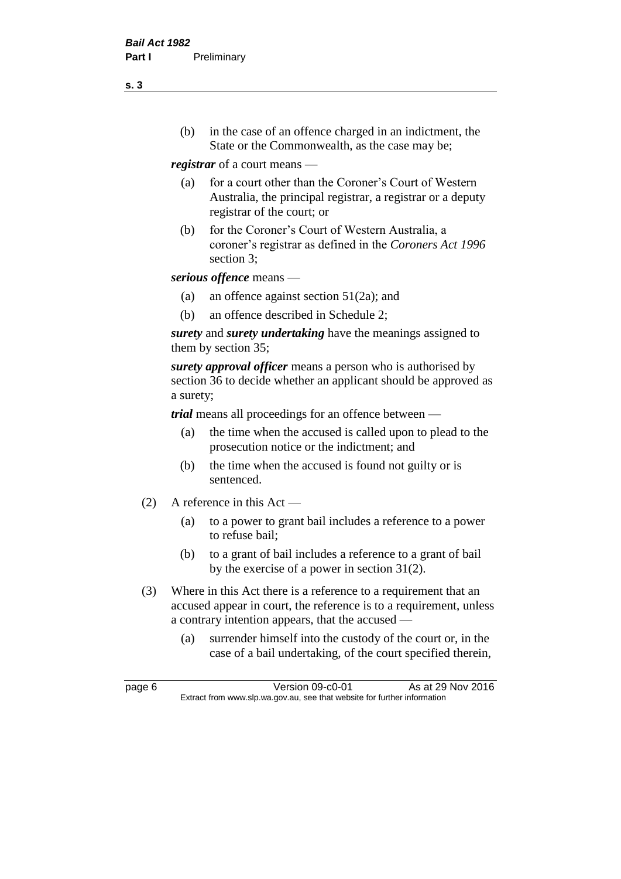(b) in the case of an offence charged in an indictment, the State or the Commonwealth, as the case may be;

***registrar*** of a court means —

(a) for a court other than the Coroner's Court of Western Australia, the principal registrar, a registrar or a deputy registrar of the court; or

(b) for the Coroner's Court of Western Australia, a coroner's registrar as defined in the *Coroners Act 1996* section 3;

***serious offence*** means —

(a) an offence against section 51(2a); and

(b) an offence described in Schedule 2;

***surety*** and ***surety undertaking*** have the meanings assigned to them by section 35;

***surety approval officer*** means a person who is authorised by section 36 to decide whether an applicant should be approved as a surety;

***trial*** means all proceedings for an offence between —

(a) the time when the accused is called upon to plead to the prosecution notice or the indictment; and

(b) the time when the accused is found not guilty or is sentenced.

(2) A reference in this Act —

(a) to a power to grant bail includes a reference to a power to refuse bail;

(b) to a grant of bail includes a reference to a grant of bail by the exercise of a power in section 31(2).

(3) Where in this Act there is a reference to a requirement that an accused appear in court, the reference is to a requirement, unless a contrary intention appears, that the accused —

(a) surrender himself into the custody of the court or, in the case of a bail undertaking, of the court specified therein,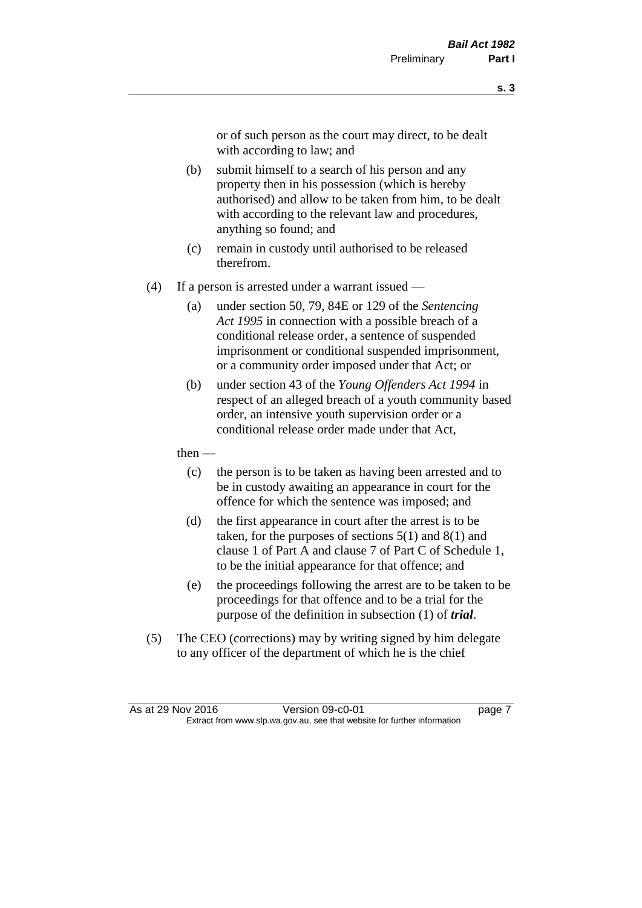or of such person as the court may direct, to be dealt with according to law; and

(b) submit himself to a search of his person and any property then in his possession (which is hereby authorised) and allow to be taken from him, to be dealt with according to the relevant law and procedures, anything so found; and

(c) remain in custody until authorised to be released therefrom.

(4) If a person is arrested under a warrant issued —

(a) under section 50, 79, 84E or 129 of the *Sentencing Act 1995* in connection with a possible breach of a conditional release order, a sentence of suspended imprisonment or conditional suspended imprisonment, or a community order imposed under that Act; or

(b) under section 43 of the *Young Offenders Act 1994* in respect of an alleged breach of a youth community based order, an intensive youth supervision order or a conditional release order made under that Act,

then —

(c) the person is to be taken as having been arrested and to be in custody awaiting an appearance in court for the offence for which the sentence was imposed; and

(d) the first appearance in court after the arrest is to be taken, for the purposes of sections 5(1) and 8(1) and clause 1 of Part A and clause 7 of Part C of Schedule 1, to be the initial appearance for that offence; and

(e) the proceedings following the arrest are to be taken to be proceedings for that offence and to be a trial for the purpose of the definition in subsection (1) of ***trial***.

(5) The CEO (corrections) may by writing signed by him delegate to any officer of the department of which he is the chief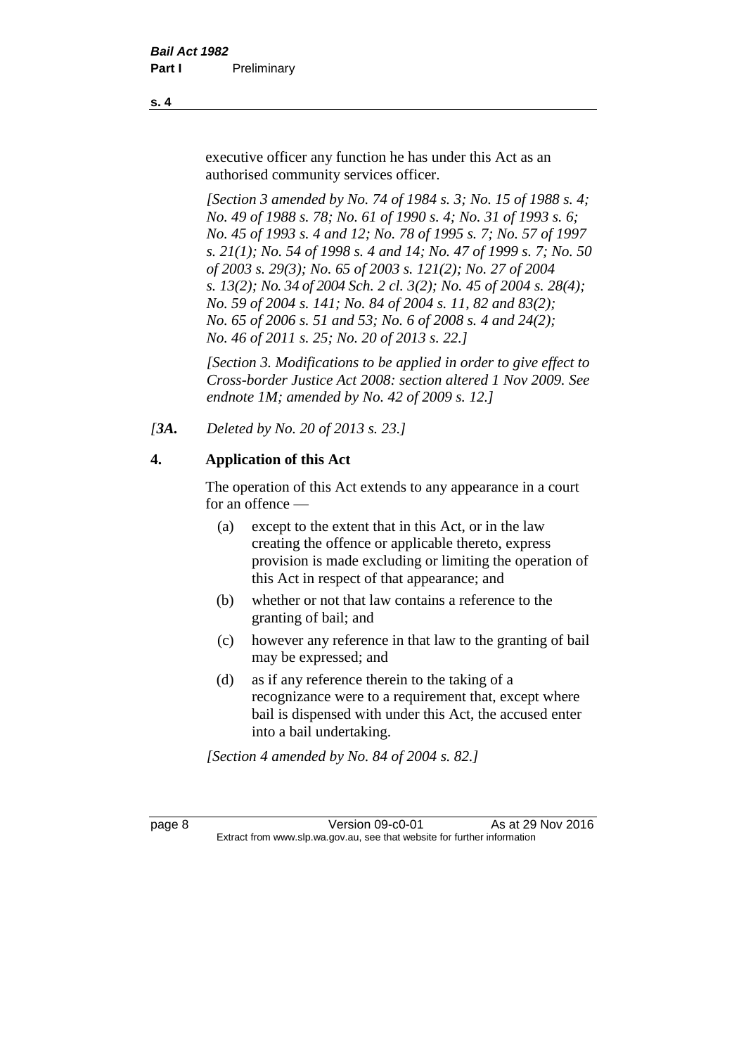executive officer any function he has under this Act as an authorised community services officer.

*[Section 3 amended by No. 74 of 1984 s. 3; No. 15 of 1988 s. 4; No. 49 of 1988 s. 78; No. 61 of 1990 s. 4; No. 31 of 1993 s. 6; No. 45 of 1993 s. 4 and 12; No. 78 of 1995 s. 7; No. 57 of 1997 s. 21(1); No. 54 of 1998 s. 4 and 14; No. 47 of 1999 s. 7; No. 50 of 2003 s. 29(3); No. 65 of 2003 s. 121(2); No. 27 of 2004 s. 13(2); No. 34 of 2004 Sch. 2 cl. 3(2); No. 45 of 2004 s. 28(4); No. 59 of 2004 s. 141; No. 84 of 2004 s. 11, 82 and 83(2); No. 65 of 2006 s. 51 and 53; No. 6 of 2008 s. 4 and 24(2); No. 46 of 2011 s. 25; No. 20 of 2013 s. 22.]*

*[Section 3. Modifications to be applied in order to give effect to Cross-border Justice Act 2008: section altered 1 Nov 2009. See endnote 1M; amended by No. 42 of 2009 s. 12.]*

*[3A. Deleted by No. 20 of 2013 s. 23.]*

## 4. Application of this Act

The operation of this Act extends to any appearance in a court for an offence —

(a) except to the extent that in this Act, or in the law creating the offence or applicable thereto, express provision is made excluding or limiting the operation of this Act in respect of that appearance; and

(b) whether or not that law contains a reference to the granting of bail; and

(c) however any reference in that law to the granting of bail may be expressed; and

(d) as if any reference therein to the taking of a recognizance were to a requirement that, except where bail is dispensed with under this Act, the accused enter into a bail undertaking.

*[Section 4 amended by No. 84 of 2004 s. 82.]*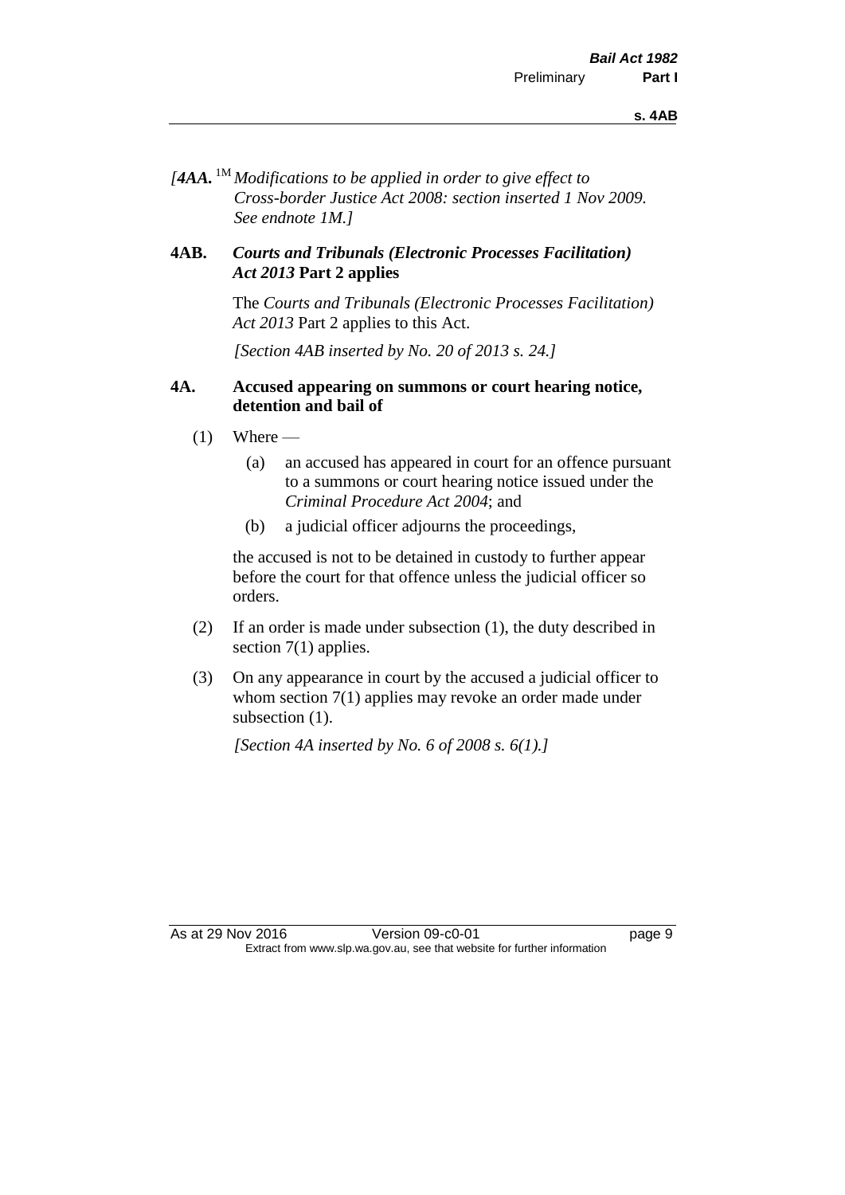*[**4AA.** [1M] Modifications to be applied in order to give effect to Cross-border Justice Act 2008: section inserted 1 Nov 2009. See endnote 1M.]*

## 4AB. *Courts and Tribunals (Electronic Processes Facilitation) Act 2013* Part 2 applies

The *Courts and Tribunals (Electronic Processes Facilitation) Act 2013* Part 2 applies to this Act.

*[Section 4AB inserted by No. 20 of 2013 s. 24.]*

## 4A. Accused appearing on summons or court hearing notice, detention and bail of

(1) Where —

(a) an accused has appeared in court for an offence pursuant to a summons or court hearing notice issued under the *Criminal Procedure Act 2004*; and

(b) a judicial officer adjourns the proceedings,

the accused is not to be detained in custody to further appear before the court for that offence unless the judicial officer so orders.

(2) If an order is made under subsection (1), the duty described in section 7(1) applies.

(3) On any appearance in court by the accused a judicial officer to whom section 7(1) applies may revoke an order made under subsection (1).

*[Section 4A inserted by No. 6 of 2008 s. 6(1).]*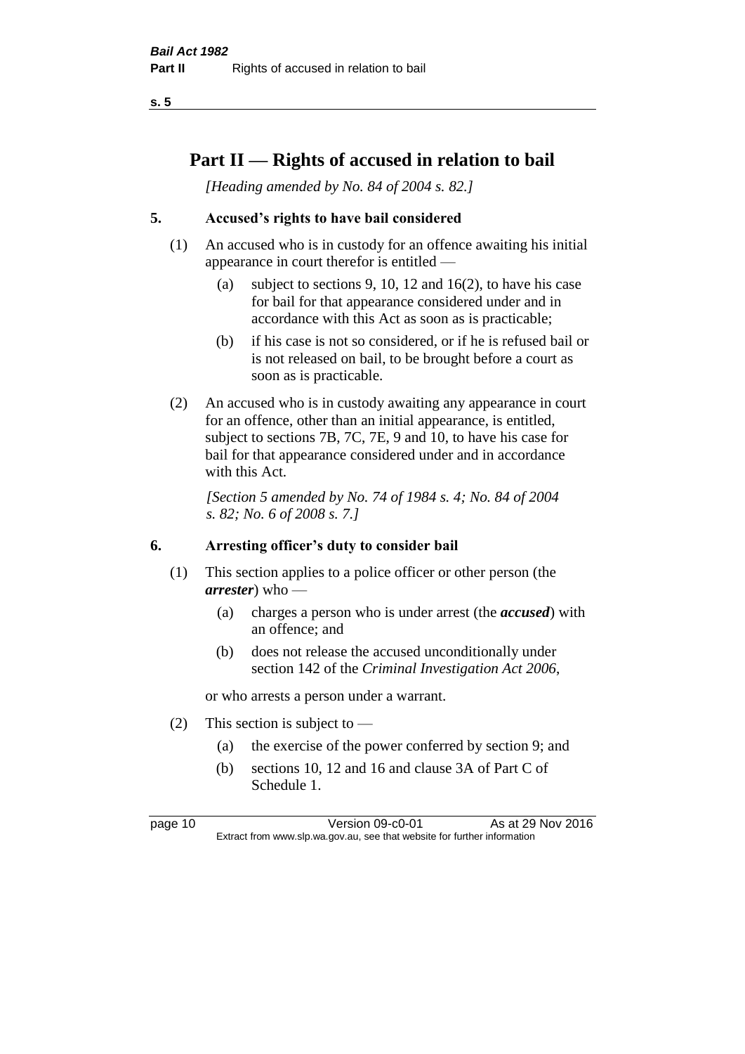# Part II — Rights of accused in relation to bail

*[Heading amended by No. 84 of 2004 s. 82.]*

## 5. Accused's rights to have bail considered

(1) An accused who is in custody for an offence awaiting his initial appearance in court therefor is entitled —

- (a) subject to sections 9, 10, 12 and 16(2), to have his case for bail for that appearance considered under and in accordance with this Act as soon as is practicable;
- (b) if his case is not so considered, or if he is refused bail or is not released on bail, to be brought before a court as soon as is practicable.

(2) An accused who is in custody awaiting any appearance in court for an offence, other than an initial appearance, is entitled, subject to sections 7B, 7C, 7E, 9 and 10, to have his case for bail for that appearance considered under and in accordance with this Act.

*[Section 5 amended by No. 74 of 1984 s. 4; No. 84 of 2004 s. 82; No. 6 of 2008 s. 7.]*

## 6. Arresting officer's duty to consider bail

(1) This section applies to a police officer or other person (the ***arrester***) who —

- (a) charges a person who is under arrest (the ***accused***) with an offence; and
- (b) does not release the accused unconditionally under section 142 of the *Criminal Investigation Act 2006*,

or who arrests a person under a warrant.

(2) This section is subject to —

- (a) the exercise of the power conferred by section 9; and
- (b) sections 10, 12 and 16 and clause 3A of Part C of Schedule 1.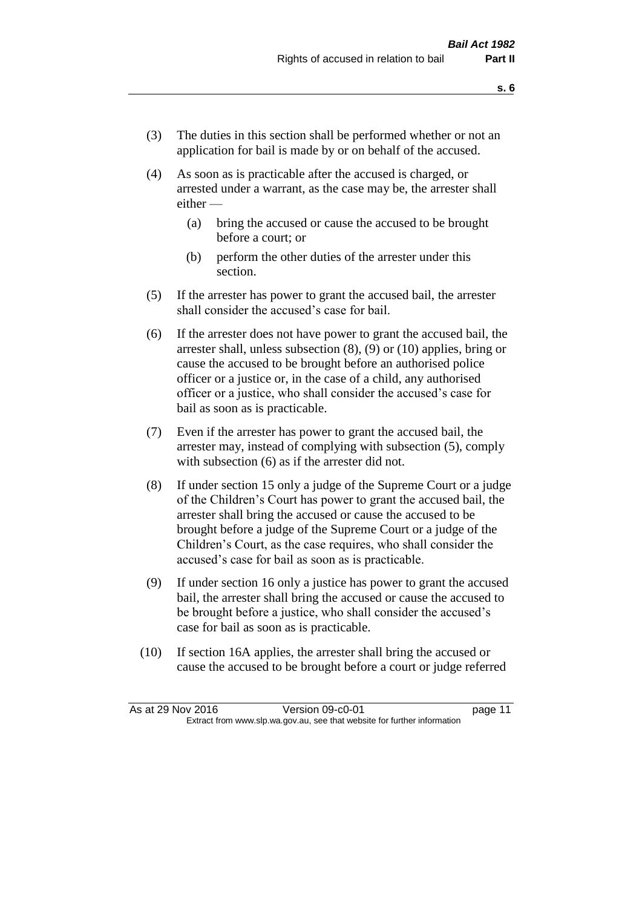(3) The duties in this section shall be performed whether or not an application for bail is made by or on behalf of the accused.

(4) As soon as is practicable after the accused is charged, or arrested under a warrant, as the case may be, the arrester shall either —

  (a) bring the accused or cause the accused to be brought before a court; or

  (b) perform the other duties of the arrester under this section.

(5) If the arrester has power to grant the accused bail, the arrester shall consider the accused's case for bail.

(6) If the arrester does not have power to grant the accused bail, the arrester shall, unless subsection (8), (9) or (10) applies, bring or cause the accused to be brought before an authorised police officer or a justice or, in the case of a child, any authorised officer or a justice, who shall consider the accused's case for bail as soon as is practicable.

(7) Even if the arrester has power to grant the accused bail, the arrester may, instead of complying with subsection (5), comply with subsection (6) as if the arrester did not.

(8) If under section 15 only a judge of the Supreme Court or a judge of the Children's Court has power to grant the accused bail, the arrester shall bring the accused or cause the accused to be brought before a judge of the Supreme Court or a judge of the Children's Court, as the case requires, who shall consider the accused's case for bail as soon as is practicable.

(9) If under section 16 only a justice has power to grant the accused bail, the arrester shall bring the accused or cause the accused to be brought before a justice, who shall consider the accused's case for bail as soon as is practicable.

(10) If section 16A applies, the arrester shall bring the accused or cause the accused to be brought before a court or judge referred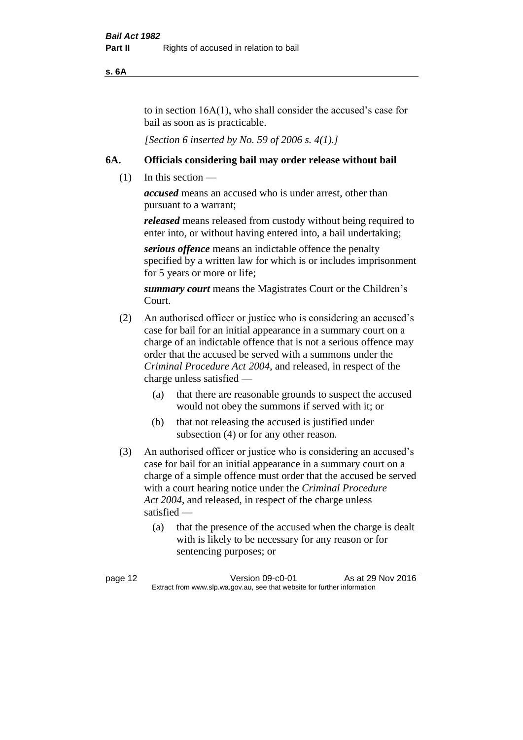to in section 16A(1), who shall consider the accused's case for bail as soon as is practicable.

*[Section 6 inserted by No. 59 of 2006 s. 4(1).]*

## 6A. Officials considering bail may order release without bail

(1) In this section —

***accused*** means an accused who is under arrest, other than pursuant to a warrant;

***released*** means released from custody without being required to enter into, or without having entered into, a bail undertaking;

***serious offence*** means an indictable offence the penalty specified by a written law for which is or includes imprisonment for 5 years or more or life;

***summary court*** means the Magistrates Court or the Children's Court.

(2) An authorised officer or justice who is considering an accused's case for bail for an initial appearance in a summary court on a charge of an indictable offence that is not a serious offence may order that the accused be served with a summons under the *Criminal Procedure Act 2004*, and released, in respect of the charge unless satisfied —

- (a) that there are reasonable grounds to suspect the accused would not obey the summons if served with it; or
- (b) that not releasing the accused is justified under subsection (4) or for any other reason.

(3) An authorised officer or justice who is considering an accused's case for bail for an initial appearance in a summary court on a charge of a simple offence must order that the accused be served with a court hearing notice under the *Criminal Procedure Act 2004*, and released, in respect of the charge unless satisfied —

- (a) that the presence of the accused when the charge is dealt with is likely to be necessary for any reason or for sentencing purposes; or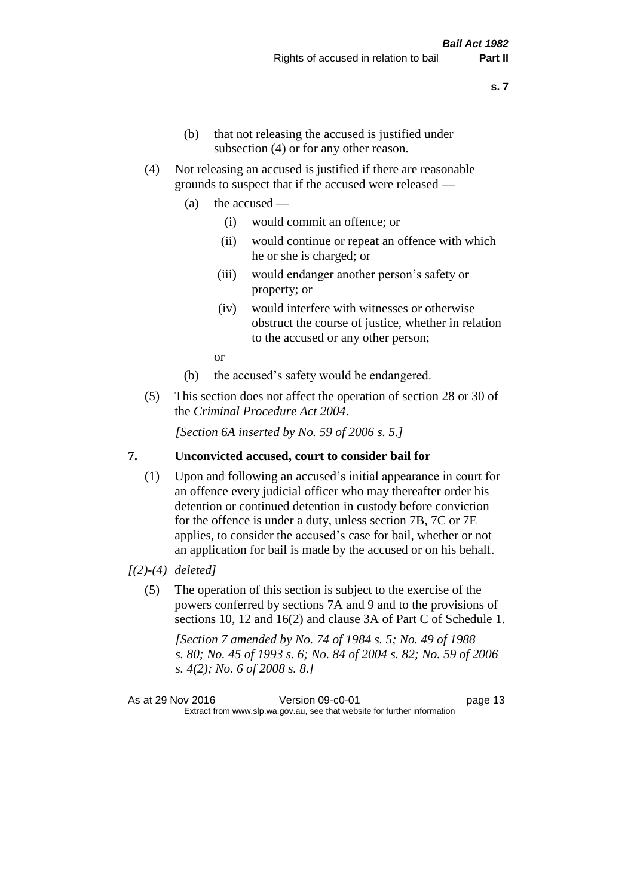(b) that not releasing the accused is justified under subsection (4) or for any other reason.

(4) Not releasing an accused is justified if there are reasonable grounds to suspect that if the accused were released —

(a) the accused —

(i) would commit an offence; or

(ii) would continue or repeat an offence with which he or she is charged; or

(iii) would endanger another person's safety or property; or

(iv) would interfere with witnesses or otherwise obstruct the course of justice, whether in relation to the accused or any other person;

or

(b) the accused's safety would be endangered.

(5) This section does not affect the operation of section 28 or 30 of the *Criminal Procedure Act 2004*.

*[Section 6A inserted by No. 59 of 2006 s. 5.]*

## 7. Unconvicted accused, court to consider bail for

(1) Upon and following an accused's initial appearance in court for an offence every judicial officer who may thereafter order his detention or continued detention in custody before conviction for the offence is under a duty, unless section 7B, 7C or 7E applies, to consider the accused's case for bail, whether or not an application for bail is made by the accused or on his behalf.

*[(2)-(4) deleted]*

(5) The operation of this section is subject to the exercise of the powers conferred by sections 7A and 9 and to the provisions of sections 10, 12 and 16(2) and clause 3A of Part C of Schedule 1.

*[Section 7 amended by No. 74 of 1984 s. 5; No. 49 of 1988 s. 80; No. 45 of 1993 s. 6; No. 84 of 2004 s. 82; No. 59 of 2006 s. 4(2); No. 6 of 2008 s. 8.]*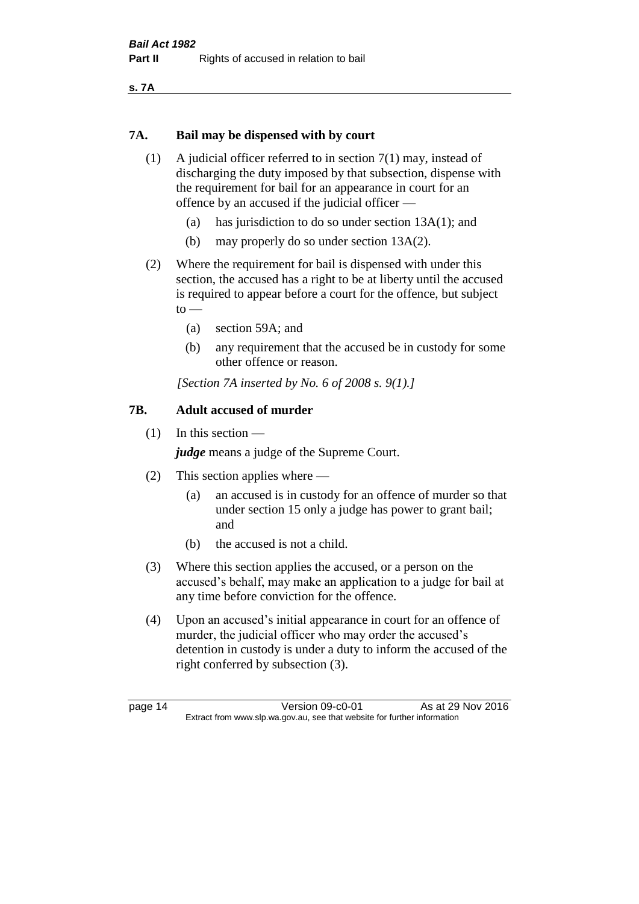### 7A. Bail may be dispensed with by court

(1) A judicial officer referred to in section 7(1) may, instead of discharging the duty imposed by that subsection, dispense with the requirement for bail for an appearance in court for an offence by an accused if the judicial officer —

- (a) has jurisdiction to do so under section 13A(1); and
- (b) may properly do so under section 13A(2).

(2) Where the requirement for bail is dispensed with under this section, the accused has a right to be at liberty until the accused is required to appear before a court for the offence, but subject to —

- (a) section 59A; and
- (b) any requirement that the accused be in custody for some other offence or reason.

*[Section 7A inserted by No. 6 of 2008 s. 9(1).]*

### 7B. Adult accused of murder

(1) In this section —

***judge*** means a judge of the Supreme Court.

(2) This section applies where —

- (a) an accused is in custody for an offence of murder so that under section 15 only a judge has power to grant bail; and
- (b) the accused is not a child.

(3) Where this section applies the accused, or a person on the accused's behalf, may make an application to a judge for bail at any time before conviction for the offence.

(4) Upon an accused's initial appearance in court for an offence of murder, the judicial officer who may order the accused's detention in custody is under a duty to inform the accused of the right conferred by subsection (3).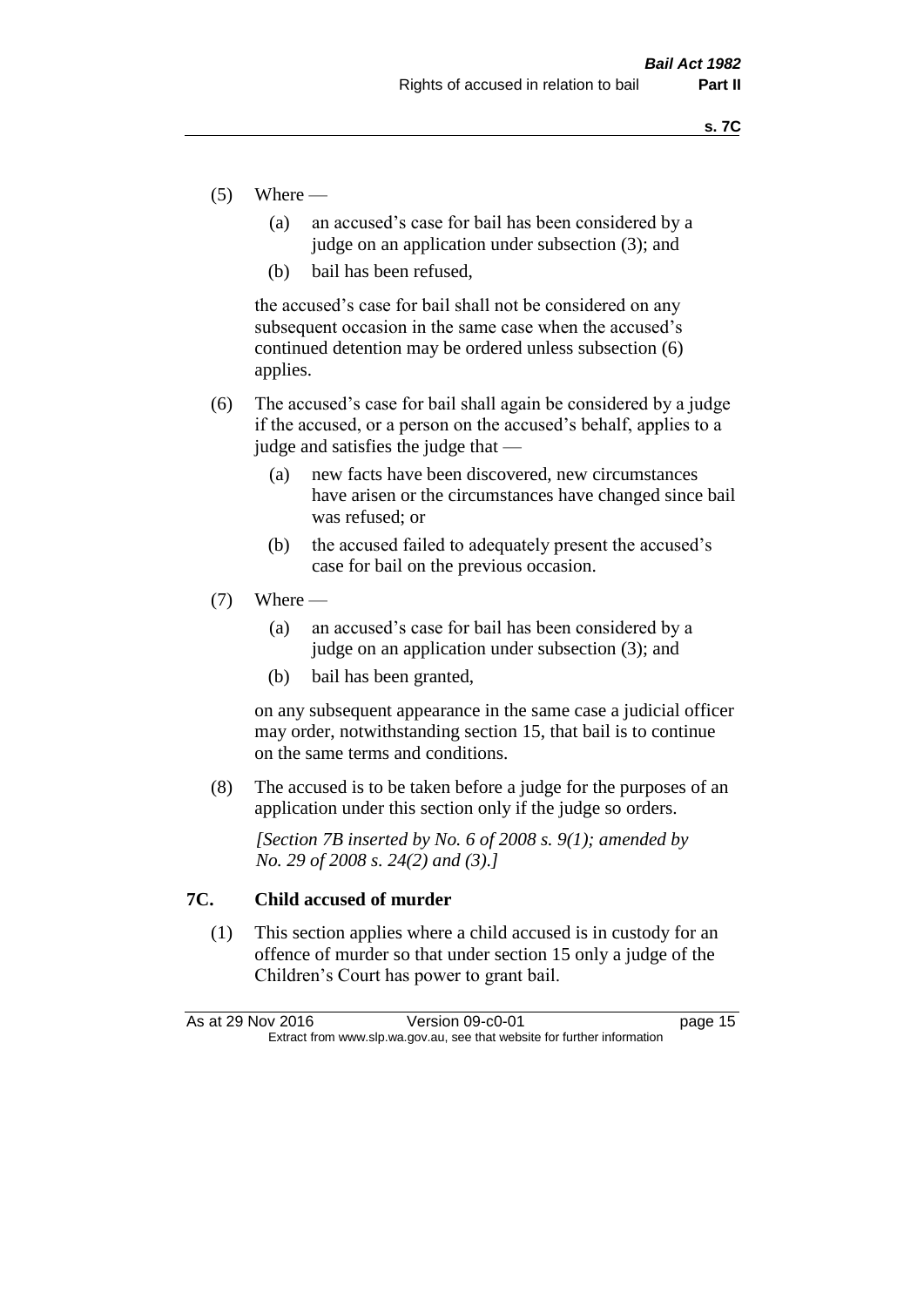(5) Where —

   (a) an accused's case for bail has been considered by a judge on an application under subsection (3); and

   (b) bail has been refused,

   the accused's case for bail shall not be considered on any subsequent occasion in the same case when the accused's continued detention may be ordered unless subsection (6) applies.

(6) The accused's case for bail shall again be considered by a judge if the accused, or a person on the accused's behalf, applies to a judge and satisfies the judge that —

   (a) new facts have been discovered, new circumstances have arisen or the circumstances have changed since bail was refused; or

   (b) the accused failed to adequately present the accused's case for bail on the previous occasion.

(7) Where —

   (a) an accused's case for bail has been considered by a judge on an application under subsection (3); and

   (b) bail has been granted,

   on any subsequent appearance in the same case a judicial officer may order, notwithstanding section 15, that bail is to continue on the same terms and conditions.

(8) The accused is to be taken before a judge for the purposes of an application under this section only if the judge so orders.

*[Section 7B inserted by No. 6 of 2008 s. 9(1); amended by No. 29 of 2008 s. 24(2) and (3).]*

## 7C. Child accused of murder

(1) This section applies where a child accused is in custody for an offence of murder so that under section 15 only a judge of the Children's Court has power to grant bail.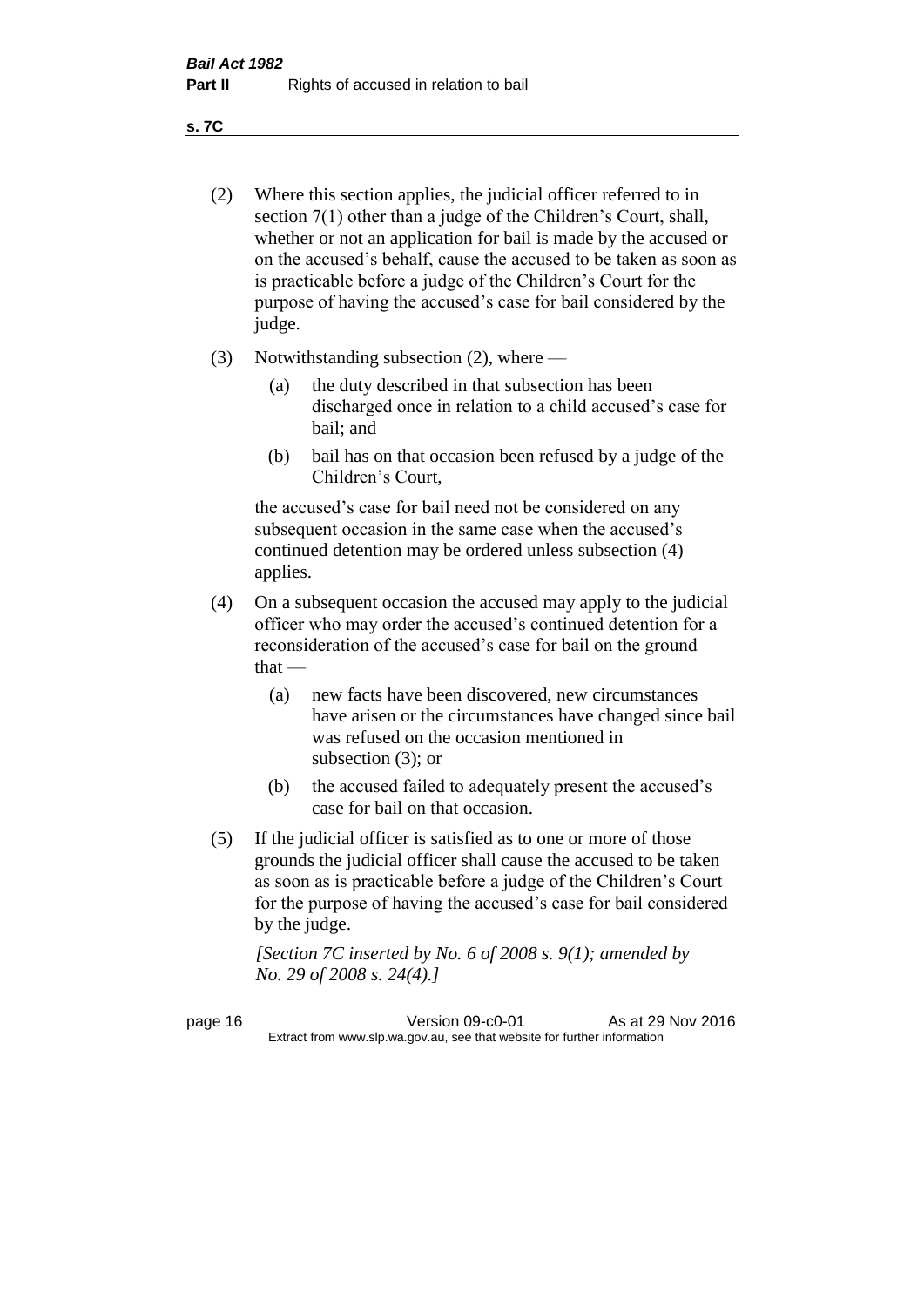(2) Where this section applies, the judicial officer referred to in section 7(1) other than a judge of the Children's Court, shall, whether or not an application for bail is made by the accused or on the accused's behalf, cause the accused to be taken as soon as is practicable before a judge of the Children's Court for the purpose of having the accused's case for bail considered by the judge.

(3) Notwithstanding subsection (2), where —

(a) the duty described in that subsection has been discharged once in relation to a child accused's case for bail; and

(b) bail has on that occasion been refused by a judge of the Children's Court,

the accused's case for bail need not be considered on any subsequent occasion in the same case when the accused's continued detention may be ordered unless subsection (4) applies.

(4) On a subsequent occasion the accused may apply to the judicial officer who may order the accused's continued detention for a reconsideration of the accused's case for bail on the ground that —

(a) new facts have been discovered, new circumstances have arisen or the circumstances have changed since bail was refused on the occasion mentioned in subsection (3); or

(b) the accused failed to adequately present the accused's case for bail on that occasion.

(5) If the judicial officer is satisfied as to one or more of those grounds the judicial officer shall cause the accused to be taken as soon as is practicable before a judge of the Children's Court for the purpose of having the accused's case for bail considered by the judge.

*[Section 7C inserted by No. 6 of 2008 s. 9(1); amended by No. 29 of 2008 s. 24(4).]*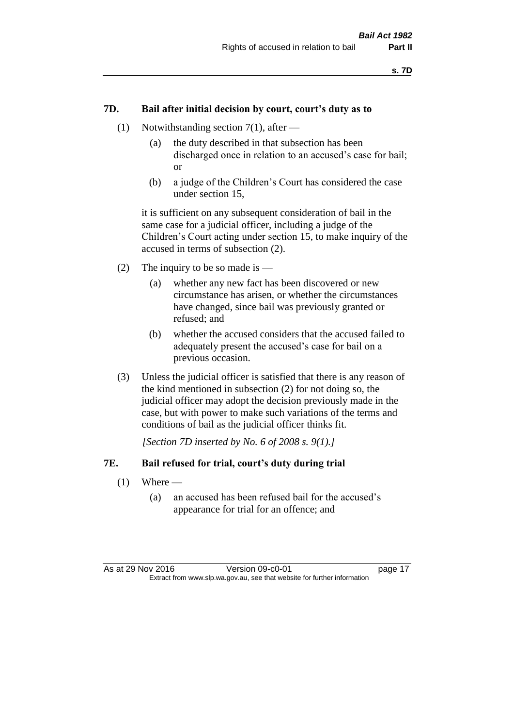### 7D. Bail after initial decision by court, court's duty as to

(1) Notwithstanding section 7(1), after —

(a) the duty described in that subsection has been discharged once in relation to an accused's case for bail; or

(b) a judge of the Children's Court has considered the case under section 15,

it is sufficient on any subsequent consideration of bail in the same case for a judicial officer, including a judge of the Children's Court acting under section 15, to make inquiry of the accused in terms of subsection (2).

(2) The inquiry to be so made is —

(a) whether any new fact has been discovered or new circumstance has arisen, or whether the circumstances have changed, since bail was previously granted or refused; and

(b) whether the accused considers that the accused failed to adequately present the accused's case for bail on a previous occasion.

(3) Unless the judicial officer is satisfied that there is any reason of the kind mentioned in subsection (2) for not doing so, the judicial officer may adopt the decision previously made in the case, but with power to make such variations of the terms and conditions of bail as the judicial officer thinks fit.

*[Section 7D inserted by No. 6 of 2008 s. 9(1).]*

### 7E. Bail refused for trial, court's duty during trial

(1) Where —

(a) an accused has been refused bail for the accused's appearance for trial for an offence; and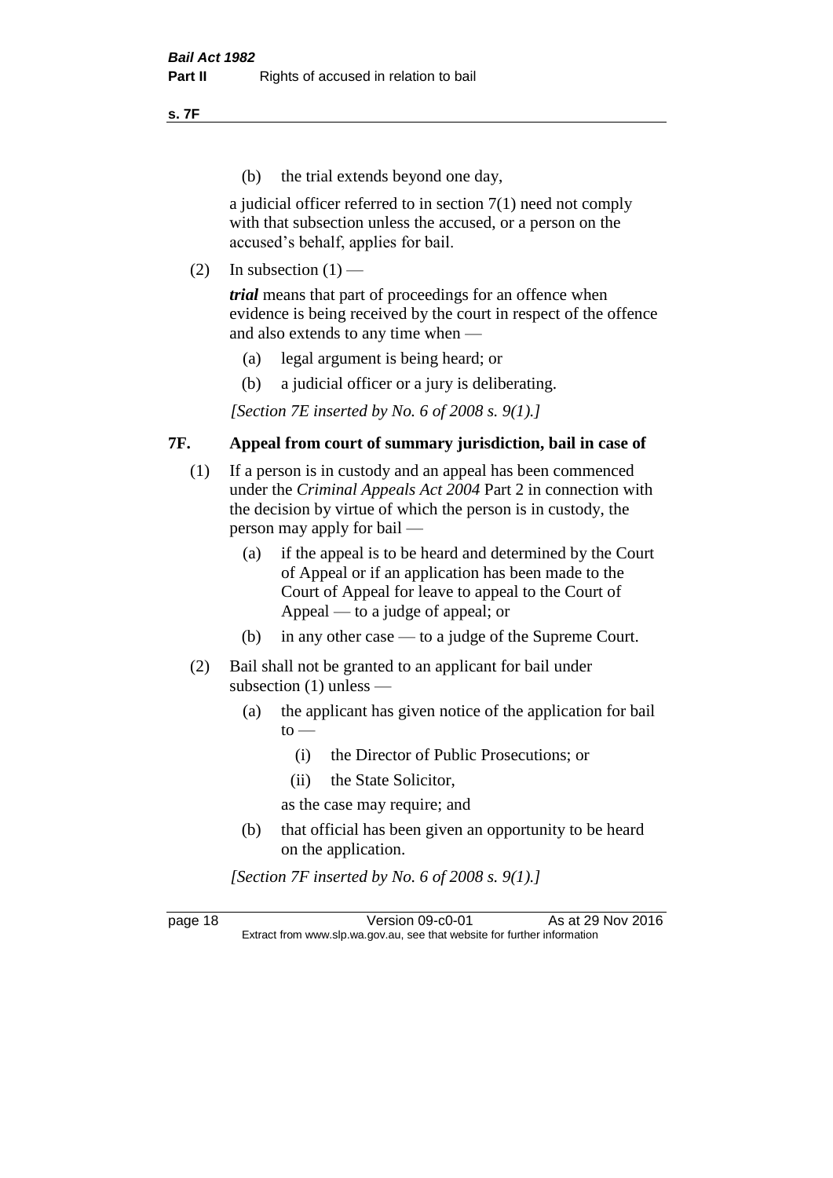(b) the trial extends beyond one day,

a judicial officer referred to in section 7(1) need not comply with that subsection unless the accused, or a person on the accused's behalf, applies for bail.

(2) In subsection (1) —

***trial*** means that part of proceedings for an offence when evidence is being received by the court in respect of the offence and also extends to any time when —

(a) legal argument is being heard; or

(b) a judicial officer or a jury is deliberating.

*[Section 7E inserted by No. 6 of 2008 s. 9(1).]*

## 7F. Appeal from court of summary jurisdiction, bail in case of

(1) If a person is in custody and an appeal has been commenced under the *Criminal Appeals Act 2004* Part 2 in connection with the decision by virtue of which the person is in custody, the person may apply for bail —

(a) if the appeal is to be heard and determined by the Court of Appeal or if an application has been made to the Court of Appeal for leave to appeal to the Court of Appeal — to a judge of appeal; or

(b) in any other case — to a judge of the Supreme Court.

(2) Bail shall not be granted to an applicant for bail under subsection (1) unless —

(a) the applicant has given notice of the application for bail to —

(i) the Director of Public Prosecutions; or

(ii) the State Solicitor,

as the case may require; and

(b) that official has been given an opportunity to be heard on the application.

*[Section 7F inserted by No. 6 of 2008 s. 9(1).]*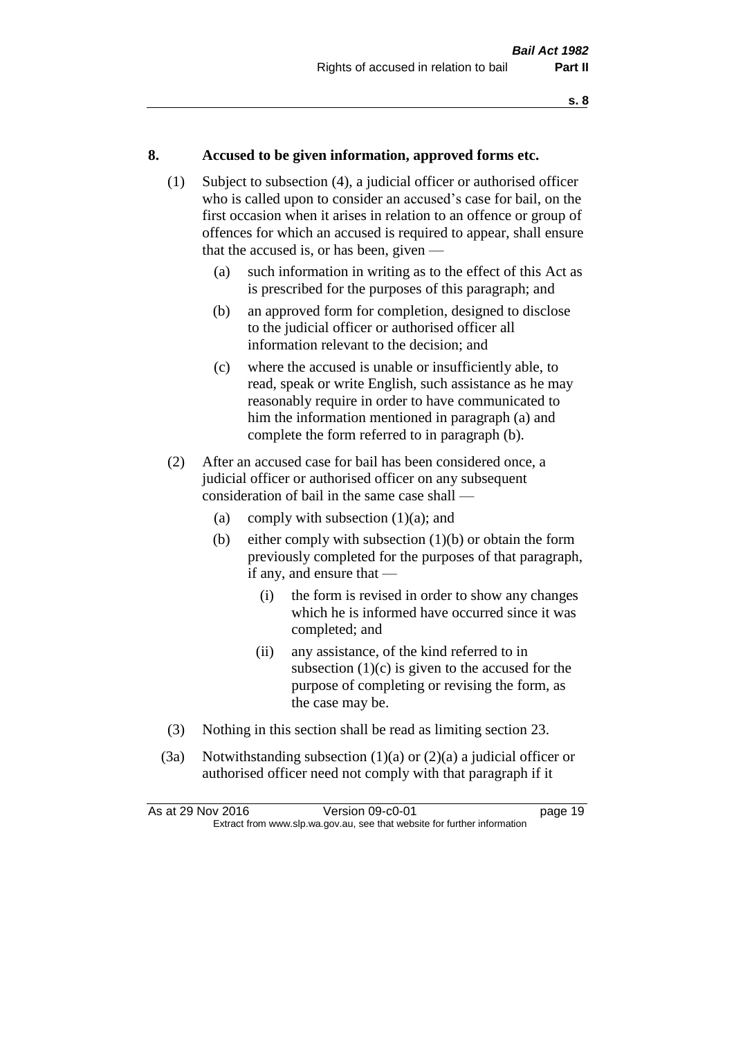## 8. Accused to be given information, approved forms etc.

(1) Subject to subsection (4), a judicial officer or authorised officer who is called upon to consider an accused's case for bail, on the first occasion when it arises in relation to an offence or group of offences for which an accused is required to appear, shall ensure that the accused is, or has been, given —

(a) such information in writing as to the effect of this Act as is prescribed for the purposes of this paragraph; and

(b) an approved form for completion, designed to disclose to the judicial officer or authorised officer all information relevant to the decision; and

(c) where the accused is unable or insufficiently able, to read, speak or write English, such assistance as he may reasonably require in order to have communicated to him the information mentioned in paragraph (a) and complete the form referred to in paragraph (b).

(2) After an accused case for bail has been considered once, a judicial officer or authorised officer on any subsequent consideration of bail in the same case shall —

(a) comply with subsection (1)(a); and

(b) either comply with subsection (1)(b) or obtain the form previously completed for the purposes of that paragraph, if any, and ensure that —

(i) the form is revised in order to show any changes which he is informed have occurred since it was completed; and

(ii) any assistance, of the kind referred to in subsection (1)(c) is given to the accused for the purpose of completing or revising the form, as the case may be.

(3) Nothing in this section shall be read as limiting section 23.

(3a) Notwithstanding subsection (1)(a) or (2)(a) a judicial officer or authorised officer need not comply with that paragraph if it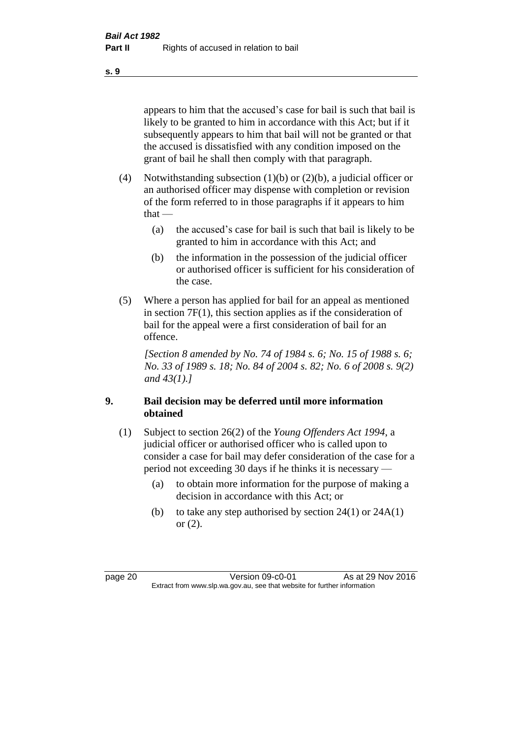appears to him that the accused's case for bail is such that bail is likely to be granted to him in accordance with this Act; but if it subsequently appears to him that bail will not be granted or that the accused is dissatisfied with any condition imposed on the grant of bail he shall then comply with that paragraph.

(4) Notwithstanding subsection (1)(b) or (2)(b), a judicial officer or an authorised officer may dispense with completion or revision of the form referred to in those paragraphs if it appears to him that —

(a) the accused's case for bail is such that bail is likely to be granted to him in accordance with this Act; and

(b) the information in the possession of the judicial officer or authorised officer is sufficient for his consideration of the case.

(5) Where a person has applied for bail for an appeal as mentioned in section 7F(1), this section applies as if the consideration of bail for the appeal were a first consideration of bail for an offence.

*[Section 8 amended by No. 74 of 1984 s. 6; No. 15 of 1988 s. 6; No. 33 of 1989 s. 18; No. 84 of 2004 s. 82; No. 6 of 2008 s. 9(2) and 43(1).]*

## 9. Bail decision may be deferred until more information obtained

(1) Subject to section 26(2) of the *Young Offenders Act 1994*, a judicial officer or authorised officer who is called upon to consider a case for bail may defer consideration of the case for a period not exceeding 30 days if he thinks it is necessary —

(a) to obtain more information for the purpose of making a decision in accordance with this Act; or

(b) to take any step authorised by section 24(1) or 24A(1) or (2).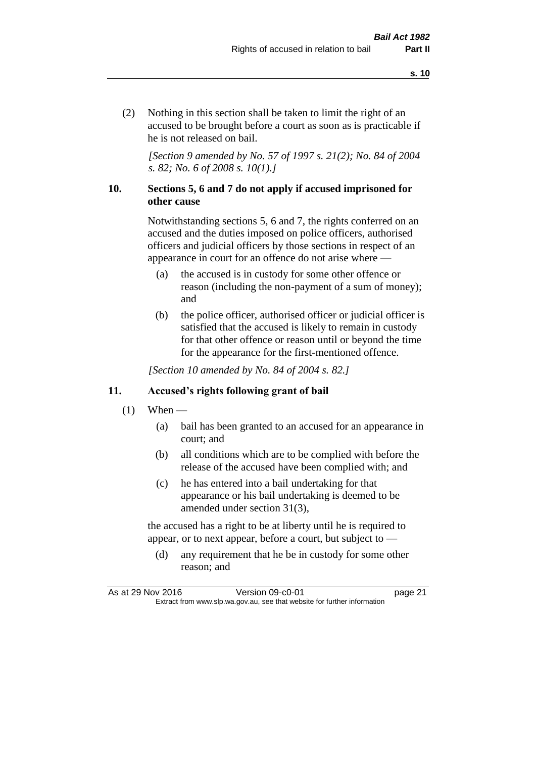(2) Nothing in this section shall be taken to limit the right of an accused to be brought before a court as soon as is practicable if he is not released on bail.

*[Section 9 amended by No. 57 of 1997 s. 21(2); No. 84 of 2004 s. 82; No. 6 of 2008 s. 10(1).]*

### 10. Sections 5, 6 and 7 do not apply if accused imprisoned for other cause

Notwithstanding sections 5, 6 and 7, the rights conferred on an accused and the duties imposed on police officers, authorised officers and judicial officers by those sections in respect of an appearance in court for an offence do not arise where —

- (a) the accused is in custody for some other offence or reason (including the non-payment of a sum of money); and
- (b) the police officer, authorised officer or judicial officer is satisfied that the accused is likely to remain in custody for that other offence or reason until or beyond the time for the appearance for the first-mentioned offence.

*[Section 10 amended by No. 84 of 2004 s. 82.]*

### 11. Accused's rights following grant of bail

(1) When —

- (a) bail has been granted to an accused for an appearance in court; and
- (b) all conditions which are to be complied with before the release of the accused have been complied with; and
- (c) he has entered into a bail undertaking for that appearance or his bail undertaking is deemed to be amended under section 31(3),

the accused has a right to be at liberty until he is required to appear, or to next appear, before a court, but subject to —

- (d) any requirement that he be in custody for some other reason; and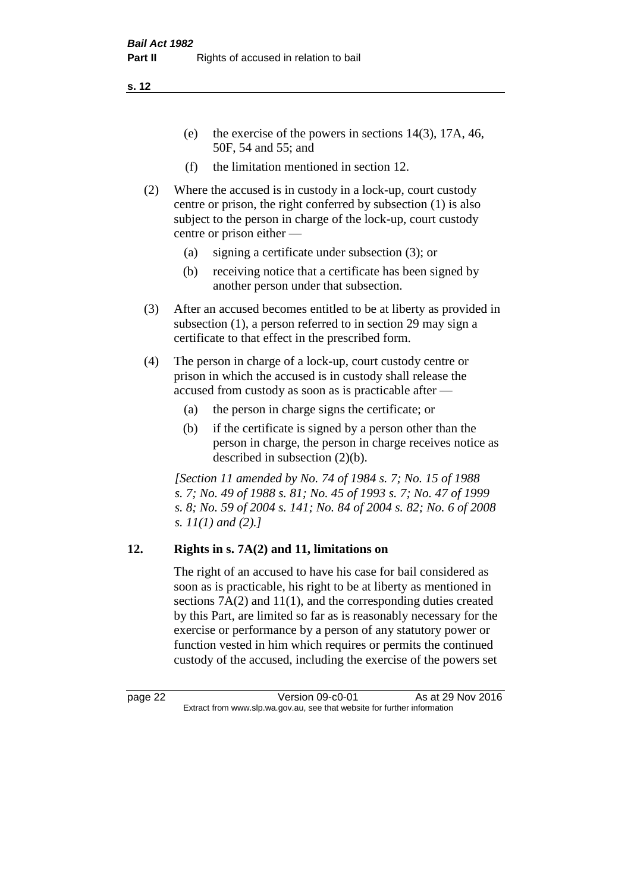(e) the exercise of the powers in sections 14(3), 17A, 46, 50F, 54 and 55; and

(f) the limitation mentioned in section 12.

(2) Where the accused is in custody in a lock-up, court custody centre or prison, the right conferred by subsection (1) is also subject to the person in charge of the lock-up, court custody centre or prison either —

(a) signing a certificate under subsection (3); or

(b) receiving notice that a certificate has been signed by another person under that subsection.

(3) After an accused becomes entitled to be at liberty as provided in subsection (1), a person referred to in section 29 may sign a certificate to that effect in the prescribed form.

(4) The person in charge of a lock-up, court custody centre or prison in which the accused is in custody shall release the accused from custody as soon as is practicable after —

(a) the person in charge signs the certificate; or

(b) if the certificate is signed by a person other than the person in charge, the person in charge receives notice as described in subsection (2)(b).

*[Section 11 amended by No. 74 of 1984 s. 7; No. 15 of 1988 s. 7; No. 49 of 1988 s. 81; No. 45 of 1993 s. 7; No. 47 of 1999 s. 8; No. 59 of 2004 s. 141; No. 84 of 2004 s. 82; No. 6 of 2008 s. 11(1) and (2).]*

### 12. Rights in s. 7A(2) and 11, limitations on

The right of an accused to have his case for bail considered as soon as is practicable, his right to be at liberty as mentioned in sections 7A(2) and 11(1), and the corresponding duties created by this Part, are limited so far as is reasonably necessary for the exercise or performance by a person of any statutory power or function vested in him which requires or permits the continued custody of the accused, including the exercise of the powers set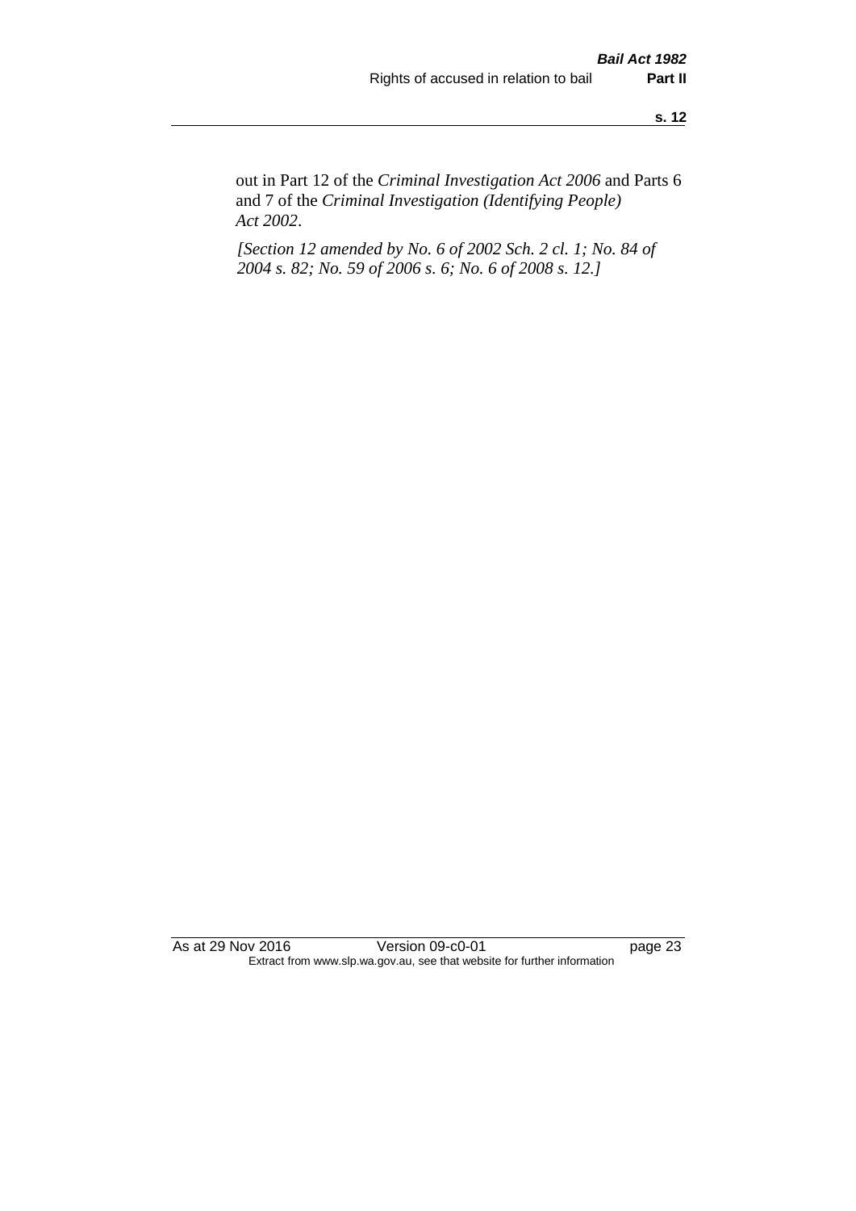out in Part 12 of the *Criminal Investigation Act 2006* and Parts 6 and 7 of the *Criminal Investigation (Identifying People) Act 2002*.

*[Section 12 amended by No. 6 of 2002 Sch. 2 cl. 1; No. 84 of 2004 s. 82; No. 59 of 2006 s. 6; No. 6 of 2008 s. 12.]*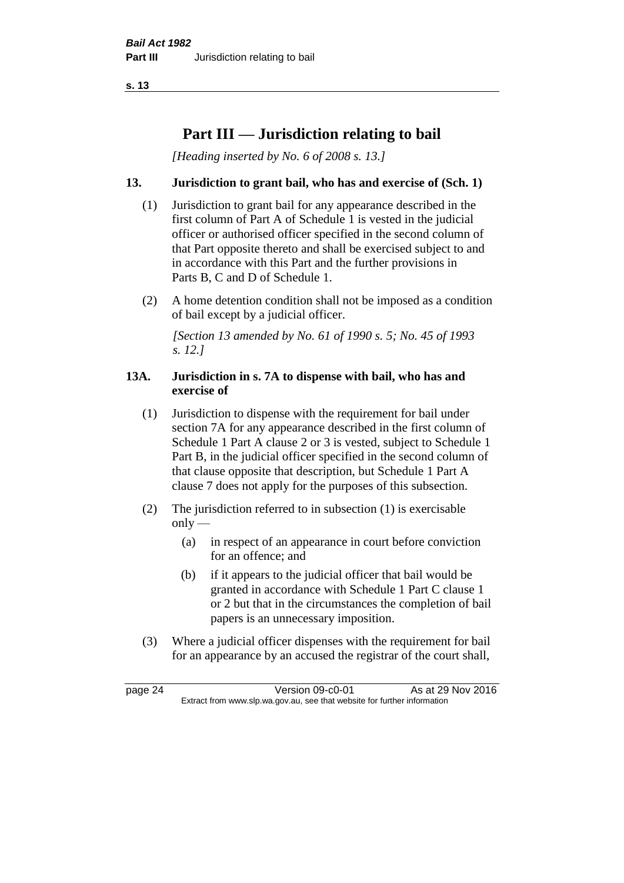# Part III — Jurisdiction relating to bail

*[Heading inserted by No. 6 of 2008 s. 13.]*

### 13. Jurisdiction to grant bail, who has and exercise of (Sch. 1)

(1) Jurisdiction to grant bail for any appearance described in the first column of Part A of Schedule 1 is vested in the judicial officer or authorised officer specified in the second column of that Part opposite thereto and shall be exercised subject to and in accordance with this Part and the further provisions in Parts B, C and D of Schedule 1.

(2) A home detention condition shall not be imposed as a condition of bail except by a judicial officer.

*[Section 13 amended by No. 61 of 1990 s. 5; No. 45 of 1993 s. 12.]*

### 13A. Jurisdiction in s. 7A to dispense with bail, who has and exercise of

(1) Jurisdiction to dispense with the requirement for bail under section 7A for any appearance described in the first column of Schedule 1 Part A clause 2 or 3 is vested, subject to Schedule 1 Part B, in the judicial officer specified in the second column of that clause opposite that description, but Schedule 1 Part A clause 7 does not apply for the purposes of this subsection.

(2) The jurisdiction referred to in subsection (1) is exercisable only —

(a) in respect of an appearance in court before conviction for an offence; and

(b) if it appears to the judicial officer that bail would be granted in accordance with Schedule 1 Part C clause 1 or 2 but that in the circumstances the completion of bail papers is an unnecessary imposition.

(3) Where a judicial officer dispenses with the requirement for bail for an appearance by an accused the registrar of the court shall,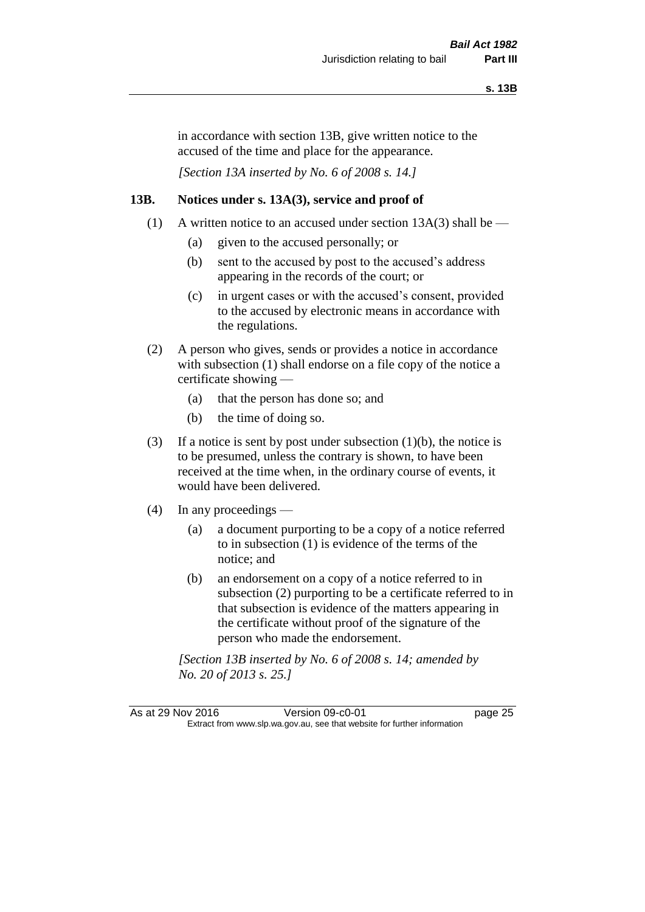in accordance with section 13B, give written notice to the accused of the time and place for the appearance.

*[Section 13A inserted by No. 6 of 2008 s. 14.]*

### 13B. Notices under s. 13A(3), service and proof of

(1) A written notice to an accused under section 13A(3) shall be —

(a) given to the accused personally; or

(b) sent to the accused by post to the accused's address appearing in the records of the court; or

(c) in urgent cases or with the accused's consent, provided to the accused by electronic means in accordance with the regulations.

(2) A person who gives, sends or provides a notice in accordance with subsection (1) shall endorse on a file copy of the notice a certificate showing —

(a) that the person has done so; and

(b) the time of doing so.

(3) If a notice is sent by post under subsection (1)(b), the notice is to be presumed, unless the contrary is shown, to have been received at the time when, in the ordinary course of events, it would have been delivered.

(4) In any proceedings —

(a) a document purporting to be a copy of a notice referred to in subsection (1) is evidence of the terms of the notice; and

(b) an endorsement on a copy of a notice referred to in subsection (2) purporting to be a certificate referred to in that subsection is evidence of the matters appearing in the certificate without proof of the signature of the person who made the endorsement.

*[Section 13B inserted by No. 6 of 2008 s. 14; amended by No. 20 of 2013 s. 25.]*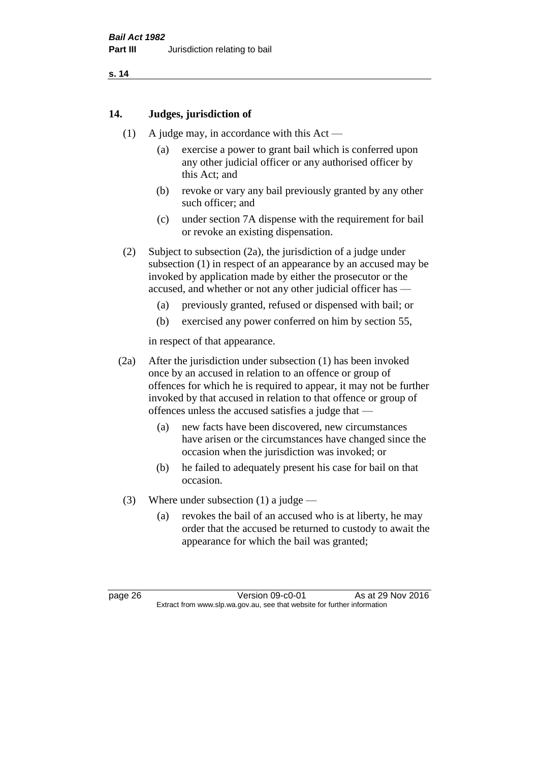## 14. Judges, jurisdiction of

(1) A judge may, in accordance with this Act —

(a) exercise a power to grant bail which is conferred upon any other judicial officer or any authorised officer by this Act; and

(b) revoke or vary any bail previously granted by any other such officer; and

(c) under section 7A dispense with the requirement for bail or revoke an existing dispensation.

(2) Subject to subsection (2a), the jurisdiction of a judge under subsection (1) in respect of an appearance by an accused may be invoked by application made by either the prosecutor or the accused, and whether or not any other judicial officer has —

(a) previously granted, refused or dispensed with bail; or

(b) exercised any power conferred on him by section 55,

in respect of that appearance.

(2a) After the jurisdiction under subsection (1) has been invoked once by an accused in relation to an offence or group of offences for which he is required to appear, it may not be further invoked by that accused in relation to that offence or group of offences unless the accused satisfies a judge that —

(a) new facts have been discovered, new circumstances have arisen or the circumstances have changed since the occasion when the jurisdiction was invoked; or

(b) he failed to adequately present his case for bail on that occasion.

(3) Where under subsection (1) a judge —

(a) revokes the bail of an accused who is at liberty, he may order that the accused be returned to custody to await the appearance for which the bail was granted;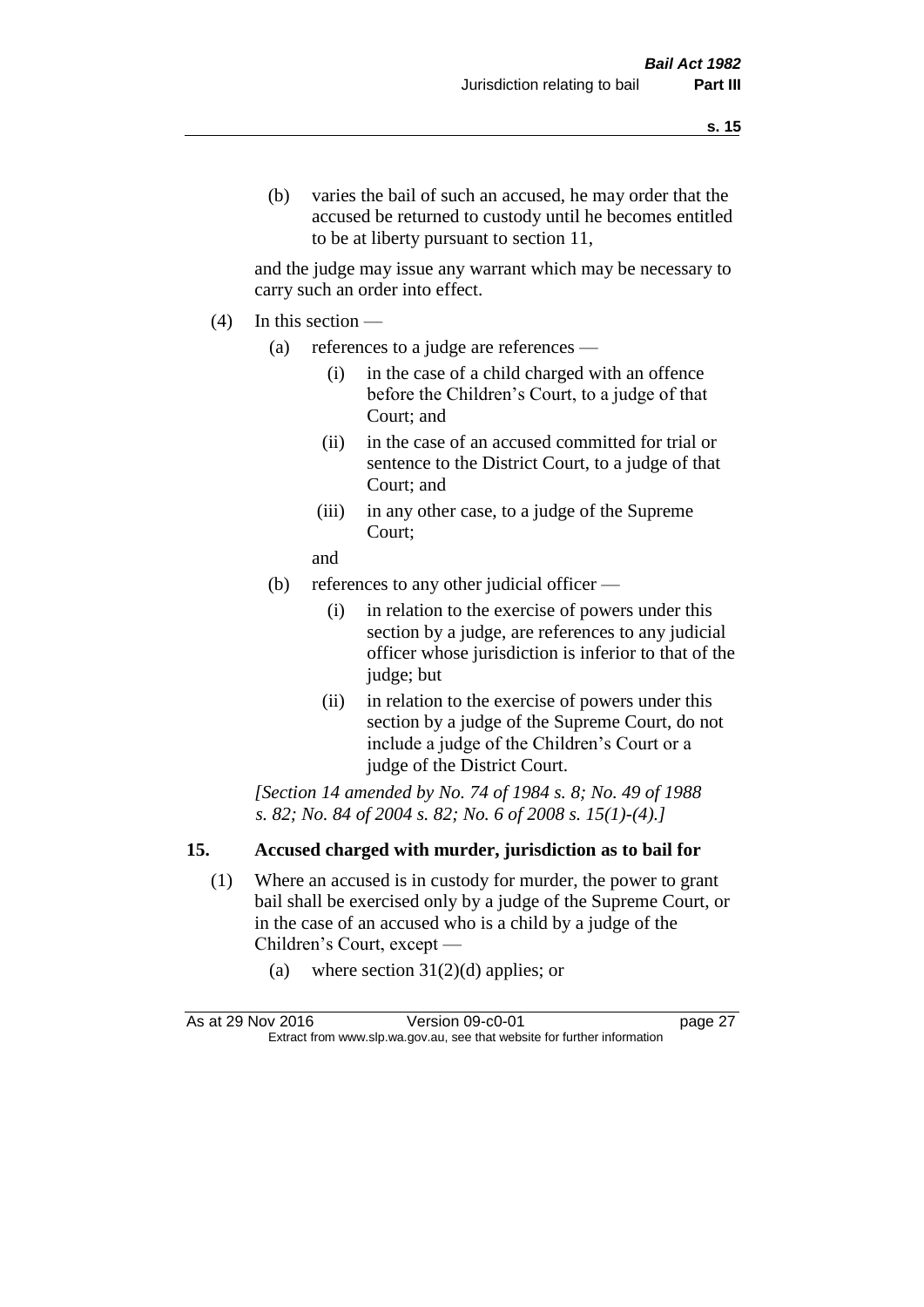(b) varies the bail of such an accused, he may order that the accused be returned to custody until he becomes entitled to be at liberty pursuant to section 11,

and the judge may issue any warrant which may be necessary to carry such an order into effect.

(4) In this section —

(a) references to a judge are references —

(i) in the case of a child charged with an offence before the Children's Court, to a judge of that Court; and

(ii) in the case of an accused committed for trial or sentence to the District Court, to a judge of that Court; and

(iii) in any other case, to a judge of the Supreme Court;

and

(b) references to any other judicial officer —

(i) in relation to the exercise of powers under this section by a judge, are references to any judicial officer whose jurisdiction is inferior to that of the judge; but

(ii) in relation to the exercise of powers under this section by a judge of the Supreme Court, do not include a judge of the Children's Court or a judge of the District Court.

*[Section 14 amended by No. 74 of 1984 s. 8; No. 49 of 1988 s. 82; No. 84 of 2004 s. 82; No. 6 of 2008 s. 15(1)-(4).]*

## 15. Accused charged with murder, jurisdiction as to bail for

(1) Where an accused is in custody for murder, the power to grant bail shall be exercised only by a judge of the Supreme Court, or in the case of an accused who is a child by a judge of the Children's Court, except —

(a) where section 31(2)(d) applies; or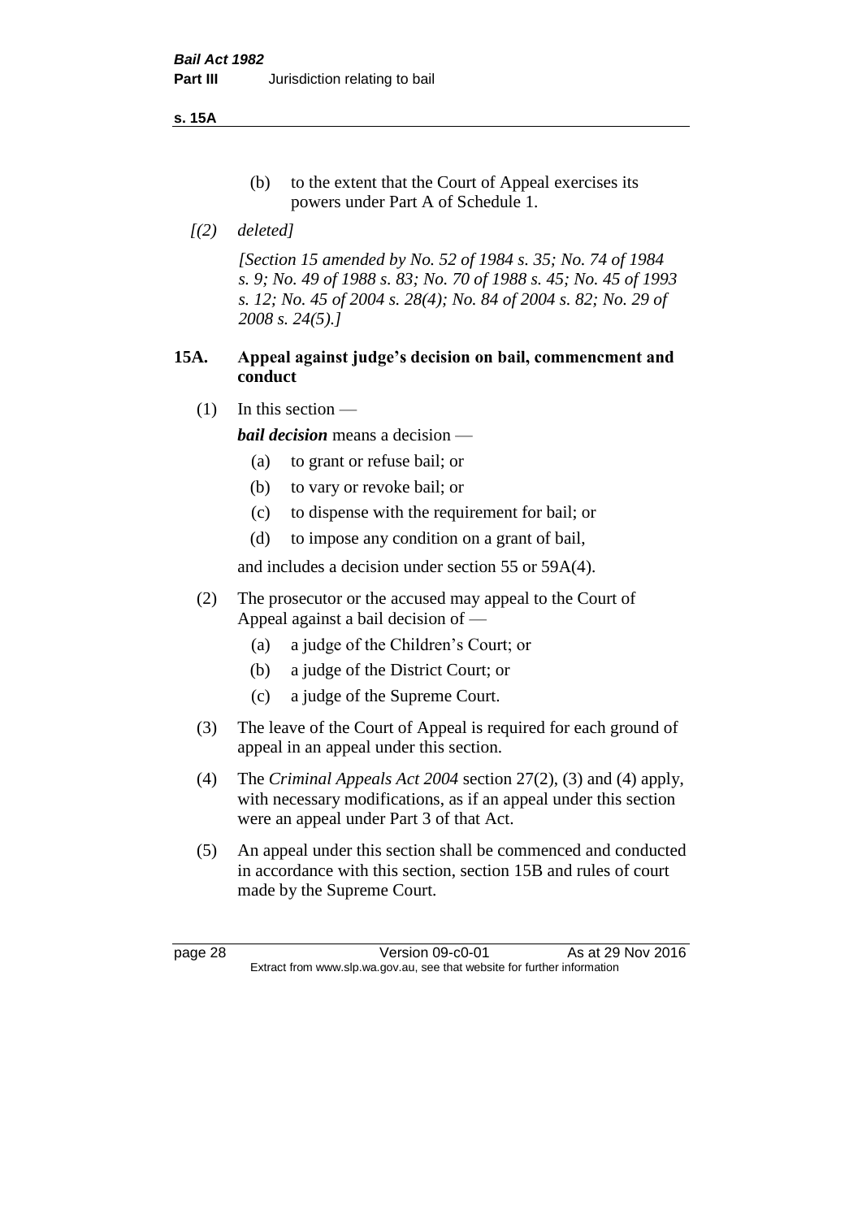(b) to the extent that the Court of Appeal exercises its powers under Part A of Schedule 1.

*[(2) deleted]*

*[Section 15 amended by No. 52 of 1984 s. 35; No. 74 of 1984 s. 9; No. 49 of 1988 s. 83; No. 70 of 1988 s. 45; No. 45 of 1993 s. 12; No. 45 of 2004 s. 28(4); No. 84 of 2004 s. 82; No. 29 of 2008 s. 24(5).]*

### 15A. Appeal against judge's decision on bail, commencment and conduct

(1) In this section —

***bail decision*** means a decision —

(a) to grant or refuse bail; or

(b) to vary or revoke bail; or

(c) to dispense with the requirement for bail; or

(d) to impose any condition on a grant of bail,

and includes a decision under section 55 or 59A(4).

(2) The prosecutor or the accused may appeal to the Court of Appeal against a bail decision of —

(a) a judge of the Children's Court; or

(b) a judge of the District Court; or

(c) a judge of the Supreme Court.

(3) The leave of the Court of Appeal is required for each ground of appeal in an appeal under this section.

(4) The *Criminal Appeals Act 2004* section 27(2), (3) and (4) apply, with necessary modifications, as if an appeal under this section were an appeal under Part 3 of that Act.

(5) An appeal under this section shall be commenced and conducted in accordance with this section, section 15B and rules of court made by the Supreme Court.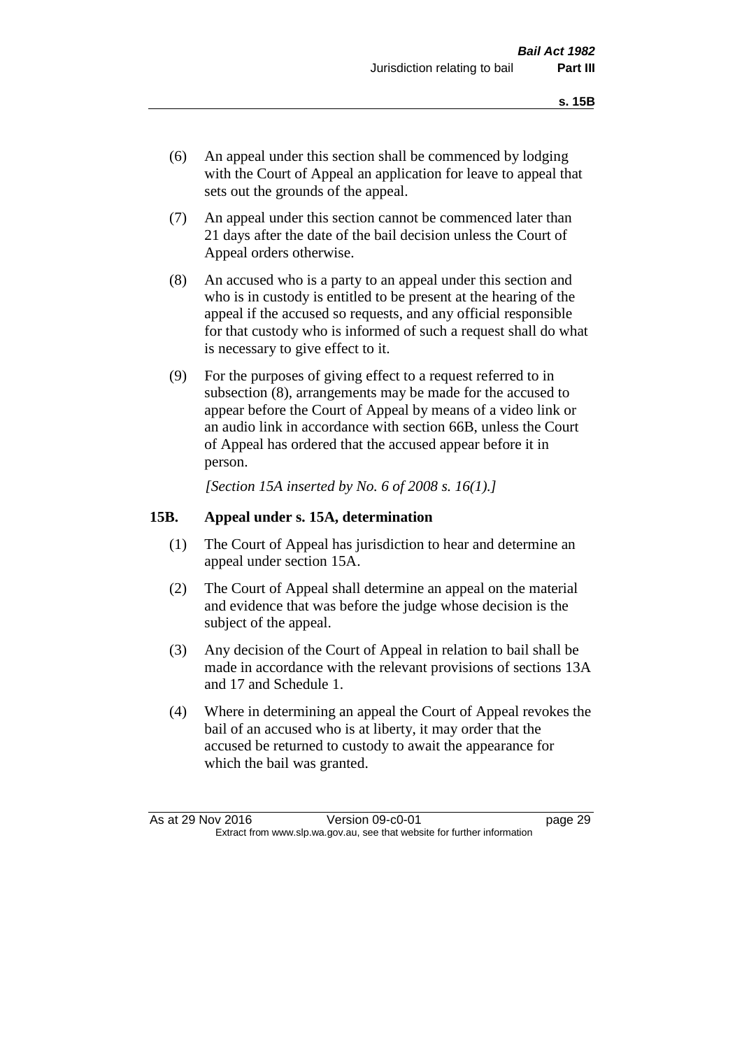(6) An appeal under this section shall be commenced by lodging with the Court of Appeal an application for leave to appeal that sets out the grounds of the appeal.

(7) An appeal under this section cannot be commenced later than 21 days after the date of the bail decision unless the Court of Appeal orders otherwise.

(8) An accused who is a party to an appeal under this section and who is in custody is entitled to be present at the hearing of the appeal if the accused so requests, and any official responsible for that custody who is informed of such a request shall do what is necessary to give effect to it.

(9) For the purposes of giving effect to a request referred to in subsection (8), arrangements may be made for the accused to appear before the Court of Appeal by means of a video link or an audio link in accordance with section 66B, unless the Court of Appeal has ordered that the accused appear before it in person.

*[Section 15A inserted by No. 6 of 2008 s. 16(1).]*

### 15B. Appeal under s. 15A, determination

(1) The Court of Appeal has jurisdiction to hear and determine an appeal under section 15A.

(2) The Court of Appeal shall determine an appeal on the material and evidence that was before the judge whose decision is the subject of the appeal.

(3) Any decision of the Court of Appeal in relation to bail shall be made in accordance with the relevant provisions of sections 13A and 17 and Schedule 1.

(4) Where in determining an appeal the Court of Appeal revokes the bail of an accused who is at liberty, it may order that the accused be returned to custody to await the appearance for which the bail was granted.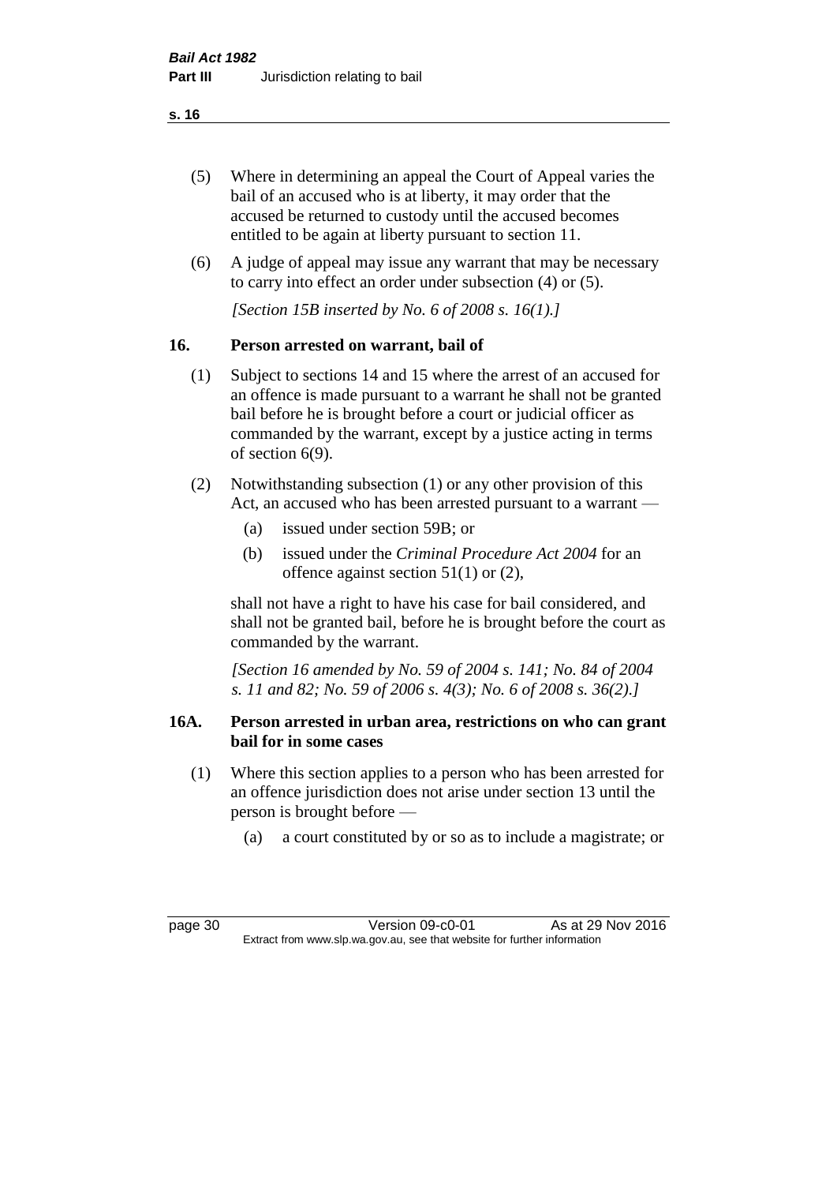(5) Where in determining an appeal the Court of Appeal varies the bail of an accused who is at liberty, it may order that the accused be returned to custody until the accused becomes entitled to be again at liberty pursuant to section 11.

(6) A judge of appeal may issue any warrant that may be necessary to carry into effect an order under subsection (4) or (5).

*[Section 15B inserted by No. 6 of 2008 s. 16(1).]*

## 16. Person arrested on warrant, bail of

(1) Subject to sections 14 and 15 where the arrest of an accused for an offence is made pursuant to a warrant he shall not be granted bail before he is brought before a court or judicial officer as commanded by the warrant, except by a justice acting in terms of section 6(9).

(2) Notwithstanding subsection (1) or any other provision of this Act, an accused who has been arrested pursuant to a warrant —

- (a) issued under section 59B; or
- (b) issued under the *Criminal Procedure Act 2004* for an offence against section 51(1) or (2),

shall not have a right to have his case for bail considered, and shall not be granted bail, before he is brought before the court as commanded by the warrant.

*[Section 16 amended by No. 59 of 2004 s. 141; No. 84 of 2004 s. 11 and 82; No. 59 of 2006 s. 4(3); No. 6 of 2008 s. 36(2).]*

## 16A. Person arrested in urban area, restrictions on who can grant bail for in some cases

(1) Where this section applies to a person who has been arrested for an offence jurisdiction does not arise under section 13 until the person is brought before —

- (a) a court constituted by or so as to include a magistrate; or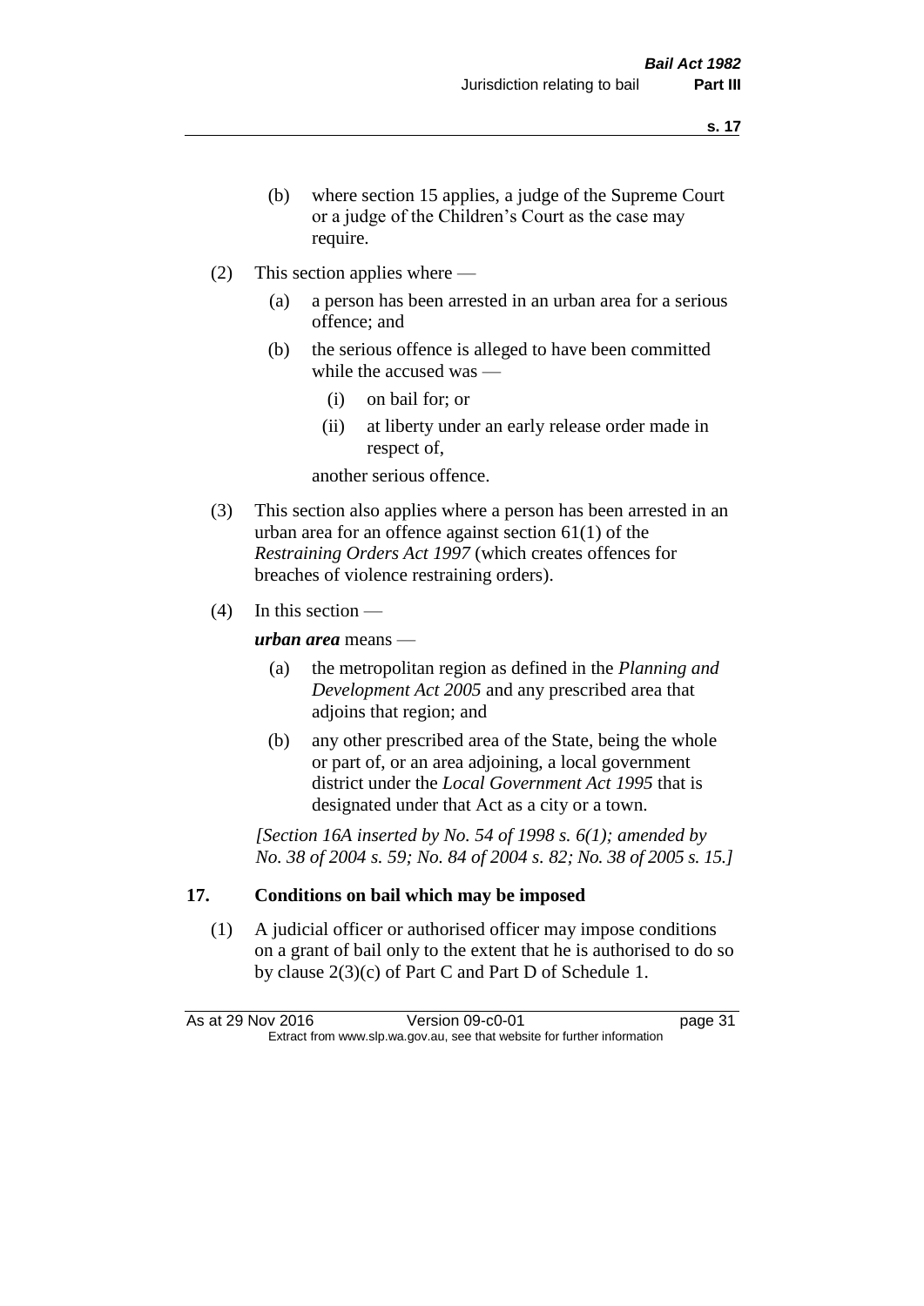(b) where section 15 applies, a judge of the Supreme Court or a judge of the Children's Court as the case may require.

(2) This section applies where —

(a) a person has been arrested in an urban area for a serious offence; and

(b) the serious offence is alleged to have been committed while the accused was —

(i) on bail for; or

(ii) at liberty under an early release order made in respect of,

another serious offence.

(3) This section also applies where a person has been arrested in an urban area for an offence against section 61(1) of the *Restraining Orders Act 1997* (which creates offences for breaches of violence restraining orders).

(4) In this section —

***urban area*** means —

(a) the metropolitan region as defined in the *Planning and Development Act 2005* and any prescribed area that adjoins that region; and

(b) any other prescribed area of the State, being the whole or part of, or an area adjoining, a local government district under the *Local Government Act 1995* that is designated under that Act as a city or a town.

*[Section 16A inserted by No. 54 of 1998 s. 6(1); amended by No. 38 of 2004 s. 59; No. 84 of 2004 s. 82; No. 38 of 2005 s. 15.]*

## 17. Conditions on bail which may be imposed

(1) A judicial officer or authorised officer may impose conditions on a grant of bail only to the extent that he is authorised to do so by clause 2(3)(c) of Part C and Part D of Schedule 1.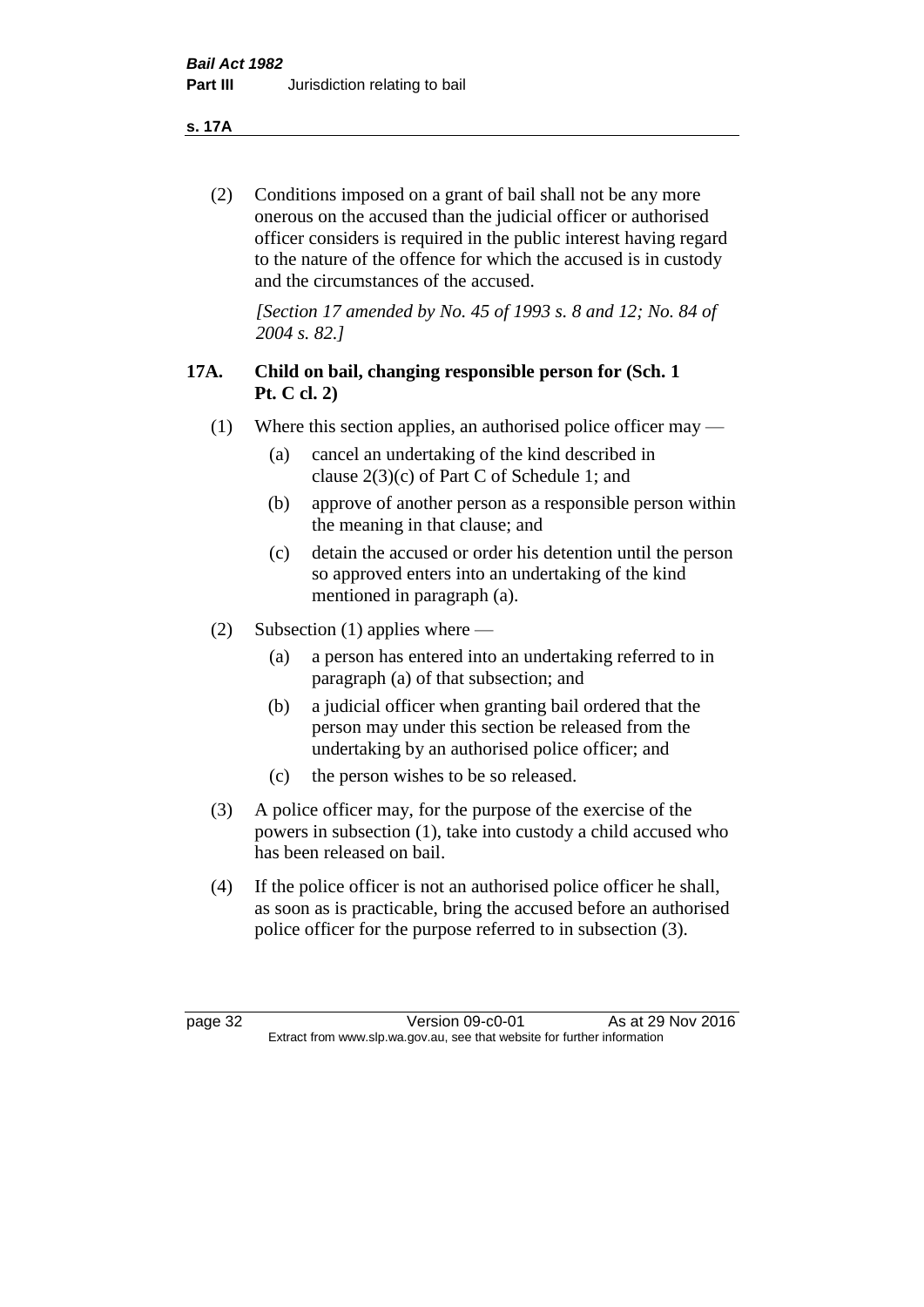(2) Conditions imposed on a grant of bail shall not be any more onerous on the accused than the judicial officer or authorised officer considers is required in the public interest having regard to the nature of the offence for which the accused is in custody and the circumstances of the accused.

*[Section 17 amended by No. 45 of 1993 s. 8 and 12; No. 84 of 2004 s. 82.]*

### 17A. Child on bail, changing responsible person for (Sch. 1 Pt. C cl. 2)

(1) Where this section applies, an authorised police officer may —

(a) cancel an undertaking of the kind described in clause 2(3)(c) of Part C of Schedule 1; and

(b) approve of another person as a responsible person within the meaning in that clause; and

(c) detain the accused or order his detention until the person so approved enters into an undertaking of the kind mentioned in paragraph (a).

(2) Subsection (1) applies where —

(a) a person has entered into an undertaking referred to in paragraph (a) of that subsection; and

(b) a judicial officer when granting bail ordered that the person may under this section be released from the undertaking by an authorised police officer; and

(c) the person wishes to be so released.

(3) A police officer may, for the purpose of the exercise of the powers in subsection (1), take into custody a child accused who has been released on bail.

(4) If the police officer is not an authorised police officer he shall, as soon as is practicable, bring the accused before an authorised police officer for the purpose referred to in subsection (3).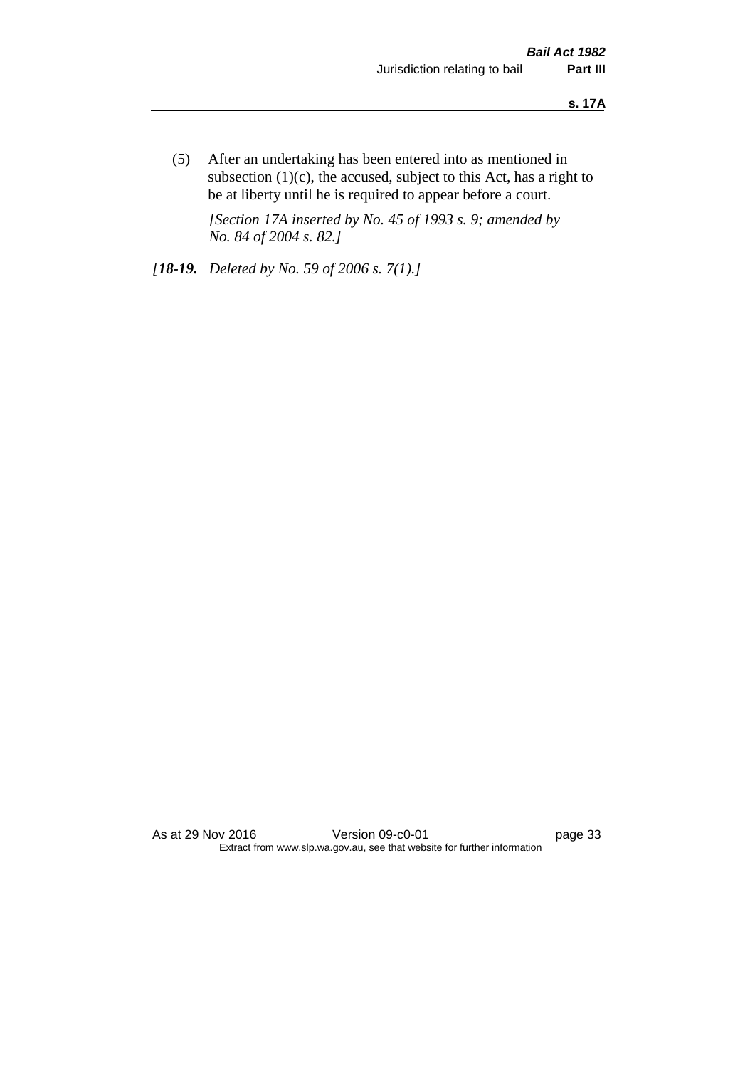(5) After an undertaking has been entered into as mentioned in subsection (1)(c), the accused, subject to this Act, has a right to be at liberty until he is required to appear before a court.

*[Section 17A inserted by No. 45 of 1993 s. 9; amended by No. 84 of 2004 s. 82.]*

*[**18-19.** Deleted by No. 59 of 2006 s. 7(1).]*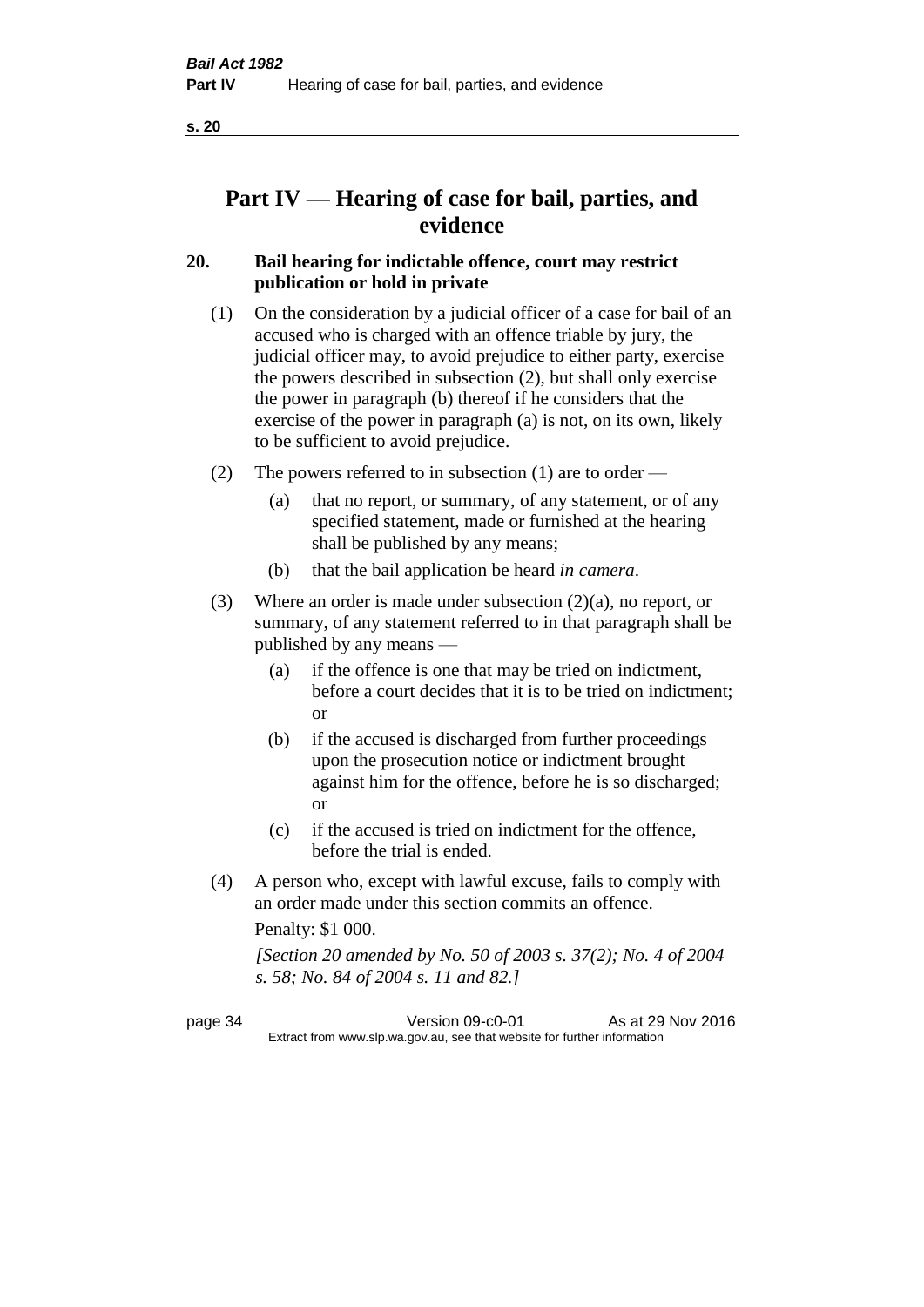# Part IV — Hearing of case for bail, parties, and evidence

## 20. Bail hearing for indictable offence, court may restrict publication or hold in private

(1) On the consideration by a judicial officer of a case for bail of an accused who is charged with an offence triable by jury, the judicial officer may, to avoid prejudice to either party, exercise the powers described in subsection (2), but shall only exercise the power in paragraph (b) thereof if he considers that the exercise of the power in paragraph (a) is not, on its own, likely to be sufficient to avoid prejudice.

(2) The powers referred to in subsection (1) are to order —

- (a) that no report, or summary, of any statement, or of any specified statement, made or furnished at the hearing shall be published by any means;
- (b) that the bail application be heard *in camera*.

(3) Where an order is made under subsection (2)(a), no report, or summary, of any statement referred to in that paragraph shall be published by any means —

- (a) if the offence is one that may be tried on indictment, before a court decides that it is to be tried on indictment; or
- (b) if the accused is discharged from further proceedings upon the prosecution notice or indictment brought against him for the offence, before he is so discharged; or
- (c) if the accused is tried on indictment for the offence, before the trial is ended.

(4) A person who, except with lawful excuse, fails to comply with an order made under this section commits an offence.

Penalty: $1 000.

*[Section 20 amended by No. 50 of 2003 s. 37(2); No. 4 of 2004 s. 58; No. 84 of 2004 s. 11 and 82.]*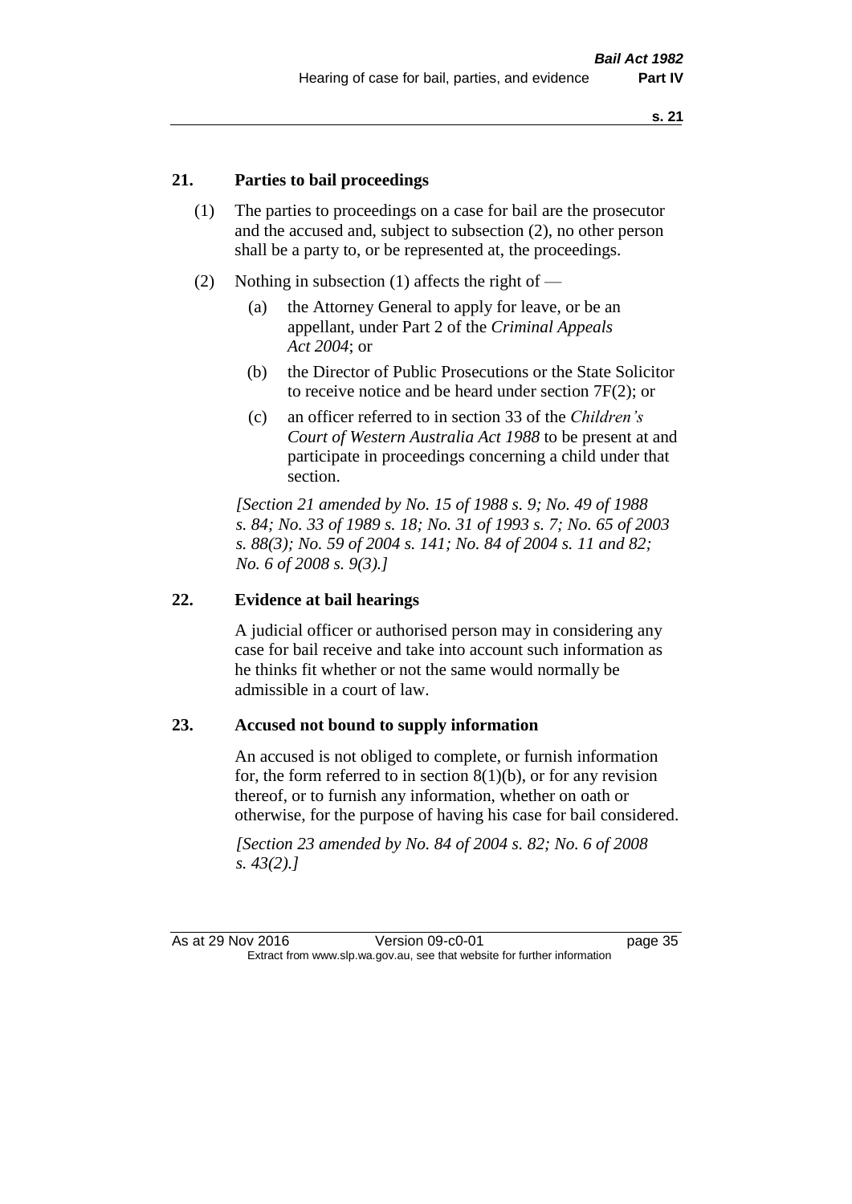## 21. Parties to bail proceedings

(1) The parties to proceedings on a case for bail are the prosecutor and the accused and, subject to subsection (2), no other person shall be a party to, or be represented at, the proceedings.

(2) Nothing in subsection (1) affects the right of —

- (a) the Attorney General to apply for leave, or be an appellant, under Part 2 of the *Criminal Appeals Act 2004*; or
- (b) the Director of Public Prosecutions or the State Solicitor to receive notice and be heard under section 7F(2); or
- (c) an officer referred to in section 33 of the *Children's Court of Western Australia Act 1988* to be present at and participate in proceedings concerning a child under that section.

*[Section 21 amended by No. 15 of 1988 s. 9; No. 49 of 1988 s. 84; No. 33 of 1989 s. 18; No. 31 of 1993 s. 7; No. 65 of 2003 s. 88(3); No. 59 of 2004 s. 141; No. 84 of 2004 s. 11 and 82; No. 6 of 2008 s. 9(3).]*

## 22. Evidence at bail hearings

A judicial officer or authorised person may in considering any case for bail receive and take into account such information as he thinks fit whether or not the same would normally be admissible in a court of law.

## 23. Accused not bound to supply information

An accused is not obliged to complete, or furnish information for, the form referred to in section 8(1)(b), or for any revision thereof, or to furnish any information, whether on oath or otherwise, for the purpose of having his case for bail considered.

*[Section 23 amended by No. 84 of 2004 s. 82; No. 6 of 2008 s. 43(2).]*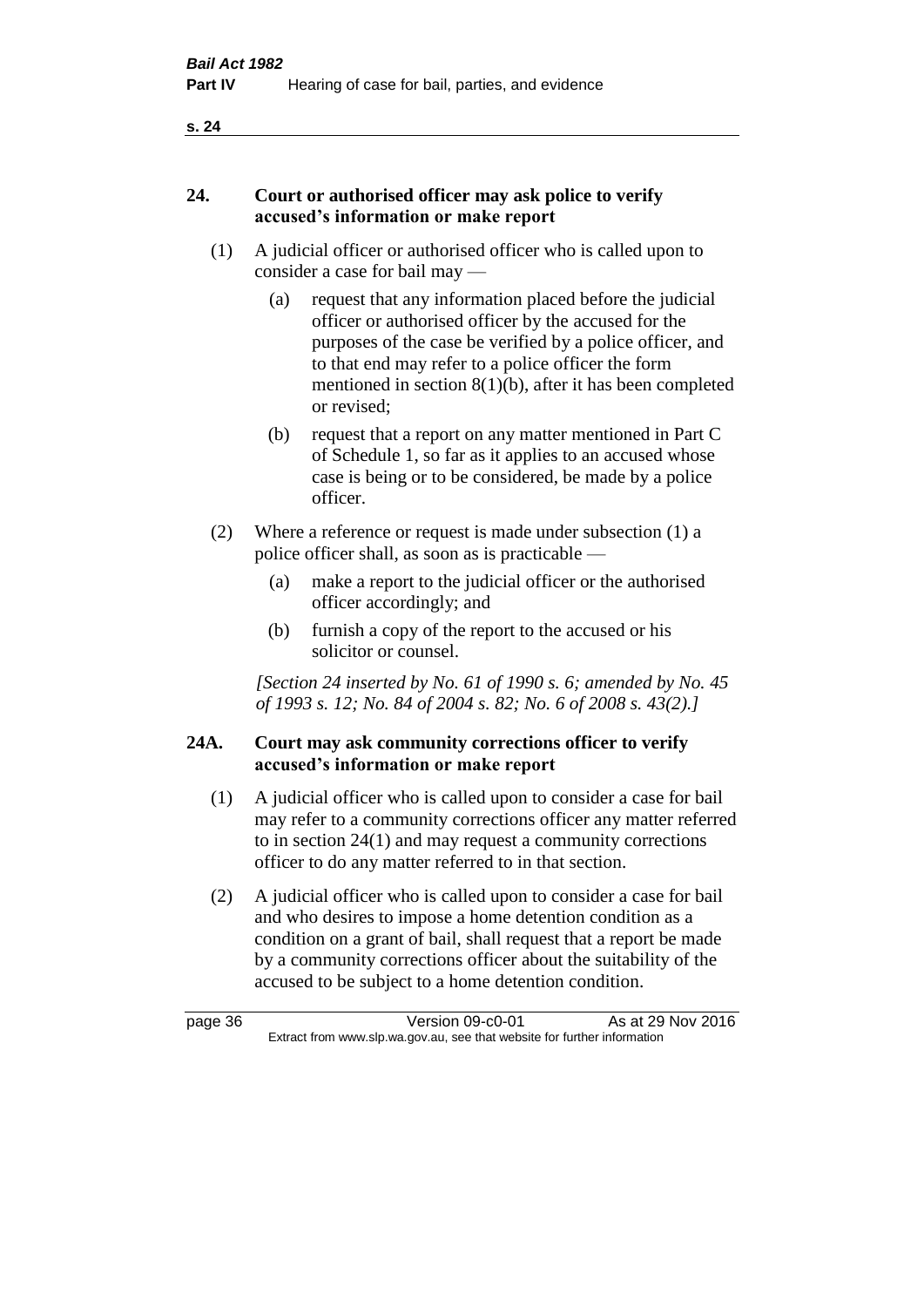## 24. Court or authorised officer may ask police to verify accused's information or make report

(1) A judicial officer or authorised officer who is called upon to consider a case for bail may —

(a) request that any information placed before the judicial officer or authorised officer by the accused for the purposes of the case be verified by a police officer, and to that end may refer to a police officer the form mentioned in section 8(1)(b), after it has been completed or revised;

(b) request that a report on any matter mentioned in Part C of Schedule 1, so far as it applies to an accused whose case is being or to be considered, be made by a police officer.

(2) Where a reference or request is made under subsection (1) a police officer shall, as soon as is practicable —

(a) make a report to the judicial officer or the authorised officer accordingly; and

(b) furnish a copy of the report to the accused or his solicitor or counsel.

*[Section 24 inserted by No. 61 of 1990 s. 6; amended by No. 45 of 1993 s. 12; No. 84 of 2004 s. 82; No. 6 of 2008 s. 43(2).]*

## 24A. Court may ask community corrections officer to verify accused's information or make report

(1) A judicial officer who is called upon to consider a case for bail may refer to a community corrections officer any matter referred to in section 24(1) and may request a community corrections officer to do any matter referred to in that section.

(2) A judicial officer who is called upon to consider a case for bail and who desires to impose a home detention condition as a condition on a grant of bail, shall request that a report be made by a community corrections officer about the suitability of the accused to be subject to a home detention condition.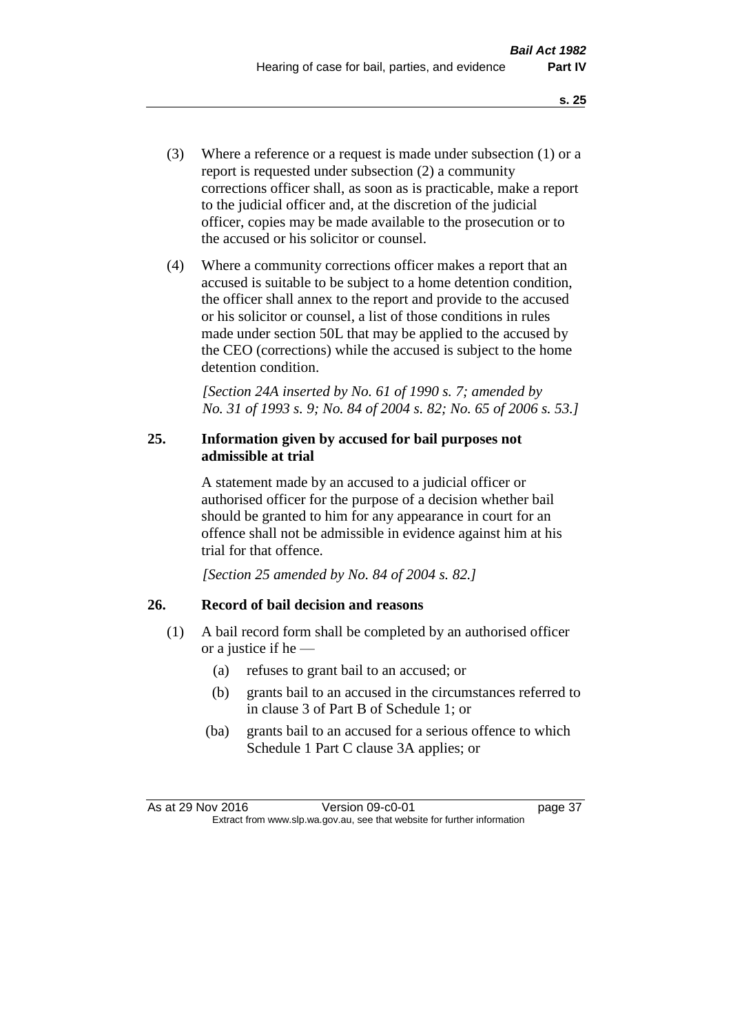(3) Where a reference or a request is made under subsection (1) or a report is requested under subsection (2) a community corrections officer shall, as soon as is practicable, make a report to the judicial officer and, at the discretion of the judicial officer, copies may be made available to the prosecution or to the accused or his solicitor or counsel.

(4) Where a community corrections officer makes a report that an accused is suitable to be subject to a home detention condition, the officer shall annex to the report and provide to the accused or his solicitor or counsel, a list of those conditions in rules made under section 50L that may be applied to the accused by the CEO (corrections) while the accused is subject to the home detention condition.

*[Section 24A inserted by No. 61 of 1990 s. 7; amended by No. 31 of 1993 s. 9; No. 84 of 2004 s. 82; No. 65 of 2006 s. 53.]*

### 25. Information given by accused for bail purposes not admissible at trial

A statement made by an accused to a judicial officer or authorised officer for the purpose of a decision whether bail should be granted to him for any appearance in court for an offence shall not be admissible in evidence against him at his trial for that offence.

*[Section 25 amended by No. 84 of 2004 s. 82.]*

### 26. Record of bail decision and reasons

(1) A bail record form shall be completed by an authorised officer or a justice if he —

(a) refuses to grant bail to an accused; or

(b) grants bail to an accused in the circumstances referred to in clause 3 of Part B of Schedule 1; or

(ba) grants bail to an accused for a serious offence to which Schedule 1 Part C clause 3A applies; or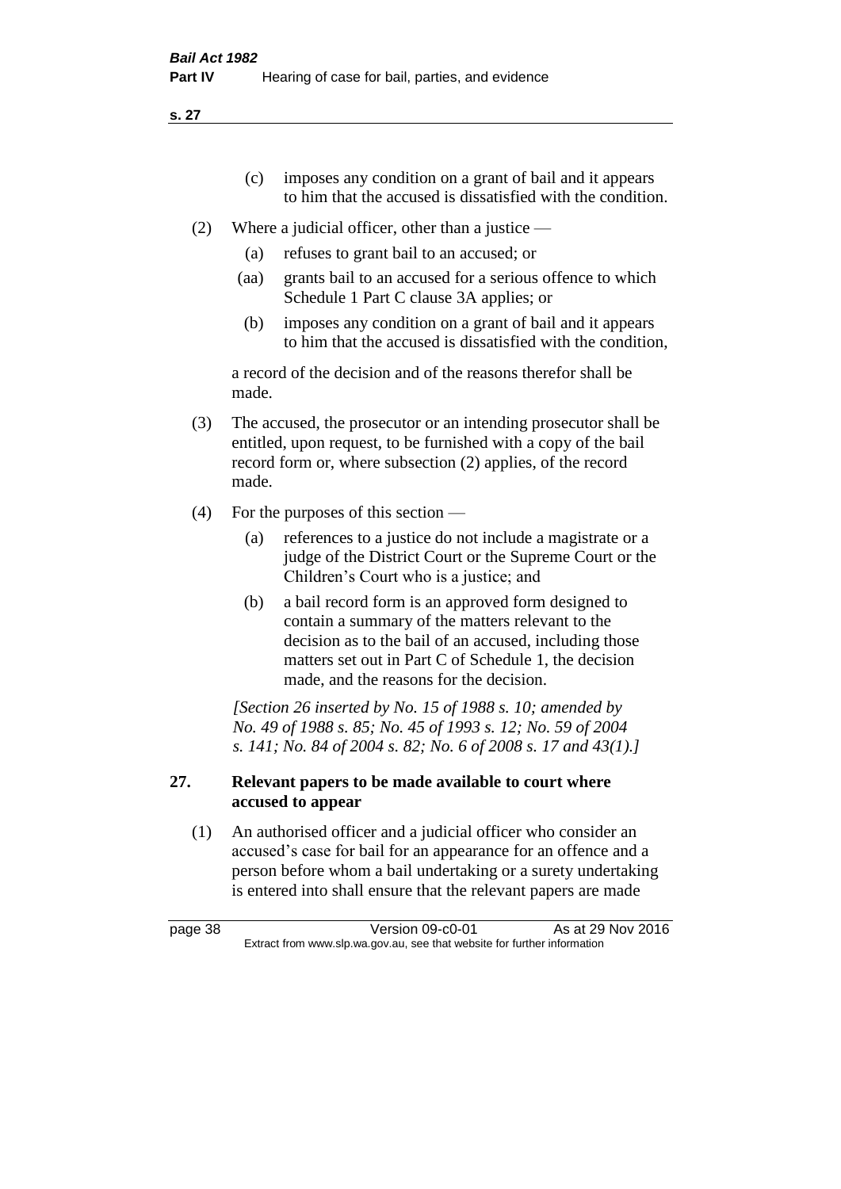(c) imposes any condition on a grant of bail and it appears to him that the accused is dissatisfied with the condition.

(2) Where a judicial officer, other than a justice —

(a) refuses to grant bail to an accused; or

(aa) grants bail to an accused for a serious offence to which Schedule 1 Part C clause 3A applies; or

(b) imposes any condition on a grant of bail and it appears to him that the accused is dissatisfied with the condition,

a record of the decision and of the reasons therefor shall be made.

(3) The accused, the prosecutor or an intending prosecutor shall be entitled, upon request, to be furnished with a copy of the bail record form or, where subsection (2) applies, of the record made.

(4) For the purposes of this section —

(a) references to a justice do not include a magistrate or a judge of the District Court or the Supreme Court or the Children's Court who is a justice; and

(b) a bail record form is an approved form designed to contain a summary of the matters relevant to the decision as to the bail of an accused, including those matters set out in Part C of Schedule 1, the decision made, and the reasons for the decision.

*[Section 26 inserted by No. 15 of 1988 s. 10; amended by No. 49 of 1988 s. 85; No. 45 of 1993 s. 12; No. 59 of 2004 s. 141; No. 84 of 2004 s. 82; No. 6 of 2008 s. 17 and 43(1).]*

### 27. Relevant papers to be made available to court where accused to appear

(1) An authorised officer and a judicial officer who consider an accused's case for bail for an appearance for an offence and a person before whom a bail undertaking or a surety undertaking is entered into shall ensure that the relevant papers are made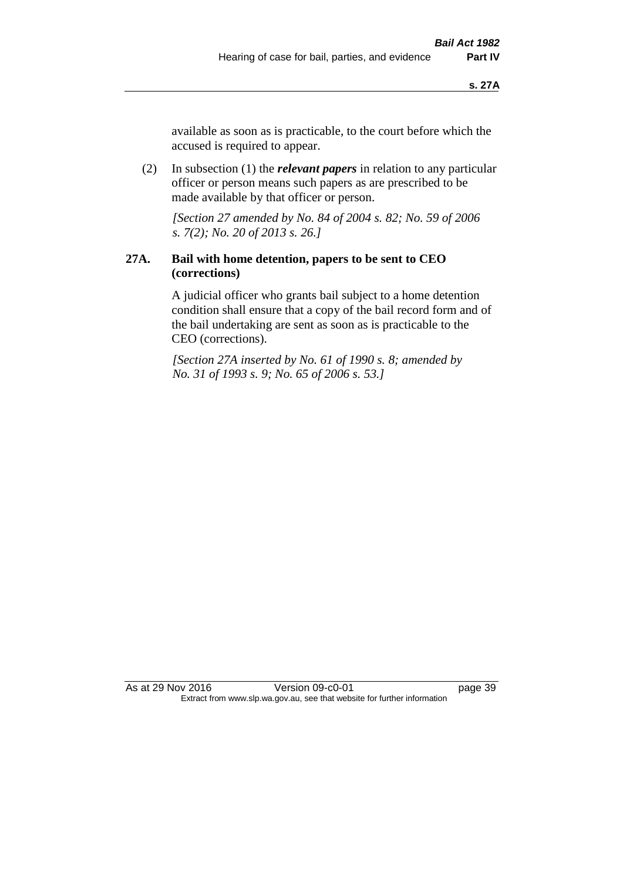available as soon as is practicable, to the court before which the accused is required to appear.

(2) In subsection (1) the ***relevant papers*** in relation to any particular officer or person means such papers as are prescribed to be made available by that officer or person.

*[Section 27 amended by No. 84 of 2004 s. 82; No. 59 of 2006 s. 7(2); No. 20 of 2013 s. 26.]*

### 27A. Bail with home detention, papers to be sent to CEO (corrections)

A judicial officer who grants bail subject to a home detention condition shall ensure that a copy of the bail record form and of the bail undertaking are sent as soon as is practicable to the CEO (corrections).

*[Section 27A inserted by No. 61 of 1990 s. 8; amended by No. 31 of 1993 s. 9; No. 65 of 2006 s. 53.]*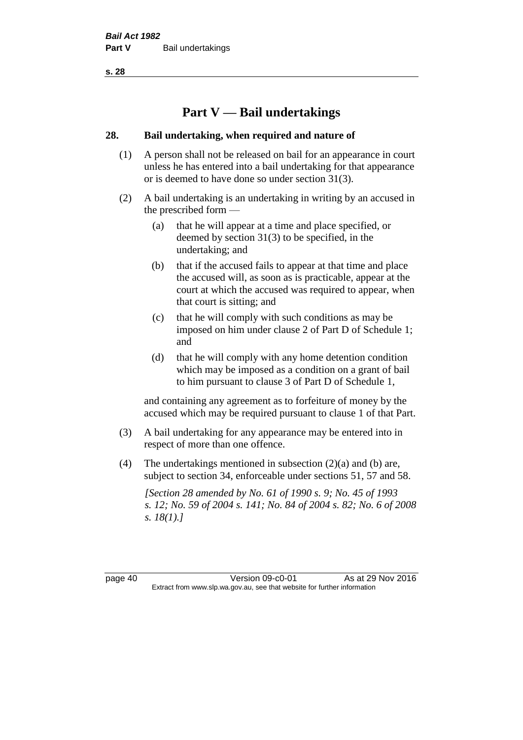# Part V — Bail undertakings

## 28. Bail undertaking, when required and nature of

(1) A person shall not be released on bail for an appearance in court unless he has entered into a bail undertaking for that appearance or is deemed to have done so under section 31(3).

(2) A bail undertaking is an undertaking in writing by an accused in the prescribed form —

(a) that he will appear at a time and place specified, or deemed by section 31(3) to be specified, in the undertaking; and

(b) that if the accused fails to appear at that time and place the accused will, as soon as is practicable, appear at the court at which the accused was required to appear, when that court is sitting; and

(c) that he will comply with such conditions as may be imposed on him under clause 2 of Part D of Schedule 1; and

(d) that he will comply with any home detention condition which may be imposed as a condition on a grant of bail to him pursuant to clause 3 of Part D of Schedule 1,

and containing any agreement as to forfeiture of money by the accused which may be required pursuant to clause 1 of that Part.

(3) A bail undertaking for any appearance may be entered into in respect of more than one offence.

(4) The undertakings mentioned in subsection (2)(a) and (b) are, subject to section 34, enforceable under sections 51, 57 and 58.

*[Section 28 amended by No. 61 of 1990 s. 9; No. 45 of 1993 s. 12; No. 59 of 2004 s. 141; No. 84 of 2004 s. 82; No. 6 of 2008 s. 18(1).]*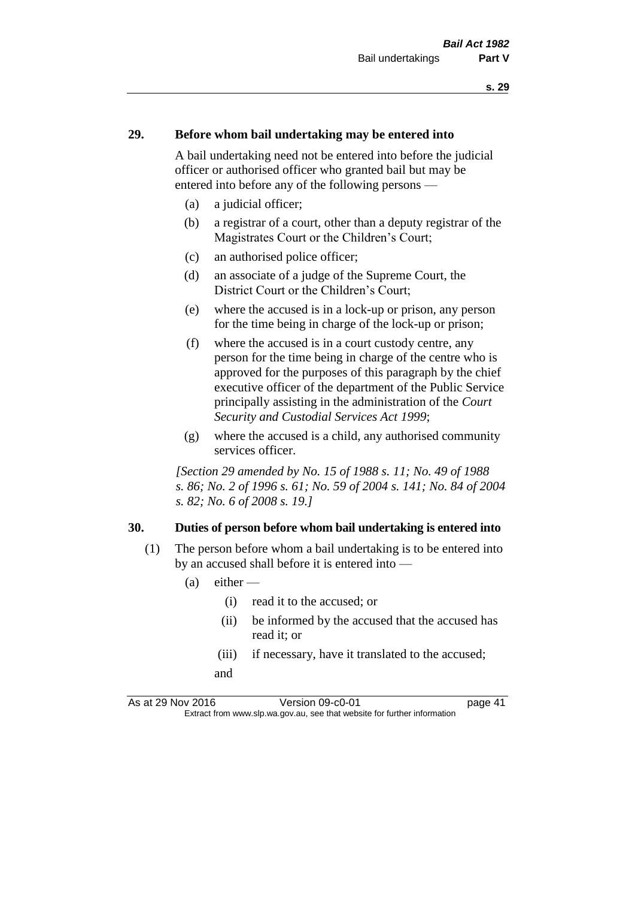## 29. Before whom bail undertaking may be entered into

A bail undertaking need not be entered into before the judicial officer or authorised officer who granted bail but may be entered into before any of the following persons —

- (a) a judicial officer;
- (b) a registrar of a court, other than a deputy registrar of the Magistrates Court or the Children's Court;
- (c) an authorised police officer;
- (d) an associate of a judge of the Supreme Court, the District Court or the Children's Court;
- (e) where the accused is in a lock-up or prison, any person for the time being in charge of the lock-up or prison;
- (f) where the accused is in a court custody centre, any person for the time being in charge of the centre who is approved for the purposes of this paragraph by the chief executive officer of the department of the Public Service principally assisting in the administration of the *Court Security and Custodial Services Act 1999*;
- (g) where the accused is a child, any authorised community services officer.

*[Section 29 amended by No. 15 of 1988 s. 11; No. 49 of 1988 s. 86; No. 2 of 1996 s. 61; No. 59 of 2004 s. 141; No. 84 of 2004 s. 82; No. 6 of 2008 s. 19.]*

## 30. Duties of person before whom bail undertaking is entered into

(1) The person before whom a bail undertaking is to be entered into by an accused shall before it is entered into —

- (a) either —
  - (i) read it to the accused; or
  - (ii) be informed by the accused that the accused has read it; or
  - (iii) if necessary, have it translated to the accused;

  and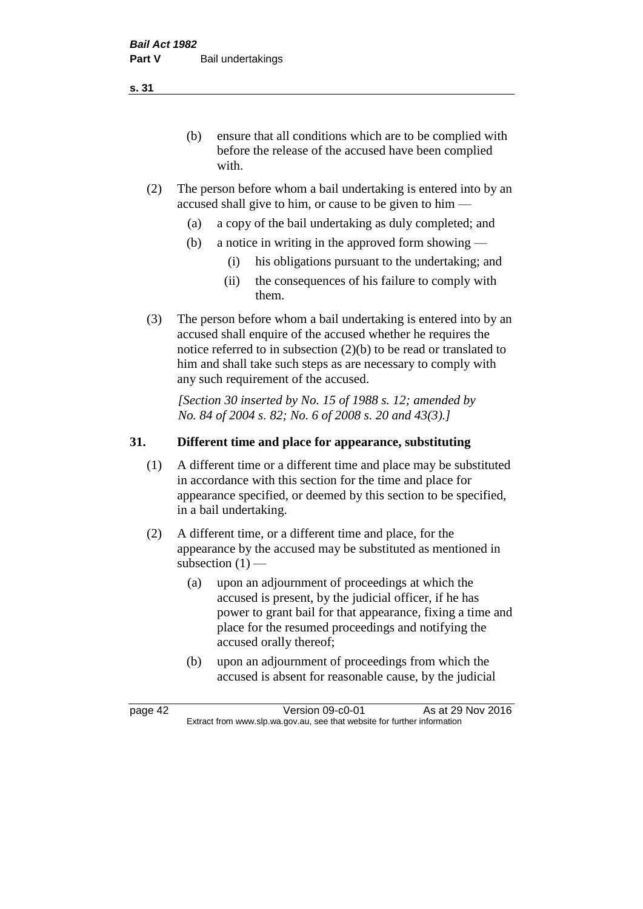(b) ensure that all conditions which are to be complied with before the release of the accused have been complied with.

(2) The person before whom a bail undertaking is entered into by an accused shall give to him, or cause to be given to him —

(a) a copy of the bail undertaking as duly completed; and

(b) a notice in writing in the approved form showing —

(i) his obligations pursuant to the undertaking; and

(ii) the consequences of his failure to comply with them.

(3) The person before whom a bail undertaking is entered into by an accused shall enquire of the accused whether he requires the notice referred to in subsection (2)(b) to be read or translated to him and shall take such steps as are necessary to comply with any such requirement of the accused.

*[Section 30 inserted by No. 15 of 1988 s. 12; amended by No. 84 of 2004 s. 82; No. 6 of 2008 s. 20 and 43(3).]*

## 31. Different time and place for appearance, substituting

(1) A different time or a different time and place may be substituted in accordance with this section for the time and place for appearance specified, or deemed by this section to be specified, in a bail undertaking.

(2) A different time, or a different time and place, for the appearance by the accused may be substituted as mentioned in subsection (1) —

(a) upon an adjournment of proceedings at which the accused is present, by the judicial officer, if he has power to grant bail for that appearance, fixing a time and place for the resumed proceedings and notifying the accused orally thereof;

(b) upon an adjournment of proceedings from which the accused is absent for reasonable cause, by the judicial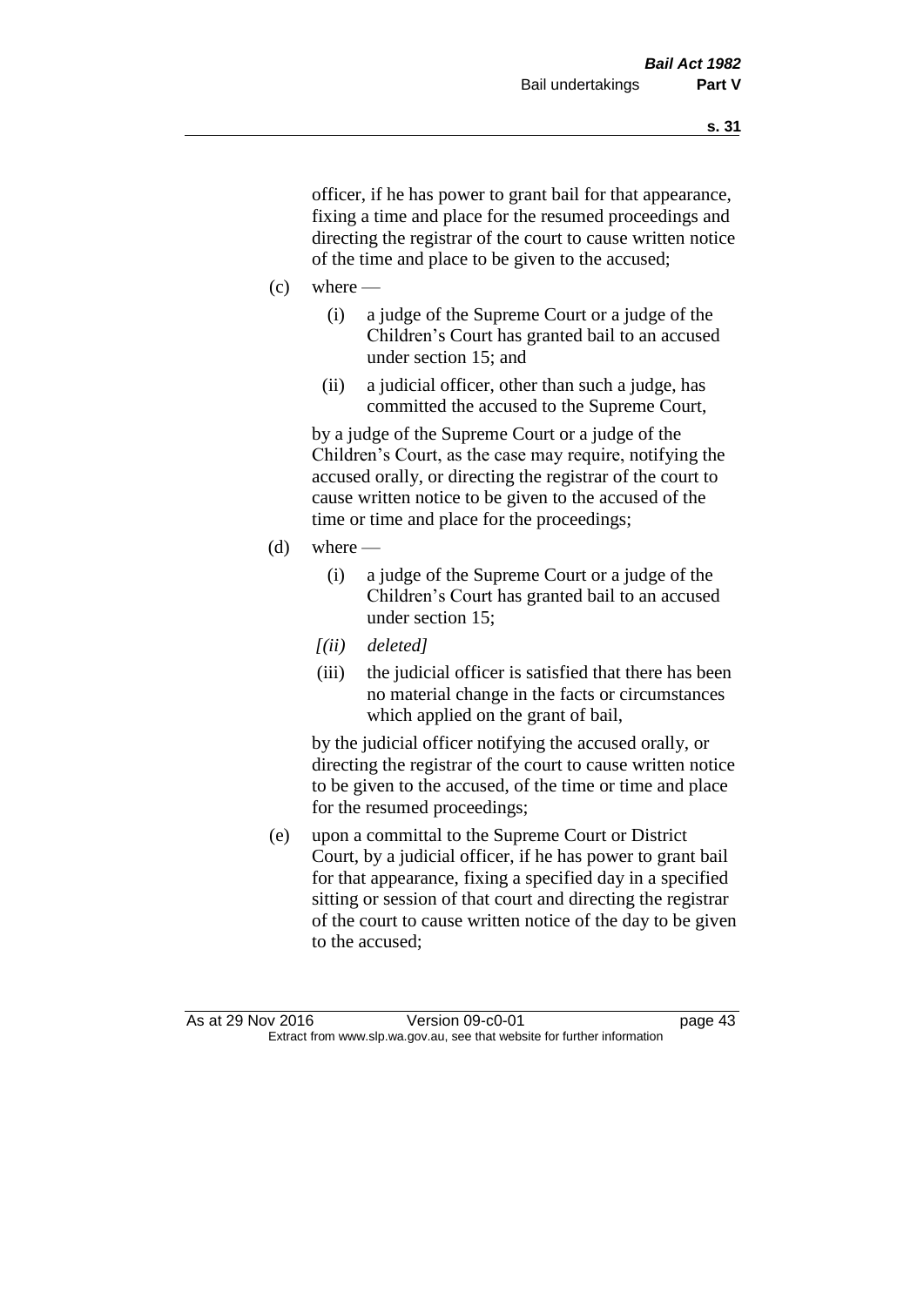officer, if he has power to grant bail for that appearance, fixing a time and place for the resumed proceedings and directing the registrar of the court to cause written notice of the time and place to be given to the accused;

(c) where —

  (i) a judge of the Supreme Court or a judge of the Children's Court has granted bail to an accused under section 15; and

  (ii) a judicial officer, other than such a judge, has committed the accused to the Supreme Court,

  by a judge of the Supreme Court or a judge of the Children's Court, as the case may require, notifying the accused orally, or directing the registrar of the court to cause written notice to be given to the accused of the time or time and place for the proceedings;

(d) where —

  (i) a judge of the Supreme Court or a judge of the Children's Court has granted bail to an accused under section 15;

  *[(ii) deleted]*

  (iii) the judicial officer is satisfied that there has been no material change in the facts or circumstances which applied on the grant of bail,

  by the judicial officer notifying the accused orally, or directing the registrar of the court to cause written notice to be given to the accused, of the time or time and place for the resumed proceedings;

(e) upon a committal to the Supreme Court or District Court, by a judicial officer, if he has power to grant bail for that appearance, fixing a specified day in a specified sitting or session of that court and directing the registrar of the court to cause written notice of the day to be given to the accused;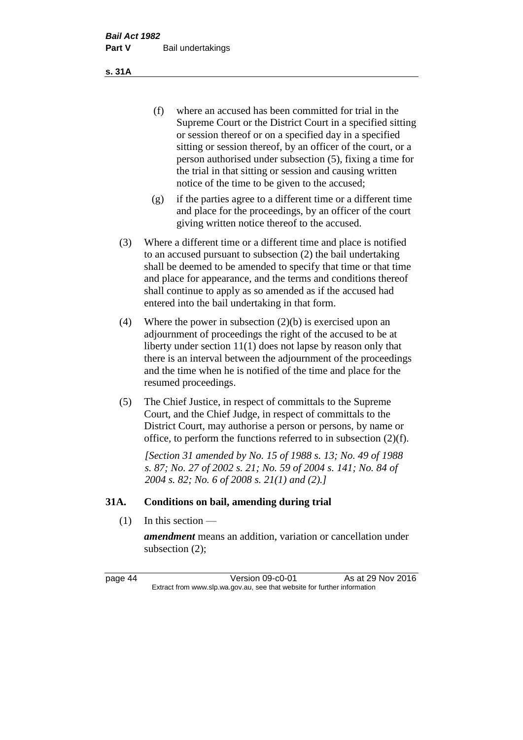(f) where an accused has been committed for trial in the Supreme Court or the District Court in a specified sitting or session thereof or on a specified day in a specified sitting or session thereof, by an officer of the court, or a person authorised under subsection (5), fixing a time for the trial in that sitting or session and causing written notice of the time to be given to the accused;

(g) if the parties agree to a different time or a different time and place for the proceedings, by an officer of the court giving written notice thereof to the accused.

(3) Where a different time or a different time and place is notified to an accused pursuant to subsection (2) the bail undertaking shall be deemed to be amended to specify that time or that time and place for appearance, and the terms and conditions thereof shall continue to apply as so amended as if the accused had entered into the bail undertaking in that form.

(4) Where the power in subsection (2)(b) is exercised upon an adjournment of proceedings the right of the accused to be at liberty under section 11(1) does not lapse by reason only that there is an interval between the adjournment of the proceedings and the time when he is notified of the time and place for the resumed proceedings.

(5) The Chief Justice, in respect of committals to the Supreme Court, and the Chief Judge, in respect of committals to the District Court, may authorise a person or persons, by name or office, to perform the functions referred to in subsection (2)(f).

*[Section 31 amended by No. 15 of 1988 s. 13; No. 49 of 1988 s. 87; No. 27 of 2002 s. 21; No. 59 of 2004 s. 141; No. 84 of 2004 s. 82; No. 6 of 2008 s. 21(1) and (2).]*

## 31A. Conditions on bail, amending during trial

(1) In this section —

***amendment*** means an addition, variation or cancellation under subsection (2);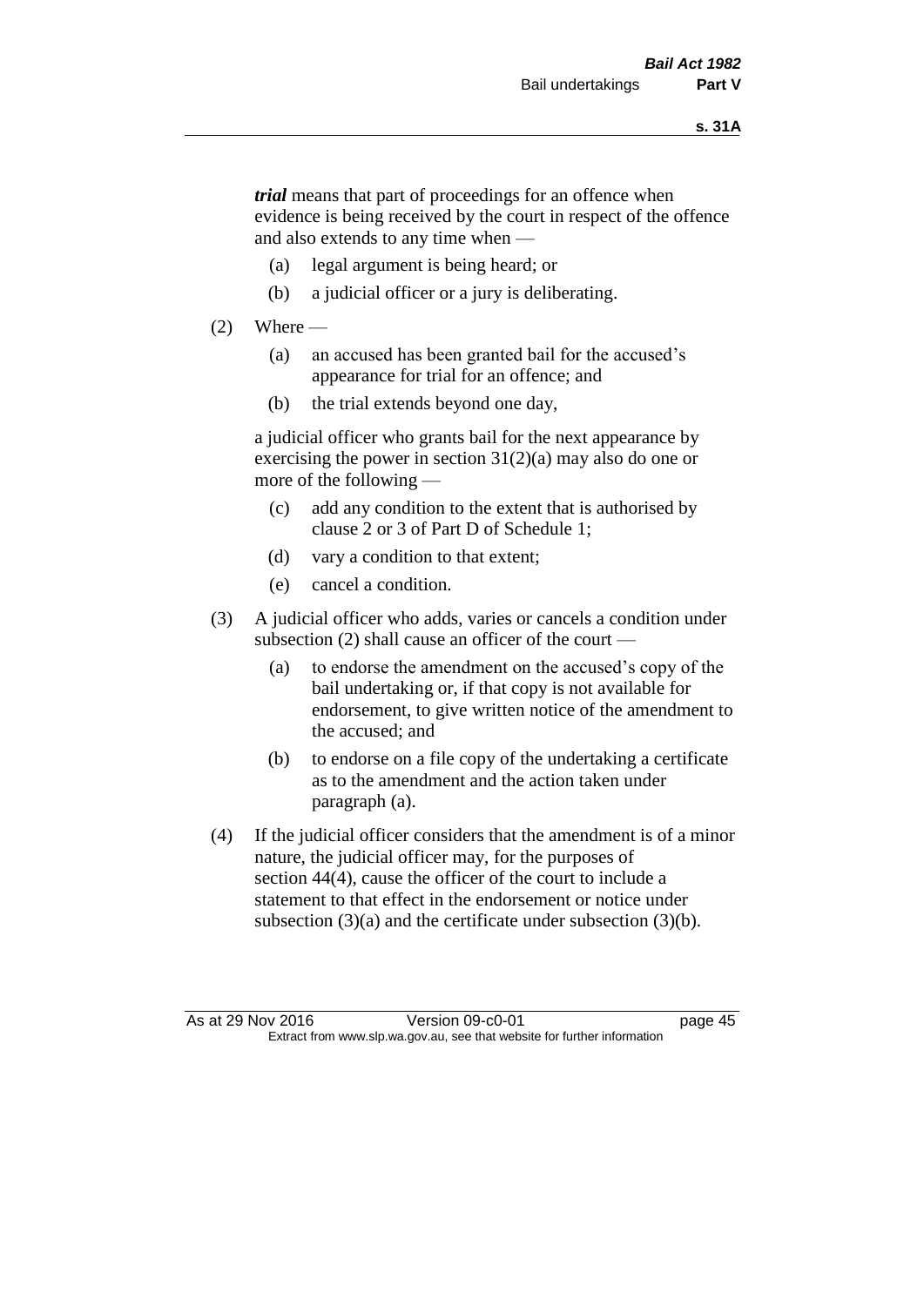***trial*** means that part of proceedings for an offence when evidence is being received by the court in respect of the offence and also extends to any time when —

(a) legal argument is being heard; or

(b) a judicial officer or a jury is deliberating.

(2) Where —

(a) an accused has been granted bail for the accused's appearance for trial for an offence; and

(b) the trial extends beyond one day,

a judicial officer who grants bail for the next appearance by exercising the power in section 31(2)(a) may also do one or more of the following —

(c) add any condition to the extent that is authorised by clause 2 or 3 of Part D of Schedule 1;

(d) vary a condition to that extent;

(e) cancel a condition.

(3) A judicial officer who adds, varies or cancels a condition under subsection (2) shall cause an officer of the court —

(a) to endorse the amendment on the accused's copy of the bail undertaking or, if that copy is not available for endorsement, to give written notice of the amendment to the accused; and

(b) to endorse on a file copy of the undertaking a certificate as to the amendment and the action taken under paragraph (a).

(4) If the judicial officer considers that the amendment is of a minor nature, the judicial officer may, for the purposes of section 44(4), cause the officer of the court to include a statement to that effect in the endorsement or notice under subsection (3)(a) and the certificate under subsection (3)(b).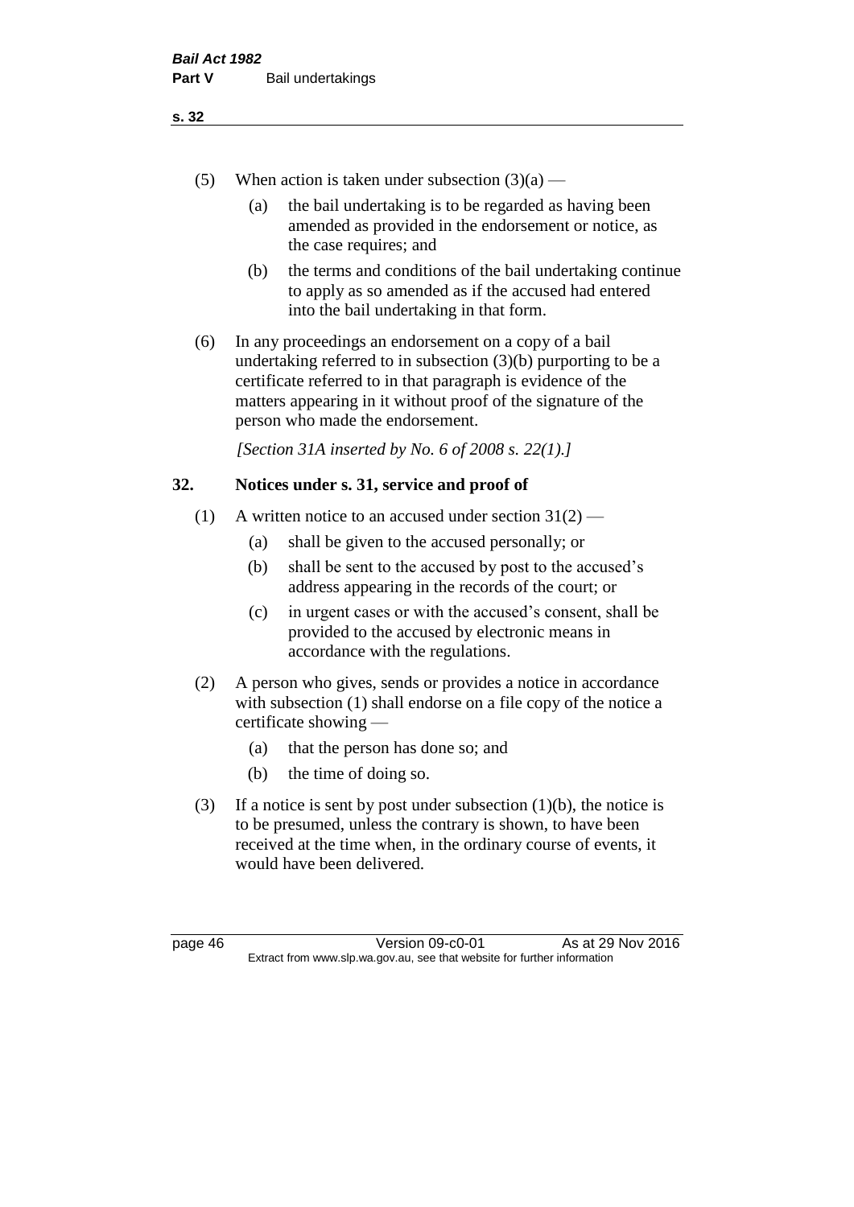(5) When action is taken under subsection (3)(a) —

(a) the bail undertaking is to be regarded as having been amended as provided in the endorsement or notice, as the case requires; and

(b) the terms and conditions of the bail undertaking continue to apply as so amended as if the accused had entered into the bail undertaking in that form.

(6) In any proceedings an endorsement on a copy of a bail undertaking referred to in subsection (3)(b) purporting to be a certificate referred to in that paragraph is evidence of the matters appearing in it without proof of the signature of the person who made the endorsement.

*[Section 31A inserted by No. 6 of 2008 s. 22(1).]*

## 32. Notices under s. 31, service and proof of

(1) A written notice to an accused under section 31(2) —

(a) shall be given to the accused personally; or

(b) shall be sent to the accused by post to the accused's address appearing in the records of the court; or

(c) in urgent cases or with the accused's consent, shall be provided to the accused by electronic means in accordance with the regulations.

(2) A person who gives, sends or provides a notice in accordance with subsection (1) shall endorse on a file copy of the notice a certificate showing —

(a) that the person has done so; and

(b) the time of doing so.

(3) If a notice is sent by post under subsection (1)(b), the notice is to be presumed, unless the contrary is shown, to have been received at the time when, in the ordinary course of events, it would have been delivered.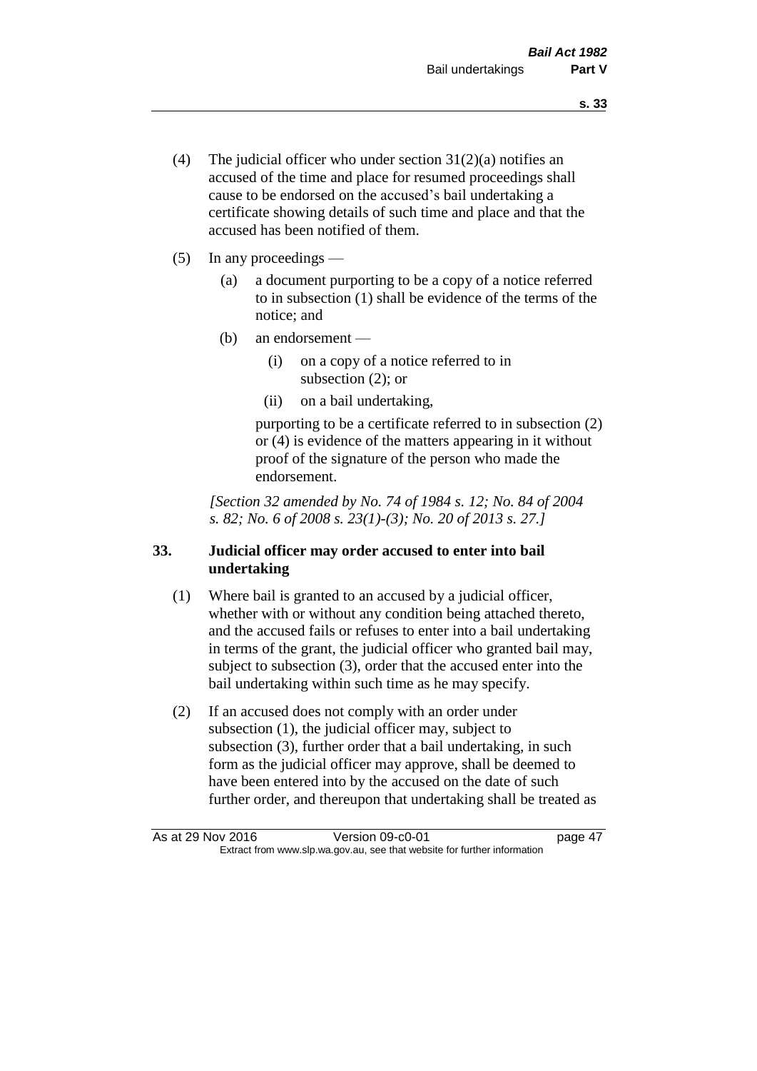(4) The judicial officer who under section 31(2)(a) notifies an accused of the time and place for resumed proceedings shall cause to be endorsed on the accused's bail undertaking a certificate showing details of such time and place and that the accused has been notified of them.

(5) In any proceedings —

  (a) a document purporting to be a copy of a notice referred to in subsection (1) shall be evidence of the terms of the notice; and

  (b) an endorsement —

    (i) on a copy of a notice referred to in subsection (2); or

    (ii) on a bail undertaking,

  purporting to be a certificate referred to in subsection (2) or (4) is evidence of the matters appearing in it without proof of the signature of the person who made the endorsement.

*[Section 32 amended by No. 74 of 1984 s. 12; No. 84 of 2004 s. 82; No. 6 of 2008 s. 23(1)-(3); No. 20 of 2013 s. 27.]*

## 33. Judicial officer may order accused to enter into bail undertaking

(1) Where bail is granted to an accused by a judicial officer, whether with or without any condition being attached thereto, and the accused fails or refuses to enter into a bail undertaking in terms of the grant, the judicial officer who granted bail may, subject to subsection (3), order that the accused enter into the bail undertaking within such time as he may specify.

(2) If an accused does not comply with an order under subsection (1), the judicial officer may, subject to subsection (3), further order that a bail undertaking, in such form as the judicial officer may approve, shall be deemed to have been entered into by the accused on the date of such further order, and thereupon that undertaking shall be treated as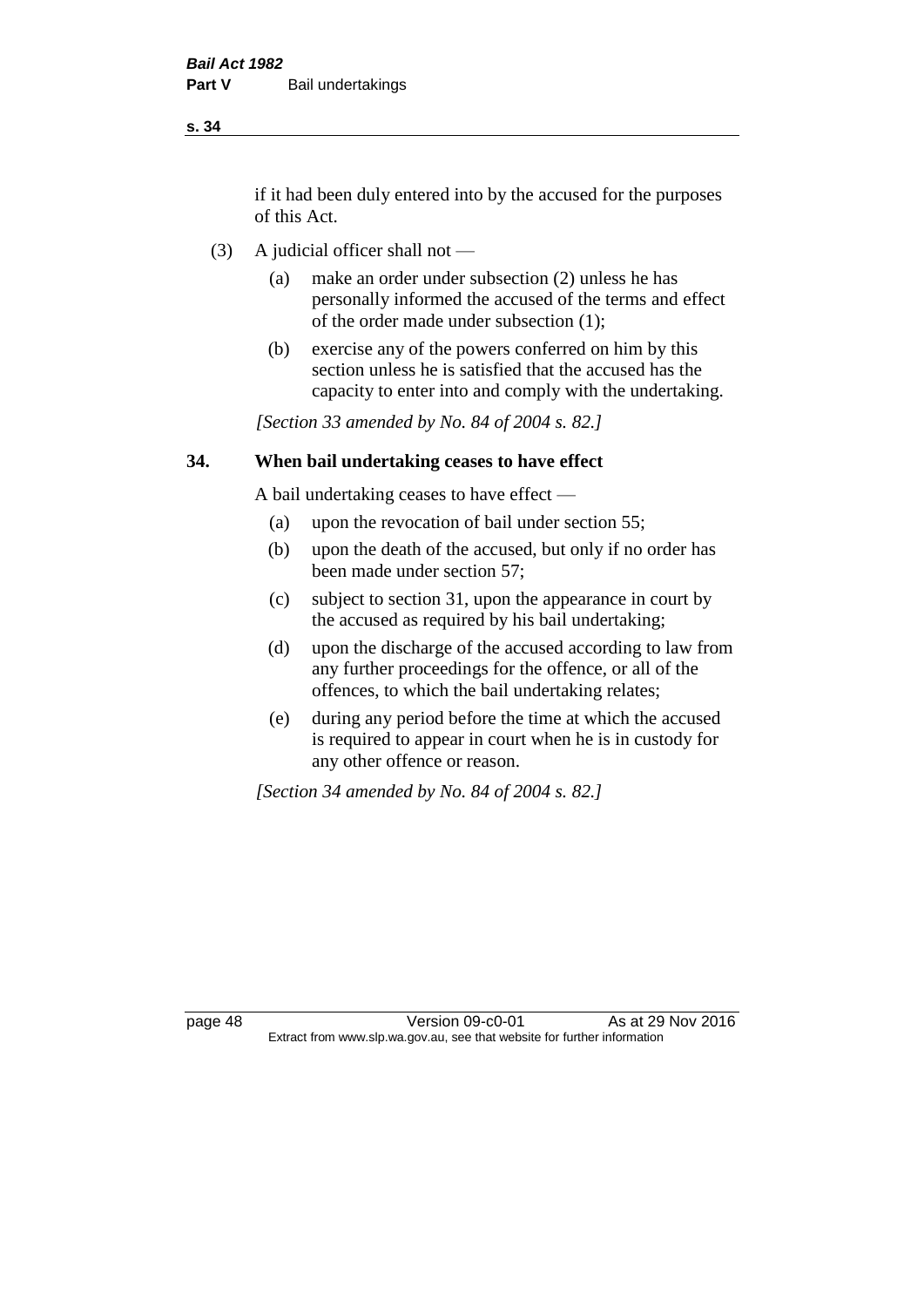if it had been duly entered into by the accused for the purposes of this Act.

(3) A judicial officer shall not —

(a) make an order under subsection (2) unless he has personally informed the accused of the terms and effect of the order made under subsection (1);

(b) exercise any of the powers conferred on him by this section unless he is satisfied that the accused has the capacity to enter into and comply with the undertaking.

*[Section 33 amended by No. 84 of 2004 s. 82.]*

## 34. When bail undertaking ceases to have effect

A bail undertaking ceases to have effect —

(a) upon the revocation of bail under section 55;

(b) upon the death of the accused, but only if no order has been made under section 57;

(c) subject to section 31, upon the appearance in court by the accused as required by his bail undertaking;

(d) upon the discharge of the accused according to law from any further proceedings for the offence, or all of the offences, to which the bail undertaking relates;

(e) during any period before the time at which the accused is required to appear in court when he is in custody for any other offence or reason.

*[Section 34 amended by No. 84 of 2004 s. 82.]*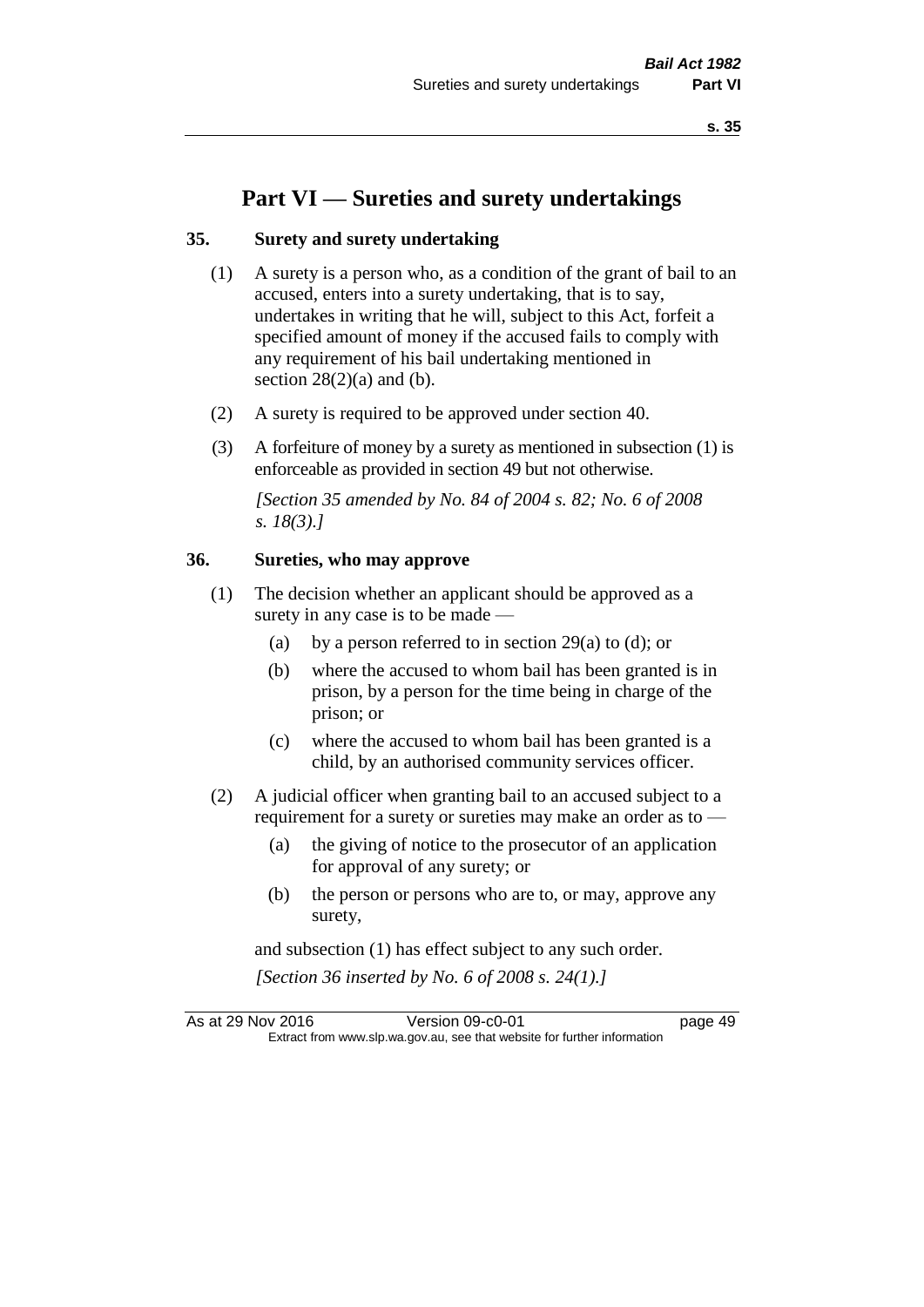# Part VI — Sureties and surety undertakings

### 35. Surety and surety undertaking

(1) A surety is a person who, as a condition of the grant of bail to an accused, enters into a surety undertaking, that is to say, undertakes in writing that he will, subject to this Act, forfeit a specified amount of money if the accused fails to comply with any requirement of his bail undertaking mentioned in section 28(2)(a) and (b).

(2) A surety is required to be approved under section 40.

(3) A forfeiture of money by a surety as mentioned in subsection (1) is enforceable as provided in section 49 but not otherwise.

*[Section 35 amended by No. 84 of 2004 s. 82; No. 6 of 2008 s. 18(3).]*

### 36. Sureties, who may approve

(1) The decision whether an applicant should be approved as a surety in any case is to be made —

- (a) by a person referred to in section 29(a) to (d); or
- (b) where the accused to whom bail has been granted is in prison, by a person for the time being in charge of the prison; or
- (c) where the accused to whom bail has been granted is a child, by an authorised community services officer.

(2) A judicial officer when granting bail to an accused subject to a requirement for a surety or sureties may make an order as to —

- (a) the giving of notice to the prosecutor of an application for approval of any surety; or
- (b) the person or persons who are to, or may, approve any surety,

and subsection (1) has effect subject to any such order.

*[Section 36 inserted by No. 6 of 2008 s. 24(1).]*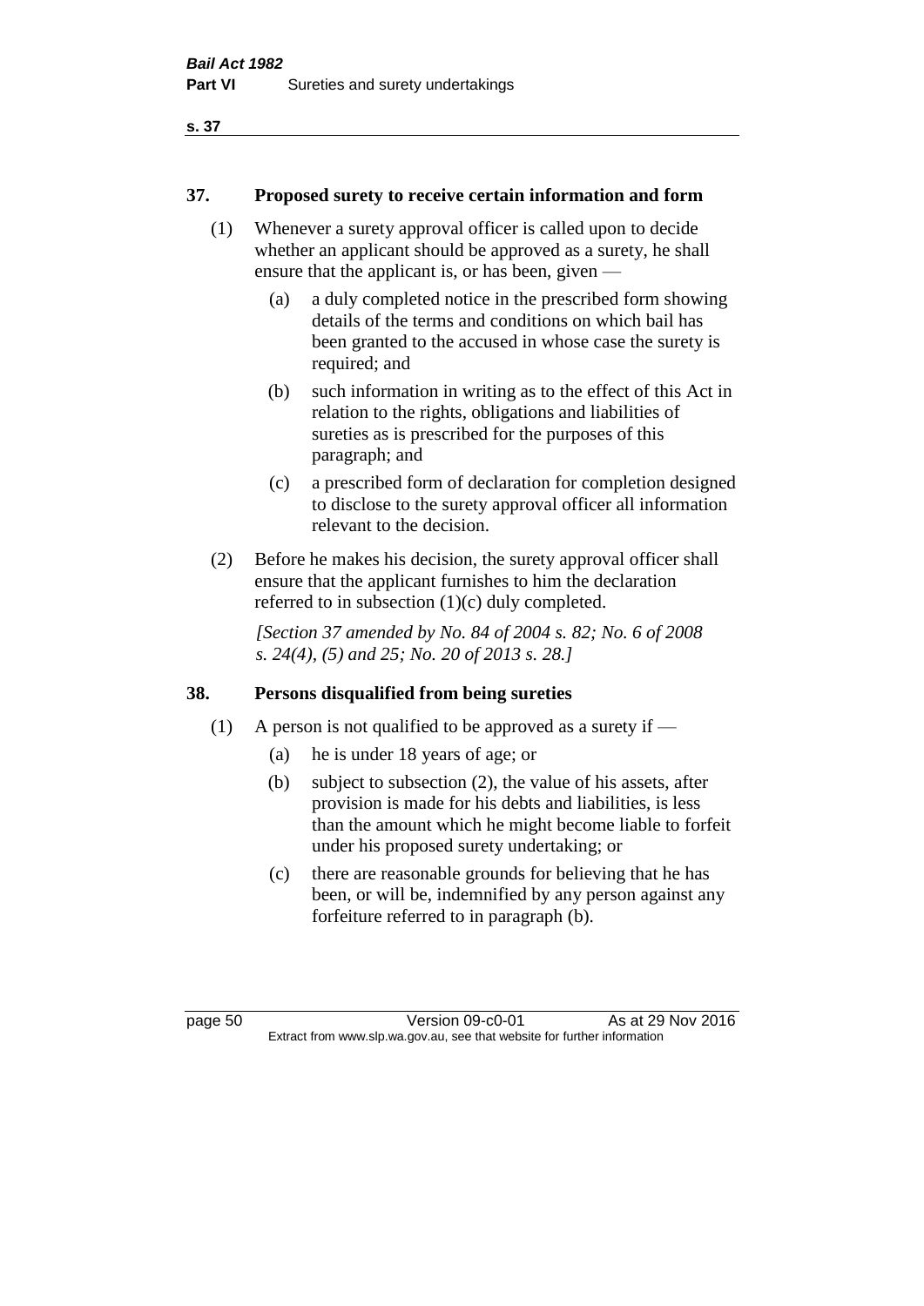## 37. Proposed surety to receive certain information and form

(1) Whenever a surety approval officer is called upon to decide whether an applicant should be approved as a surety, he shall ensure that the applicant is, or has been, given —

(a) a duly completed notice in the prescribed form showing details of the terms and conditions on which bail has been granted to the accused in whose case the surety is required; and

(b) such information in writing as to the effect of this Act in relation to the rights, obligations and liabilities of sureties as is prescribed for the purposes of this paragraph; and

(c) a prescribed form of declaration for completion designed to disclose to the surety approval officer all information relevant to the decision.

(2) Before he makes his decision, the surety approval officer shall ensure that the applicant furnishes to him the declaration referred to in subsection (1)(c) duly completed.

*[Section 37 amended by No. 84 of 2004 s. 82; No. 6 of 2008 s. 24(4), (5) and 25; No. 20 of 2013 s. 28.]*

## 38. Persons disqualified from being sureties

(1) A person is not qualified to be approved as a surety if —

(a) he is under 18 years of age; or

(b) subject to subsection (2), the value of his assets, after provision is made for his debts and liabilities, is less than the amount which he might become liable to forfeit under his proposed surety undertaking; or

(c) there are reasonable grounds for believing that he has been, or will be, indemnified by any person against any forfeiture referred to in paragraph (b).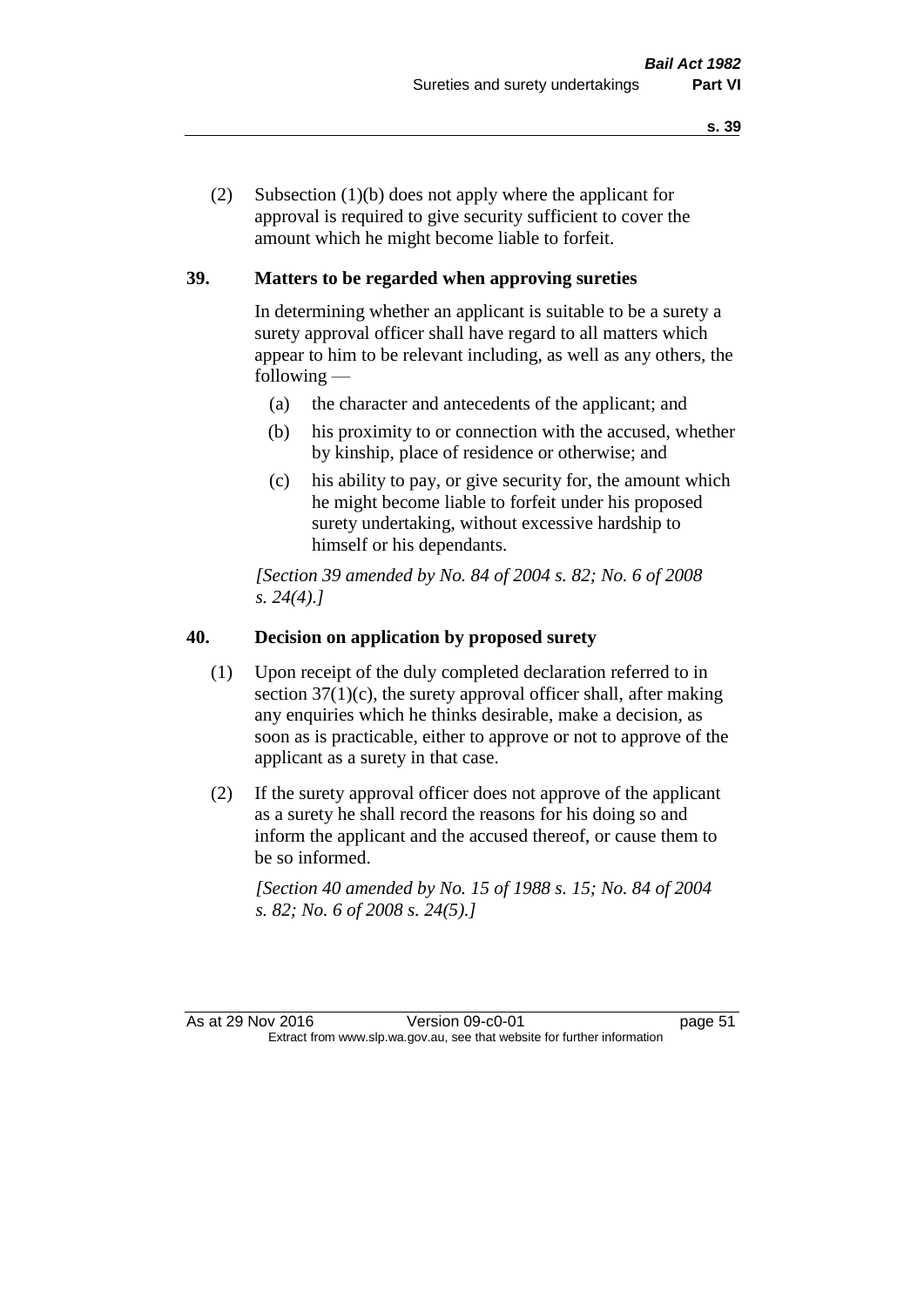(2) Subsection (1)(b) does not apply where the applicant for approval is required to give security sufficient to cover the amount which he might become liable to forfeit.

## 39. Matters to be regarded when approving sureties

In determining whether an applicant is suitable to be a surety a surety approval officer shall have regard to all matters which appear to him to be relevant including, as well as any others, the following —

- (a) the character and antecedents of the applicant; and
- (b) his proximity to or connection with the accused, whether by kinship, place of residence or otherwise; and
- (c) his ability to pay, or give security for, the amount which he might become liable to forfeit under his proposed surety undertaking, without excessive hardship to himself or his dependants.

*[Section 39 amended by No. 84 of 2004 s. 82; No. 6 of 2008 s. 24(4).]*

## 40. Decision on application by proposed surety

(1) Upon receipt of the duly completed declaration referred to in section 37(1)(c), the surety approval officer shall, after making any enquiries which he thinks desirable, make a decision, as soon as is practicable, either to approve or not to approve of the applicant as a surety in that case.

(2) If the surety approval officer does not approve of the applicant as a surety he shall record the reasons for his doing so and inform the applicant and the accused thereof, or cause them to be so informed.

*[Section 40 amended by No. 15 of 1988 s. 15; No. 84 of 2004 s. 82; No. 6 of 2008 s. 24(5).]*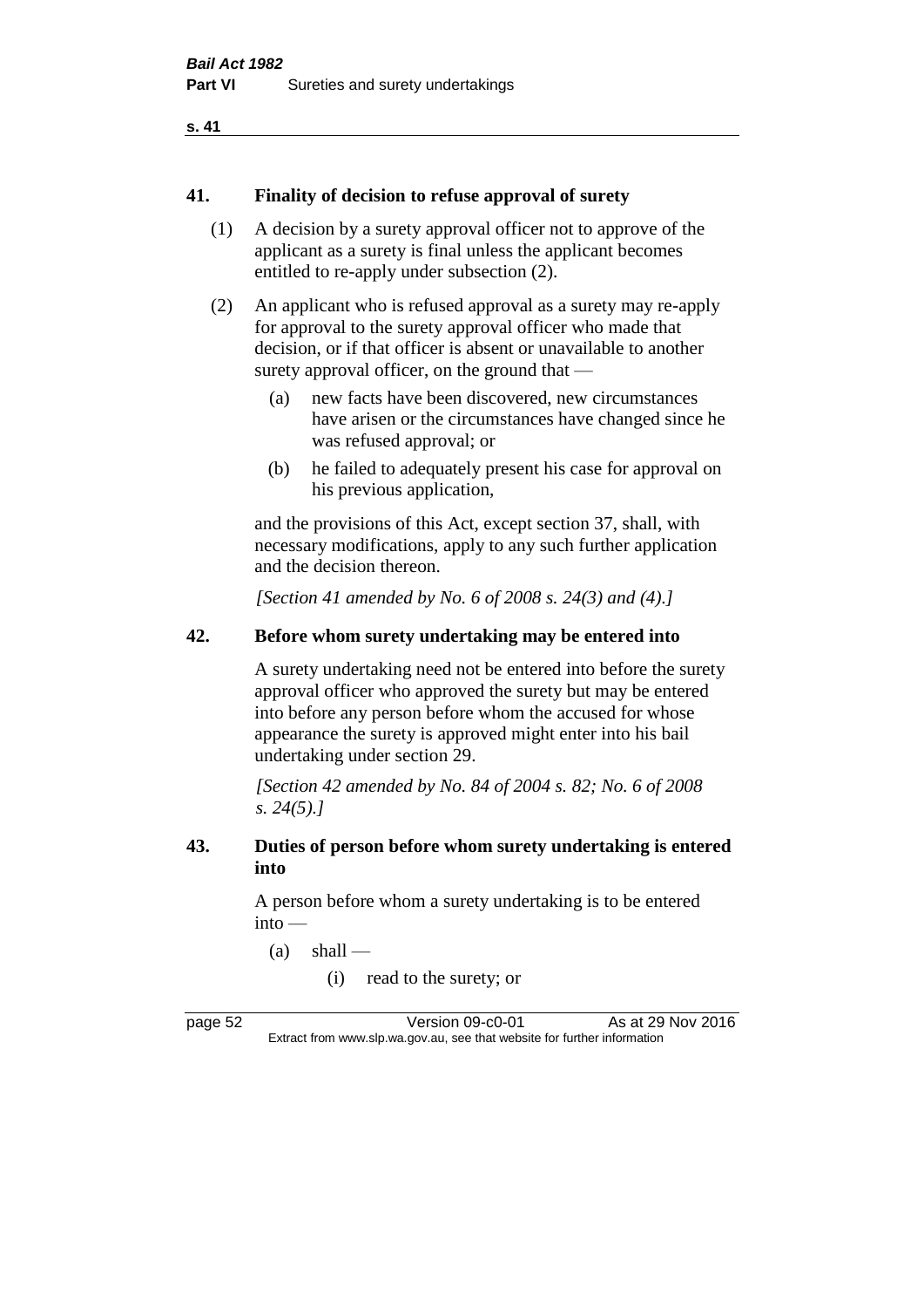## 41. Finality of decision to refuse approval of surety

(1) A decision by a surety approval officer not to approve of the applicant as a surety is final unless the applicant becomes entitled to re-apply under subsection (2).

(2) An applicant who is refused approval as a surety may re-apply for approval to the surety approval officer who made that decision, or if that officer is absent or unavailable to another surety approval officer, on the ground that —

- (a) new facts have been discovered, new circumstances have arisen or the circumstances have changed since he was refused approval; or
- (b) he failed to adequately present his case for approval on his previous application,

and the provisions of this Act, except section 37, shall, with necessary modifications, apply to any such further application and the decision thereon.

*[Section 41 amended by No. 6 of 2008 s. 24(3) and (4).]*

## 42. Before whom surety undertaking may be entered into

A surety undertaking need not be entered into before the surety approval officer who approved the surety but may be entered into before any person before whom the accused for whose appearance the surety is approved might enter into his bail undertaking under section 29.

*[Section 42 amended by No. 84 of 2004 s. 82; No. 6 of 2008 s. 24(5).]*

## 43. Duties of person before whom surety undertaking is entered into

A person before whom a surety undertaking is to be entered into —

- (a) shall —
  - (i) read to the surety; or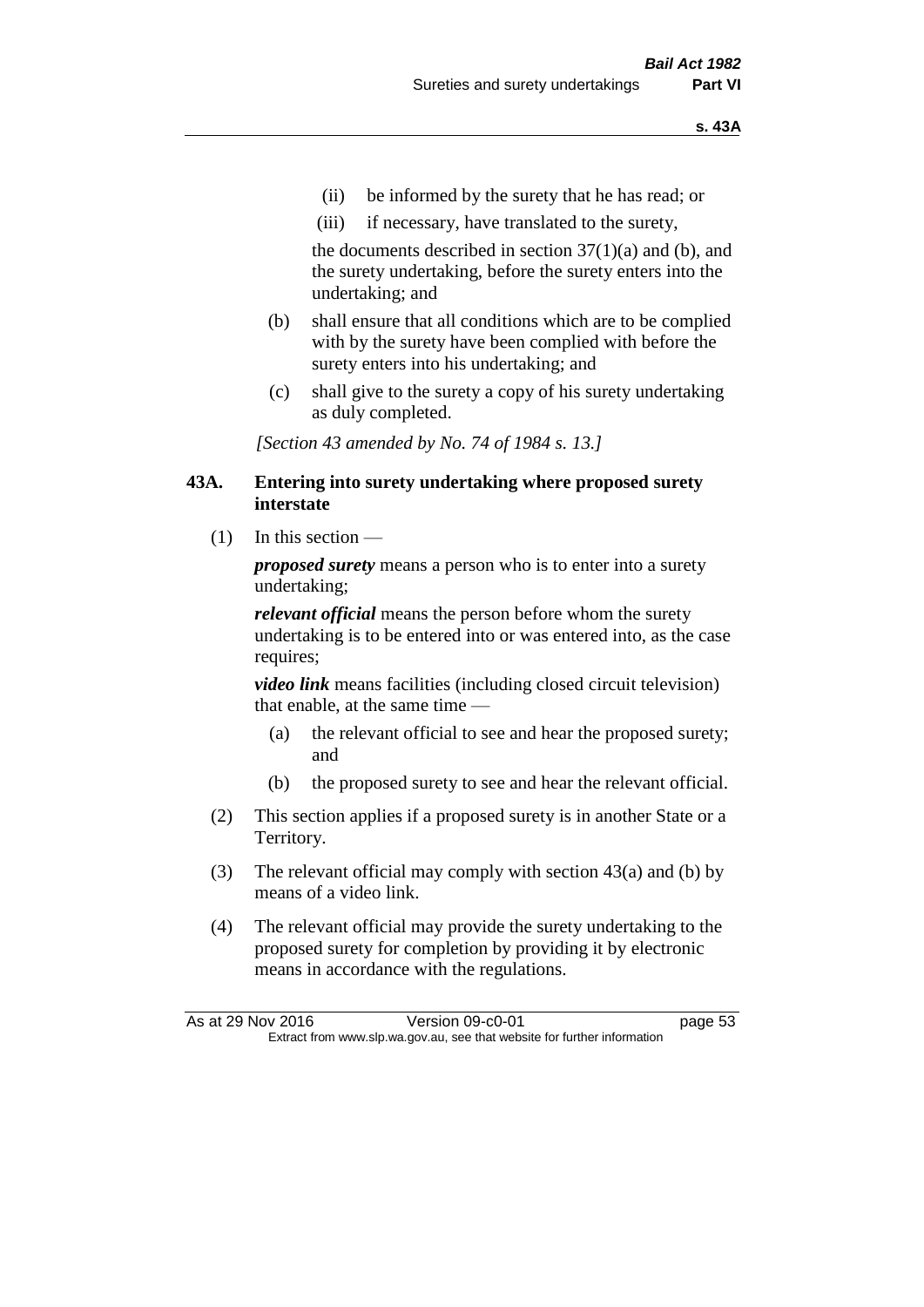(ii) be informed by the surety that he has read; or

(iii) if necessary, have translated to the surety,

the documents described in section 37(1)(a) and (b), and the surety undertaking, before the surety enters into the undertaking; and

(b) shall ensure that all conditions which are to be complied with by the surety have been complied with before the surety enters into his undertaking; and

(c) shall give to the surety a copy of his surety undertaking as duly completed.

*[Section 43 amended by No. 74 of 1984 s. 13.]*

### 43A. Entering into surety undertaking where proposed surety interstate

(1) In this section —

***proposed surety*** means a person who is to enter into a surety undertaking;

***relevant official*** means the person before whom the surety undertaking is to be entered into or was entered into, as the case requires;

***video link*** means facilities (including closed circuit television) that enable, at the same time —

(a) the relevant official to see and hear the proposed surety; and

(b) the proposed surety to see and hear the relevant official.

(2) This section applies if a proposed surety is in another State or a Territory.

(3) The relevant official may comply with section 43(a) and (b) by means of a video link.

(4) The relevant official may provide the surety undertaking to the proposed surety for completion by providing it by electronic means in accordance with the regulations.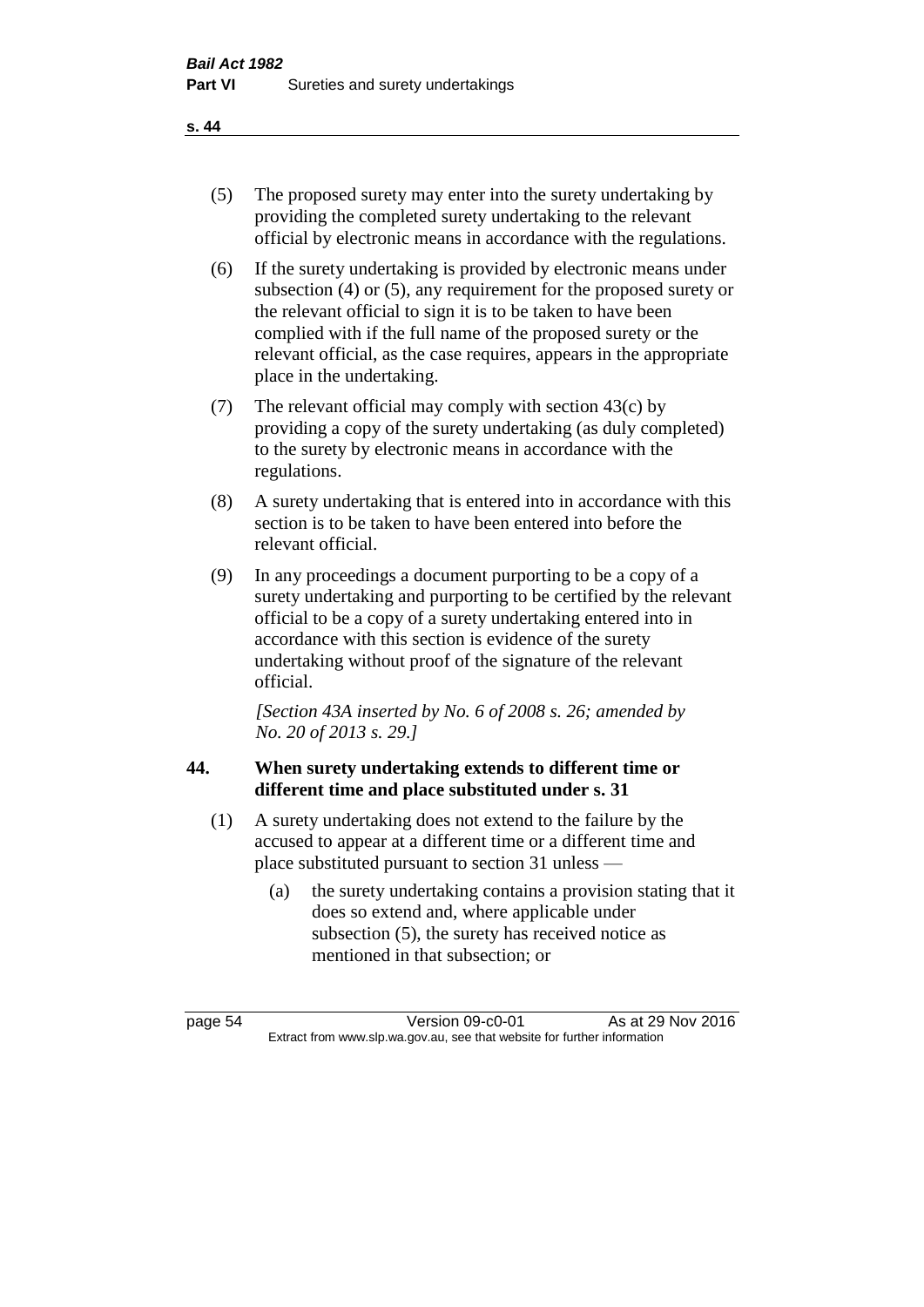(5) The proposed surety may enter into the surety undertaking by providing the completed surety undertaking to the relevant official by electronic means in accordance with the regulations.

(6) If the surety undertaking is provided by electronic means under subsection (4) or (5), any requirement for the proposed surety or the relevant official to sign it is to be taken to have been complied with if the full name of the proposed surety or the relevant official, as the case requires, appears in the appropriate place in the undertaking.

(7) The relevant official may comply with section 43(c) by providing a copy of the surety undertaking (as duly completed) to the surety by electronic means in accordance with the regulations.

(8) A surety undertaking that is entered into in accordance with this section is to be taken to have been entered into before the relevant official.

(9) In any proceedings a document purporting to be a copy of a surety undertaking and purporting to be certified by the relevant official to be a copy of a surety undertaking entered into in accordance with this section is evidence of the surety undertaking without proof of the signature of the relevant official.

*[Section 43A inserted by No. 6 of 2008 s. 26; amended by No. 20 of 2013 s. 29.]*

### 44. When surety undertaking extends to different time or different time and place substituted under s. 31

(1) A surety undertaking does not extend to the failure by the accused to appear at a different time or a different time and place substituted pursuant to section 31 unless —

(a) the surety undertaking contains a provision stating that it does so extend and, where applicable under subsection (5), the surety has received notice as mentioned in that subsection; or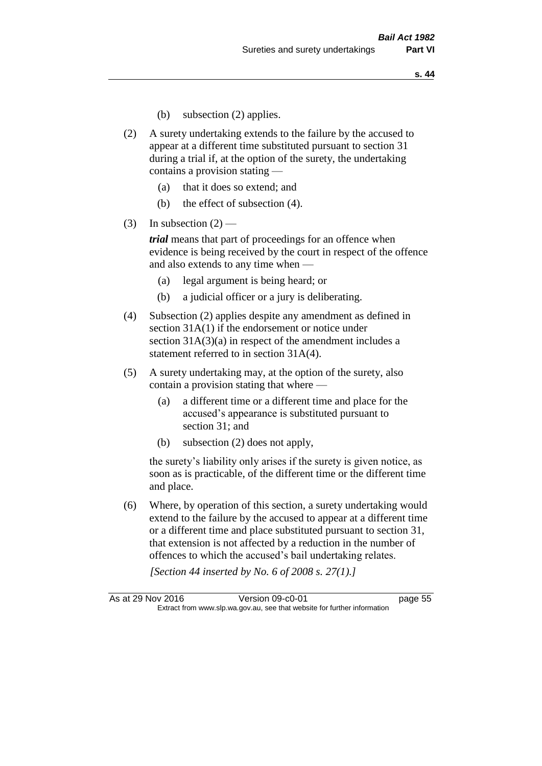(b) subsection (2) applies.

(2) A surety undertaking extends to the failure by the accused to appear at a different time substituted pursuant to section 31 during a trial if, at the option of the surety, the undertaking contains a provision stating —

(a) that it does so extend; and

(b) the effect of subsection (4).

(3) In subsection (2) —

***trial*** means that part of proceedings for an offence when evidence is being received by the court in respect of the offence and also extends to any time when —

(a) legal argument is being heard; or

(b) a judicial officer or a jury is deliberating.

(4) Subsection (2) applies despite any amendment as defined in section 31A(1) if the endorsement or notice under section 31A(3)(a) in respect of the amendment includes a statement referred to in section 31A(4).

(5) A surety undertaking may, at the option of the surety, also contain a provision stating that where —

(a) a different time or a different time and place for the accused's appearance is substituted pursuant to section 31; and

(b) subsection (2) does not apply,

the surety's liability only arises if the surety is given notice, as soon as is practicable, of the different time or the different time and place.

(6) Where, by operation of this section, a surety undertaking would extend to the failure by the accused to appear at a different time or a different time and place substituted pursuant to section 31, that extension is not affected by a reduction in the number of offences to which the accused's bail undertaking relates.

*[Section 44 inserted by No. 6 of 2008 s. 27(1).]*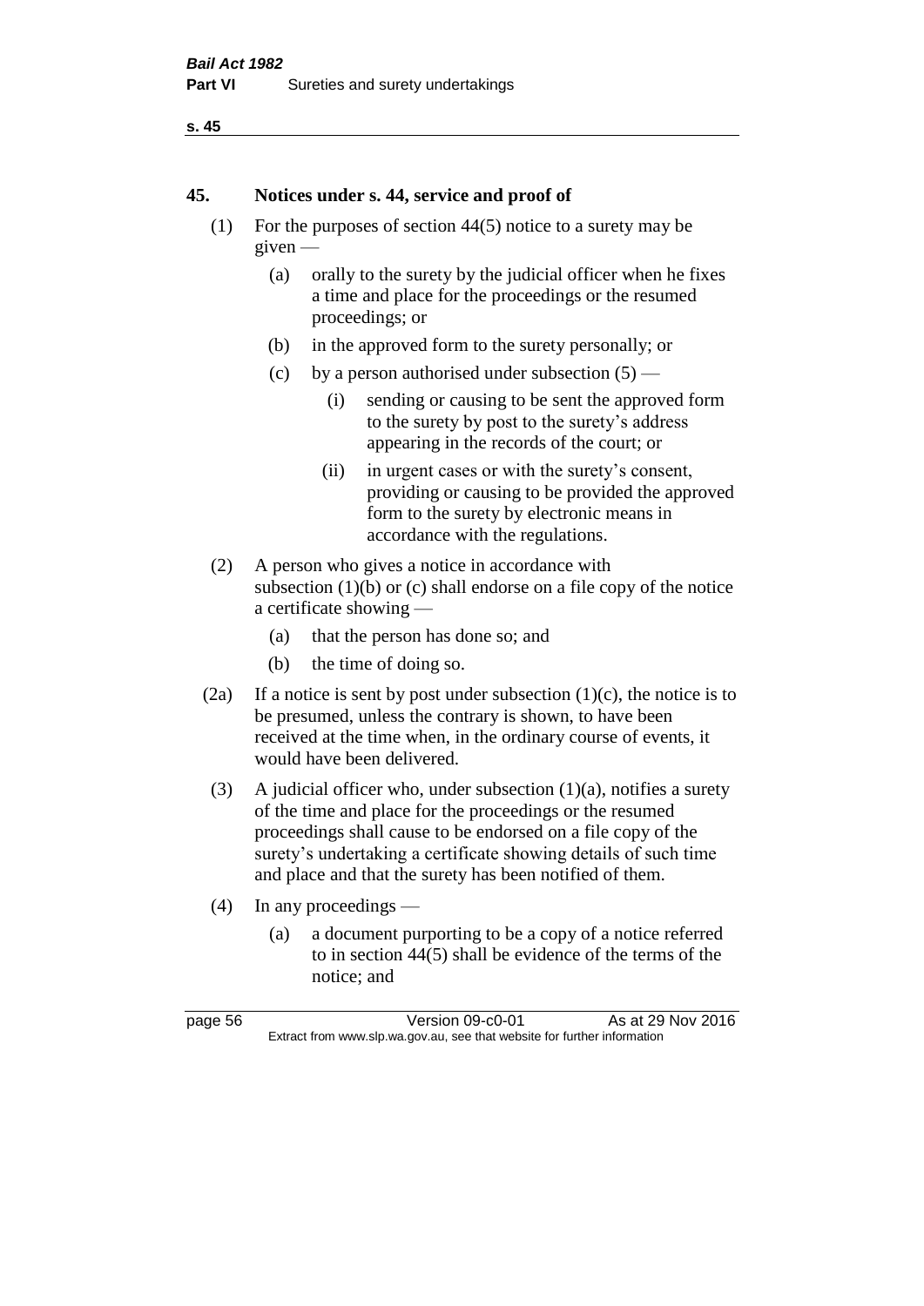## 45. Notices under s. 44, service and proof of

(1) For the purposes of section 44(5) notice to a surety may be given —

(a) orally to the surety by the judicial officer when he fixes a time and place for the proceedings or the resumed proceedings; or

(b) in the approved form to the surety personally; or

(c) by a person authorised under subsection (5) —

(i) sending or causing to be sent the approved form to the surety by post to the surety's address appearing in the records of the court; or

(ii) in urgent cases or with the surety's consent, providing or causing to be provided the approved form to the surety by electronic means in accordance with the regulations.

(2) A person who gives a notice in accordance with subsection (1)(b) or (c) shall endorse on a file copy of the notice a certificate showing —

(a) that the person has done so; and

(b) the time of doing so.

(2a) If a notice is sent by post under subsection (1)(c), the notice is to be presumed, unless the contrary is shown, to have been received at the time when, in the ordinary course of events, it would have been delivered.

(3) A judicial officer who, under subsection (1)(a), notifies a surety of the time and place for the proceedings or the resumed proceedings shall cause to be endorsed on a file copy of the surety's undertaking a certificate showing details of such time and place and that the surety has been notified of them.

(4) In any proceedings —

(a) a document purporting to be a copy of a notice referred to in section 44(5) shall be evidence of the terms of the notice; and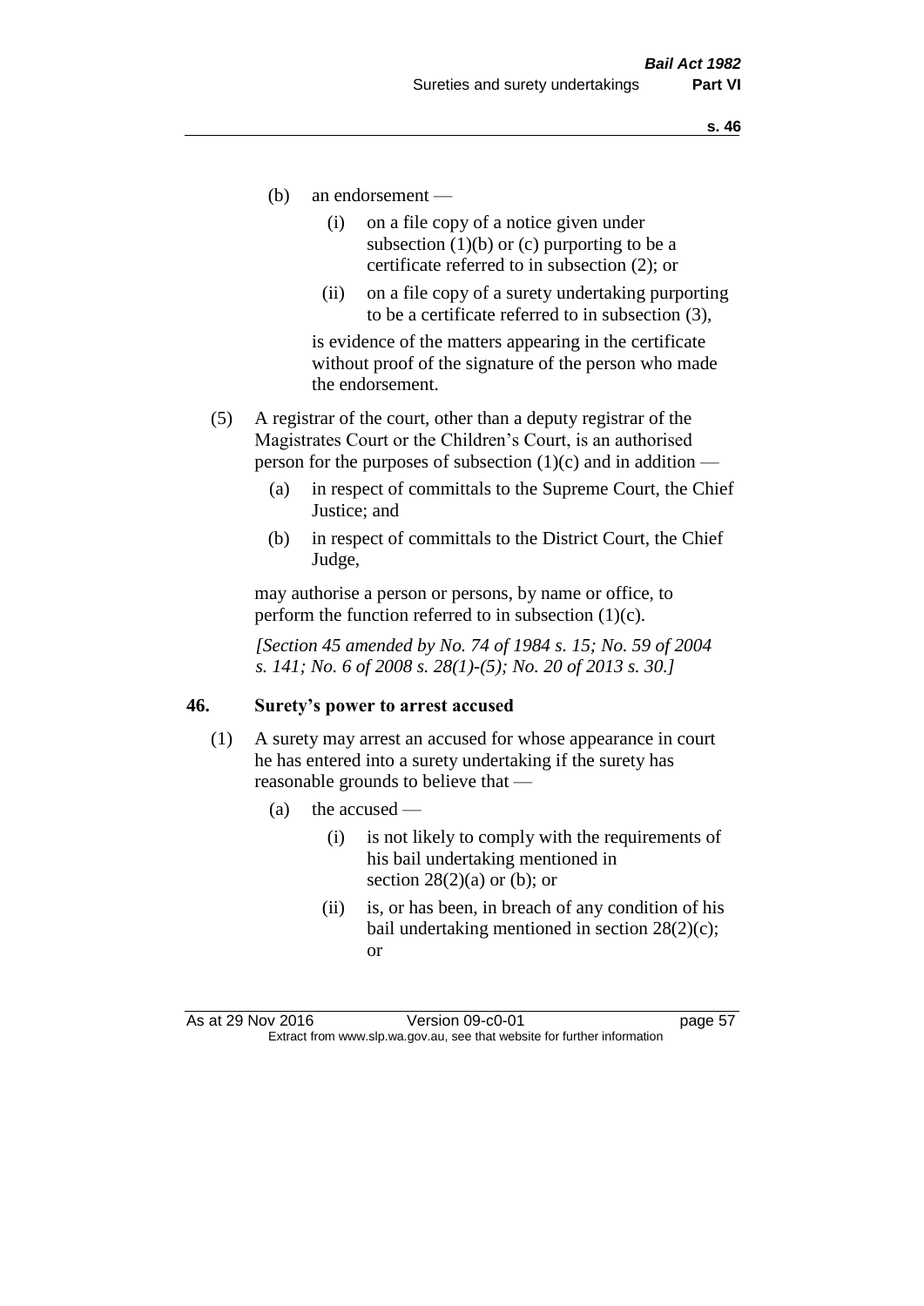(b) an endorsement —

  (i) on a file copy of a notice given under subsection (1)(b) or (c) purporting to be a certificate referred to in subsection (2); or

  (ii) on a file copy of a surety undertaking purporting to be a certificate referred to in subsection (3),

is evidence of the matters appearing in the certificate without proof of the signature of the person who made the endorsement.

(5) A registrar of the court, other than a deputy registrar of the Magistrates Court or the Children's Court, is an authorised person for the purposes of subsection (1)(c) and in addition —

  (a) in respect of committals to the Supreme Court, the Chief Justice; and

  (b) in respect of committals to the District Court, the Chief Judge,

may authorise a person or persons, by name or office, to perform the function referred to in subsection (1)(c).

*[Section 45 amended by No. 74 of 1984 s. 15; No. 59 of 2004 s. 141; No. 6 of 2008 s. 28(1)-(5); No. 20 of 2013 s. 30.]*

### 46. Surety's power to arrest accused

(1) A surety may arrest an accused for whose appearance in court he has entered into a surety undertaking if the surety has reasonable grounds to believe that —

  (a) the accused —

    (i) is not likely to comply with the requirements of his bail undertaking mentioned in section 28(2)(a) or (b); or

    (ii) is, or has been, in breach of any condition of his bail undertaking mentioned in section 28(2)(c); or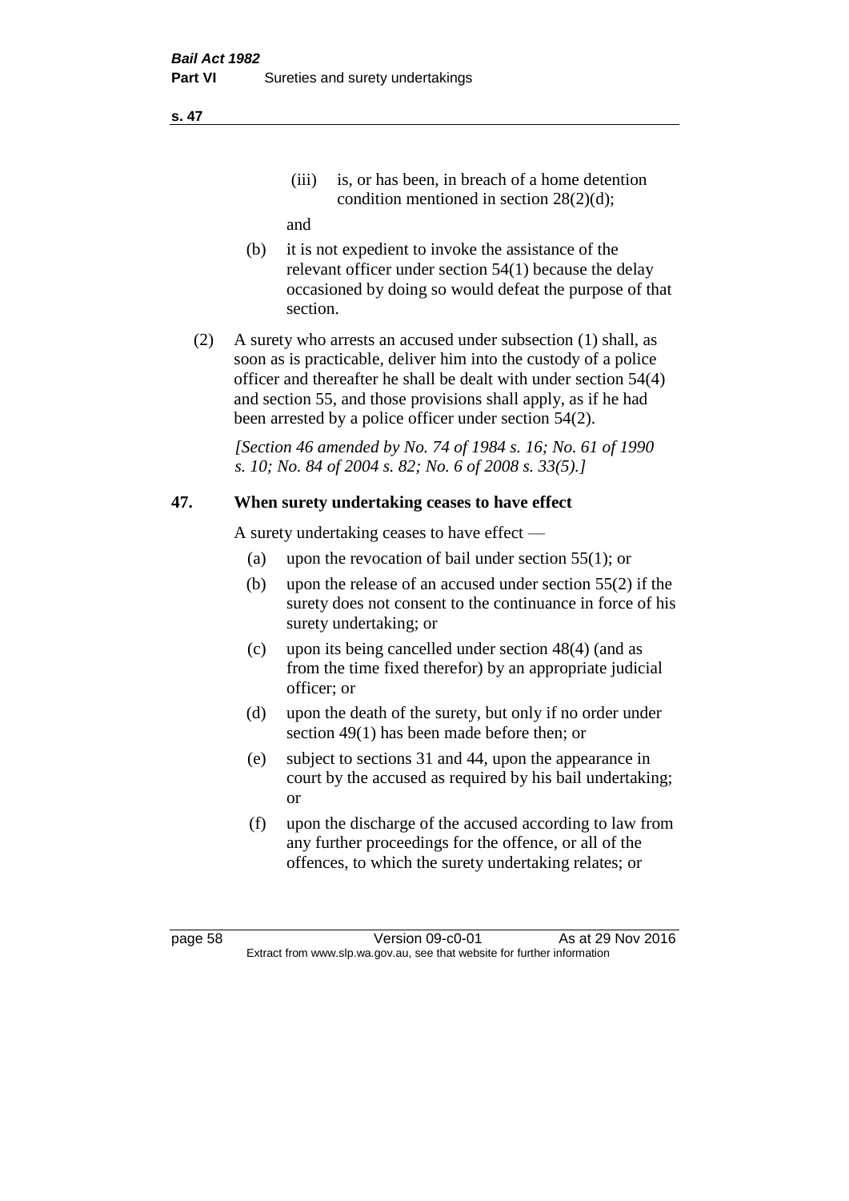(iii) is, or has been, in breach of a home detention condition mentioned in section 28(2)(d);

and

(b) it is not expedient to invoke the assistance of the relevant officer under section 54(1) because the delay occasioned by doing so would defeat the purpose of that section.

(2) A surety who arrests an accused under subsection (1) shall, as soon as is practicable, deliver him into the custody of a police officer and thereafter he shall be dealt with under section 54(4) and section 55, and those provisions shall apply, as if he had been arrested by a police officer under section 54(2).

*[Section 46 amended by No. 74 of 1984 s. 16; No. 61 of 1990 s. 10; No. 84 of 2004 s. 82; No. 6 of 2008 s. 33(5).]*

## 47. When surety undertaking ceases to have effect

A surety undertaking ceases to have effect —

(a) upon the revocation of bail under section 55(1); or

(b) upon the release of an accused under section 55(2) if the surety does not consent to the continuance in force of his surety undertaking; or

(c) upon its being cancelled under section 48(4) (and as from the time fixed therefor) by an appropriate judicial officer; or

(d) upon the death of the surety, but only if no order under section 49(1) has been made before then; or

(e) subject to sections 31 and 44, upon the appearance in court by the accused as required by his bail undertaking; or

(f) upon the discharge of the accused according to law from any further proceedings for the offence, or all of the offences, to which the surety undertaking relates; or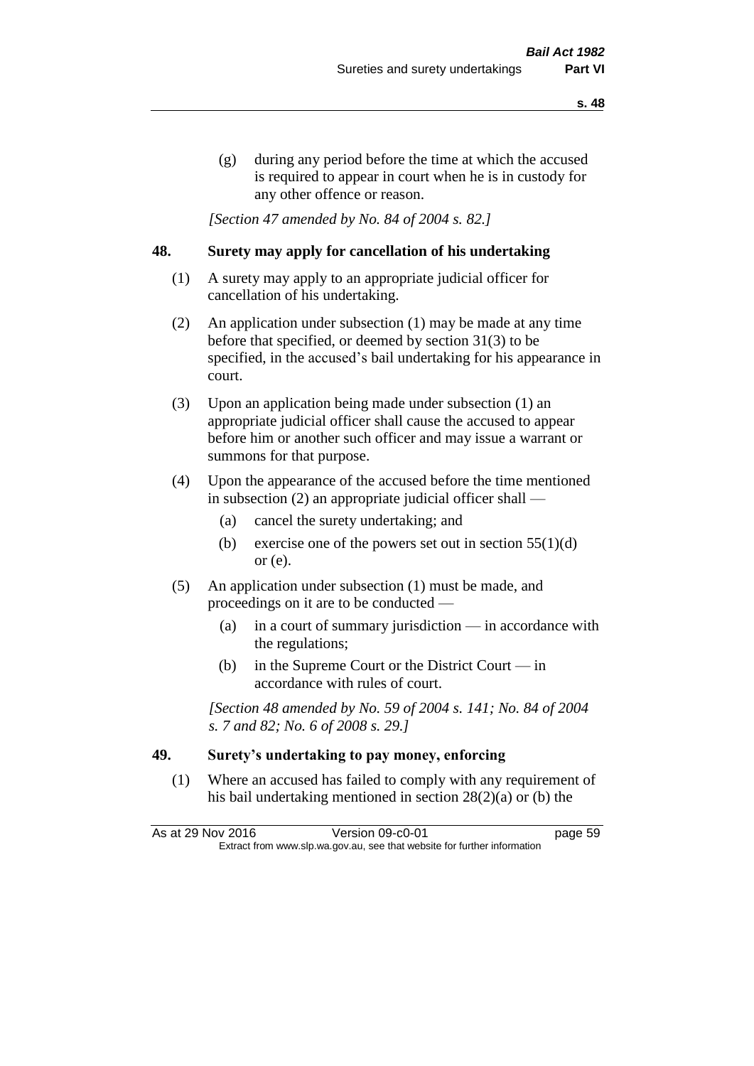(g) during any period before the time at which the accused is required to appear in court when he is in custody for any other offence or reason.

*[Section 47 amended by No. 84 of 2004 s. 82.]*

## 48. Surety may apply for cancellation of his undertaking

(1) A surety may apply to an appropriate judicial officer for cancellation of his undertaking.

(2) An application under subsection (1) may be made at any time before that specified, or deemed by section 31(3) to be specified, in the accused's bail undertaking for his appearance in court.

(3) Upon an application being made under subsection (1) an appropriate judicial officer shall cause the accused to appear before him or another such officer and may issue a warrant or summons for that purpose.

(4) Upon the appearance of the accused before the time mentioned in subsection (2) an appropriate judicial officer shall —

(a) cancel the surety undertaking; and

(b) exercise one of the powers set out in section 55(1)(d) or (e).

(5) An application under subsection (1) must be made, and proceedings on it are to be conducted —

(a) in a court of summary jurisdiction — in accordance with the regulations;

(b) in the Supreme Court or the District Court — in accordance with rules of court.

*[Section 48 amended by No. 59 of 2004 s. 141; No. 84 of 2004 s. 7 and 82; No. 6 of 2008 s. 29.]*

## 49. Surety's undertaking to pay money, enforcing

(1) Where an accused has failed to comply with any requirement of his bail undertaking mentioned in section 28(2)(a) or (b) the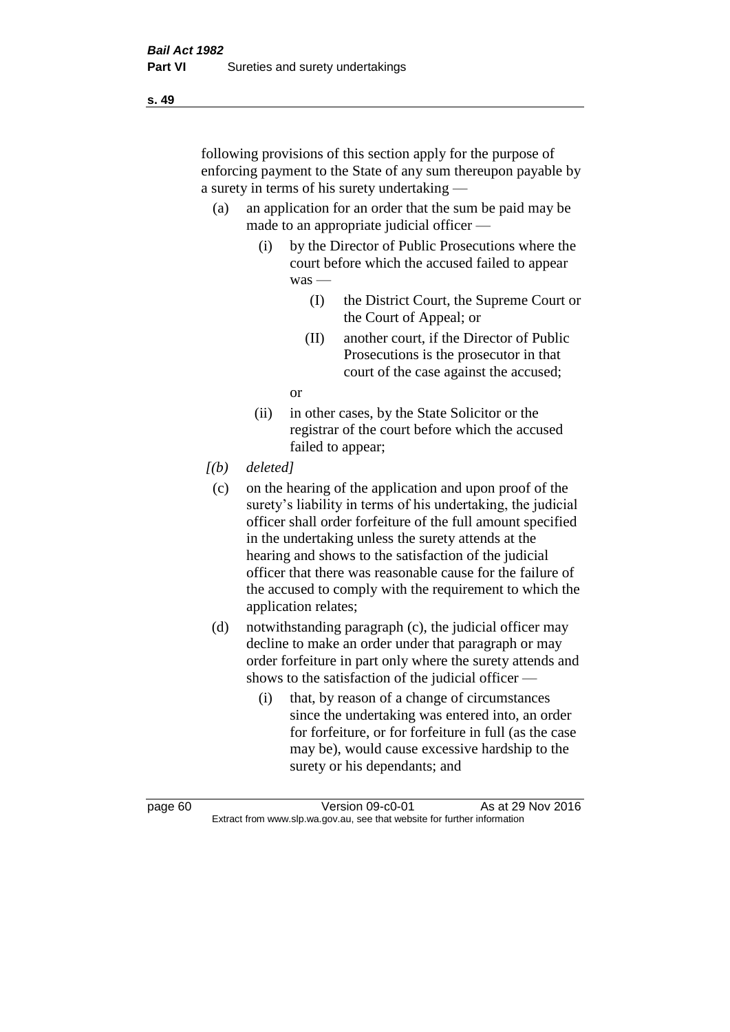following provisions of this section apply for the purpose of enforcing payment to the State of any sum thereupon payable by a surety in terms of his surety undertaking —

- (a) an application for an order that the sum be paid may be made to an appropriate judicial officer —
  - (i) by the Director of Public Prosecutions where the court before which the accused failed to appear was —
    - (I) the District Court, the Supreme Court or the Court of Appeal; or
    - (II) another court, if the Director of Public Prosecutions is the prosecutor in that court of the case against the accused;

    or
  - (ii) in other cases, by the State Solicitor or the registrar of the court before which the accused failed to appear;
- *[(b) deleted]*
- (c) on the hearing of the application and upon proof of the surety's liability in terms of his undertaking, the judicial officer shall order forfeiture of the full amount specified in the undertaking unless the surety attends at the hearing and shows to the satisfaction of the judicial officer that there was reasonable cause for the failure of the accused to comply with the requirement to which the application relates;
- (d) notwithstanding paragraph (c), the judicial officer may decline to make an order under that paragraph or may order forfeiture in part only where the surety attends and shows to the satisfaction of the judicial officer —
  - (i) that, by reason of a change of circumstances since the undertaking was entered into, an order for forfeiture, or for forfeiture in full (as the case may be), would cause excessive hardship to the surety or his dependants; and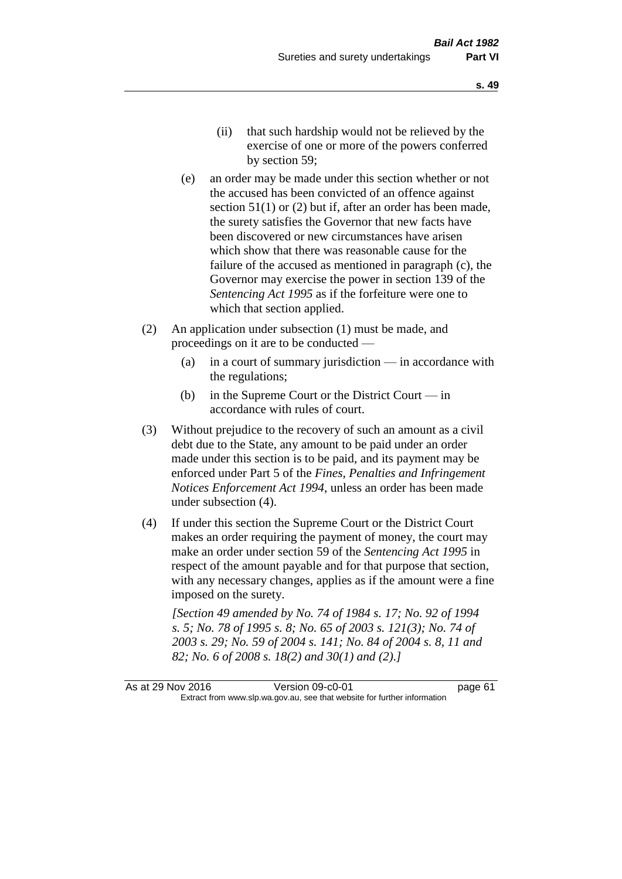(ii) that such hardship would not be relieved by the exercise of one or more of the powers conferred by section 59;

(e) an order may be made under this section whether or not the accused has been convicted of an offence against section 51(1) or (2) but if, after an order has been made, the surety satisfies the Governor that new facts have been discovered or new circumstances have arisen which show that there was reasonable cause for the failure of the accused as mentioned in paragraph (c), the Governor may exercise the power in section 139 of the *Sentencing Act 1995* as if the forfeiture were one to which that section applied.

(2) An application under subsection (1) must be made, and proceedings on it are to be conducted —

(a) in a court of summary jurisdiction — in accordance with the regulations;

(b) in the Supreme Court or the District Court — in accordance with rules of court.

(3) Without prejudice to the recovery of such an amount as a civil debt due to the State, any amount to be paid under an order made under this section is to be paid, and its payment may be enforced under Part 5 of the *Fines, Penalties and Infringement Notices Enforcement Act 1994*, unless an order has been made under subsection (4).

(4) If under this section the Supreme Court or the District Court makes an order requiring the payment of money, the court may make an order under section 59 of the *Sentencing Act 1995* in respect of the amount payable and for that purpose that section, with any necessary changes, applies as if the amount were a fine imposed on the surety.

*[Section 49 amended by No. 74 of 1984 s. 17; No. 92 of 1994 s. 5; No. 78 of 1995 s. 8; No. 65 of 2003 s. 121(3); No. 74 of 2003 s. 29; No. 59 of 2004 s. 141; No. 84 of 2004 s. 8, 11 and 82; No. 6 of 2008 s. 18(2) and 30(1) and (2).]*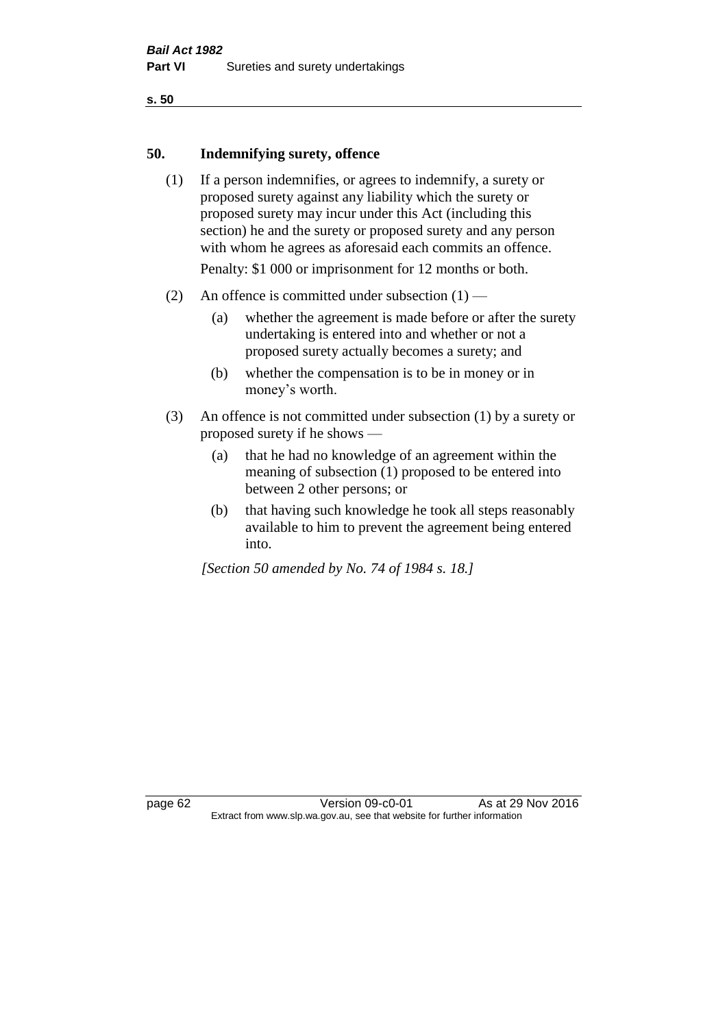## 50. Indemnifying surety, offence

(1) If a person indemnifies, or agrees to indemnify, a surety or proposed surety against any liability which the surety or proposed surety may incur under this Act (including this section) he and the surety or proposed surety and any person with whom he agrees as aforesaid each commits an offence.

Penalty: $1 000 or imprisonment for 12 months or both.

(2) An offence is committed under subsection (1) —

  (a) whether the agreement is made before or after the surety undertaking is entered into and whether or not a proposed surety actually becomes a surety; and

  (b) whether the compensation is to be in money or in money's worth.

(3) An offence is not committed under subsection (1) by a surety or proposed surety if he shows —

  (a) that he had no knowledge of an agreement within the meaning of subsection (1) proposed to be entered into between 2 other persons; or

  (b) that having such knowledge he took all steps reasonably available to him to prevent the agreement being entered into.

*[Section 50 amended by No. 74 of 1984 s. 18.]*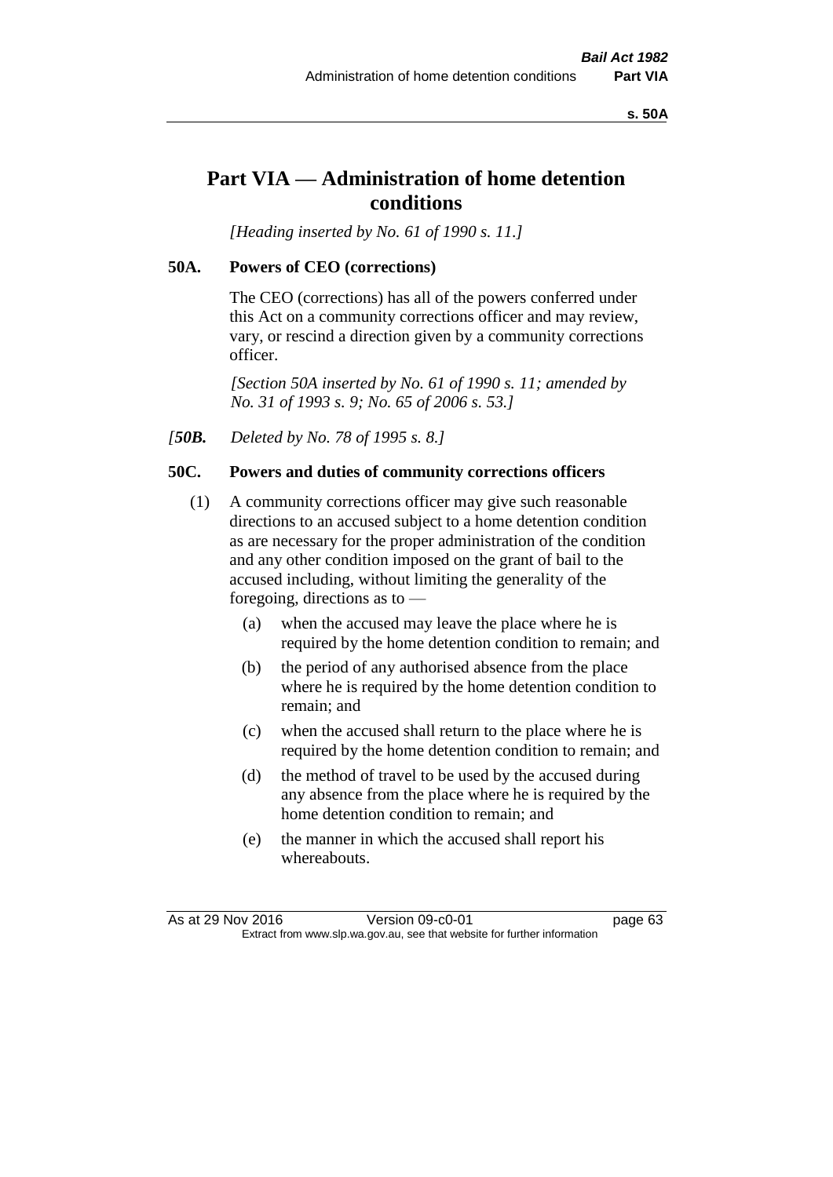# Part VIA — Administration of home detention conditions

*[Heading inserted by No. 61 of 1990 s. 11.]*

## 50A. Powers of CEO (corrections)

The CEO (corrections) has all of the powers conferred under this Act on a community corrections officer and may review, vary, or rescind a direction given by a community corrections officer.

*[Section 50A inserted by No. 61 of 1990 s. 11; amended by No. 31 of 1993 s. 9; No. 65 of 2006 s. 53.]*

*[**50B.** Deleted by No. 78 of 1995 s. 8.]*

## 50C. Powers and duties of community corrections officers

(1) A community corrections officer may give such reasonable directions to an accused subject to a home detention condition as are necessary for the proper administration of the condition and any other condition imposed on the grant of bail to the accused including, without limiting the generality of the foregoing, directions as to —

(a) when the accused may leave the place where he is required by the home detention condition to remain; and

(b) the period of any authorised absence from the place where he is required by the home detention condition to remain; and

(c) when the accused shall return to the place where he is required by the home detention condition to remain; and

(d) the method of travel to be used by the accused during any absence from the place where he is required by the home detention condition to remain; and

(e) the manner in which the accused shall report his whereabouts.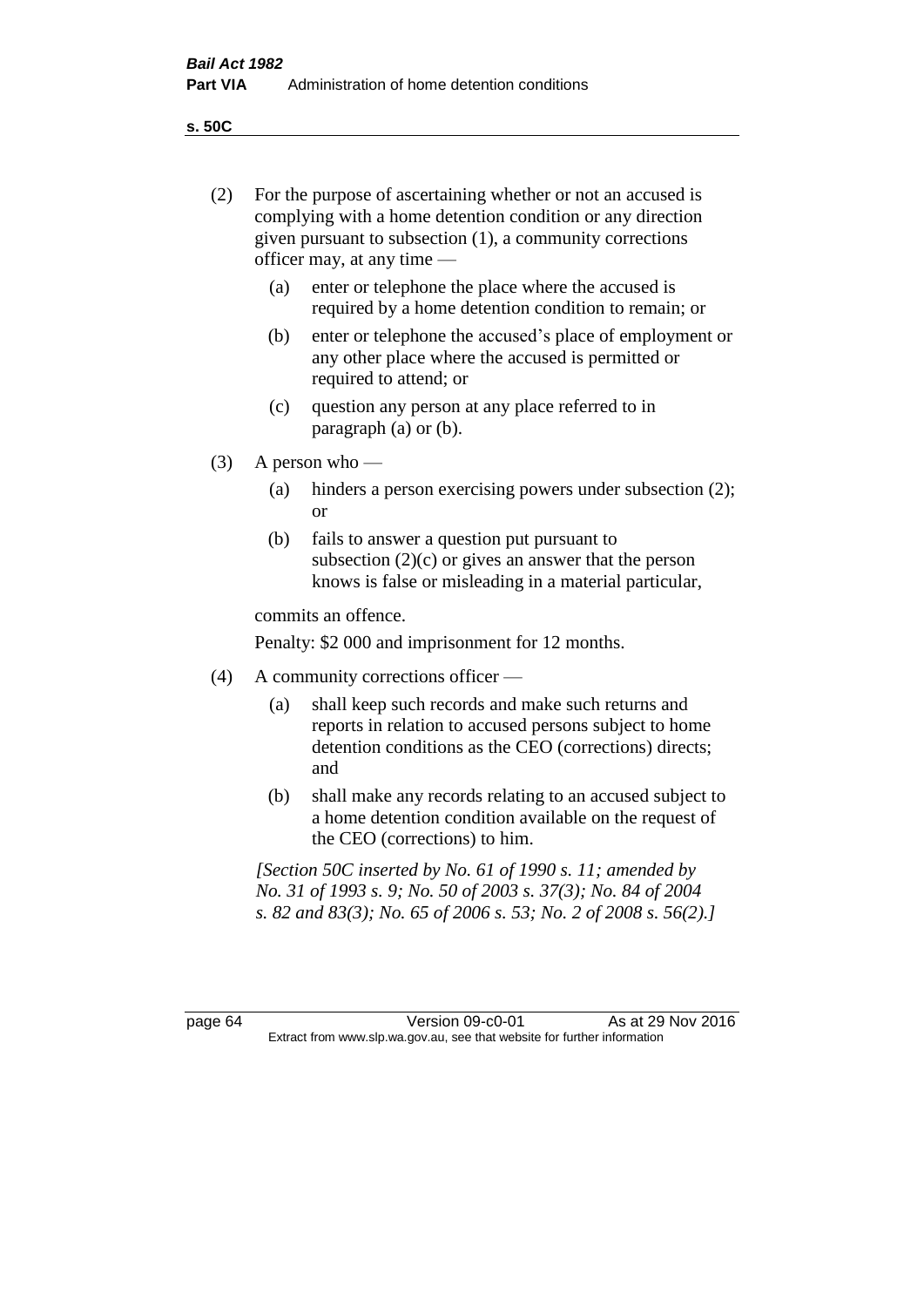(2) For the purpose of ascertaining whether or not an accused is complying with a home detention condition or any direction given pursuant to subsection (1), a community corrections officer may, at any time —

(a) enter or telephone the place where the accused is required by a home detention condition to remain; or

(b) enter or telephone the accused's place of employment or any other place where the accused is permitted or required to attend; or

(c) question any person at any place referred to in paragraph (a) or (b).

(3) A person who —

(a) hinders a person exercising powers under subsection (2); or

(b) fails to answer a question put pursuant to subsection (2)(c) or gives an answer that the person knows is false or misleading in a material particular,

commits an offence.

Penalty: $2 000 and imprisonment for 12 months.

(4) A community corrections officer —

(a) shall keep such records and make such returns and reports in relation to accused persons subject to home detention conditions as the CEO (corrections) directs; and

(b) shall make any records relating to an accused subject to a home detention condition available on the request of the CEO (corrections) to him.

*[Section 50C inserted by No. 61 of 1990 s. 11; amended by No. 31 of 1993 s. 9; No. 50 of 2003 s. 37(3); No. 84 of 2004 s. 82 and 83(3); No. 65 of 2006 s. 53; No. 2 of 2008 s. 56(2).]*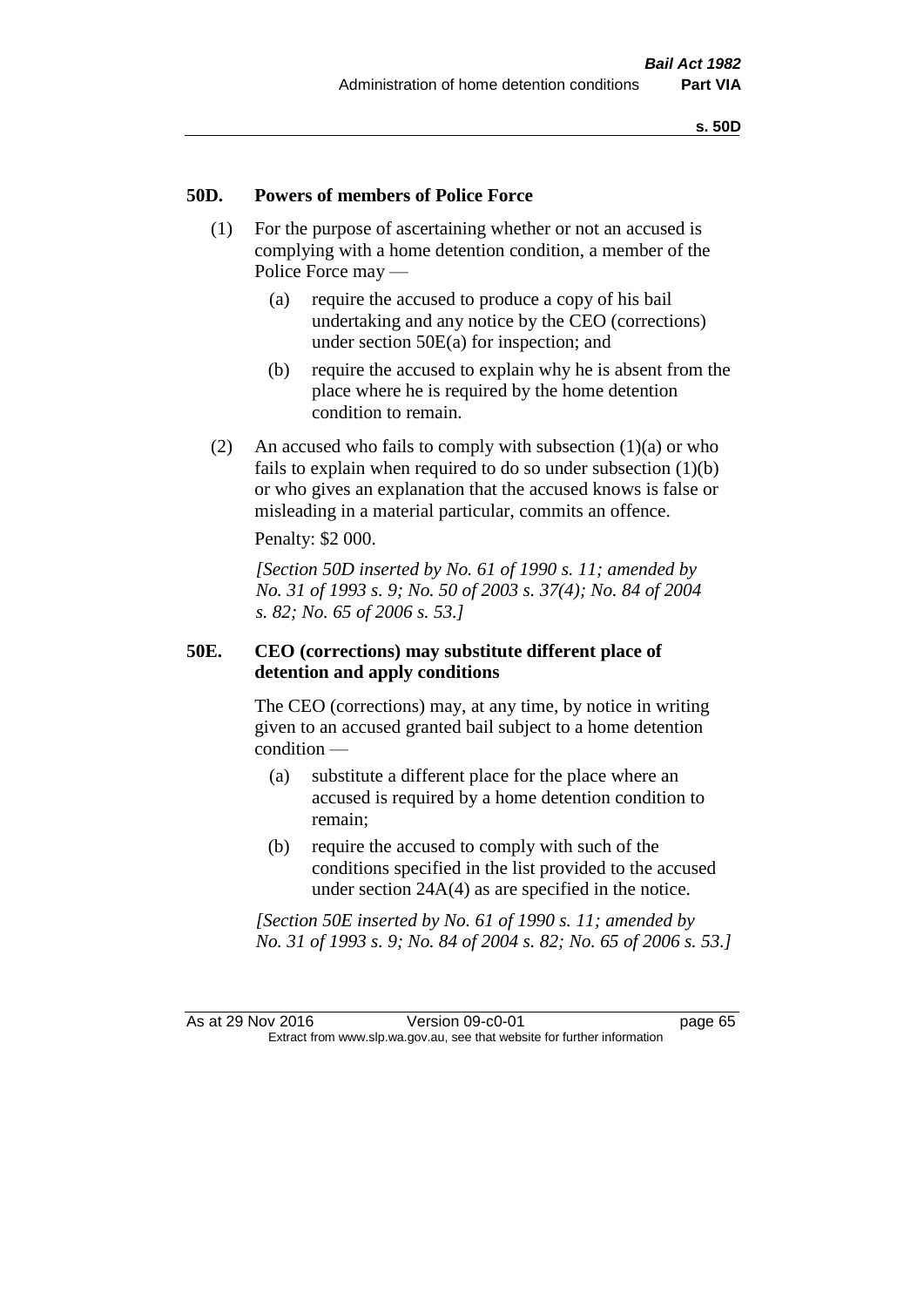### 50D. Powers of members of Police Force

(1) For the purpose of ascertaining whether or not an accused is complying with a home detention condition, a member of the Police Force may —

(a) require the accused to produce a copy of his bail undertaking and any notice by the CEO (corrections) under section 50E(a) for inspection; and

(b) require the accused to explain why he is absent from the place where he is required by the home detention condition to remain.

(2) An accused who fails to comply with subsection (1)(a) or who fails to explain when required to do so under subsection (1)(b) or who gives an explanation that the accused knows is false or misleading in a material particular, commits an offence.

Penalty: $2 000.

*[Section 50D inserted by No. 61 of 1990 s. 11; amended by No. 31 of 1993 s. 9; No. 50 of 2003 s. 37(4); No. 84 of 2004 s. 82; No. 65 of 2006 s. 53.]*

### 50E. CEO (corrections) may substitute different place of detention and apply conditions

The CEO (corrections) may, at any time, by notice in writing given to an accused granted bail subject to a home detention condition —

(a) substitute a different place for the place where an accused is required by a home detention condition to remain;

(b) require the accused to comply with such of the conditions specified in the list provided to the accused under section 24A(4) as are specified in the notice.

*[Section 50E inserted by No. 61 of 1990 s. 11; amended by No. 31 of 1993 s. 9; No. 84 of 2004 s. 82; No. 65 of 2006 s. 53.]*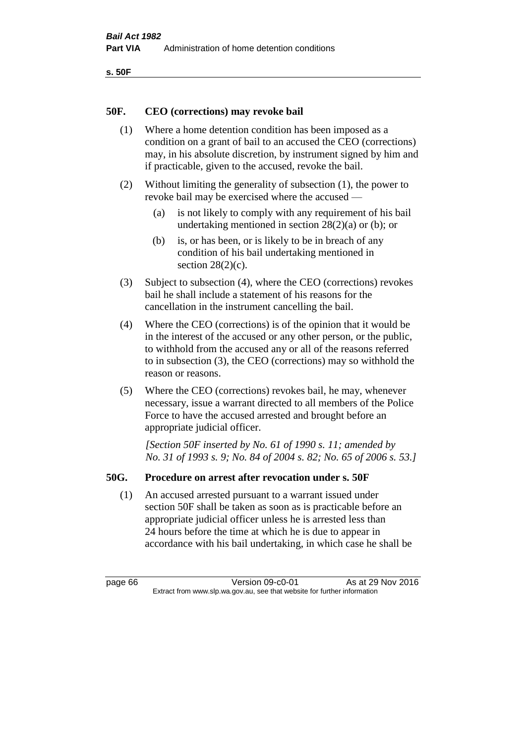## 50F. CEO (corrections) may revoke bail

(1) Where a home detention condition has been imposed as a condition on a grant of bail to an accused the CEO (corrections) may, in his absolute discretion, by instrument signed by him and if practicable, given to the accused, revoke the bail.

(2) Without limiting the generality of subsection (1), the power to revoke bail may be exercised where the accused —

- (a) is not likely to comply with any requirement of his bail undertaking mentioned in section 28(2)(a) or (b); or
- (b) is, or has been, or is likely to be in breach of any condition of his bail undertaking mentioned in section 28(2)(c).

(3) Subject to subsection (4), where the CEO (corrections) revokes bail he shall include a statement of his reasons for the cancellation in the instrument cancelling the bail.

(4) Where the CEO (corrections) is of the opinion that it would be in the interest of the accused or any other person, or the public, to withhold from the accused any or all of the reasons referred to in subsection (3), the CEO (corrections) may so withhold the reason or reasons.

(5) Where the CEO (corrections) revokes bail, he may, whenever necessary, issue a warrant directed to all members of the Police Force to have the accused arrested and brought before an appropriate judicial officer.

*[Section 50F inserted by No. 61 of 1990 s. 11; amended by No. 31 of 1993 s. 9; No. 84 of 2004 s. 82; No. 65 of 2006 s. 53.]*

## 50G. Procedure on arrest after revocation under s. 50F

(1) An accused arrested pursuant to a warrant issued under section 50F shall be taken as soon as is practicable before an appropriate judicial officer unless he is arrested less than 24 hours before the time at which he is due to appear in accordance with his bail undertaking, in which case he shall be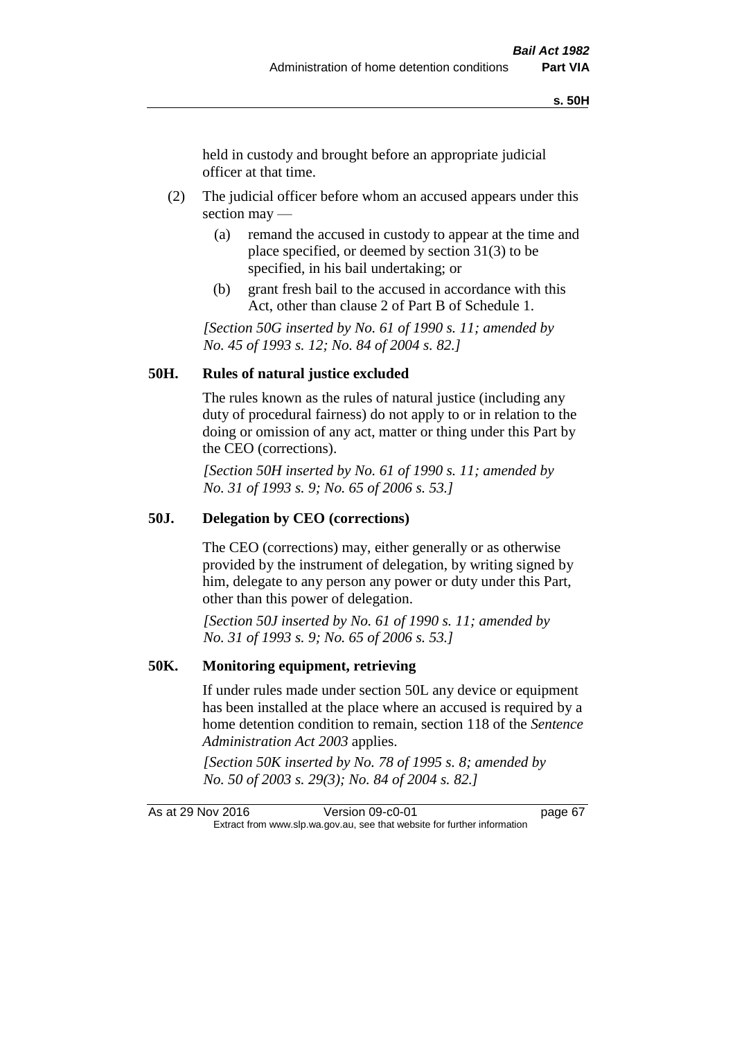held in custody and brought before an appropriate judicial officer at that time.

(2) The judicial officer before whom an accused appears under this section may —

(a) remand the accused in custody to appear at the time and place specified, or deemed by section 31(3) to be specified, in his bail undertaking; or

(b) grant fresh bail to the accused in accordance with this Act, other than clause 2 of Part B of Schedule 1.

*[Section 50G inserted by No. 61 of 1990 s. 11; amended by No. 45 of 1993 s. 12; No. 84 of 2004 s. 82.]*

### 50H. Rules of natural justice excluded

The rules known as the rules of natural justice (including any duty of procedural fairness) do not apply to or in relation to the doing or omission of any act, matter or thing under this Part by the CEO (corrections).

*[Section 50H inserted by No. 61 of 1990 s. 11; amended by No. 31 of 1993 s. 9; No. 65 of 2006 s. 53.]*

### 50J. Delegation by CEO (corrections)

The CEO (corrections) may, either generally or as otherwise provided by the instrument of delegation, by writing signed by him, delegate to any person any power or duty under this Part, other than this power of delegation.

*[Section 50J inserted by No. 61 of 1990 s. 11; amended by No. 31 of 1993 s. 9; No. 65 of 2006 s. 53.]*

### 50K. Monitoring equipment, retrieving

If under rules made under section 50L any device or equipment has been installed at the place where an accused is required by a home detention condition to remain, section 118 of the *Sentence Administration Act 2003* applies.

*[Section 50K inserted by No. 78 of 1995 s. 8; amended by No. 50 of 2003 s. 29(3); No. 84 of 2004 s. 82.]*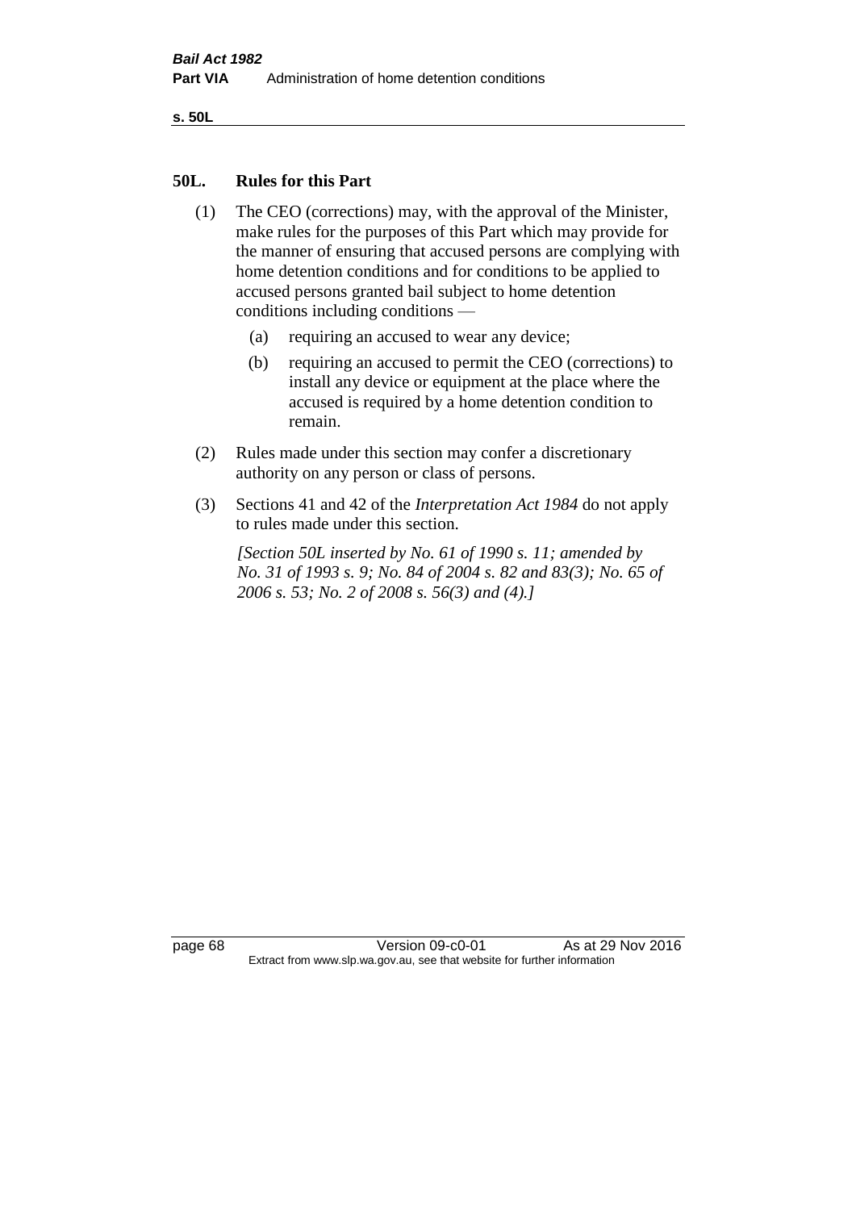## 50L. Rules for this Part

(1) The CEO (corrections) may, with the approval of the Minister, make rules for the purposes of this Part which may provide for the manner of ensuring that accused persons are complying with home detention conditions and for conditions to be applied to accused persons granted bail subject to home detention conditions including conditions —

(a) requiring an accused to wear any device;

(b) requiring an accused to permit the CEO (corrections) to install any device or equipment at the place where the accused is required by a home detention condition to remain.

(2) Rules made under this section may confer a discretionary authority on any person or class of persons.

(3) Sections 41 and 42 of the *Interpretation Act 1984* do not apply to rules made under this section.

*[Section 50L inserted by No. 61 of 1990 s. 11; amended by No. 31 of 1993 s. 9; No. 84 of 2004 s. 82 and 83(3); No. 65 of 2006 s. 53; No. 2 of 2008 s. 56(3) and (4).]*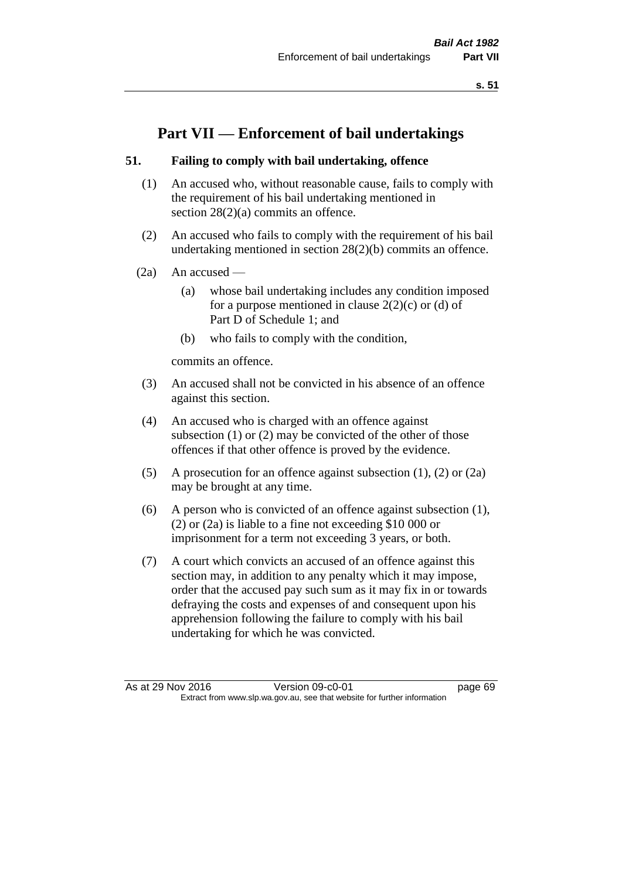# Part VII — Enforcement of bail undertakings

### 51. Failing to comply with bail undertaking, offence

(1) An accused who, without reasonable cause, fails to comply with the requirement of his bail undertaking mentioned in section 28(2)(a) commits an offence.

(2) An accused who fails to comply with the requirement of his bail undertaking mentioned in section 28(2)(b) commits an offence.

(2a) An accused —

- (a) whose bail undertaking includes any condition imposed for a purpose mentioned in clause 2(2)(c) or (d) of Part D of Schedule 1; and
- (b) who fails to comply with the condition,

commits an offence.

(3) An accused shall not be convicted in his absence of an offence against this section.

(4) An accused who is charged with an offence against subsection (1) or (2) may be convicted of the other of those offences if that other offence is proved by the evidence.

(5) A prosecution for an offence against subsection (1), (2) or (2a) may be brought at any time.

(6) A person who is convicted of an offence against subsection (1), (2) or (2a) is liable to a fine not exceeding $10 000 or imprisonment for a term not exceeding 3 years, or both.

(7) A court which convicts an accused of an offence against this section may, in addition to any penalty which it may impose, order that the accused pay such sum as it may fix in or towards defraying the costs and expenses of and consequent upon his apprehension following the failure to comply with his bail undertaking for which he was convicted.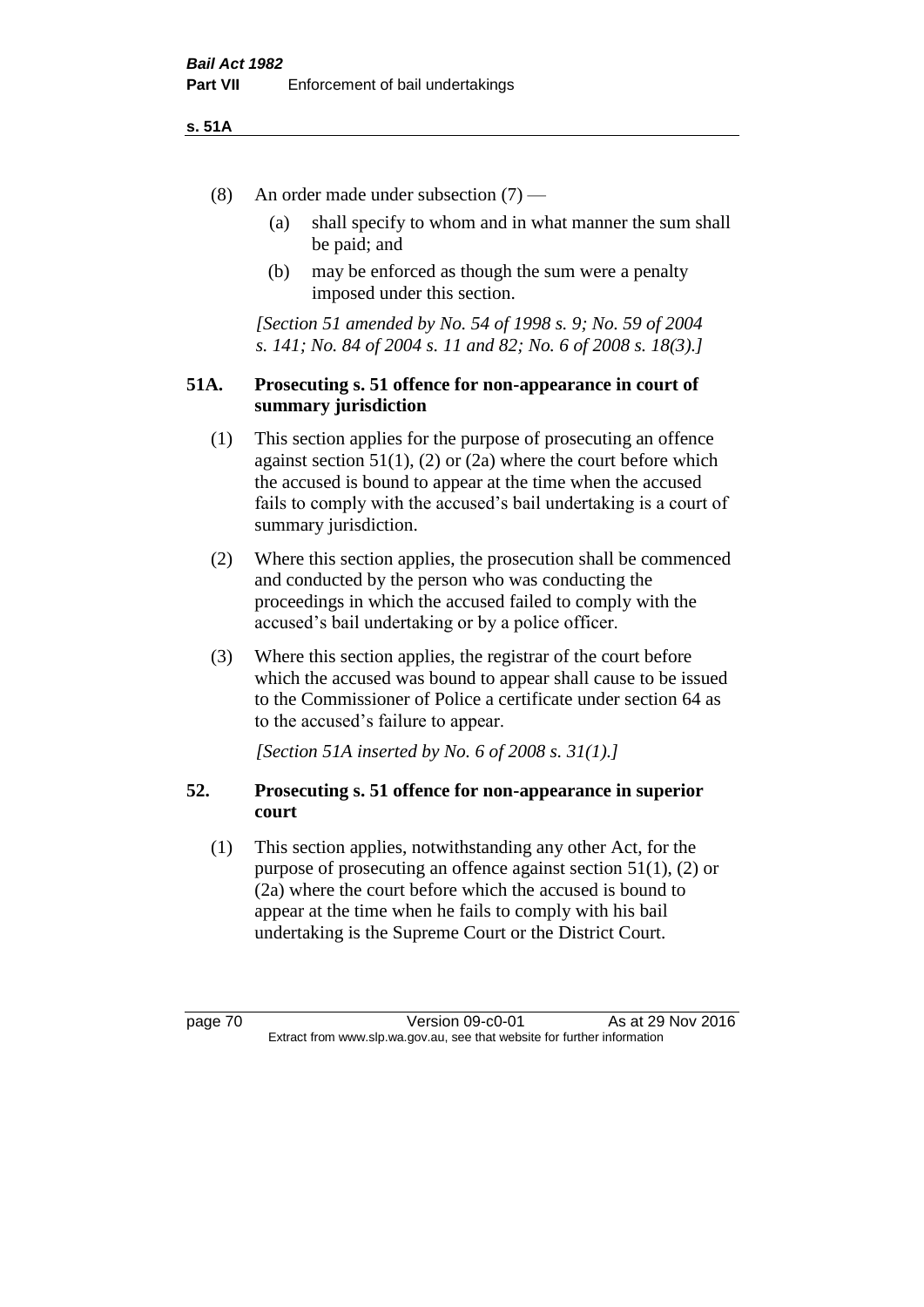(8) An order made under subsection (7) —

(a) shall specify to whom and in what manner the sum shall be paid; and

(b) may be enforced as though the sum were a penalty imposed under this section.

*[Section 51 amended by No. 54 of 1998 s. 9; No. 59 of 2004 s. 141; No. 84 of 2004 s. 11 and 82; No. 6 of 2008 s. 18(3).]*

### 51A. Prosecuting s. 51 offence for non-appearance in court of summary jurisdiction

(1) This section applies for the purpose of prosecuting an offence against section 51(1), (2) or (2a) where the court before which the accused is bound to appear at the time when the accused fails to comply with the accused's bail undertaking is a court of summary jurisdiction.

(2) Where this section applies, the prosecution shall be commenced and conducted by the person who was conducting the proceedings in which the accused failed to comply with the accused's bail undertaking or by a police officer.

(3) Where this section applies, the registrar of the court before which the accused was bound to appear shall cause to be issued to the Commissioner of Police a certificate under section 64 as to the accused's failure to appear.

*[Section 51A inserted by No. 6 of 2008 s. 31(1).]*

### 52. Prosecuting s. 51 offence for non-appearance in superior court

(1) This section applies, notwithstanding any other Act, for the purpose of prosecuting an offence against section 51(1), (2) or (2a) where the court before which the accused is bound to appear at the time when he fails to comply with his bail undertaking is the Supreme Court or the District Court.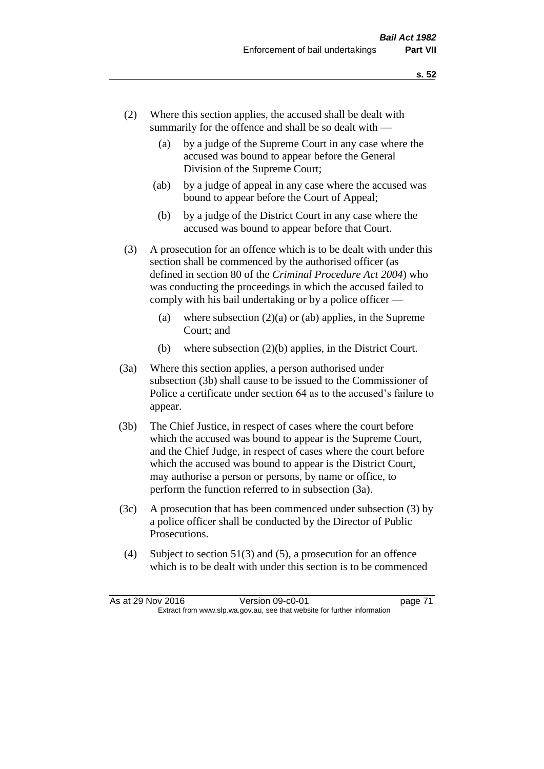(2) Where this section applies, the accused shall be dealt with summarily for the offence and shall be so dealt with —

  (a) by a judge of the Supreme Court in any case where the accused was bound to appear before the General Division of the Supreme Court;

  (ab) by a judge of appeal in any case where the accused was bound to appear before the Court of Appeal;

  (b) by a judge of the District Court in any case where the accused was bound to appear before that Court.

(3) A prosecution for an offence which is to be dealt with under this section shall be commenced by the authorised officer (as defined in section 80 of the *Criminal Procedure Act 2004*) who was conducting the proceedings in which the accused failed to comply with his bail undertaking or by a police officer —

  (a) where subsection (2)(a) or (ab) applies, in the Supreme Court; and

  (b) where subsection (2)(b) applies, in the District Court.

(3a) Where this section applies, a person authorised under subsection (3b) shall cause to be issued to the Commissioner of Police a certificate under section 64 as to the accused's failure to appear.

(3b) The Chief Justice, in respect of cases where the court before which the accused was bound to appear is the Supreme Court, and the Chief Judge, in respect of cases where the court before which the accused was bound to appear is the District Court, may authorise a person or persons, by name or office, to perform the function referred to in subsection (3a).

(3c) A prosecution that has been commenced under subsection (3) by a police officer shall be conducted by the Director of Public Prosecutions.

(4) Subject to section 51(3) and (5), a prosecution for an offence which is to be dealt with under this section is to be commenced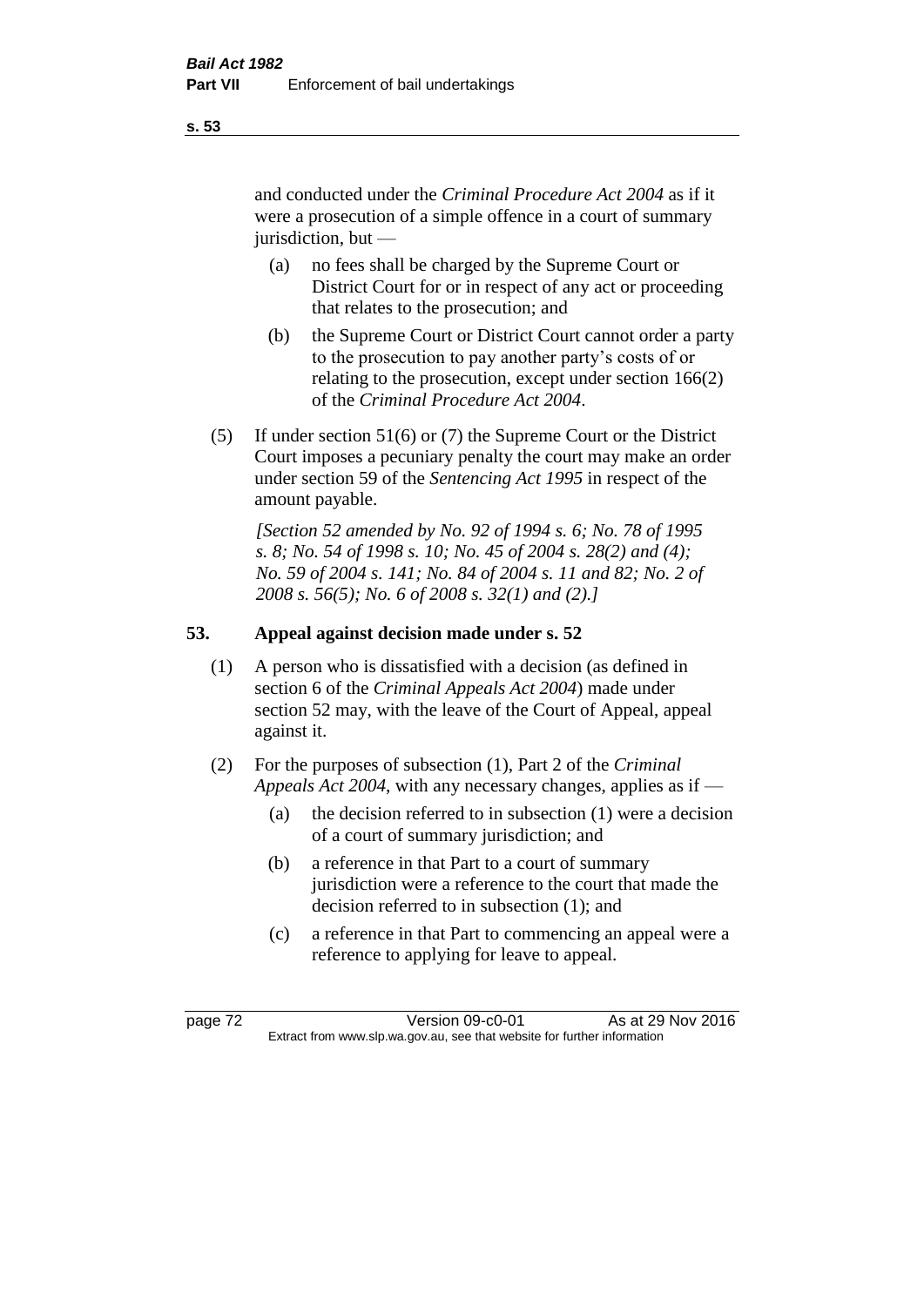and conducted under the *Criminal Procedure Act 2004* as if it were a prosecution of a simple offence in a court of summary jurisdiction, but —

(a) no fees shall be charged by the Supreme Court or District Court for or in respect of any act or proceeding that relates to the prosecution; and

(b) the Supreme Court or District Court cannot order a party to the prosecution to pay another party's costs of or relating to the prosecution, except under section 166(2) of the *Criminal Procedure Act 2004*.

(5) If under section 51(6) or (7) the Supreme Court or the District Court imposes a pecuniary penalty the court may make an order under section 59 of the *Sentencing Act 1995* in respect of the amount payable.

*[Section 52 amended by No. 92 of 1994 s. 6; No. 78 of 1995 s. 8; No. 54 of 1998 s. 10; No. 45 of 2004 s. 28(2) and (4); No. 59 of 2004 s. 141; No. 84 of 2004 s. 11 and 82; No. 2 of 2008 s. 56(5); No. 6 of 2008 s. 32(1) and (2).]*

## 53. Appeal against decision made under s. 52

(1) A person who is dissatisfied with a decision (as defined in section 6 of the *Criminal Appeals Act 2004*) made under section 52 may, with the leave of the Court of Appeal, appeal against it.

(2) For the purposes of subsection (1), Part 2 of the *Criminal Appeals Act 2004*, with any necessary changes, applies as if —

(a) the decision referred to in subsection (1) were a decision of a court of summary jurisdiction; and

(b) a reference in that Part to a court of summary jurisdiction were a reference to the court that made the decision referred to in subsection (1); and

(c) a reference in that Part to commencing an appeal were a reference to applying for leave to appeal.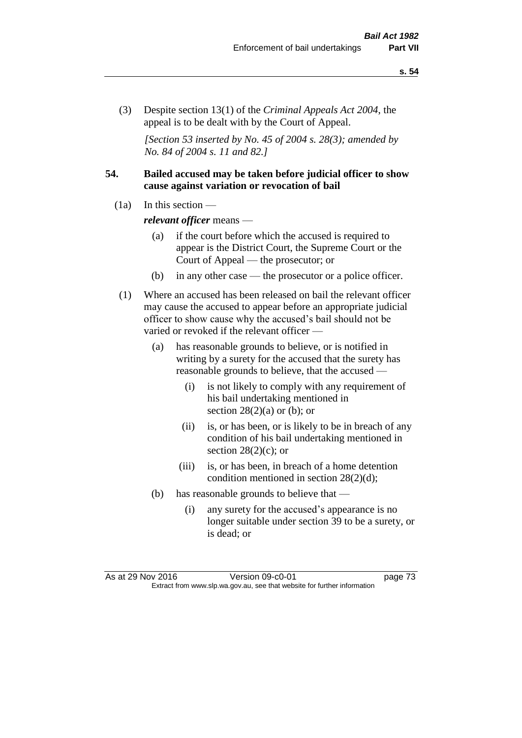(3) Despite section 13(1) of the *Criminal Appeals Act 2004*, the appeal is to be dealt with by the Court of Appeal.

*[Section 53 inserted by No. 45 of 2004 s. 28(3); amended by No. 84 of 2004 s. 11 and 82.]*

### 54. Bailed accused may be taken before judicial officer to show cause against variation or revocation of bail

(1a) In this section —

***relevant officer*** means —

- (a) if the court before which the accused is required to appear is the District Court, the Supreme Court or the Court of Appeal — the prosecutor; or
- (b) in any other case — the prosecutor or a police officer.

(1) Where an accused has been released on bail the relevant officer may cause the accused to appear before an appropriate judicial officer to show cause why the accused's bail should not be varied or revoked if the relevant officer —

- (a) has reasonable grounds to believe, or is notified in writing by a surety for the accused that the surety has reasonable grounds to believe, that the accused —
  - (i) is not likely to comply with any requirement of his bail undertaking mentioned in section 28(2)(a) or (b); or
  - (ii) is, or has been, or is likely to be in breach of any condition of his bail undertaking mentioned in section 28(2)(c); or
  - (iii) is, or has been, in breach of a home detention condition mentioned in section 28(2)(d);
- (b) has reasonable grounds to believe that —
  - (i) any surety for the accused's appearance is no longer suitable under section 39 to be a surety, or is dead; or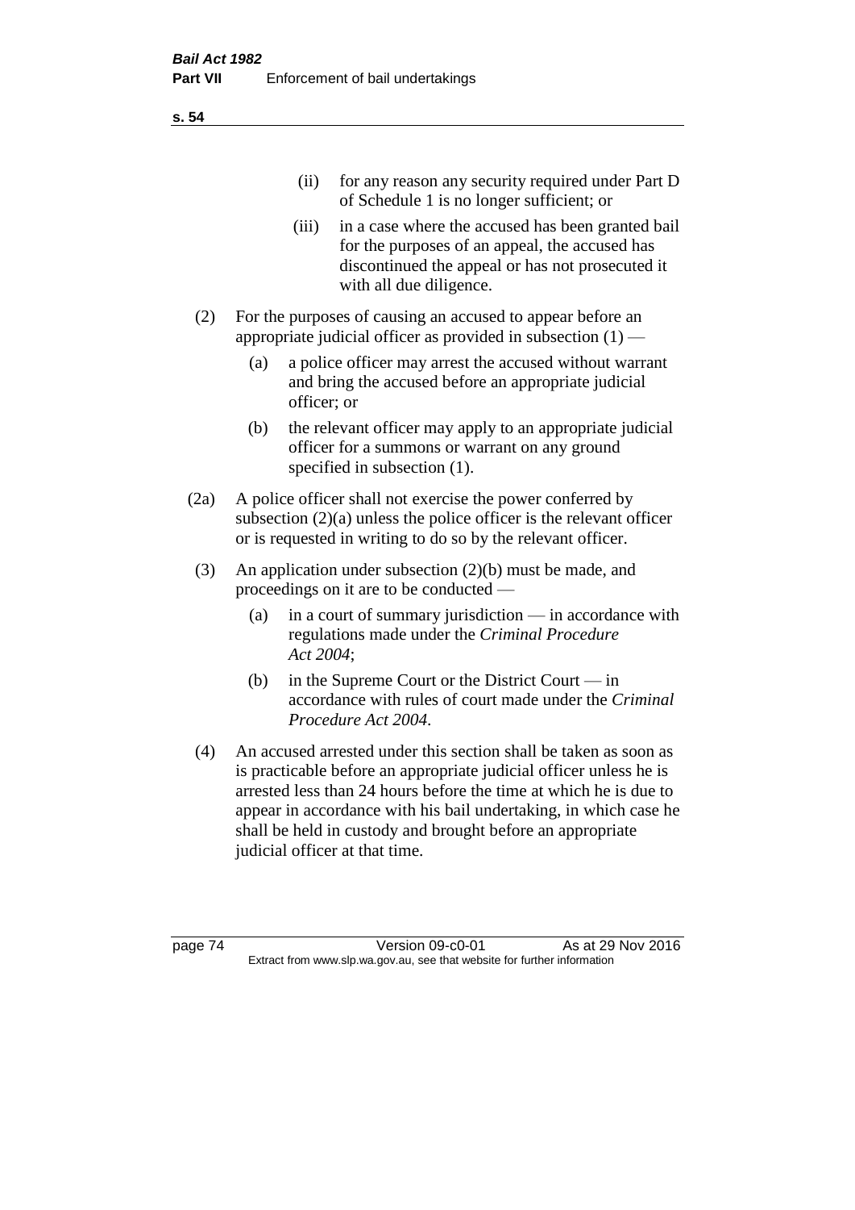(ii) for any reason any security required under Part D of Schedule 1 is no longer sufficient; or

(iii) in a case where the accused has been granted bail for the purposes of an appeal, the accused has discontinued the appeal or has not prosecuted it with all due diligence.

(2) For the purposes of causing an accused to appear before an appropriate judicial officer as provided in subsection (1) —

(a) a police officer may arrest the accused without warrant and bring the accused before an appropriate judicial officer; or

(b) the relevant officer may apply to an appropriate judicial officer for a summons or warrant on any ground specified in subsection (1).

(2a) A police officer shall not exercise the power conferred by subsection (2)(a) unless the police officer is the relevant officer or is requested in writing to do so by the relevant officer.

(3) An application under subsection (2)(b) must be made, and proceedings on it are to be conducted —

(a) in a court of summary jurisdiction — in accordance with regulations made under the *Criminal Procedure Act 2004*;

(b) in the Supreme Court or the District Court — in accordance with rules of court made under the *Criminal Procedure Act 2004*.

(4) An accused arrested under this section shall be taken as soon as is practicable before an appropriate judicial officer unless he is arrested less than 24 hours before the time at which he is due to appear in accordance with his bail undertaking, in which case he shall be held in custody and brought before an appropriate judicial officer at that time.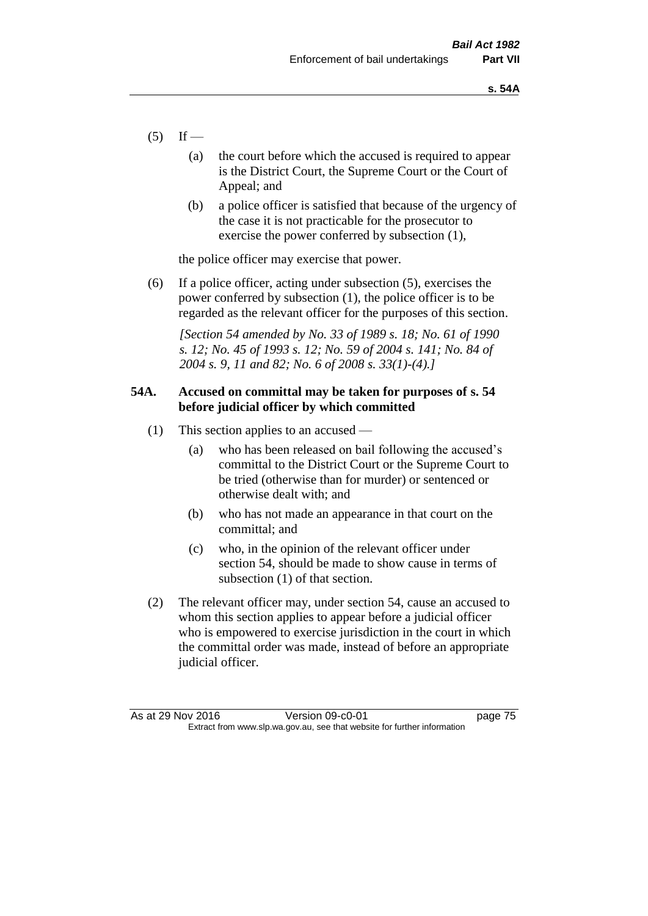(5) If —

(a) the court before which the accused is required to appear is the District Court, the Supreme Court or the Court of Appeal; and

(b) a police officer is satisfied that because of the urgency of the case it is not practicable for the prosecutor to exercise the power conferred by subsection (1),

the police officer may exercise that power.

(6) If a police officer, acting under subsection (5), exercises the power conferred by subsection (1), the police officer is to be regarded as the relevant officer for the purposes of this section.

*[Section 54 amended by No. 33 of 1989 s. 18; No. 61 of 1990 s. 12; No. 45 of 1993 s. 12; No. 59 of 2004 s. 141; No. 84 of 2004 s. 9, 11 and 82; No. 6 of 2008 s. 33(1)-(4).]*

**54A. Accused on committal may be taken for purposes of s. 54 before judicial officer by which committed**

(1) This section applies to an accused —

(a) who has been released on bail following the accused's committal to the District Court or the Supreme Court to be tried (otherwise than for murder) or sentenced or otherwise dealt with; and

(b) who has not made an appearance in that court on the committal; and

(c) who, in the opinion of the relevant officer under section 54, should be made to show cause in terms of subsection (1) of that section.

(2) The relevant officer may, under section 54, cause an accused to whom this section applies to appear before a judicial officer who is empowered to exercise jurisdiction in the court in which the committal order was made, instead of before an appropriate judicial officer.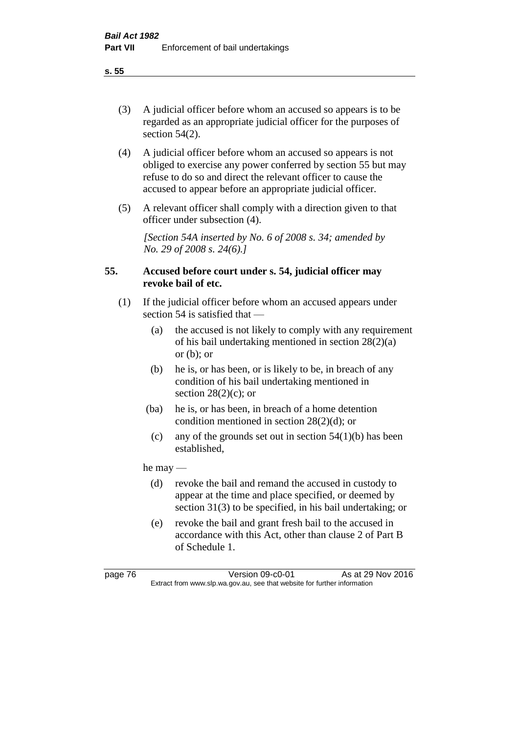(3) A judicial officer before whom an accused so appears is to be regarded as an appropriate judicial officer for the purposes of section 54(2).

(4) A judicial officer before whom an accused so appears is not obliged to exercise any power conferred by section 55 but may refuse to do so and direct the relevant officer to cause the accused to appear before an appropriate judicial officer.

(5) A relevant officer shall comply with a direction given to that officer under subsection (4).

*[Section 54A inserted by No. 6 of 2008 s. 34; amended by No. 29 of 2008 s. 24(6).]*

### 55. Accused before court under s. 54, judicial officer may revoke bail of etc.

(1) If the judicial officer before whom an accused appears under section 54 is satisfied that —

- (a) the accused is not likely to comply with any requirement of his bail undertaking mentioned in section 28(2)(a) or (b); or
- (b) he is, or has been, or is likely to be, in breach of any condition of his bail undertaking mentioned in section 28(2)(c); or
- (ba) he is, or has been, in breach of a home detention condition mentioned in section 28(2)(d); or
- (c) any of the grounds set out in section 54(1)(b) has been established,

he may —

- (d) revoke the bail and remand the accused in custody to appear at the time and place specified, or deemed by section 31(3) to be specified, in his bail undertaking; or
- (e) revoke the bail and grant fresh bail to the accused in accordance with this Act, other than clause 2 of Part B of Schedule 1.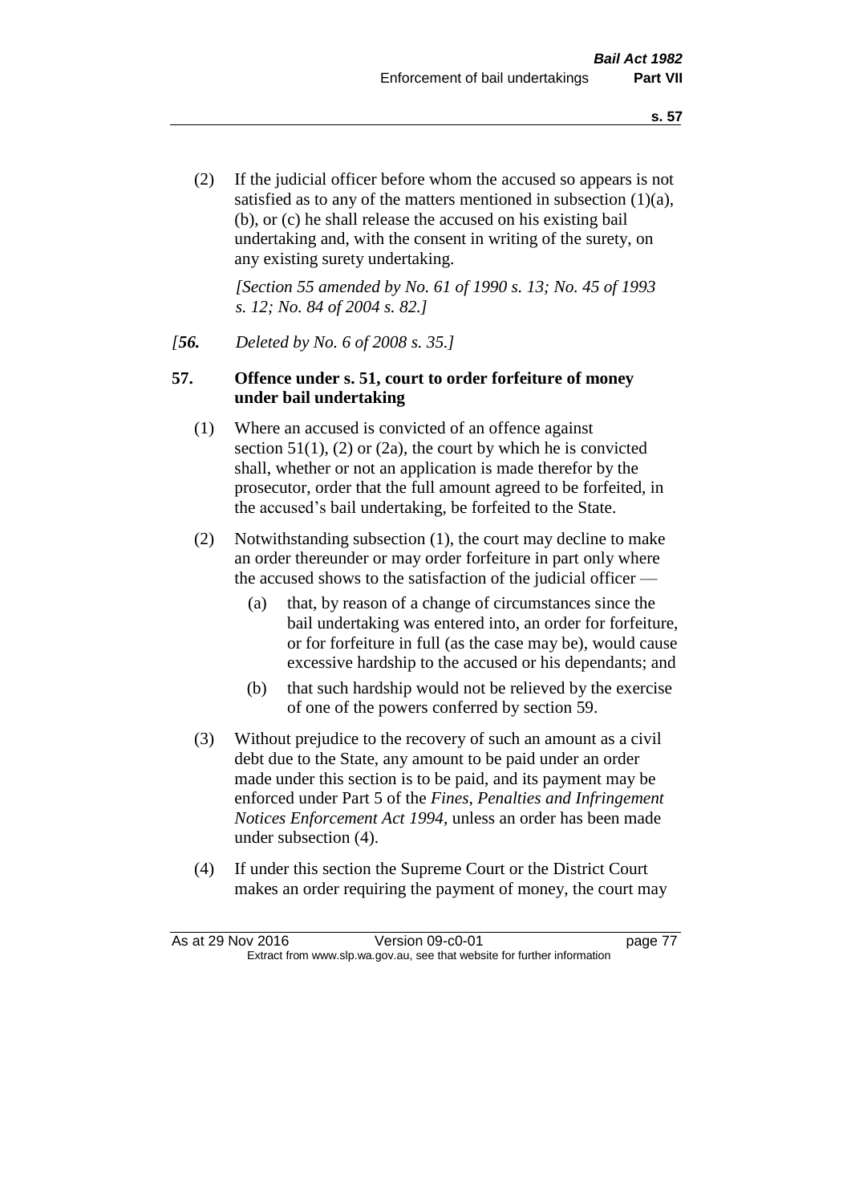(2) If the judicial officer before whom the accused so appears is not satisfied as to any of the matters mentioned in subsection (1)(a), (b), or (c) he shall release the accused on his existing bail undertaking and, with the consent in writing of the surety, on any existing surety undertaking.

*[Section 55 amended by No. 61 of 1990 s. 13; No. 45 of 1993 s. 12; No. 84 of 2004 s. 82.]*

*[**56.** Deleted by No. 6 of 2008 s. 35.]*

**57. Offence under s. 51, court to order forfeiture of money under bail undertaking**

(1) Where an accused is convicted of an offence against section 51(1), (2) or (2a), the court by which he is convicted shall, whether or not an application is made therefor by the prosecutor, order that the full amount agreed to be forfeited, in the accused's bail undertaking, be forfeited to the State.

(2) Notwithstanding subsection (1), the court may decline to make an order thereunder or may order forfeiture in part only where the accused shows to the satisfaction of the judicial officer —

(a) that, by reason of a change of circumstances since the bail undertaking was entered into, an order for forfeiture, or for forfeiture in full (as the case may be), would cause excessive hardship to the accused or his dependants; and

(b) that such hardship would not be relieved by the exercise of one of the powers conferred by section 59.

(3) Without prejudice to the recovery of such an amount as a civil debt due to the State, any amount to be paid under an order made under this section is to be paid, and its payment may be enforced under Part 5 of the *Fines, Penalties and Infringement Notices Enforcement Act 1994*, unless an order has been made under subsection (4).

(4) If under this section the Supreme Court or the District Court makes an order requiring the payment of money, the court may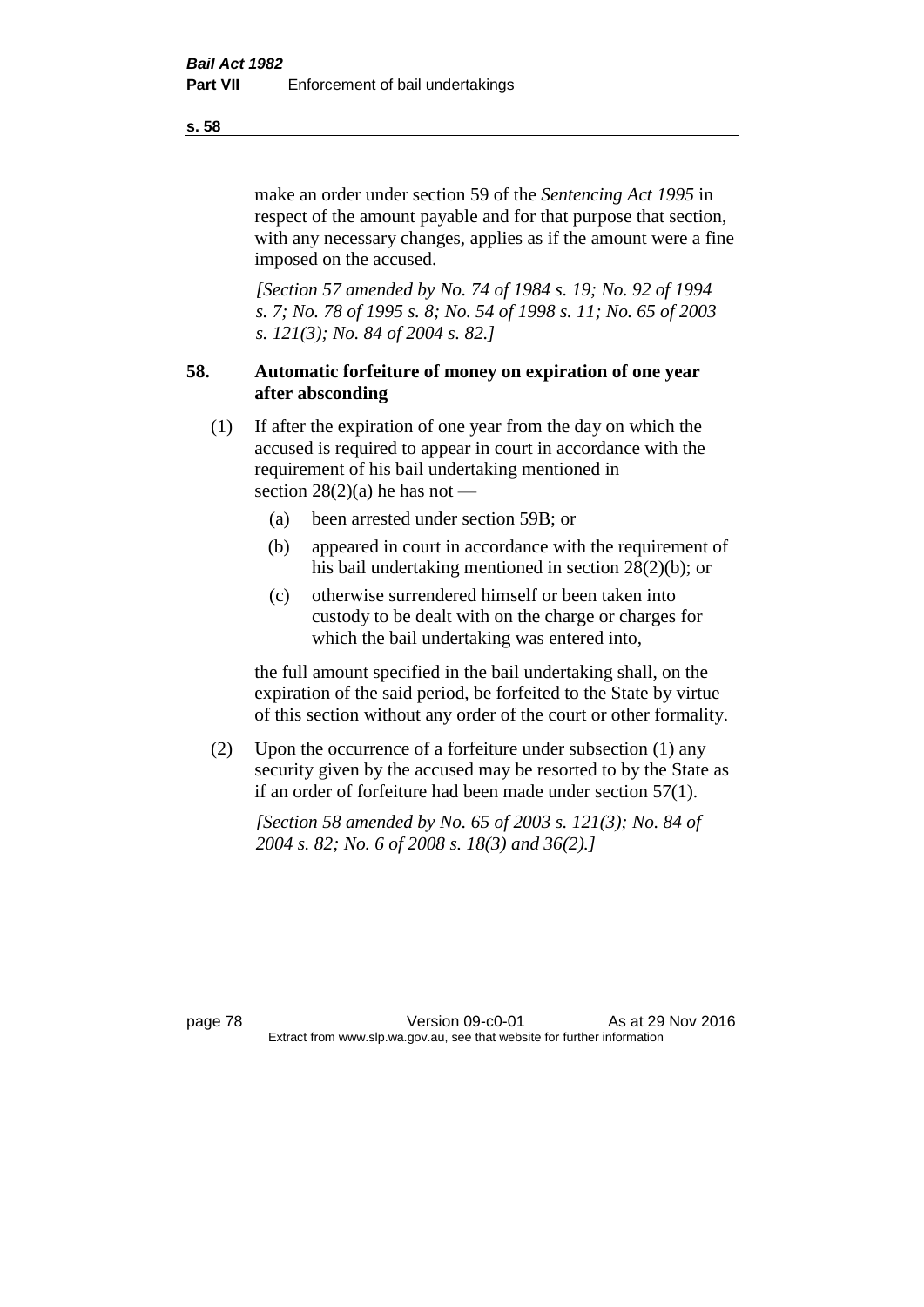make an order under section 59 of the *Sentencing Act 1995* in respect of the amount payable and for that purpose that section, with any necessary changes, applies as if the amount were a fine imposed on the accused.

*[Section 57 amended by No. 74 of 1984 s. 19; No. 92 of 1994 s. 7; No. 78 of 1995 s. 8; No. 54 of 1998 s. 11; No. 65 of 2003 s. 121(3); No. 84 of 2004 s. 82.]*

### 58. Automatic forfeiture of money on expiration of one year after absconding

(1) If after the expiration of one year from the day on which the accused is required to appear in court in accordance with the requirement of his bail undertaking mentioned in section 28(2)(a) he has not —

- (a) been arrested under section 59B; or
- (b) appeared in court in accordance with the requirement of his bail undertaking mentioned in section 28(2)(b); or
- (c) otherwise surrendered himself or been taken into custody to be dealt with on the charge or charges for which the bail undertaking was entered into,

the full amount specified in the bail undertaking shall, on the expiration of the said period, be forfeited to the State by virtue of this section without any order of the court or other formality.

(2) Upon the occurrence of a forfeiture under subsection (1) any security given by the accused may be resorted to by the State as if an order of forfeiture had been made under section 57(1).

*[Section 58 amended by No. 65 of 2003 s. 121(3); No. 84 of 2004 s. 82; No. 6 of 2008 s. 18(3) and 36(2).]*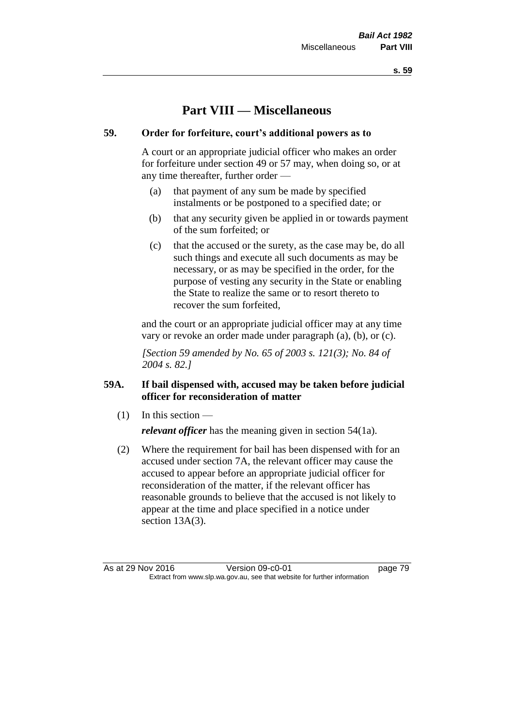# Part VIII — Miscellaneous

**59. Order for forfeiture, court's additional powers as to**

A court or an appropriate judicial officer who makes an order for forfeiture under section 49 or 57 may, when doing so, or at any time thereafter, further order —

(a) that payment of any sum be made by specified instalments or be postponed to a specified date; or

(b) that any security given be applied in or towards payment of the sum forfeited; or

(c) that the accused or the surety, as the case may be, do all such things and execute all such documents as may be necessary, or as may be specified in the order, for the purpose of vesting any security in the State or enabling the State to realize the same or to resort thereto to recover the sum forfeited,

and the court or an appropriate judicial officer may at any time vary or revoke an order made under paragraph (a), (b), or (c).

*[Section 59 amended by No. 65 of 2003 s. 121(3); No. 84 of 2004 s. 82.]*

**59A. If bail dispensed with, accused may be taken before judicial officer for reconsideration of matter**

(1) In this section —

***relevant officer*** has the meaning given in section 54(1a).

(2) Where the requirement for bail has been dispensed with for an accused under section 7A, the relevant officer may cause the accused to appear before an appropriate judicial officer for reconsideration of the matter, if the relevant officer has reasonable grounds to believe that the accused is not likely to appear at the time and place specified in a notice under section 13A(3).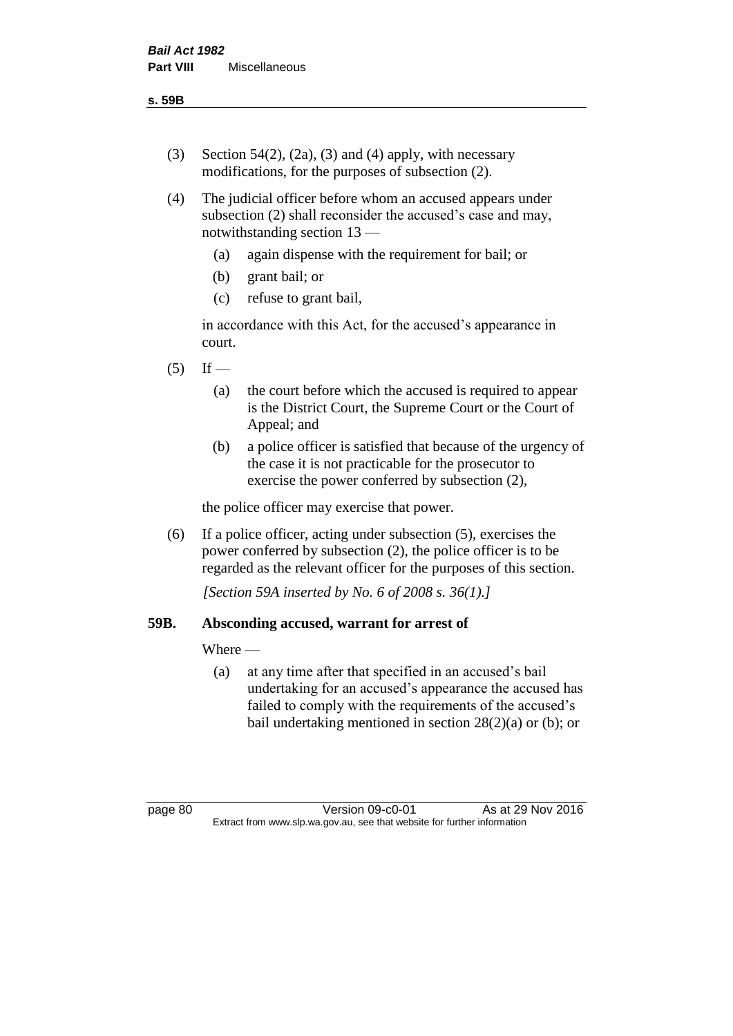(3) Section 54(2), (2a), (3) and (4) apply, with necessary modifications, for the purposes of subsection (2).

(4) The judicial officer before whom an accused appears under subsection (2) shall reconsider the accused's case and may, notwithstanding section 13 —

   (a) again dispense with the requirement for bail; or

   (b) grant bail; or

   (c) refuse to grant bail,

   in accordance with this Act, for the accused's appearance in court.

(5) If —

   (a) the court before which the accused is required to appear is the District Court, the Supreme Court or the Court of Appeal; and

   (b) a police officer is satisfied that because of the urgency of the case it is not practicable for the prosecutor to exercise the power conferred by subsection (2),

   the police officer may exercise that power.

(6) If a police officer, acting under subsection (5), exercises the power conferred by subsection (2), the police officer is to be regarded as the relevant officer for the purposes of this section.

*[Section 59A inserted by No. 6 of 2008 s. 36(1).]*

## 59B. Absconding accused, warrant for arrest of

Where —

   (a) at any time after that specified in an accused's bail undertaking for an accused's appearance the accused has failed to comply with the requirements of the accused's bail undertaking mentioned in section 28(2)(a) or (b); or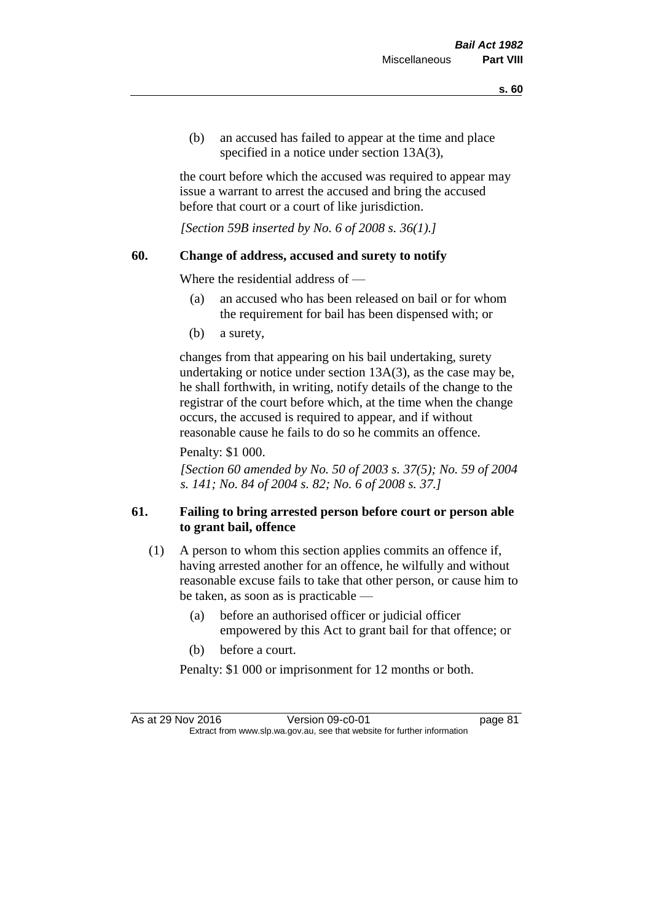(b) an accused has failed to appear at the time and place specified in a notice under section 13A(3),

the court before which the accused was required to appear may issue a warrant to arrest the accused and bring the accused before that court or a court of like jurisdiction.

*[Section 59B inserted by No. 6 of 2008 s. 36(1).]*

### 60. Change of address, accused and surety to notify

Where the residential address of —

(a) an accused who has been released on bail or for whom the requirement for bail has been dispensed with; or

(b) a surety,

changes from that appearing on his bail undertaking, surety undertaking or notice under section 13A(3), as the case may be, he shall forthwith, in writing, notify details of the change to the registrar of the court before which, at the time when the change occurs, the accused is required to appear, and if without reasonable cause he fails to do so he commits an offence.

Penalty: $1 000.

*[Section 60 amended by No. 50 of 2003 s. 37(5); No. 59 of 2004 s. 141; No. 84 of 2004 s. 82; No. 6 of 2008 s. 37.]*

### 61. Failing to bring arrested person before court or person able to grant bail, offence

(1) A person to whom this section applies commits an offence if, having arrested another for an offence, he wilfully and without reasonable excuse fails to take that other person, or cause him to be taken, as soon as is practicable —

(a) before an authorised officer or judicial officer empowered by this Act to grant bail for that offence; or

(b) before a court.

Penalty: $1 000 or imprisonment for 12 months or both.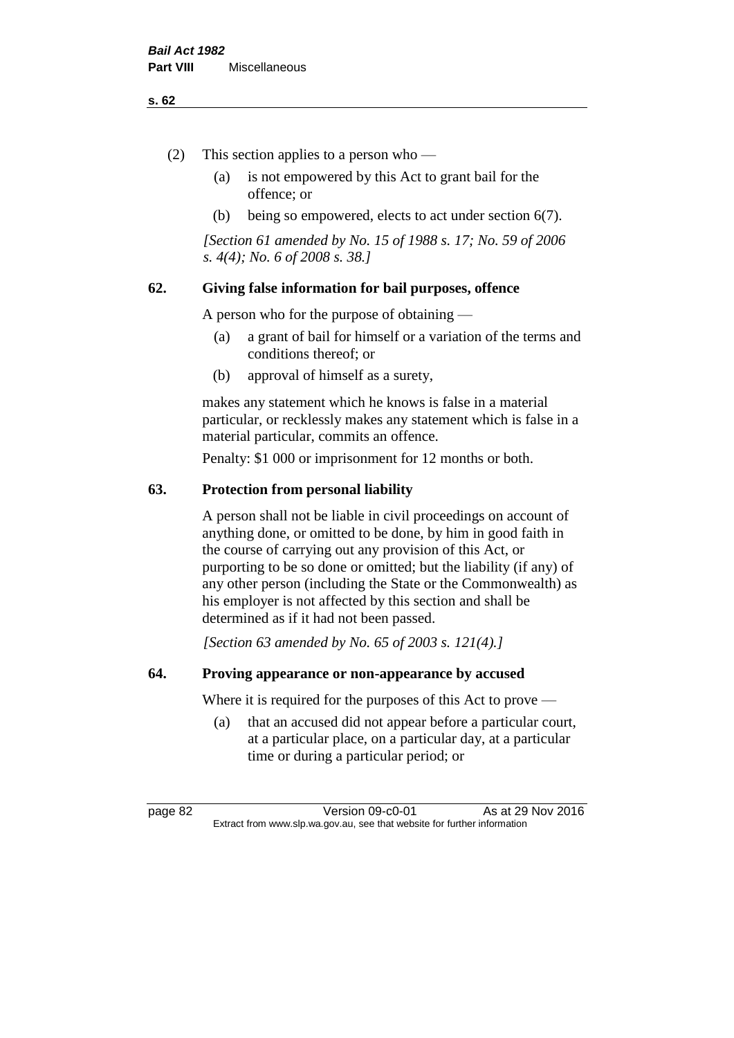(2) This section applies to a person who —

(a) is not empowered by this Act to grant bail for the offence; or

(b) being so empowered, elects to act under section 6(7).

*[Section 61 amended by No. 15 of 1988 s. 17; No. 59 of 2006 s. 4(4); No. 6 of 2008 s. 38.]*

## 62. Giving false information for bail purposes, offence

A person who for the purpose of obtaining —

(a) a grant of bail for himself or a variation of the terms and conditions thereof; or

(b) approval of himself as a surety,

makes any statement which he knows is false in a material particular, or recklessly makes any statement which is false in a material particular, commits an offence.

Penalty: $1 000 or imprisonment for 12 months or both.

## 63. Protection from personal liability

A person shall not be liable in civil proceedings on account of anything done, or omitted to be done, by him in good faith in the course of carrying out any provision of this Act, or purporting to be so done or omitted; but the liability (if any) of any other person (including the State or the Commonwealth) as his employer is not affected by this section and shall be determined as if it had not been passed.

*[Section 63 amended by No. 65 of 2003 s. 121(4).]*

## 64. Proving appearance or non-appearance by accused

Where it is required for the purposes of this Act to prove —

(a) that an accused did not appear before a particular court, at a particular place, on a particular day, at a particular time or during a particular period; or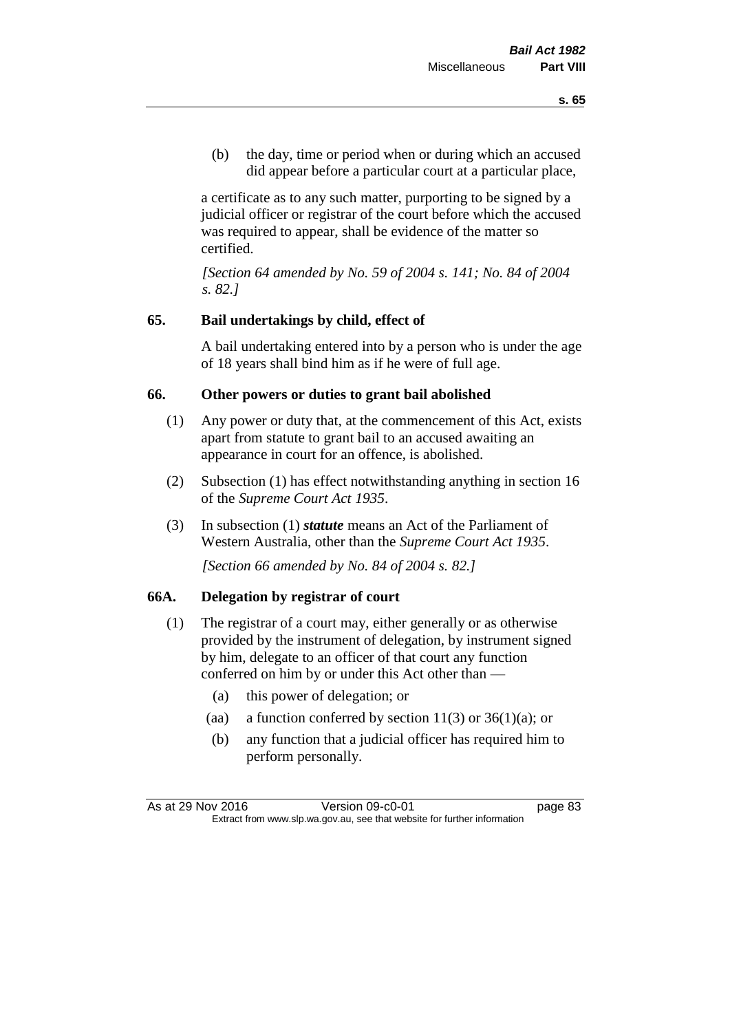(b) the day, time or period when or during which an accused did appear before a particular court at a particular place,

a certificate as to any such matter, purporting to be signed by a judicial officer or registrar of the court before which the accused was required to appear, shall be evidence of the matter so certified.

*[Section 64 amended by No. 59 of 2004 s. 141; No. 84 of 2004 s. 82.]*

## 65. Bail undertakings by child, effect of

A bail undertaking entered into by a person who is under the age of 18 years shall bind him as if he were of full age.

## 66. Other powers or duties to grant bail abolished

(1) Any power or duty that, at the commencement of this Act, exists apart from statute to grant bail to an accused awaiting an appearance in court for an offence, is abolished.

(2) Subsection (1) has effect notwithstanding anything in section 16 of the *Supreme Court Act 1935*.

(3) In subsection (1) ***statute*** means an Act of the Parliament of Western Australia, other than the *Supreme Court Act 1935*.

*[Section 66 amended by No. 84 of 2004 s. 82.]*

## 66A. Delegation by registrar of court

(1) The registrar of a court may, either generally or as otherwise provided by the instrument of delegation, by instrument signed by him, delegate to an officer of that court any function conferred on him by or under this Act other than —

(a) this power of delegation; or

(aa) a function conferred by section 11(3) or 36(1)(a); or

(b) any function that a judicial officer has required him to perform personally.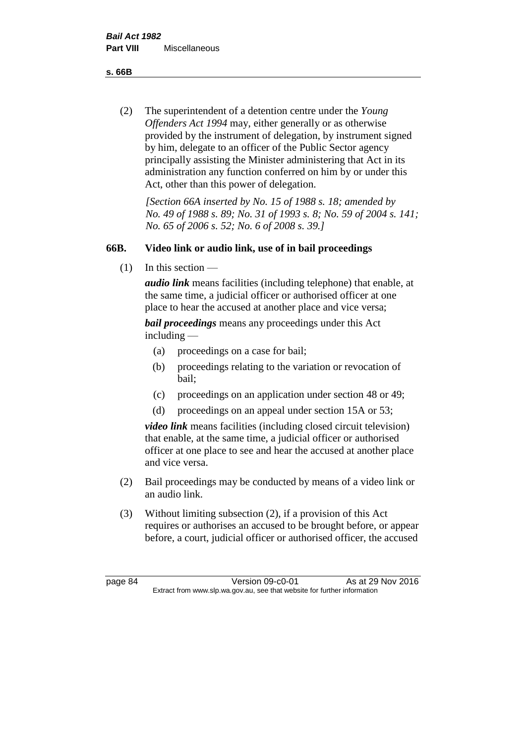(2) The superintendent of a detention centre under the *Young Offenders Act 1994* may, either generally or as otherwise provided by the instrument of delegation, by instrument signed by him, delegate to an officer of the Public Sector agency principally assisting the Minister administering that Act in its administration any function conferred on him by or under this Act, other than this power of delegation.

*[Section 66A inserted by No. 15 of 1988 s. 18; amended by No. 49 of 1988 s. 89; No. 31 of 1993 s. 8; No. 59 of 2004 s. 141; No. 65 of 2006 s. 52; No. 6 of 2008 s. 39.]*

### 66B. Video link or audio link, use of in bail proceedings

(1) In this section —

***audio link*** means facilities (including telephone) that enable, at the same time, a judicial officer or authorised officer at one place to hear the accused at another place and vice versa;

***bail proceedings*** means any proceedings under this Act including —

(a) proceedings on a case for bail;

(b) proceedings relating to the variation or revocation of bail;

(c) proceedings on an application under section 48 or 49;

(d) proceedings on an appeal under section 15A or 53;

***video link*** means facilities (including closed circuit television) that enable, at the same time, a judicial officer or authorised officer at one place to see and hear the accused at another place and vice versa.

(2) Bail proceedings may be conducted by means of a video link or an audio link.

(3) Without limiting subsection (2), if a provision of this Act requires or authorises an accused to be brought before, or appear before, a court, judicial officer or authorised officer, the accused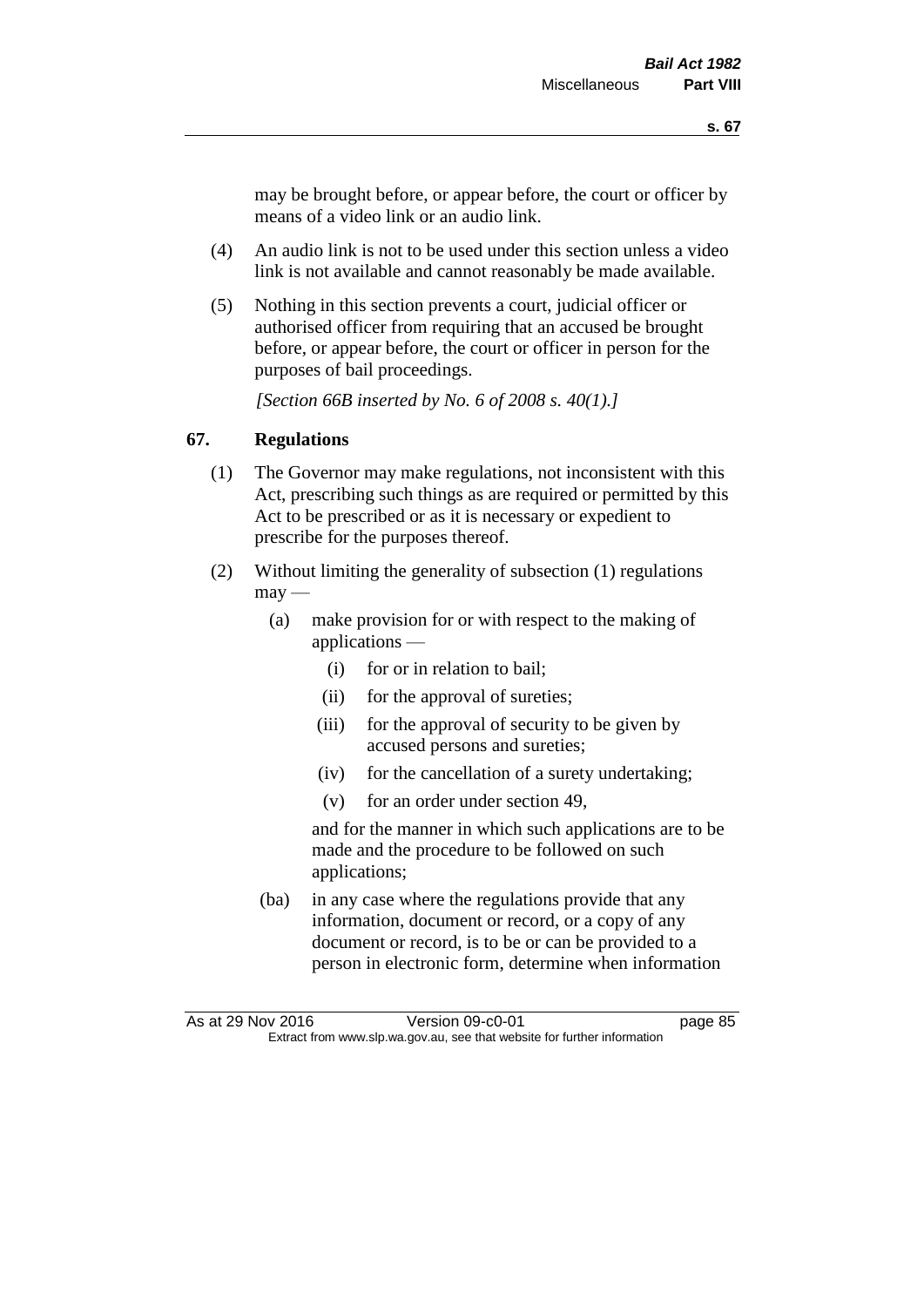may be brought before, or appear before, the court or officer by means of a video link or an audio link.

(4) An audio link is not to be used under this section unless a video link is not available and cannot reasonably be made available.

(5) Nothing in this section prevents a court, judicial officer or authorised officer from requiring that an accused be brought before, or appear before, the court or officer in person for the purposes of bail proceedings.

*[Section 66B inserted by No. 6 of 2008 s. 40(1).]*

## 67. Regulations

(1) The Governor may make regulations, not inconsistent with this Act, prescribing such things as are required or permitted by this Act to be prescribed or as it is necessary or expedient to prescribe for the purposes thereof.

(2) Without limiting the generality of subsection (1) regulations may —

(a) make provision for or with respect to the making of applications —

(i) for or in relation to bail;

(ii) for the approval of sureties;

(iii) for the approval of security to be given by accused persons and sureties;

(iv) for the cancellation of a surety undertaking;

(v) for an order under section 49,

and for the manner in which such applications are to be made and the procedure to be followed on such applications;

(ba) in any case where the regulations provide that any information, document or record, or a copy of any document or record, is to be or can be provided to a person in electronic form, determine when information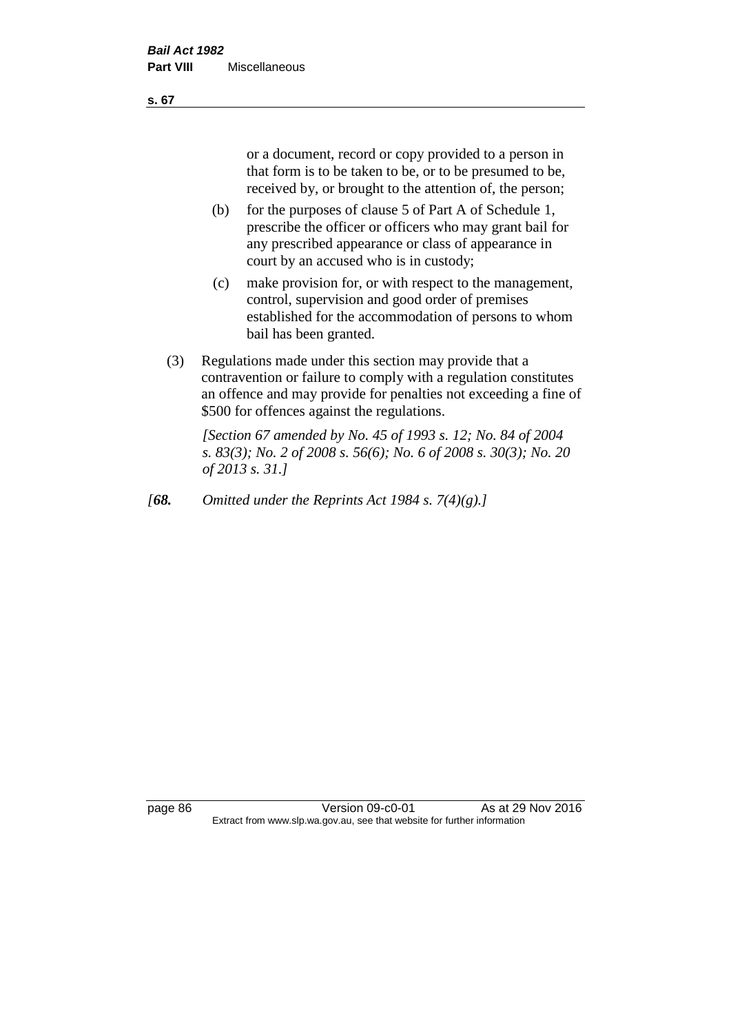or a document, record or copy provided to a person in that form is to be taken to be, or to be presumed to be, received by, or brought to the attention of, the person;

(b) for the purposes of clause 5 of Part A of Schedule 1, prescribe the officer or officers who may grant bail for any prescribed appearance or class of appearance in court by an accused who is in custody;

(c) make provision for, or with respect to the management, control, supervision and good order of premises established for the accommodation of persons to whom bail has been granted.

(3) Regulations made under this section may provide that a contravention or failure to comply with a regulation constitutes an offence and may provide for penalties not exceeding a fine of $500 for offences against the regulations.

*[Section 67 amended by No. 45 of 1993 s. 12; No. 84 of 2004 s. 83(3); No. 2 of 2008 s. 56(6); No. 6 of 2008 s. 30(3); No. 20 of 2013 s. 31.]*

*[**68.** Omitted under the Reprints Act 1984 s. 7(4)(g).]*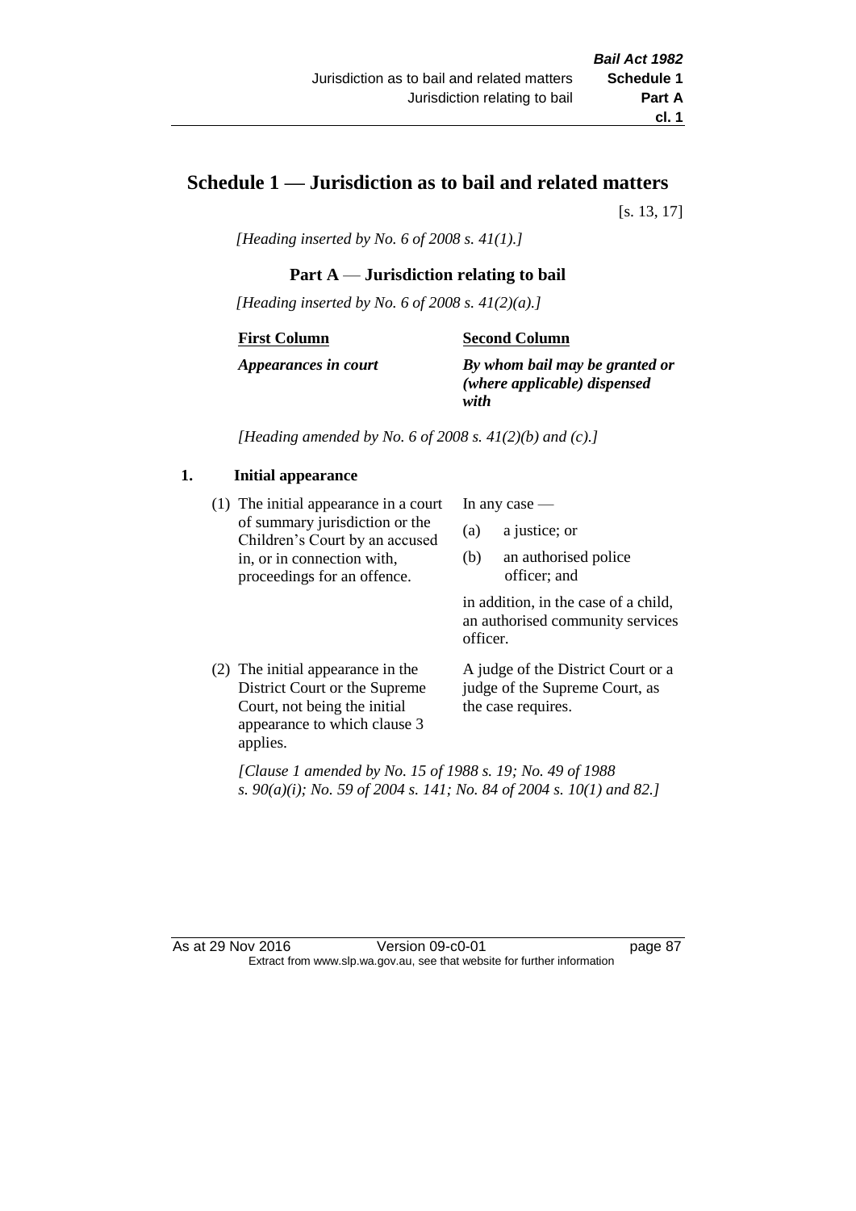# Schedule 1 — Jurisdiction as to bail and related matters

[s. 13, 17]

*[Heading inserted by No. 6 of 2008 s. 41(1).]*

## Part A — Jurisdiction relating to bail

*[Heading inserted by No. 6 of 2008 s. 41(2)(a).]*

| First Column | Second Column |
|---|---|
| ***Appearances in court*** | ***By whom bail may be granted or (where applicable) dispensed with*** |

*[Heading amended by No. 6 of 2008 s. 41(2)(b) and (c).]*

### 1. Initial appearance

| First Column | Second Column |
|---|---|
| (1) The initial appearance in a court of summary jurisdiction or the Children's Court by an accused in, or in connection with, proceedings for an offence. | In any case — (a) a justice; or (b) an authorised police officer; and in addition, in the case of a child, an authorised community services officer. |
| (2) The initial appearance in the District Court or the Supreme Court, not being the initial appearance to which clause 3 applies. | A judge of the District Court or a judge of the Supreme Court, as the case requires. |

*[Clause 1 amended by No. 15 of 1988 s. 19; No. 49 of 1988 s. 90(a)(i); No. 59 of 2004 s. 141; No. 84 of 2004 s. 10(1) and 82.]*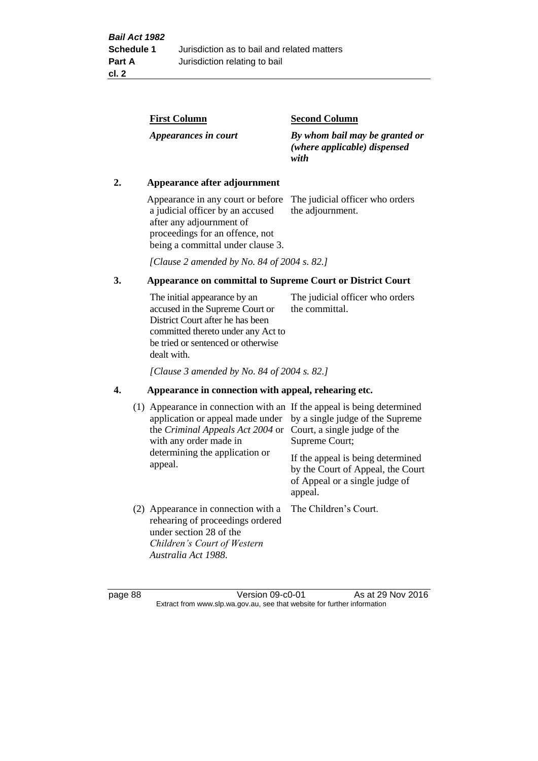| First Column | Second Column |
|---|---|
| *Appearances in court* | *By whom bail may be granted or (where applicable) dispensed with* |

**2. Appearance after adjournment**

| | |
|---|---|
| Appearance in any court or before a judicial officer by an accused after any adjournment of proceedings for an offence, not being a committal under clause 3. | The judicial officer who orders the adjournment. |

*[Clause 2 amended by No. 84 of 2004 s. 82.]*

**3. Appearance on committal to Supreme Court or District Court**

| | |
|---|---|
| The initial appearance by an accused in the Supreme Court or District Court after he has been committed thereto under any Act to be tried or sentenced or otherwise dealt with. | The judicial officer who orders the committal. |

*[Clause 3 amended by No. 84 of 2004 s. 82.]*

**4. Appearance in connection with appeal, rehearing etc.**

| | |
|---|---|
| (1) Appearance in connection with an application or appeal made under the *Criminal Appeals Act 2004* or with any order made in determining the application or appeal. | If the appeal is being determined by a single judge of the Supreme Court, a single judge of the Supreme Court; If the appeal is being determined by the Court of Appeal, the Court of Appeal or a single judge of appeal. |
| (2) Appearance in connection with a rehearing of proceedings ordered under section 28 of the *Children's Court of Western Australia Act 1988*. | The Children's Court. |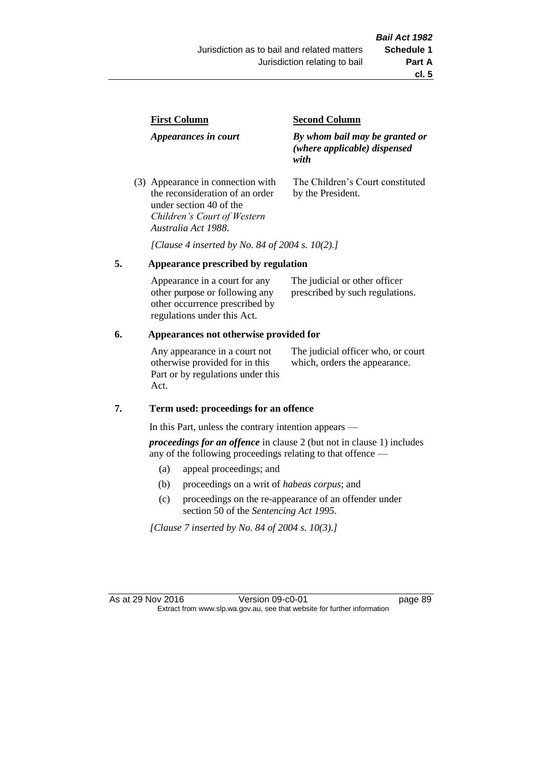| First Column | Second Column |
|---|---|
| *Appearances in court* | *By whom bail may be granted or (where applicable) dispensed with* |
| (3) Appearance in connection with the reconsideration of an order under section 40 of the *Children's Court of Western Australia Act 1988*. | The Children's Court constituted by the President. |

*[Clause 4 inserted by No. 84 of 2004 s. 10(2).]*

## 5. Appearance prescribed by regulation

| | |
|---|---|
| Appearance in a court for any other purpose or following any other occurrence prescribed by regulations under this Act. | The judicial or other officer prescribed by such regulations. |

## 6. Appearances not otherwise provided for

| | |
|---|---|
| Any appearance in a court not otherwise provided for in this Part or by regulations under this Act. | The judicial officer who, or court which, orders the appearance. |

## 7. Term used: proceedings for an offence

In this Part, unless the contrary intention appears —

***proceedings for an offence*** in clause 2 (but not in clause 1) includes any of the following proceedings relating to that offence —

- (a) appeal proceedings; and
- (b) proceedings on a writ of *habeas corpus*; and
- (c) proceedings on the re-appearance of an offender under section 50 of the *Sentencing Act 1995*.

*[Clause 7 inserted by No. 84 of 2004 s. 10(3).]*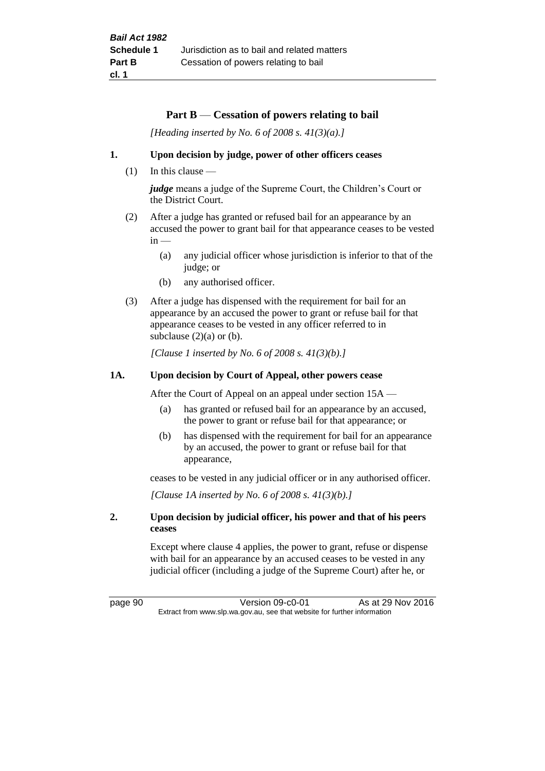## Part B — Cessation of powers relating to bail

*[Heading inserted by No. 6 of 2008 s. 41(3)(a).]*

### 1. Upon decision by judge, power of other officers ceases

(1) In this clause —

***judge*** means a judge of the Supreme Court, the Children's Court or the District Court.

(2) After a judge has granted or refused bail for an appearance by an accused the power to grant bail for that appearance ceases to be vested in —

- (a) any judicial officer whose jurisdiction is inferior to that of the judge; or
- (b) any authorised officer.

(3) After a judge has dispensed with the requirement for bail for an appearance by an accused the power to grant or refuse bail for that appearance ceases to be vested in any officer referred to in subclause (2)(a) or (b).

*[Clause 1 inserted by No. 6 of 2008 s. 41(3)(b).]*

### 1A. Upon decision by Court of Appeal, other powers cease

After the Court of Appeal on an appeal under section 15A —

- (a) has granted or refused bail for an appearance by an accused, the power to grant or refuse bail for that appearance; or
- (b) has dispensed with the requirement for bail for an appearance by an accused, the power to grant or refuse bail for that appearance,

ceases to be vested in any judicial officer or in any authorised officer.

*[Clause 1A inserted by No. 6 of 2008 s. 41(3)(b).]*

### 2. Upon decision by judicial officer, his power and that of his peers ceases

Except where clause 4 applies, the power to grant, refuse or dispense with bail for an appearance by an accused ceases to be vested in any judicial officer (including a judge of the Supreme Court) after he, or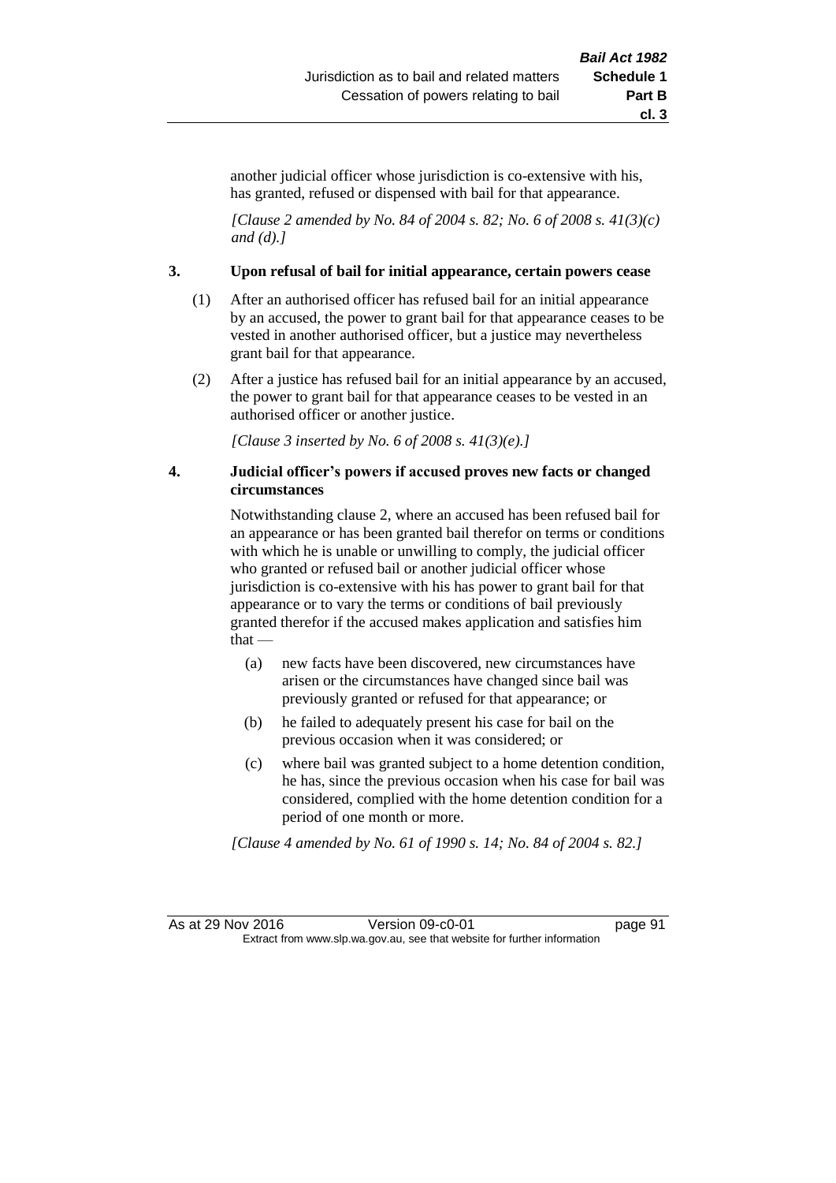another judicial officer whose jurisdiction is co-extensive with his, has granted, refused or dispensed with bail for that appearance.

*[Clause 2 amended by No. 84 of 2004 s. 82; No. 6 of 2008 s. 41(3)(c) and (d).]*

### 3. Upon refusal of bail for initial appearance, certain powers cease

(1) After an authorised officer has refused bail for an initial appearance by an accused, the power to grant bail for that appearance ceases to be vested in another authorised officer, but a justice may nevertheless grant bail for that appearance.

(2) After a justice has refused bail for an initial appearance by an accused, the power to grant bail for that appearance ceases to be vested in an authorised officer or another justice.

*[Clause 3 inserted by No. 6 of 2008 s. 41(3)(e).]*

### 4. Judicial officer's powers if accused proves new facts or changed circumstances

Notwithstanding clause 2, where an accused has been refused bail for an appearance or has been granted bail therefor on terms or conditions with which he is unable or unwilling to comply, the judicial officer who granted or refused bail or another judicial officer whose jurisdiction is co-extensive with his has power to grant bail for that appearance or to vary the terms or conditions of bail previously granted therefor if the accused makes application and satisfies him that —

(a) new facts have been discovered, new circumstances have arisen or the circumstances have changed since bail was previously granted or refused for that appearance; or

(b) he failed to adequately present his case for bail on the previous occasion when it was considered; or

(c) where bail was granted subject to a home detention condition, he has, since the previous occasion when his case for bail was considered, complied with the home detention condition for a period of one month or more.

*[Clause 4 amended by No. 61 of 1990 s. 14; No. 84 of 2004 s. 82.]*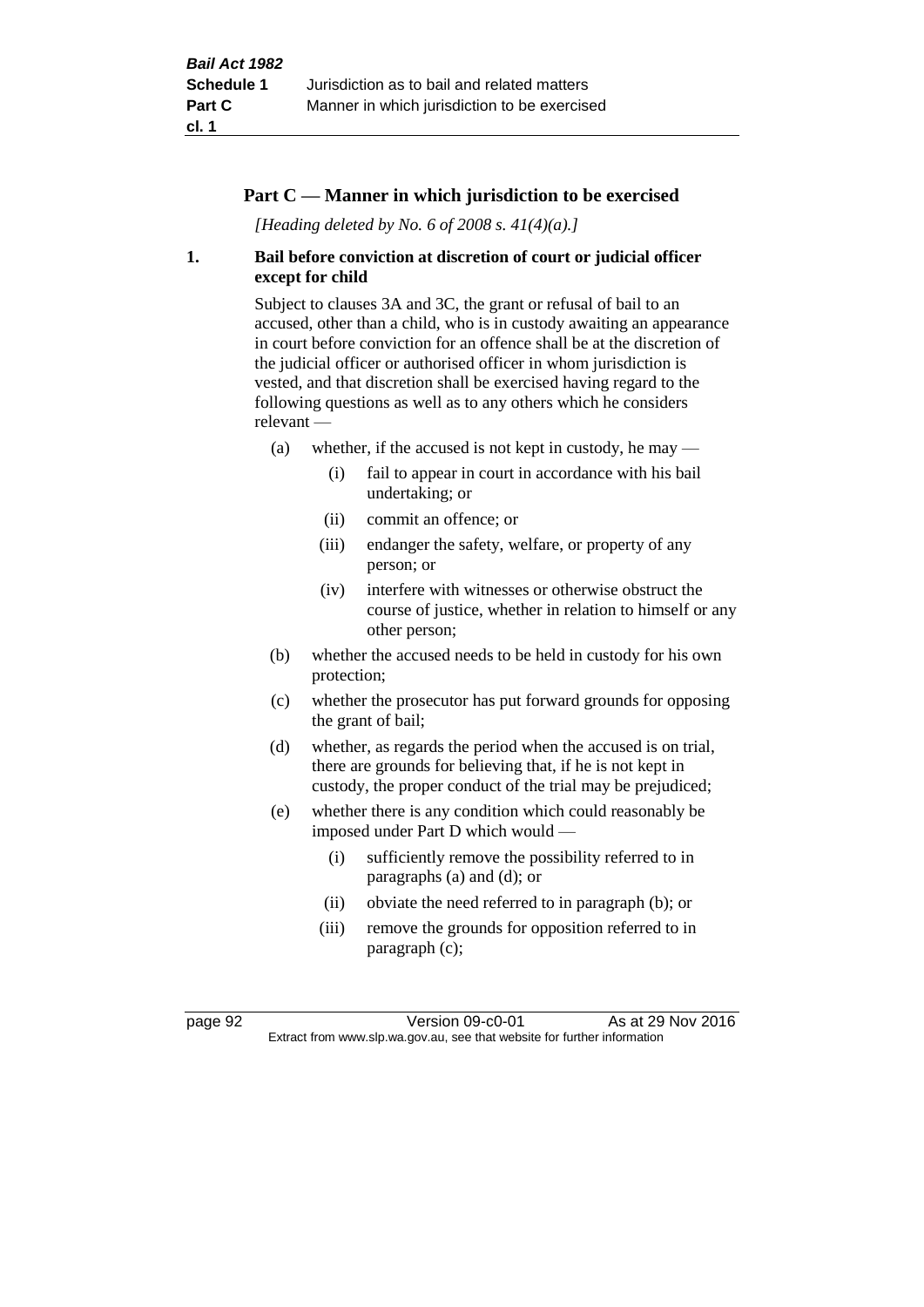## Part C — Manner in which jurisdiction to be exercised

*[Heading deleted by No. 6 of 2008 s. 41(4)(a).]*

### 1. Bail before conviction at discretion of court or judicial officer except for child

Subject to clauses 3A and 3C, the grant or refusal of bail to an accused, other than a child, who is in custody awaiting an appearance in court before conviction for an offence shall be at the discretion of the judicial officer or authorised officer in whom jurisdiction is vested, and that discretion shall be exercised having regard to the following questions as well as to any others which he considers relevant —

- (a) whether, if the accused is not kept in custody, he may —
  - (i) fail to appear in court in accordance with his bail undertaking; or
  - (ii) commit an offence; or
  - (iii) endanger the safety, welfare, or property of any person; or
  - (iv) interfere with witnesses or otherwise obstruct the course of justice, whether in relation to himself or any other person;
- (b) whether the accused needs to be held in custody for his own protection;
- (c) whether the prosecutor has put forward grounds for opposing the grant of bail;
- (d) whether, as regards the period when the accused is on trial, there are grounds for believing that, if he is not kept in custody, the proper conduct of the trial may be prejudiced;
- (e) whether there is any condition which could reasonably be imposed under Part D which would —
  - (i) sufficiently remove the possibility referred to in paragraphs (a) and (d); or
  - (ii) obviate the need referred to in paragraph (b); or
  - (iii) remove the grounds for opposition referred to in paragraph (c);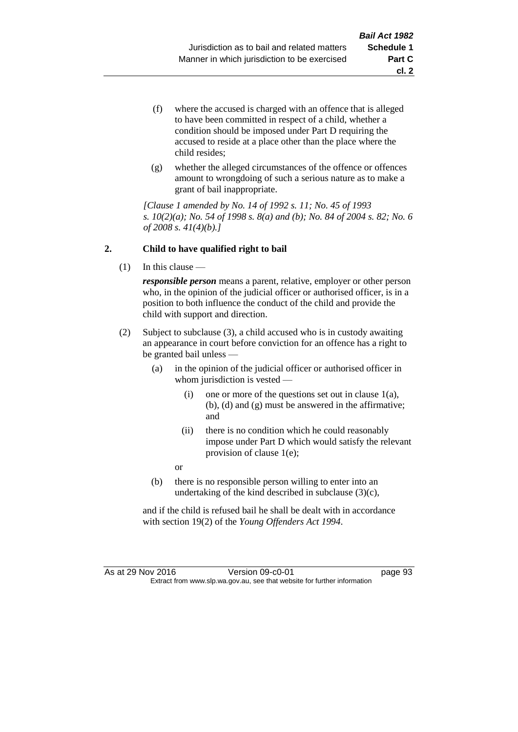(f) where the accused is charged with an offence that is alleged to have been committed in respect of a child, whether a condition should be imposed under Part D requiring the accused to reside at a place other than the place where the child resides;

(g) whether the alleged circumstances of the offence or offences amount to wrongdoing of such a serious nature as to make a grant of bail inappropriate.

*[Clause 1 amended by No. 14 of 1992 s. 11; No. 45 of 1993 s. 10(2)(a); No. 54 of 1998 s. 8(a) and (b); No. 84 of 2004 s. 82; No. 6 of 2008 s. 41(4)(b).]*

### 2. Child to have qualified right to bail

(1) In this clause —

***responsible person*** means a parent, relative, employer or other person who, in the opinion of the judicial officer or authorised officer, is in a position to both influence the conduct of the child and provide the child with support and direction.

(2) Subject to subclause (3), a child accused who is in custody awaiting an appearance in court before conviction for an offence has a right to be granted bail unless —

(a) in the opinion of the judicial officer or authorised officer in whom jurisdiction is vested —

(i) one or more of the questions set out in clause 1(a), (b), (d) and (g) must be answered in the affirmative; and

(ii) there is no condition which he could reasonably impose under Part D which would satisfy the relevant provision of clause 1(e);

or

(b) there is no responsible person willing to enter into an undertaking of the kind described in subclause (3)(c),

and if the child is refused bail he shall be dealt with in accordance with section 19(2) of the *Young Offenders Act 1994*.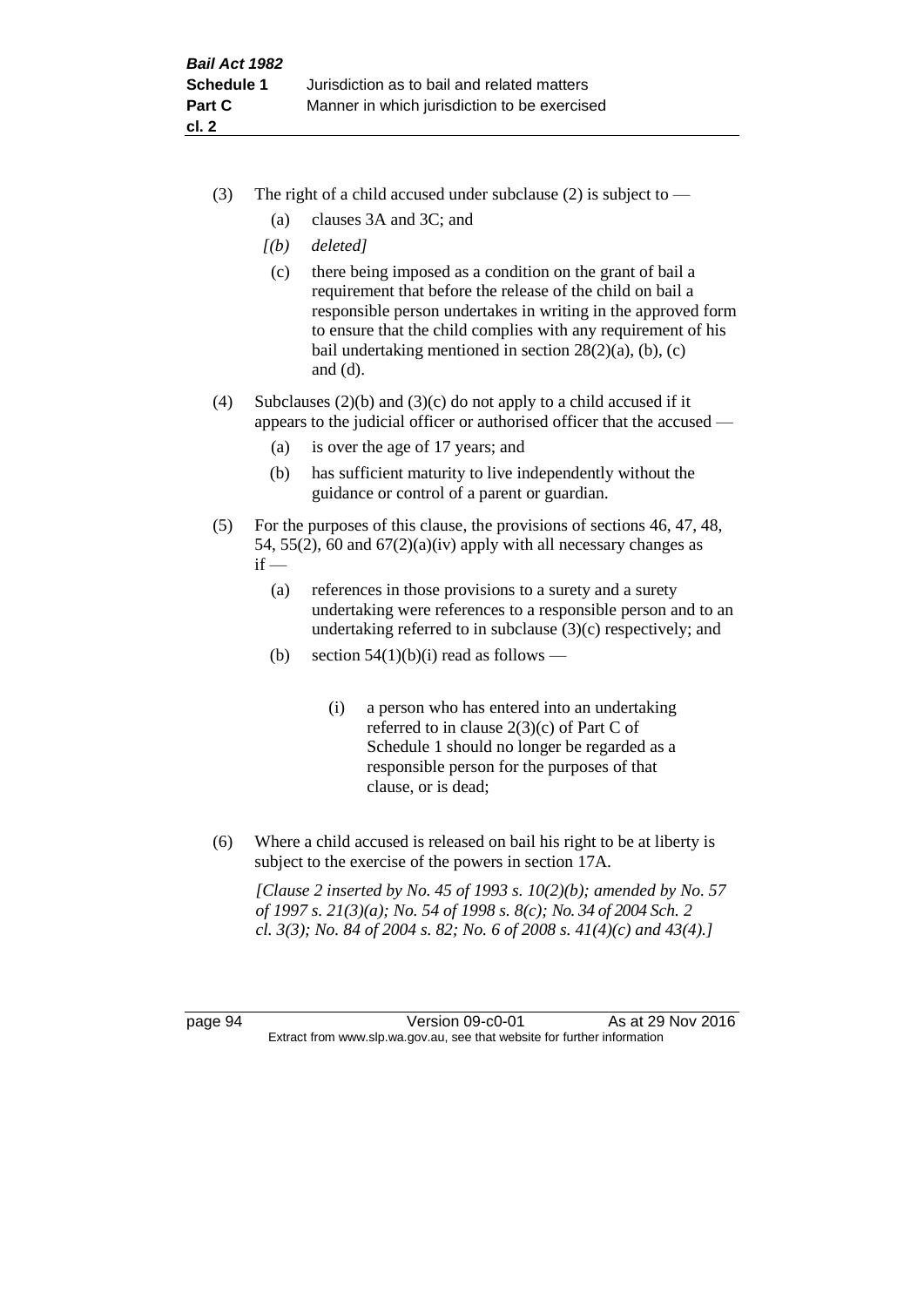(3) The right of a child accused under subclause (2) is subject to —

  (a) clauses 3A and 3C; and

  *[(b) deleted]*

  (c) there being imposed as a condition on the grant of bail a requirement that before the release of the child on bail a responsible person undertakes in writing in the approved form to ensure that the child complies with any requirement of his bail undertaking mentioned in section 28(2)(a), (b), (c) and (d).

(4) Subclauses (2)(b) and (3)(c) do not apply to a child accused if it appears to the judicial officer or authorised officer that the accused —

  (a) is over the age of 17 years; and

  (b) has sufficient maturity to live independently without the guidance or control of a parent or guardian.

(5) For the purposes of this clause, the provisions of sections 46, 47, 48, 54, 55(2), 60 and 67(2)(a)(iv) apply with all necessary changes as if —

  (a) references in those provisions to a surety and a surety undertaking were references to a responsible person and to an undertaking referred to in subclause (3)(c) respectively; and

  (b) section 54(1)(b)(i) read as follows —

    (i) a person who has entered into an undertaking referred to in clause 2(3)(c) of Part C of Schedule 1 should no longer be regarded as a responsible person for the purposes of that clause, or is dead;

(6) Where a child accused is released on bail his right to be at liberty is subject to the exercise of the powers in section 17A.

*[Clause 2 inserted by No. 45 of 1993 s. 10(2)(b); amended by No. 57 of 1997 s. 21(3)(a); No. 54 of 1998 s. 8(c); No. 34 of 2004 Sch. 2 cl. 3(3); No. 84 of 2004 s. 82; No. 6 of 2008 s. 41(4)(c) and 43(4).]*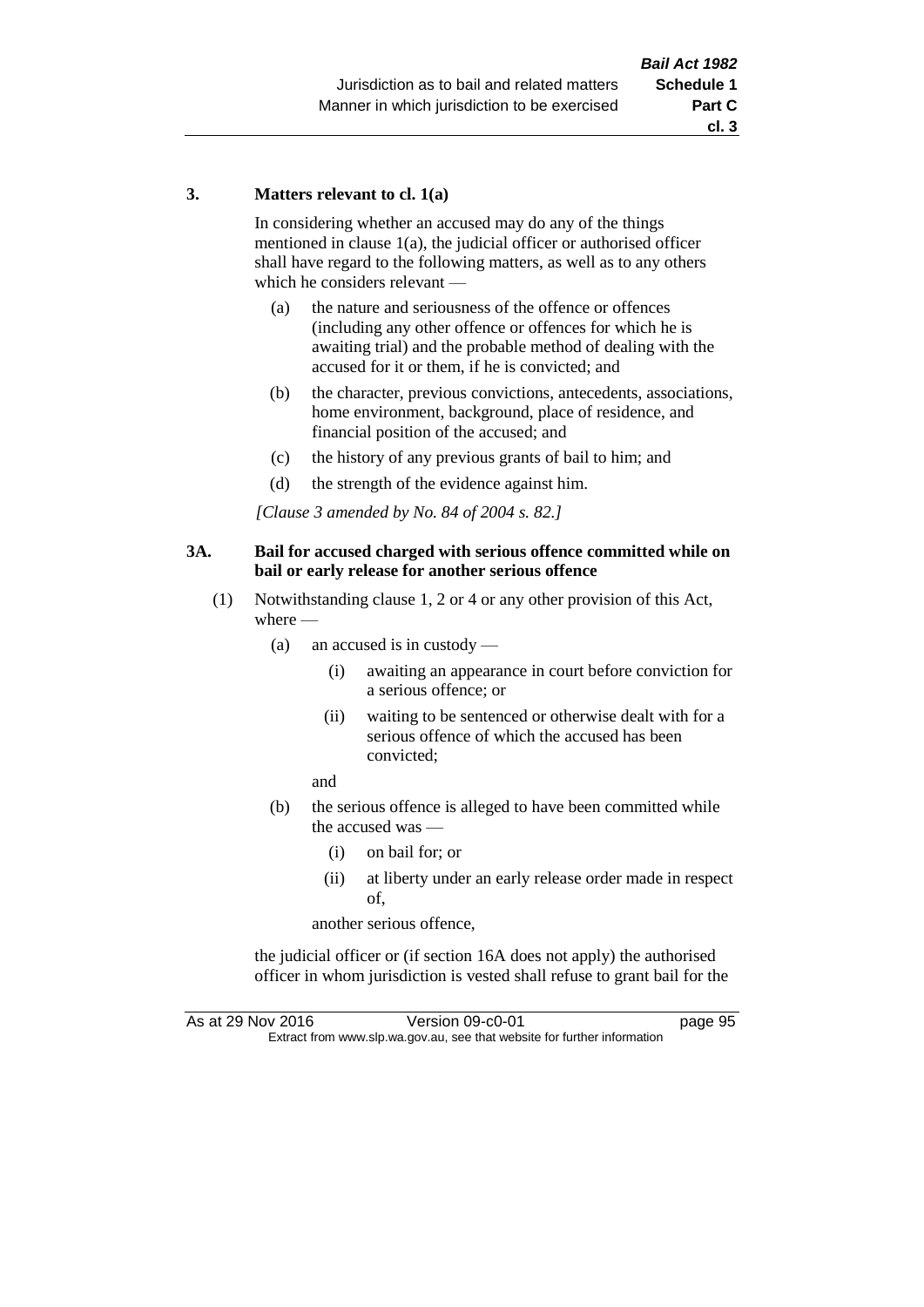### 3. Matters relevant to cl. 1(a)

In considering whether an accused may do any of the things mentioned in clause 1(a), the judicial officer or authorised officer shall have regard to the following matters, as well as to any others which he considers relevant —

(a) the nature and seriousness of the offence or offences (including any other offence or offences for which he is awaiting trial) and the probable method of dealing with the accused for it or them, if he is convicted; and

(b) the character, previous convictions, antecedents, associations, home environment, background, place of residence, and financial position of the accused; and

(c) the history of any previous grants of bail to him; and

(d) the strength of the evidence against him.

*[Clause 3 amended by No. 84 of 2004 s. 82.]*

### 3A. Bail for accused charged with serious offence committed while on bail or early release for another serious offence

(1) Notwithstanding clause 1, 2 or 4 or any other provision of this Act, where —

(a) an accused is in custody —

(i) awaiting an appearance in court before conviction for a serious offence; or

(ii) waiting to be sentenced or otherwise dealt with for a serious offence of which the accused has been convicted;

and

(b) the serious offence is alleged to have been committed while the accused was —

(i) on bail for; or

(ii) at liberty under an early release order made in respect of,

another serious offence,

the judicial officer or (if section 16A does not apply) the authorised officer in whom jurisdiction is vested shall refuse to grant bail for the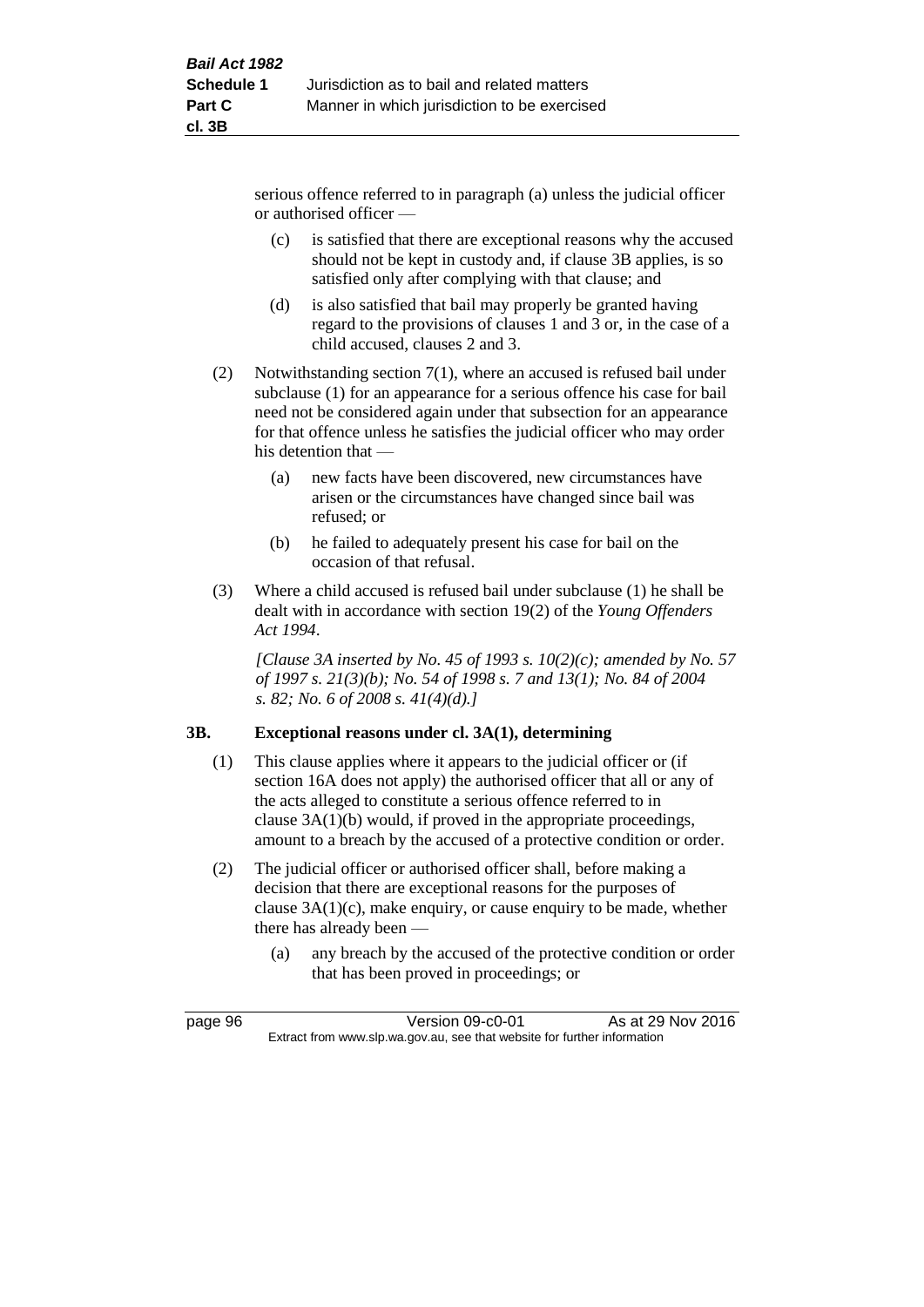serious offence referred to in paragraph (a) unless the judicial officer or authorised officer —

(c) is satisfied that there are exceptional reasons why the accused should not be kept in custody and, if clause 3B applies, is so satisfied only after complying with that clause; and

(d) is also satisfied that bail may properly be granted having regard to the provisions of clauses 1 and 3 or, in the case of a child accused, clauses 2 and 3.

(2) Notwithstanding section 7(1), where an accused is refused bail under subclause (1) for an appearance for a serious offence his case for bail need not be considered again under that subsection for an appearance for that offence unless he satisfies the judicial officer who may order his detention that —

(a) new facts have been discovered, new circumstances have arisen or the circumstances have changed since bail was refused; or

(b) he failed to adequately present his case for bail on the occasion of that refusal.

(3) Where a child accused is refused bail under subclause (1) he shall be dealt with in accordance with section 19(2) of the *Young Offenders Act 1994*.

*[Clause 3A inserted by No. 45 of 1993 s. 10(2)(c); amended by No. 57 of 1997 s. 21(3)(b); No. 54 of 1998 s. 7 and 13(1); No. 84 of 2004 s. 82; No. 6 of 2008 s. 41(4)(d).]*

### 3B. Exceptional reasons under cl. 3A(1), determining

(1) This clause applies where it appears to the judicial officer or (if section 16A does not apply) the authorised officer that all or any of the acts alleged to constitute a serious offence referred to in clause 3A(1)(b) would, if proved in the appropriate proceedings, amount to a breach by the accused of a protective condition or order.

(2) The judicial officer or authorised officer shall, before making a decision that there are exceptional reasons for the purposes of clause 3A(1)(c), make enquiry, or cause enquiry to be made, whether there has already been —

(a) any breach by the accused of the protective condition or order that has been proved in proceedings; or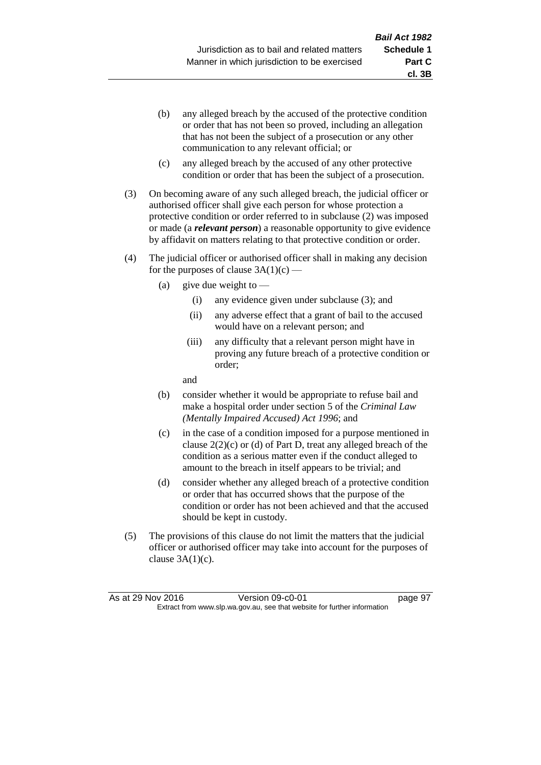(b) any alleged breach by the accused of the protective condition or order that has not been so proved, including an allegation that has not been the subject of a prosecution or any other communication to any relevant official; or

(c) any alleged breach by the accused of any other protective condition or order that has been the subject of a prosecution.

(3) On becoming aware of any such alleged breach, the judicial officer or authorised officer shall give each person for whose protection a protective condition or order referred to in subclause (2) was imposed or made (a ***relevant person***) a reasonable opportunity to give evidence by affidavit on matters relating to that protective condition or order.

(4) The judicial officer or authorised officer shall in making any decision for the purposes of clause 3A(1)(c) —

(a) give due weight to —

(i) any evidence given under subclause (3); and

(ii) any adverse effect that a grant of bail to the accused would have on a relevant person; and

(iii) any difficulty that a relevant person might have in proving any future breach of a protective condition or order;

and

(b) consider whether it would be appropriate to refuse bail and make a hospital order under section 5 of the *Criminal Law (Mentally Impaired Accused) Act 1996*; and

(c) in the case of a condition imposed for a purpose mentioned in clause 2(2)(c) or (d) of Part D, treat any alleged breach of the condition as a serious matter even if the conduct alleged to amount to the breach in itself appears to be trivial; and

(d) consider whether any alleged breach of a protective condition or order that has occurred shows that the purpose of the condition or order has not been achieved and that the accused should be kept in custody.

(5) The provisions of this clause do not limit the matters that the judicial officer or authorised officer may take into account for the purposes of clause 3A(1)(c).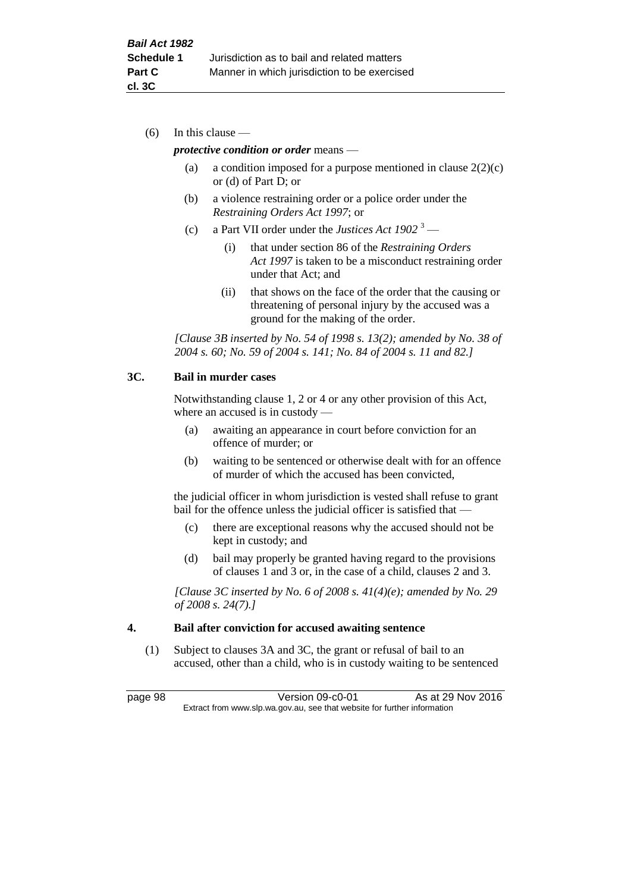(6) In this clause —

***protective condition or order*** means —

(a) a condition imposed for a purpose mentioned in clause 2(2)(c) or (d) of Part D; or

(b) a violence restraining order or a police order under the *Restraining Orders Act 1997*; or

(c) a Part VII order under the *Justices Act 1902* [3] —

(i) that under section 86 of the *Restraining Orders Act 1997* is taken to be a misconduct restraining order under that Act; and

(ii) that shows on the face of the order that the causing or threatening of personal injury by the accused was a ground for the making of the order.

*[Clause 3B inserted by No. 54 of 1998 s. 13(2); amended by No. 38 of 2004 s. 60; No. 59 of 2004 s. 141; No. 84 of 2004 s. 11 and 82.]*

**3C. Bail in murder cases**

Notwithstanding clause 1, 2 or 4 or any other provision of this Act, where an accused is in custody —

(a) awaiting an appearance in court before conviction for an offence of murder; or

(b) waiting to be sentenced or otherwise dealt with for an offence of murder of which the accused has been convicted,

the judicial officer in whom jurisdiction is vested shall refuse to grant bail for the offence unless the judicial officer is satisfied that —

(c) there are exceptional reasons why the accused should not be kept in custody; and

(d) bail may properly be granted having regard to the provisions of clauses 1 and 3 or, in the case of a child, clauses 2 and 3.

*[Clause 3C inserted by No. 6 of 2008 s. 41(4)(e); amended by No. 29 of 2008 s. 24(7).]*

**4. Bail after conviction for accused awaiting sentence**

(1) Subject to clauses 3A and 3C, the grant or refusal of bail to an accused, other than a child, who is in custody waiting to be sentenced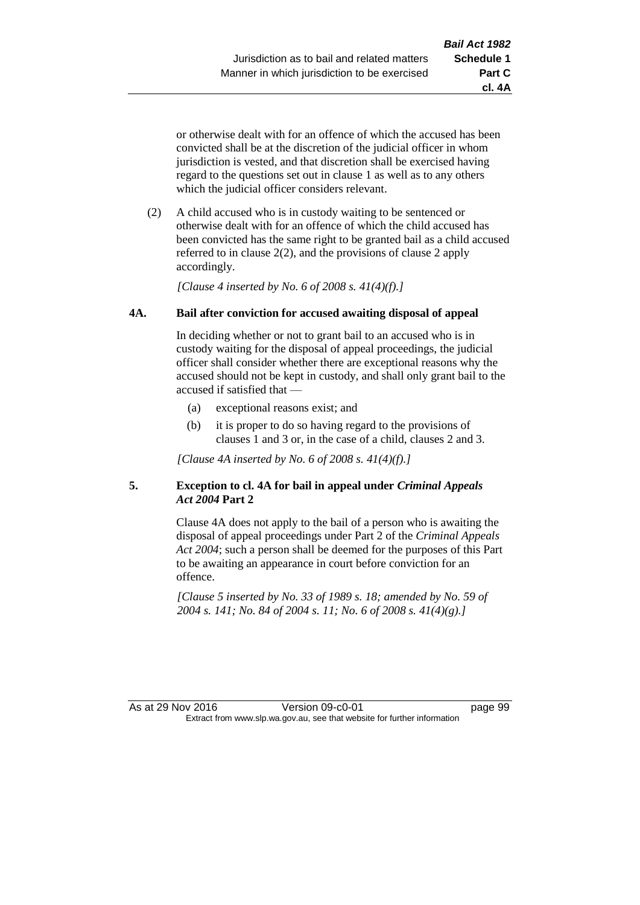or otherwise dealt with for an offence of which the accused has been convicted shall be at the discretion of the judicial officer in whom jurisdiction is vested, and that discretion shall be exercised having regard to the questions set out in clause 1 as well as to any others which the judicial officer considers relevant.

(2) A child accused who is in custody waiting to be sentenced or otherwise dealt with for an offence of which the child accused has been convicted has the same right to be granted bail as a child accused referred to in clause 2(2), and the provisions of clause 2 apply accordingly.

*[Clause 4 inserted by No. 6 of 2008 s. 41(4)(f).]*

### 4A. Bail after conviction for accused awaiting disposal of appeal

In deciding whether or not to grant bail to an accused who is in custody waiting for the disposal of appeal proceedings, the judicial officer shall consider whether there are exceptional reasons why the accused should not be kept in custody, and shall only grant bail to the accused if satisfied that —

- (a) exceptional reasons exist; and
- (b) it is proper to do so having regard to the provisions of clauses 1 and 3 or, in the case of a child, clauses 2 and 3.

*[Clause 4A inserted by No. 6 of 2008 s. 41(4)(f).]*

### 5. Exception to cl. 4A for bail in appeal under *Criminal Appeals Act 2004* Part 2

Clause 4A does not apply to the bail of a person who is awaiting the disposal of appeal proceedings under Part 2 of the *Criminal Appeals Act 2004*; such a person shall be deemed for the purposes of this Part to be awaiting an appearance in court before conviction for an offence.

*[Clause 5 inserted by No. 33 of 1989 s. 18; amended by No. 59 of 2004 s. 141; No. 84 of 2004 s. 11; No. 6 of 2008 s. 41(4)(g).]*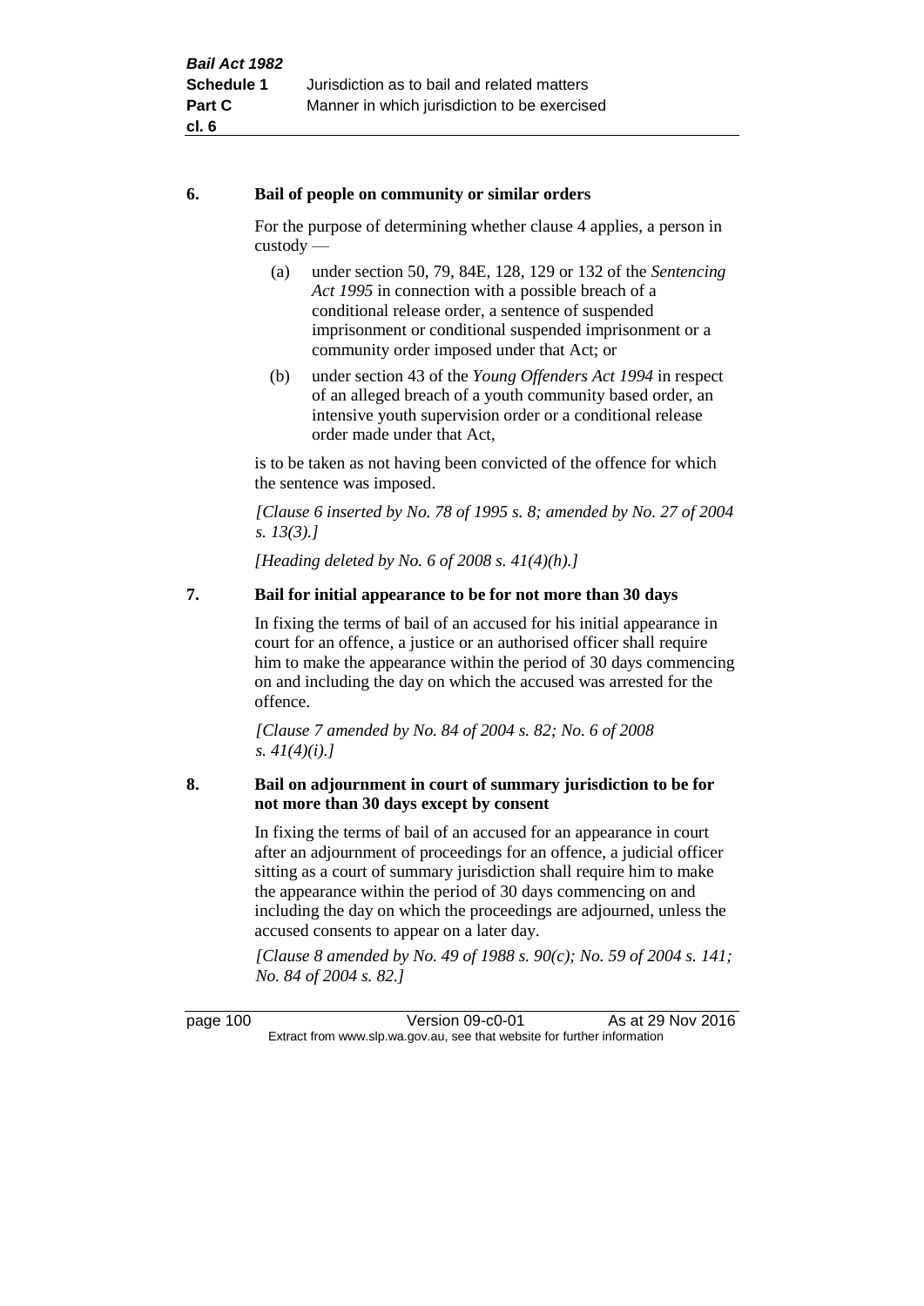**6. Bail of people on community or similar orders**

For the purpose of determining whether clause 4 applies, a person in custody —

(a) under section 50, 79, 84E, 128, 129 or 132 of the *Sentencing Act 1995* in connection with a possible breach of a conditional release order, a sentence of suspended imprisonment or conditional suspended imprisonment or a community order imposed under that Act; or

(b) under section 43 of the *Young Offenders Act 1994* in respect of an alleged breach of a youth community based order, an intensive youth supervision order or a conditional release order made under that Act,

is to be taken as not having been convicted of the offence for which the sentence was imposed.

*[Clause 6 inserted by No. 78 of 1995 s. 8; amended by No. 27 of 2004 s. 13(3).]*

*[Heading deleted by No. 6 of 2008 s. 41(4)(h).]*

**7. Bail for initial appearance to be for not more than 30 days**

In fixing the terms of bail of an accused for his initial appearance in court for an offence, a justice or an authorised officer shall require him to make the appearance within the period of 30 days commencing on and including the day on which the accused was arrested for the offence.

*[Clause 7 amended by No. 84 of 2004 s. 82; No. 6 of 2008 s. 41(4)(i).]*

**8. Bail on adjournment in court of summary jurisdiction to be for not more than 30 days except by consent**

In fixing the terms of bail of an accused for an appearance in court after an adjournment of proceedings for an offence, a judicial officer sitting as a court of summary jurisdiction shall require him to make the appearance within the period of 30 days commencing on and including the day on which the proceedings are adjourned, unless the accused consents to appear on a later day.

*[Clause 8 amended by No. 49 of 1988 s. 90(c); No. 59 of 2004 s. 141; No. 84 of 2004 s. 82.]*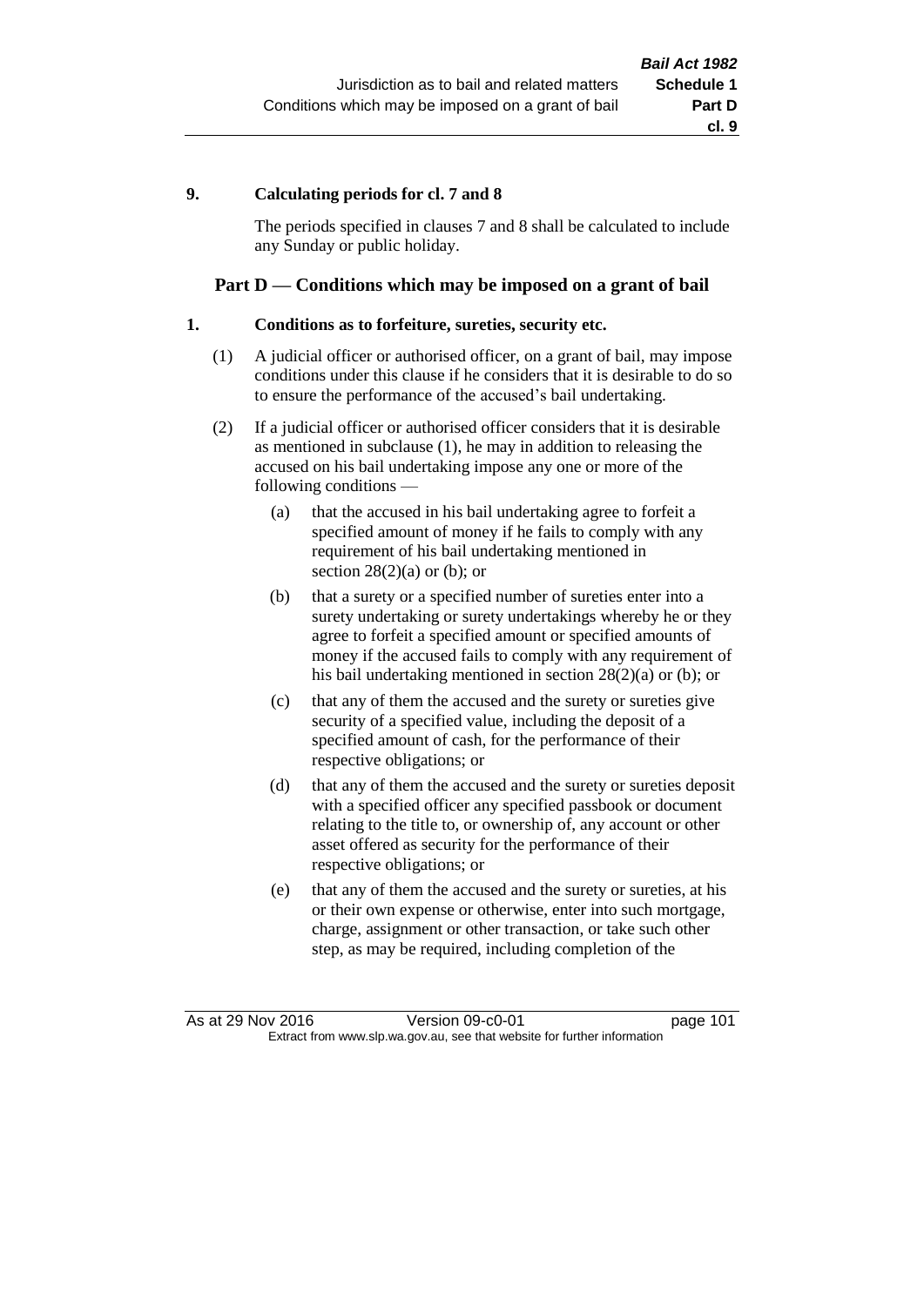**9. Calculating periods for cl. 7 and 8**

The periods specified in clauses 7 and 8 shall be calculated to include any Sunday or public holiday.

## Part D — Conditions which may be imposed on a grant of bail

**1. Conditions as to forfeiture, sureties, security etc.**

(1) A judicial officer or authorised officer, on a grant of bail, may impose conditions under this clause if he considers that it is desirable to do so to ensure the performance of the accused's bail undertaking.

(2) If a judicial officer or authorised officer considers that it is desirable as mentioned in subclause (1), he may in addition to releasing the accused on his bail undertaking impose any one or more of the following conditions —

(a) that the accused in his bail undertaking agree to forfeit a specified amount of money if he fails to comply with any requirement of his bail undertaking mentioned in section 28(2)(a) or (b); or

(b) that a surety or a specified number of sureties enter into a surety undertaking or surety undertakings whereby he or they agree to forfeit a specified amount or specified amounts of money if the accused fails to comply with any requirement of his bail undertaking mentioned in section 28(2)(a) or (b); or

(c) that any of them the accused and the surety or sureties give security of a specified value, including the deposit of a specified amount of cash, for the performance of their respective obligations; or

(d) that any of them the accused and the surety or sureties deposit with a specified officer any specified passbook or document relating to the title to, or ownership of, any account or other asset offered as security for the performance of their respective obligations; or

(e) that any of them the accused and the surety or sureties, at his or their own expense or otherwise, enter into such mortgage, charge, assignment or other transaction, or take such other step, as may be required, including completion of the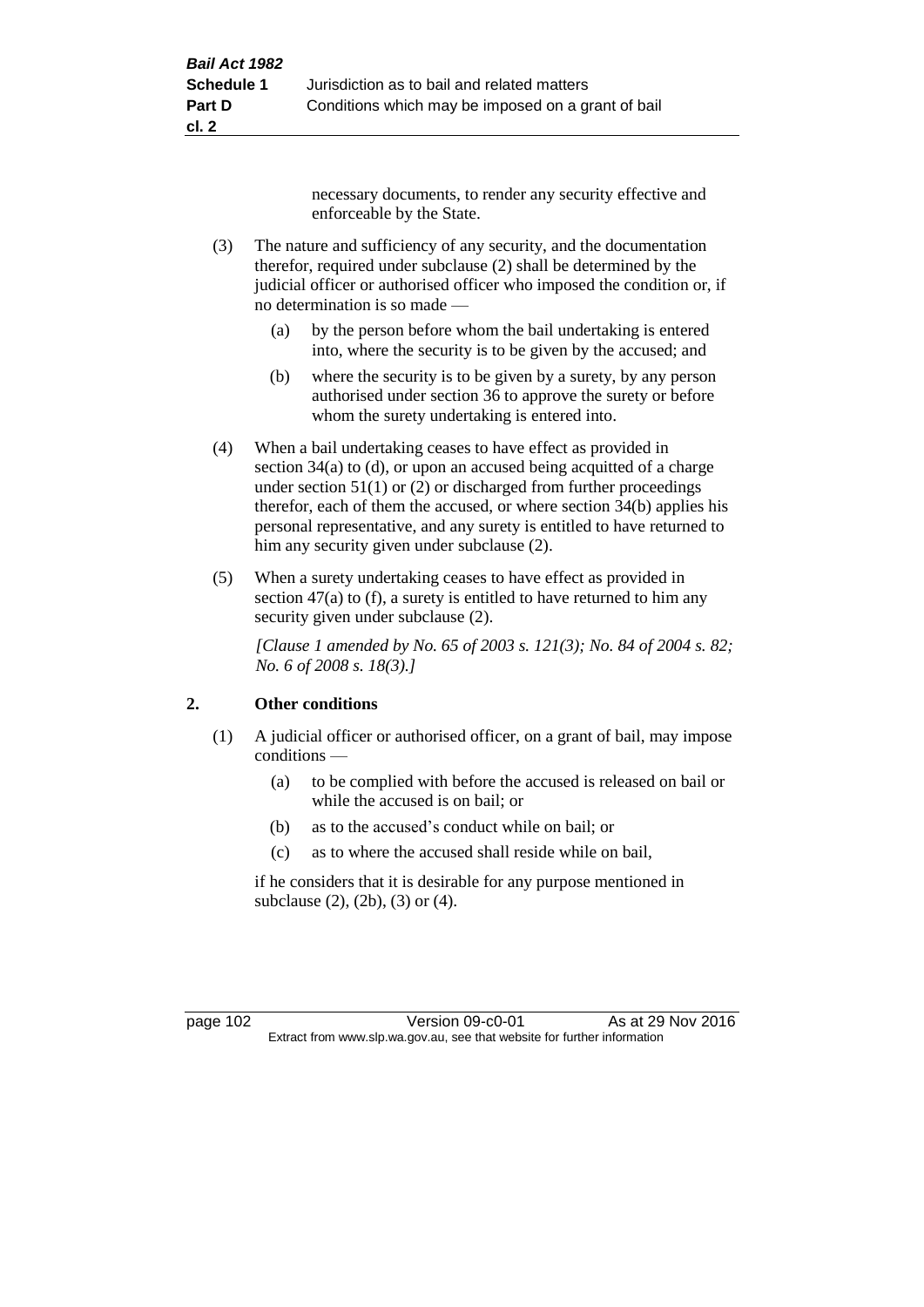necessary documents, to render any security effective and enforceable by the State.

(3) The nature and sufficiency of any security, and the documentation therefor, required under subclause (2) shall be determined by the judicial officer or authorised officer who imposed the condition or, if no determination is so made —

(a) by the person before whom the bail undertaking is entered into, where the security is to be given by the accused; and

(b) where the security is to be given by a surety, by any person authorised under section 36 to approve the surety or before whom the surety undertaking is entered into.

(4) When a bail undertaking ceases to have effect as provided in section 34(a) to (d), or upon an accused being acquitted of a charge under section 51(1) or (2) or discharged from further proceedings therefor, each of them the accused, or where section 34(b) applies his personal representative, and any surety is entitled to have returned to him any security given under subclause (2).

(5) When a surety undertaking ceases to have effect as provided in section 47(a) to (f), a surety is entitled to have returned to him any security given under subclause (2).

*[Clause 1 amended by No. 65 of 2003 s. 121(3); No. 84 of 2004 s. 82; No. 6 of 2008 s. 18(3).]*

## 2. Other conditions

(1) A judicial officer or authorised officer, on a grant of bail, may impose conditions —

(a) to be complied with before the accused is released on bail or while the accused is on bail; or

(b) as to the accused's conduct while on bail; or

(c) as to where the accused shall reside while on bail,

if he considers that it is desirable for any purpose mentioned in subclause (2), (2b), (3) or (4).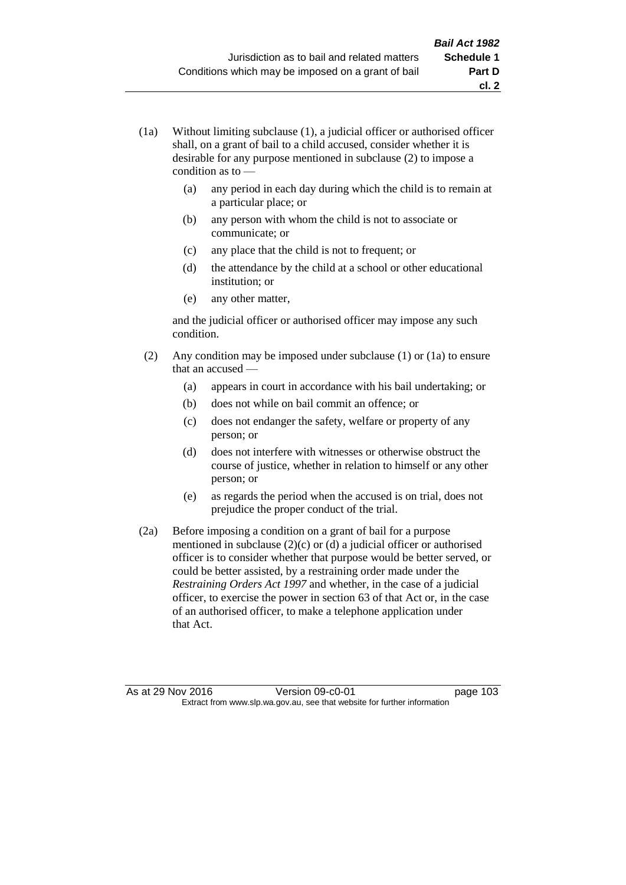(1a) Without limiting subclause (1), a judicial officer or authorised officer shall, on a grant of bail to a child accused, consider whether it is desirable for any purpose mentioned in subclause (2) to impose a condition as to —

(a) any period in each day during which the child is to remain at a particular place; or

(b) any person with whom the child is not to associate or communicate; or

(c) any place that the child is not to frequent; or

(d) the attendance by the child at a school or other educational institution; or

(e) any other matter,

and the judicial officer or authorised officer may impose any such condition.

(2) Any condition may be imposed under subclause (1) or (1a) to ensure that an accused —

(a) appears in court in accordance with his bail undertaking; or

(b) does not while on bail commit an offence; or

(c) does not endanger the safety, welfare or property of any person; or

(d) does not interfere with witnesses or otherwise obstruct the course of justice, whether in relation to himself or any other person; or

(e) as regards the period when the accused is on trial, does not prejudice the proper conduct of the trial.

(2a) Before imposing a condition on a grant of bail for a purpose mentioned in subclause (2)(c) or (d) a judicial officer or authorised officer is to consider whether that purpose would be better served, or could be better assisted, by a restraining order made under the *Restraining Orders Act 1997* and whether, in the case of a judicial officer, to exercise the power in section 63 of that Act or, in the case of an authorised officer, to make a telephone application under that Act.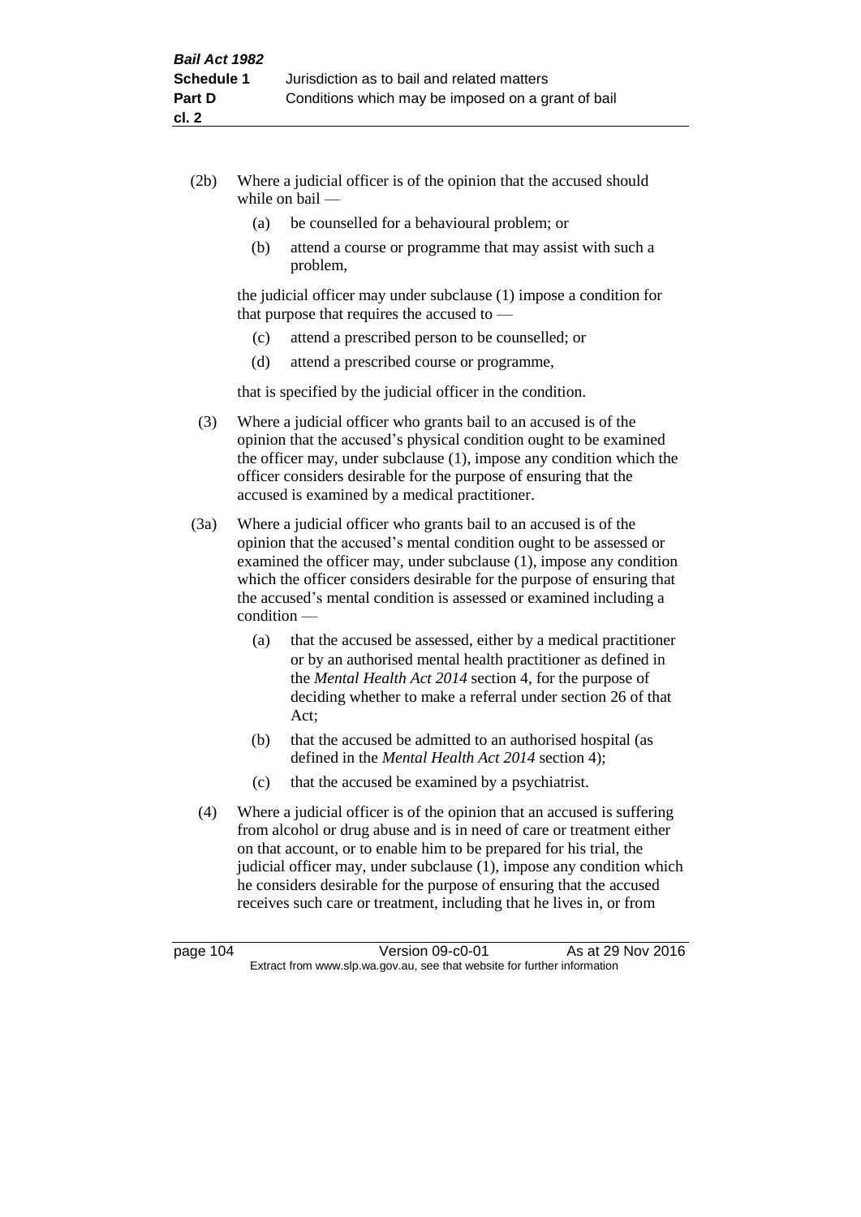(2b) Where a judicial officer is of the opinion that the accused should while on bail —

- (a) be counselled for a behavioural problem; or
- (b) attend a course or programme that may assist with such a problem,

the judicial officer may under subclause (1) impose a condition for that purpose that requires the accused to —

- (c) attend a prescribed person to be counselled; or
- (d) attend a prescribed course or programme,

that is specified by the judicial officer in the condition.

(3) Where a judicial officer who grants bail to an accused is of the opinion that the accused's physical condition ought to be examined the officer may, under subclause (1), impose any condition which the officer considers desirable for the purpose of ensuring that the accused is examined by a medical practitioner.

(3a) Where a judicial officer who grants bail to an accused is of the opinion that the accused's mental condition ought to be assessed or examined the officer may, under subclause (1), impose any condition which the officer considers desirable for the purpose of ensuring that the accused's mental condition is assessed or examined including a condition —

- (a) that the accused be assessed, either by a medical practitioner or by an authorised mental health practitioner as defined in the *Mental Health Act 2014* section 4, for the purpose of deciding whether to make a referral under section 26 of that Act;
- (b) that the accused be admitted to an authorised hospital (as defined in the *Mental Health Act 2014* section 4);
- (c) that the accused be examined by a psychiatrist.

(4) Where a judicial officer is of the opinion that an accused is suffering from alcohol or drug abuse and is in need of care or treatment either on that account, or to enable him to be prepared for his trial, the judicial officer may, under subclause (1), impose any condition which he considers desirable for the purpose of ensuring that the accused receives such care or treatment, including that he lives in, or from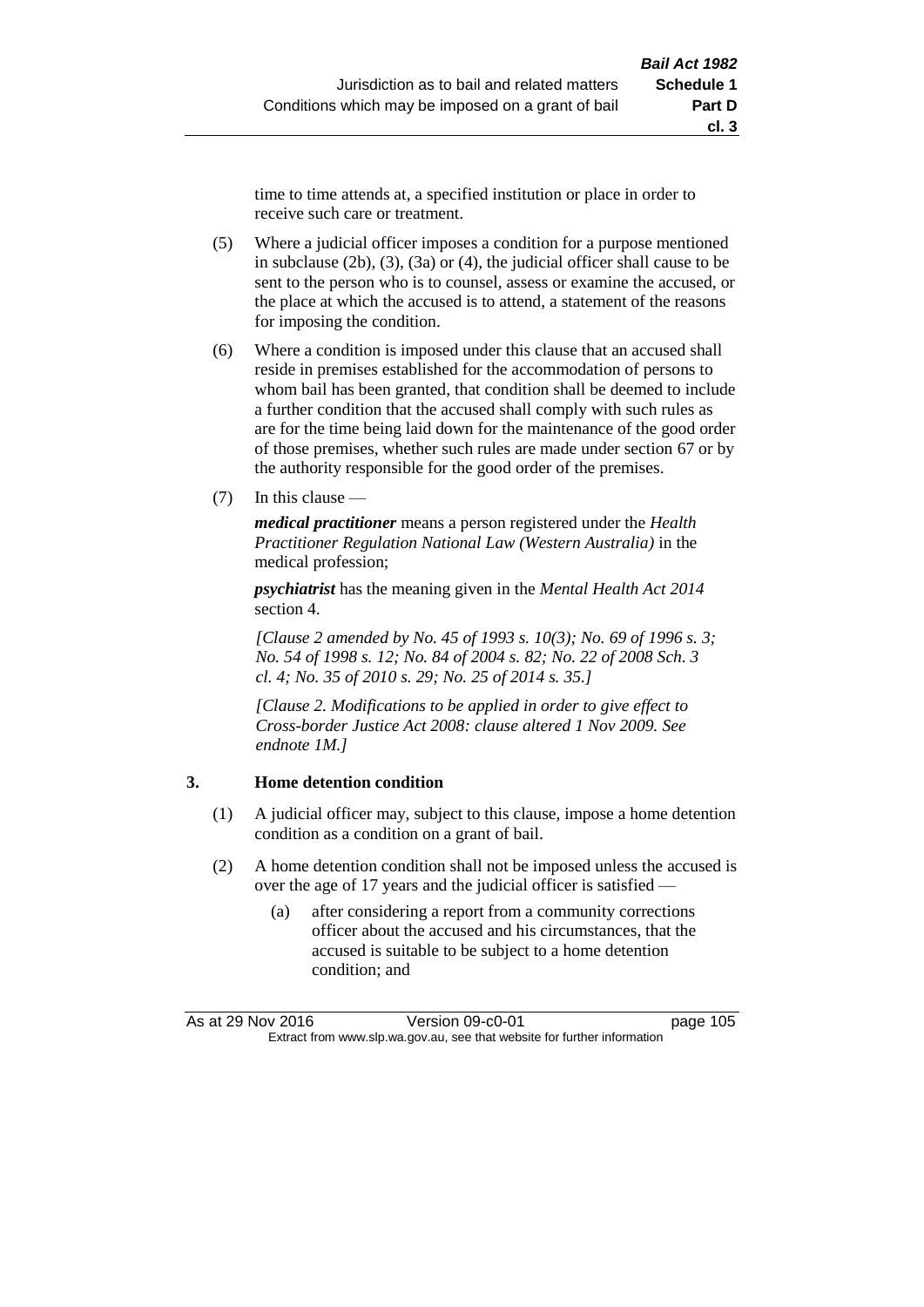time to time attends at, a specified institution or place in order to receive such care or treatment.

(5) Where a judicial officer imposes a condition for a purpose mentioned in subclause (2b), (3), (3a) or (4), the judicial officer shall cause to be sent to the person who is to counsel, assess or examine the accused, or the place at which the accused is to attend, a statement of the reasons for imposing the condition.

(6) Where a condition is imposed under this clause that an accused shall reside in premises established for the accommodation of persons to whom bail has been granted, that condition shall be deemed to include a further condition that the accused shall comply with such rules as are for the time being laid down for the maintenance of the good order of those premises, whether such rules are made under section 67 or by the authority responsible for the good order of the premises.

(7) In this clause —

***medical practitioner*** means a person registered under the *Health Practitioner Regulation National Law (Western Australia)* in the medical profession;

***psychiatrist*** has the meaning given in the *Mental Health Act 2014* section 4.

*[Clause 2 amended by No. 45 of 1993 s. 10(3); No. 69 of 1996 s. 3; No. 54 of 1998 s. 12; No. 84 of 2004 s. 82; No. 22 of 2008 Sch. 3 cl. 4; No. 35 of 2010 s. 29; No. 25 of 2014 s. 35.]*

*[Clause 2. Modifications to be applied in order to give effect to Cross-border Justice Act 2008: clause altered 1 Nov 2009. See endnote 1M.]*

### 3. Home detention condition

(1) A judicial officer may, subject to this clause, impose a home detention condition as a condition on a grant of bail.

(2) A home detention condition shall not be imposed unless the accused is over the age of 17 years and the judicial officer is satisfied —

(a) after considering a report from a community corrections officer about the accused and his circumstances, that the accused is suitable to be subject to a home detention condition; and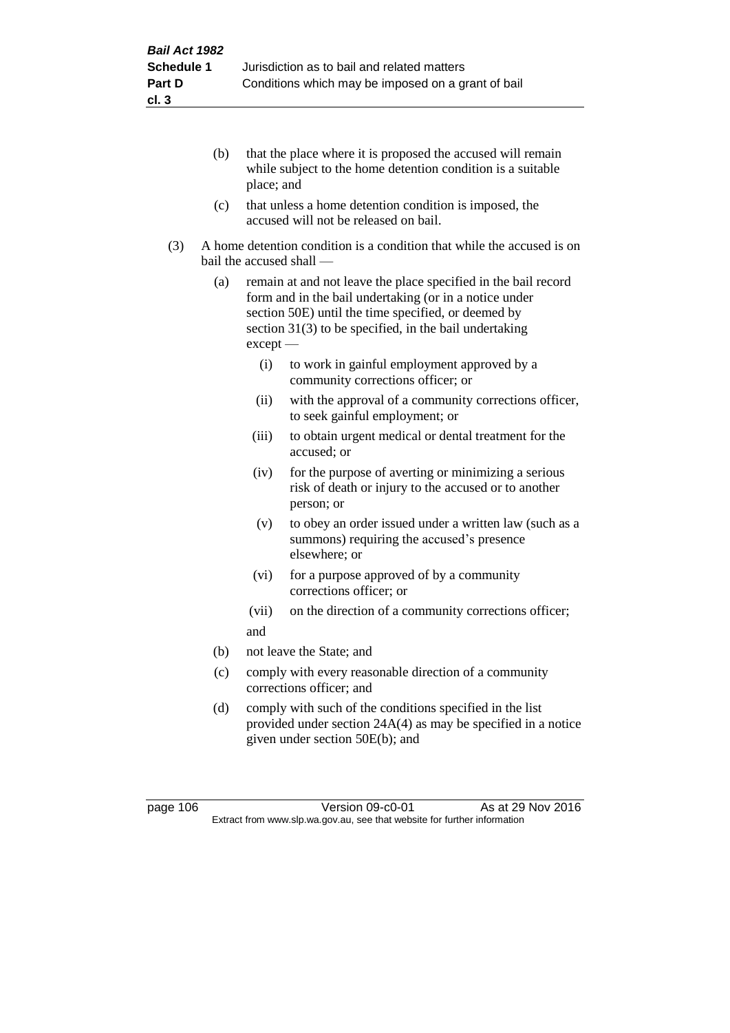(b) that the place where it is proposed the accused will remain while subject to the home detention condition is a suitable place; and

(c) that unless a home detention condition is imposed, the accused will not be released on bail.

(3) A home detention condition is a condition that while the accused is on bail the accused shall —

(a) remain at and not leave the place specified in the bail record form and in the bail undertaking (or in a notice under section 50E) until the time specified, or deemed by section 31(3) to be specified, in the bail undertaking except —

(i) to work in gainful employment approved by a community corrections officer; or

(ii) with the approval of a community corrections officer, to seek gainful employment; or

(iii) to obtain urgent medical or dental treatment for the accused; or

(iv) for the purpose of averting or minimizing a serious risk of death or injury to the accused or to another person; or

(v) to obey an order issued under a written law (such as a summons) requiring the accused's presence elsewhere; or

(vi) for a purpose approved of by a community corrections officer; or

(vii) on the direction of a community corrections officer;

and

(b) not leave the State; and

(c) comply with every reasonable direction of a community corrections officer; and

(d) comply with such of the conditions specified in the list provided under section 24A(4) as may be specified in a notice given under section 50E(b); and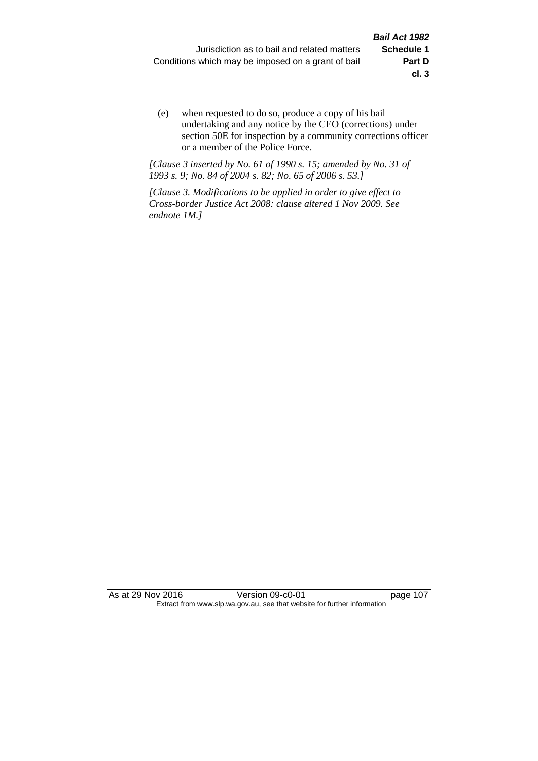(e) when requested to do so, produce a copy of his bail undertaking and any notice by the CEO (corrections) under section 50E for inspection by a community corrections officer or a member of the Police Force.

*[Clause 3 inserted by No. 61 of 1990 s. 15; amended by No. 31 of 1993 s. 9; No. 84 of 2004 s. 82; No. 65 of 2006 s. 53.]*

*[Clause 3. Modifications to be applied in order to give effect to Cross-border Justice Act 2008: clause altered 1 Nov 2009. See endnote 1M.]*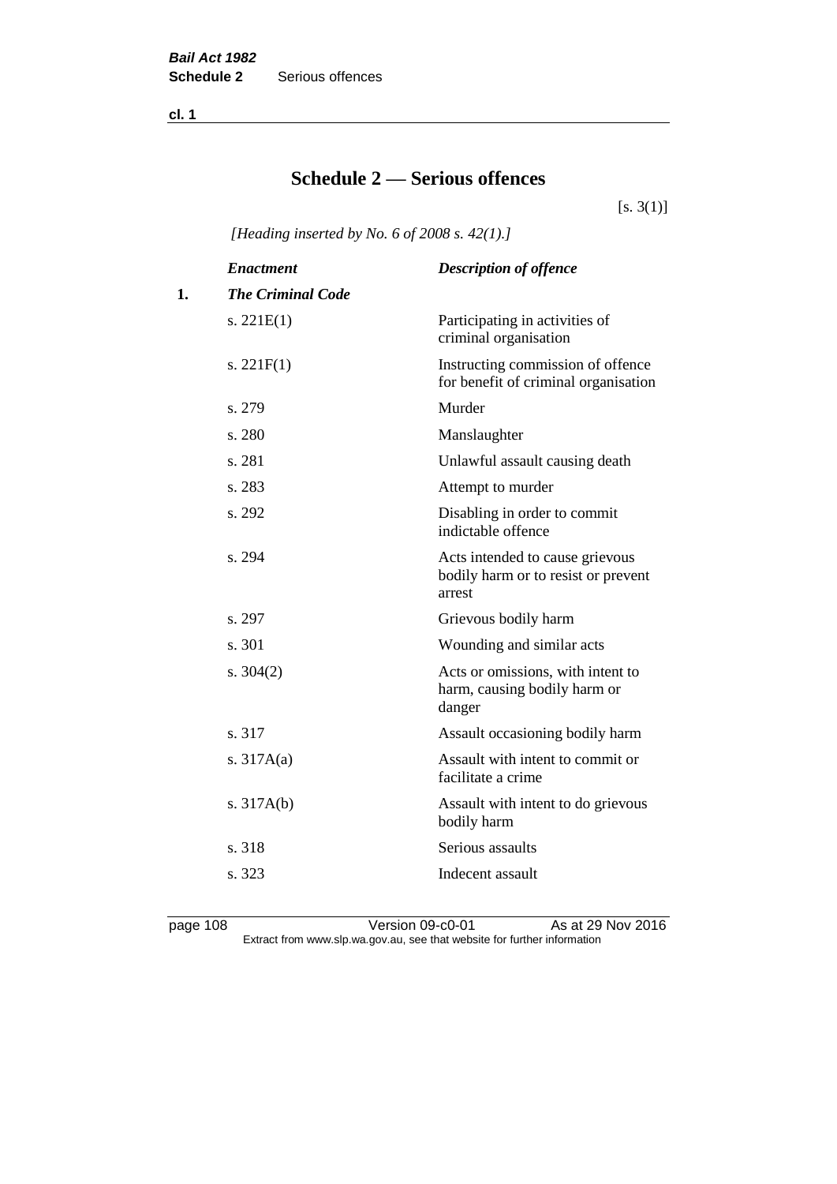# Schedule 2 — Serious offences

[s. 3(1)]

*[Heading inserted by No. 6 of 2008 s. 42(1).]*

| | *Enactment* | *Description of offence* |
|---|---|---|
| **1.** | ***The Criminal Code*** | |
| | s. 221E(1) | Participating in activities of criminal organisation |
| | s. 221F(1) | Instructing commission of offence for benefit of criminal organisation |
| | s. 279 | Murder |
| | s. 280 | Manslaughter |
| | s. 281 | Unlawful assault causing death |
| | s. 283 | Attempt to murder |
| | s. 292 | Disabling in order to commit indictable offence |
| | s. 294 | Acts intended to cause grievous bodily harm or to resist or prevent arrest |
| | s. 297 | Grievous bodily harm |
| | s. 301 | Wounding and similar acts |
| | s. 304(2) | Acts or omissions, with intent to harm, causing bodily harm or danger |
| | s. 317 | Assault occasioning bodily harm |
| | s. 317A(a) | Assault with intent to commit or facilitate a crime |
| | s. 317A(b) | Assault with intent to do grievous bodily harm |
| | s. 318 | Serious assaults |
| | s. 323 | Indecent assault |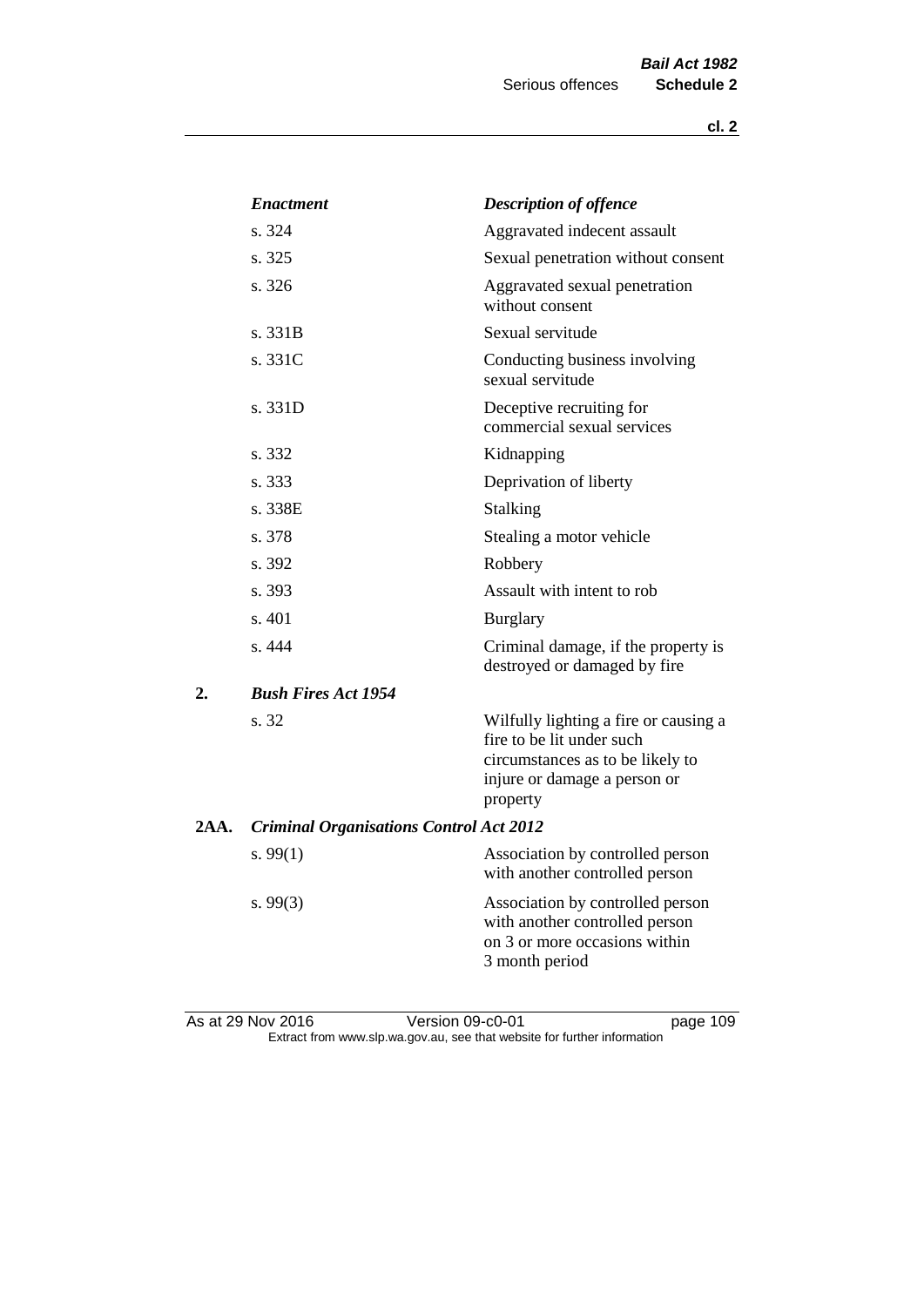| | *Enactment* | *Description of offence* |
|---|---|---|
| | s. 324 | Aggravated indecent assault |
| | s. 325 | Sexual penetration without consent |
| | s. 326 | Aggravated sexual penetration without consent |
| | s. 331B | Sexual servitude |
| | s. 331C | Conducting business involving sexual servitude |
| | s. 331D | Deceptive recruiting for commercial sexual services |
| | s. 332 | Kidnapping |
| | s. 333 | Deprivation of liberty |
| | s. 338E | Stalking |
| | s. 378 | Stealing a motor vehicle |
| | s. 392 | Robbery |
| | s. 393 | Assault with intent to rob |
| | s. 401 | Burglary |
| | s. 444 | Criminal damage, if the property is destroyed or damaged by fire |
| **2.** | ***Bush Fires Act 1954*** | |
| | s. 32 | Wilfully lighting a fire or causing a fire to be lit under such circumstances as to be likely to injure or damage a person or property |
| **2AA.** | ***Criminal Organisations Control Act 2012*** | |
| | s. 99(1) | Association by controlled person with another controlled person |
| | s. 99(3) | Association by controlled person with another controlled person on 3 or more occasions within 3 month period |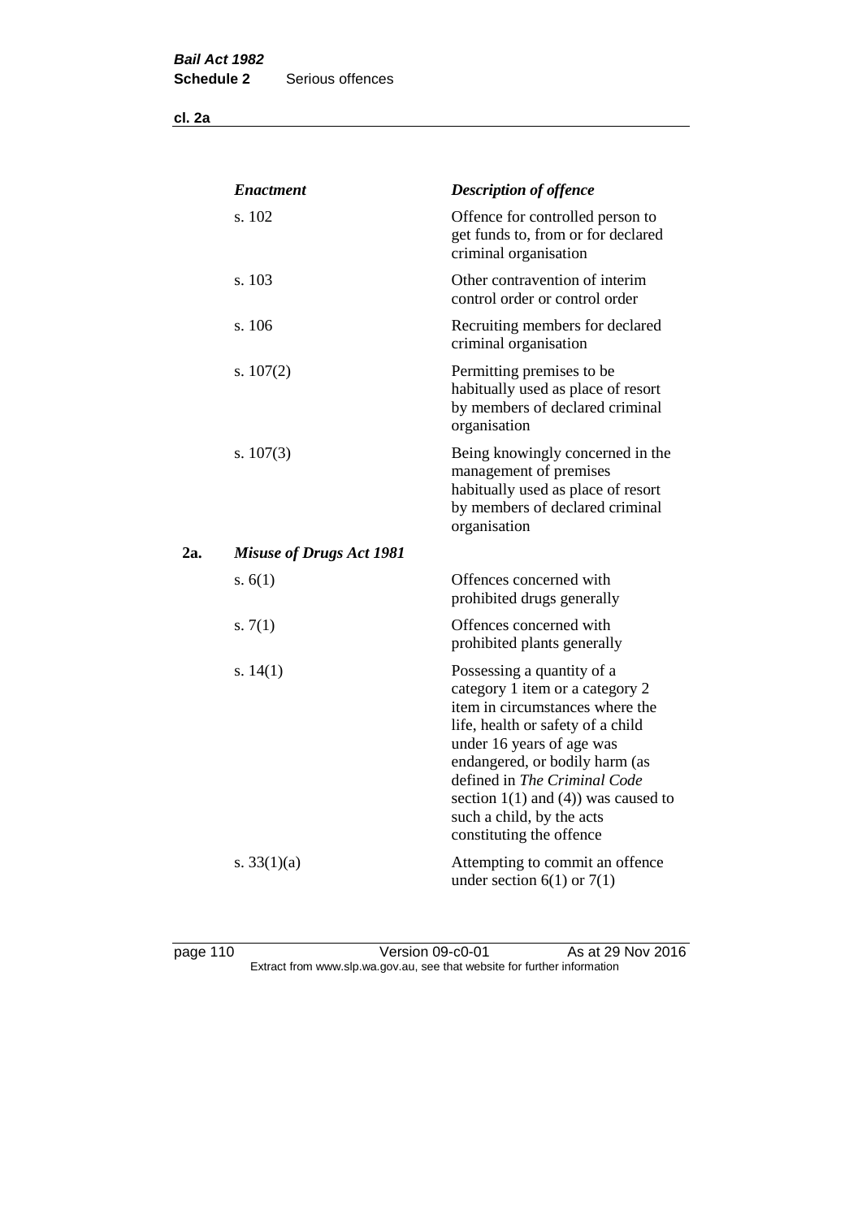| | *Enactment* | *Description of offence* |
|---|---|---|
| | s. 102 | Offence for controlled person to get funds to, from or for declared criminal organisation |
| | s. 103 | Other contravention of interim control order or control order |
| | s. 106 | Recruiting members for declared criminal organisation |
| | s. 107(2) | Permitting premises to be habitually used as place of resort by members of declared criminal organisation |
| | s. 107(3) | Being knowingly concerned in the management of premises habitually used as place of resort by members of declared criminal organisation |
| **2a.** | ***Misuse of Drugs Act 1981*** | |
| | s. 6(1) | Offences concerned with prohibited drugs generally |
| | s. 7(1) | Offences concerned with prohibited plants generally |
| | s. 14(1) | Possessing a quantity of a category 1 item or a category 2 item in circumstances where the life, health or safety of a child under 16 years of age was endangered, or bodily harm (as defined in *The Criminal Code* section 1(1) and (4)) was caused to such a child, by the acts constituting the offence |
| | s. 33(1)(a) | Attempting to commit an offence under section 6(1) or 7(1) |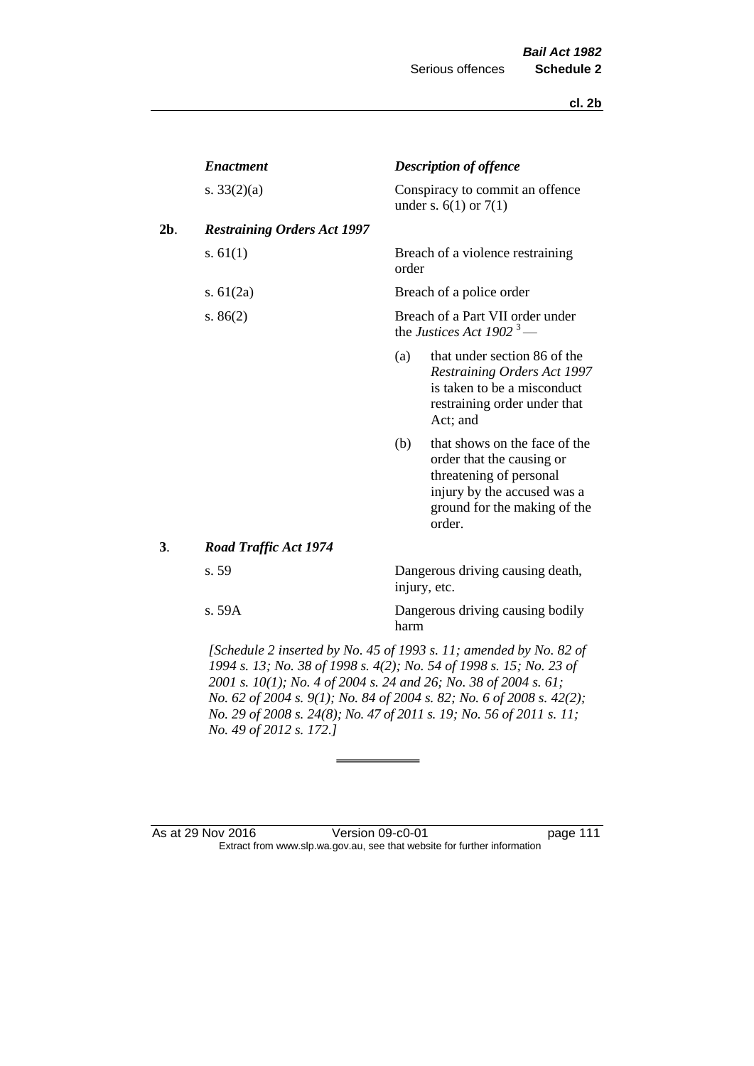| | *Enactment* | *Description of offence* |
|---|---|---|
| | s. 33(2)(a) | Conspiracy to commit an offence under s. 6(1) or 7(1) |
| **2b**. | ***Restraining Orders Act 1997*** | |
| | s. 61(1) | Breach of a violence restraining order |
| | s. 61(2a) | Breach of a police order |
| | s. 86(2) | Breach of a Part VII order under the *Justices Act 1902* [3] — (a) that under section 86 of the *Restraining Orders Act 1997* is taken to be a misconduct restraining order under that Act; and (b) that shows on the face of the order that the causing or threatening of personal injury by the accused was a ground for the making of the order. |
| **3**. | ***Road Traffic Act 1974*** | |
| | s. 59 | Dangerous driving causing death, injury, etc. |
| | s. 59A | Dangerous driving causing bodily harm |

*[Schedule 2 inserted by No. 45 of 1993 s. 11; amended by No. 82 of 1994 s. 13; No. 38 of 1998 s. 4(2); No. 54 of 1998 s. 15; No. 23 of 2001 s. 10(1); No. 4 of 2004 s. 24 and 26; No. 38 of 2004 s. 61; No. 62 of 2004 s. 9(1); No. 84 of 2004 s. 82; No. 6 of 2008 s. 42(2); No. 29 of 2008 s. 24(8); No. 47 of 2011 s. 19; No. 56 of 2011 s. 11; No. 49 of 2012 s. 172.]*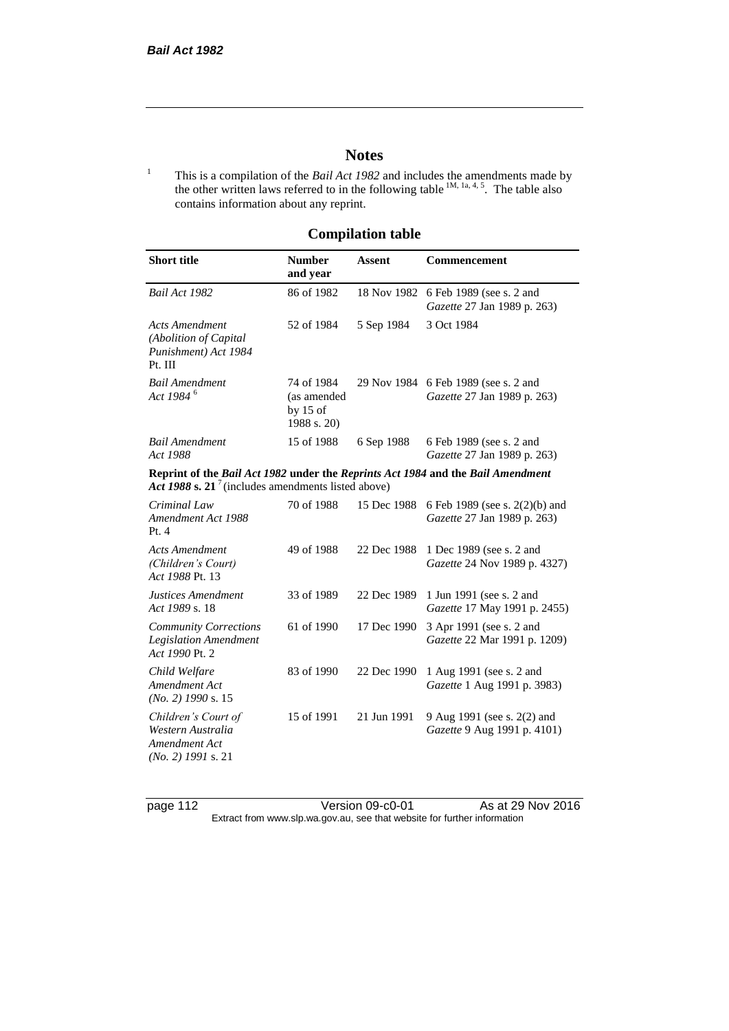# Notes

[1] This is a compilation of the *Bail Act 1982* and includes the amendments made by the other written laws referred to in the following table [1M, 1a, 4, 5]. The table also contains information about any reprint.

## Compilation table

| Short title | Number and year | Assent | Commencement |
|---|---|---|---|
| *Bail Act 1982* | 86 of 1982 | 18 Nov 1982 | 6 Feb 1989 (see s. 2 and *Gazette* 27 Jan 1989 p. 263) |
| *Acts Amendment (Abolition of Capital Punishment) Act 1984* Pt. III | 52 of 1984 | 5 Sep 1984 | 3 Oct 1984 |
| *Bail Amendment Act 1984* [6] | 74 of 1984 (as amended by 15 of 1988 s. 20) | 29 Nov 1984 | 6 Feb 1989 (see s. 2 and *Gazette* 27 Jan 1989 p. 263) |
| *Bail Amendment Act 1988* | 15 of 1988 | 6 Sep 1988 | 6 Feb 1989 (see s. 2 and *Gazette* 27 Jan 1989 p. 263) |
| **Reprint of the *Bail Act 1982* under the *Reprints Act 1984* and the *Bail Amendment Act 1988* s. 21** [7] (includes amendments listed above) | | | |
| *Criminal Law Amendment Act 1988* Pt. 4 | 70 of 1988 | 15 Dec 1988 | 6 Feb 1989 (see s. 2(2)(b) and *Gazette* 27 Jan 1989 p. 263) |
| *Acts Amendment (Children's Court) Act 1988* Pt. 13 | 49 of 1988 | 22 Dec 1988 | 1 Dec 1989 (see s. 2 and *Gazette* 24 Nov 1989 p. 4327) |
| *Justices Amendment Act 1989* s. 18 | 33 of 1989 | 22 Dec 1989 | 1 Jun 1991 (see s. 2 and *Gazette* 17 May 1991 p. 2455) |
| *Community Corrections Legislation Amendment Act 1990* Pt. 2 | 61 of 1990 | 17 Dec 1990 | 3 Apr 1991 (see s. 2 and *Gazette* 22 Mar 1991 p. 1209) |
| *Child Welfare Amendment Act (No. 2) 1990* s. 15 | 83 of 1990 | 22 Dec 1990 | 1 Aug 1991 (see s. 2 and *Gazette* 1 Aug 1991 p. 3983) |
| *Children's Court of Western Australia Amendment Act (No. 2) 1991* s. 21 | 15 of 1991 | 21 Jun 1991 | 9 Aug 1991 (see s. 2(2) and *Gazette* 9 Aug 1991 p. 4101) |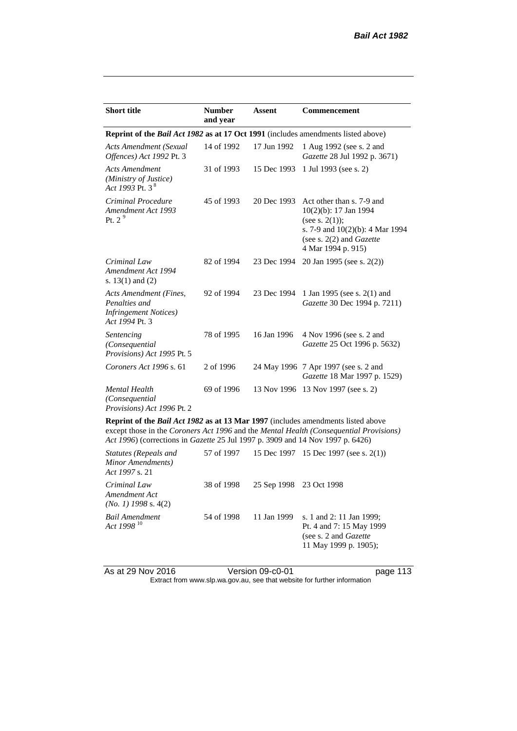| Short title | Number and year | Assent | Commencement |
|---|---|---|---|
| **Reprint of the *Bail Act 1982* as at 17 Oct 1991** (includes amendments listed above) | | | |
| *Acts Amendment (Sexual Offences) Act 1992* Pt. 3 | 14 of 1992 | 17 Jun 1992 | 1 Aug 1992 (see s. 2 and *Gazette* 28 Jul 1992 p. 3671) |
| *Acts Amendment (Ministry of Justice) Act 1993* Pt. 3 [8] | 31 of 1993 | 15 Dec 1993 | 1 Jul 1993 (see s. 2) |
| *Criminal Procedure Amendment Act 1993* Pt. 2 [9] | 45 of 1993 | 20 Dec 1993 | Act other than s. 7-9 and 10(2)(b): 17 Jan 1994 (see s. 2(1)); s. 7-9 and 10(2)(b): 4 Mar 1994 (see s. 2(2) and *Gazette* 4 Mar 1994 p. 915) |
| *Criminal Law Amendment Act 1994* s. 13(1) and (2) | 82 of 1994 | 23 Dec 1994 | 20 Jan 1995 (see s. 2(2)) |
| *Acts Amendment (Fines, Penalties and Infringement Notices) Act 1994* Pt. 3 | 92 of 1994 | 23 Dec 1994 | 1 Jan 1995 (see s. 2(1) and *Gazette* 30 Dec 1994 p. 7211) |
| *Sentencing (Consequential Provisions) Act 1995* Pt. 5 | 78 of 1995 | 16 Jan 1996 | 4 Nov 1996 (see s. 2 and *Gazette* 25 Oct 1996 p. 5632) |
| *Coroners Act 1996* s. 61 | 2 of 1996 | 24 May 1996 | 7 Apr 1997 (see s. 2 and *Gazette* 18 Mar 1997 p. 1529) |
| *Mental Health (Consequential Provisions) Act 1996* Pt. 2 | 69 of 1996 | 13 Nov 1996 | 13 Nov 1997 (see s. 2) |
| **Reprint of the *Bail Act 1982* as at 13 Mar 1997** (includes amendments listed above except those in the *Coroners Act 1996* and the *Mental Health (Consequential Provisions) Act 1996*) (corrections in *Gazette* 25 Jul 1997 p. 3909 and 14 Nov 1997 p. 6426) | | | |
| *Statutes (Repeals and Minor Amendments) Act 1997* s. 21 | 57 of 1997 | 15 Dec 1997 | 15 Dec 1997 (see s. 2(1)) |
| *Criminal Law Amendment Act (No. 1) 1998* s. 4(2) | 38 of 1998 | 25 Sep 1998 | 23 Oct 1998 |
| *Bail Amendment Act 1998* [10] | 54 of 1998 | 11 Jan 1999 | s. 1 and 2: 11 Jan 1999; Pt. 4 and 7: 15 May 1999 (see s. 2 and *Gazette* 11 May 1999 p. 1905); |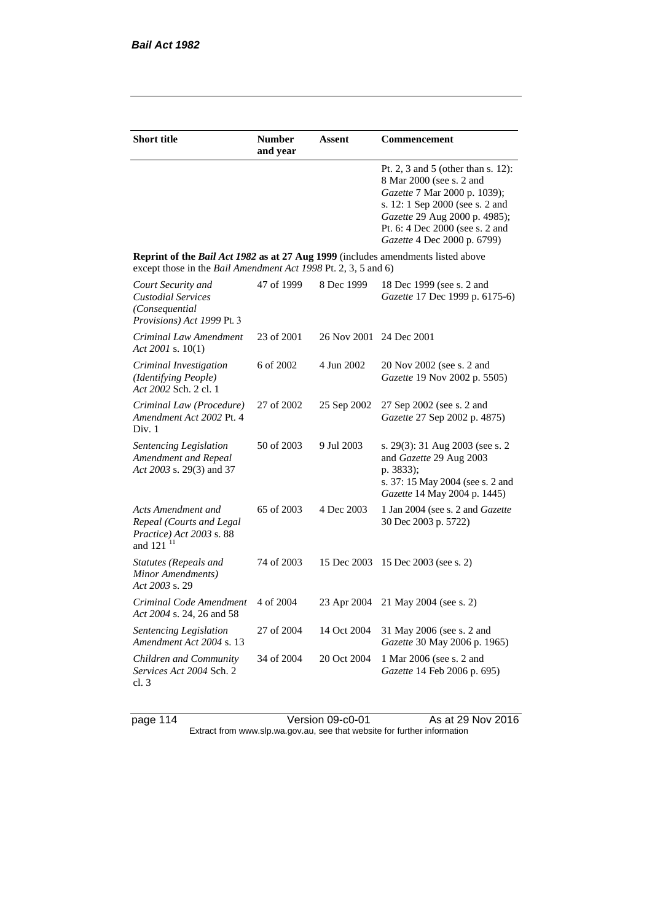| Short title | Number and year | Assent | Commencement |
|---|---|---|---|
| | | | Pt. 2, 3 and 5 (other than s. 12): 8 Mar 2000 (see s. 2 and *Gazette* 7 Mar 2000 p. 1039); s. 12: 1 Sep 2000 (see s. 2 and *Gazette* 29 Aug 2000 p. 4985); Pt. 6: 4 Dec 2000 (see s. 2 and *Gazette* 4 Dec 2000 p. 6799) |
| **Reprint of the *Bail Act 1982* as at 27 Aug 1999** (includes amendments listed above except those in the *Bail Amendment Act 1998* Pt. 2, 3, 5 and 6) | | | |
| *Court Security and Custodial Services (Consequential Provisions) Act 1999* Pt. 3 | 47 of 1999 | 8 Dec 1999 | 18 Dec 1999 (see s. 2 and *Gazette* 17 Dec 1999 p. 6175-6) |
| *Criminal Law Amendment Act 2001* s. 10(1) | 23 of 2001 | 26 Nov 2001 | 24 Dec 2001 |
| *Criminal Investigation (Identifying People) Act 2002* Sch. 2 cl. 1 | 6 of 2002 | 4 Jun 2002 | 20 Nov 2002 (see s. 2 and *Gazette* 19 Nov 2002 p. 5505) |
| *Criminal Law (Procedure) Amendment Act 2002* Pt. 4 Div. 1 | 27 of 2002 | 25 Sep 2002 | 27 Sep 2002 (see s. 2 and *Gazette* 27 Sep 2002 p. 4875) |
| *Sentencing Legislation Amendment and Repeal Act 2003* s. 29(3) and 37 | 50 of 2003 | 9 Jul 2003 | s. 29(3): 31 Aug 2003 (see s. 2 and *Gazette* 29 Aug 2003 p. 3833); s. 37: 15 May 2004 (see s. 2 and *Gazette* 14 May 2004 p. 1445) |
| *Acts Amendment and Repeal (Courts and Legal Practice) Act 2003* s. 88 and 121 [11] | 65 of 2003 | 4 Dec 2003 | 1 Jan 2004 (see s. 2 and *Gazette* 30 Dec 2003 p. 5722) |
| *Statutes (Repeals and Minor Amendments) Act 2003* s. 29 | 74 of 2003 | 15 Dec 2003 | 15 Dec 2003 (see s. 2) |
| *Criminal Code Amendment Act 2004* s. 24, 26 and 58 | 4 of 2004 | 23 Apr 2004 | 21 May 2004 (see s. 2) |
| *Sentencing Legislation Amendment Act 2004* s. 13 | 27 of 2004 | 14 Oct 2004 | 31 May 2006 (see s. 2 and *Gazette* 30 May 2006 p. 1965) |
| *Children and Community Services Act 2004* Sch. 2 cl. 3 | 34 of 2004 | 20 Oct 2004 | 1 Mar 2006 (see s. 2 and *Gazette* 14 Feb 2006 p. 695) |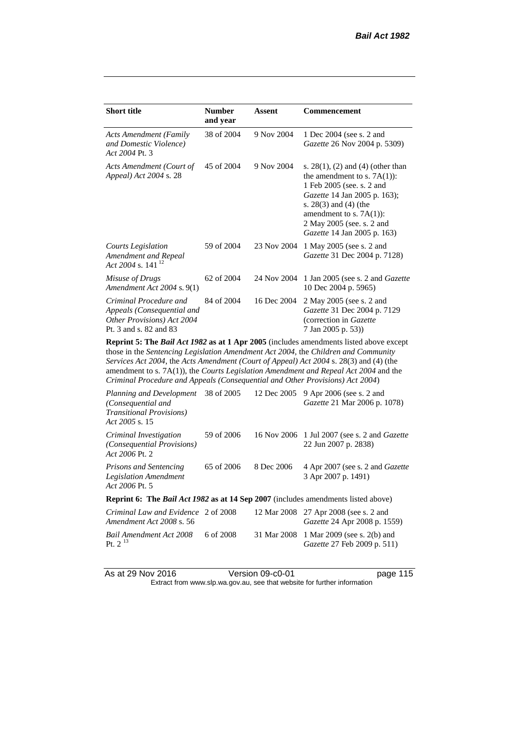| Short title | Number and year | Assent | Commencement |
|---|---|---|---|
| *Acts Amendment (Family and Domestic Violence) Act 2004* Pt. 3 | 38 of 2004 | 9 Nov 2004 | 1 Dec 2004 (see s. 2 and *Gazette* 26 Nov 2004 p. 5309) |
| *Acts Amendment (Court of Appeal) Act 2004* s. 28 | 45 of 2004 | 9 Nov 2004 | s. 28(1), (2) and (4) (other than the amendment to s. 7A(1)): 1 Feb 2005 (see. s. 2 and *Gazette* 14 Jan 2005 p. 163); s. 28(3) and (4) (the amendment to s. 7A(1)): 2 May 2005 (see. s. 2 and *Gazette* 14 Jan 2005 p. 163) |
| *Courts Legislation Amendment and Repeal Act 2004* s. 141 [12] | 59 of 2004 | 23 Nov 2004 | 1 May 2005 (see s. 2 and *Gazette* 31 Dec 2004 p. 7128) |
| *Misuse of Drugs Amendment Act 2004* s. 9(1) | 62 of 2004 | 24 Nov 2004 | 1 Jan 2005 (see s. 2 and *Gazette* 10 Dec 2004 p. 5965) |
| *Criminal Procedure and Appeals (Consequential and Other Provisions) Act 2004* Pt. 3 and s. 82 and 83 | 84 of 2004 | 16 Dec 2004 | 2 May 2005 (see s. 2 and *Gazette* 31 Dec 2004 p. 7129 (correction in *Gazette* 7 Jan 2005 p. 53)) |
| **Reprint 5: The *Bail Act 1982* as at 1 Apr 2005** (includes amendments listed above except those in the *Sentencing Legislation Amendment Act 2004*, the *Children and Community Services Act 2004*, the *Acts Amendment (Court of Appeal) Act 2004* s. 28(3) and (4) (the amendment to s. 7A(1)), the *Courts Legislation Amendment and Repeal Act 2004* and the *Criminal Procedure and Appeals (Consequential and Other Provisions) Act 2004*) | | | |
| *Planning and Development (Consequential and Transitional Provisions) Act 2005* s. 15 | 38 of 2005 | 12 Dec 2005 | 9 Apr 2006 (see s. 2 and *Gazette* 21 Mar 2006 p. 1078) |
| *Criminal Investigation (Consequential Provisions) Act 2006* Pt. 2 | 59 of 2006 | 16 Nov 2006 | 1 Jul 2007 (see s. 2 and *Gazette* 22 Jun 2007 p. 2838) |
| *Prisons and Sentencing Legislation Amendment Act 2006* Pt. 5 | 65 of 2006 | 8 Dec 2006 | 4 Apr 2007 (see s. 2 and *Gazette* 3 Apr 2007 p. 1491) |
| **Reprint 6: The *Bail Act 1982* as at 14 Sep 2007** (includes amendments listed above) | | | |
| *Criminal Law and Evidence Amendment Act 2008* s. 56 | 2 of 2008 | 12 Mar 2008 | 27 Apr 2008 (see s. 2 and *Gazette* 24 Apr 2008 p. 1559) |
| *Bail Amendment Act 2008* Pt. 2 [13] | 6 of 2008 | 31 Mar 2008 | 1 Mar 2009 (see s. 2(b) and *Gazette* 27 Feb 2009 p. 511) |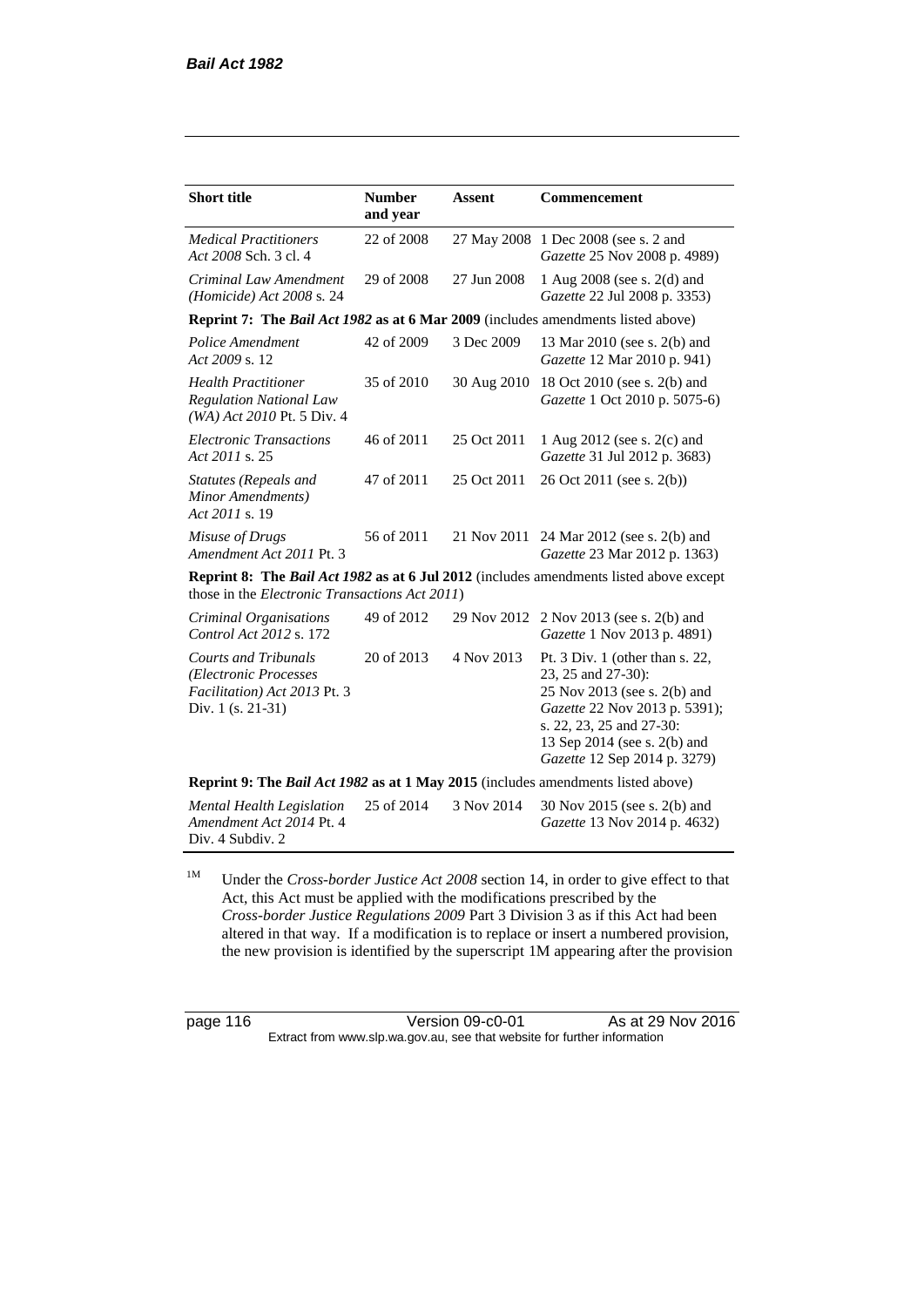| Short title | Number and year | Assent | Commencement |
|---|---|---|---|
| *Medical Practitioners Act 2008* Sch. 3 cl. 4 | 22 of 2008 | 27 May 2008 | 1 Dec 2008 (see s. 2 and *Gazette* 25 Nov 2008 p. 4989) |
| *Criminal Law Amendment (Homicide) Act 2008* s. 24 | 29 of 2008 | 27 Jun 2008 | 1 Aug 2008 (see s. 2(d) and *Gazette* 22 Jul 2008 p. 3353) |
| **Reprint 7: The *Bail Act 1982* as at 6 Mar 2009** (includes amendments listed above) | | | |
| *Police Amendment Act 2009* s. 12 | 42 of 2009 | 3 Dec 2009 | 13 Mar 2010 (see s. 2(b) and *Gazette* 12 Mar 2010 p. 941) |
| *Health Practitioner Regulation National Law (WA) Act 2010* Pt. 5 Div. 4 | 35 of 2010 | 30 Aug 2010 | 18 Oct 2010 (see s. 2(b) and *Gazette* 1 Oct 2010 p. 5075-6) |
| *Electronic Transactions Act 2011* s. 25 | 46 of 2011 | 25 Oct 2011 | 1 Aug 2012 (see s. 2(c) and *Gazette* 31 Jul 2012 p. 3683) |
| *Statutes (Repeals and Minor Amendments) Act 2011* s. 19 | 47 of 2011 | 25 Oct 2011 | 26 Oct 2011 (see s. 2(b)) |
| *Misuse of Drugs Amendment Act 2011* Pt. 3 | 56 of 2011 | 21 Nov 2011 | 24 Mar 2012 (see s. 2(b) and *Gazette* 23 Mar 2012 p. 1363) |
| **Reprint 8: The *Bail Act 1982* as at 6 Jul 2012** (includes amendments listed above except those in the *Electronic Transactions Act 2011*) | | | |
| *Criminal Organisations Control Act 2012* s. 172 | 49 of 2012 | 29 Nov 2012 | 2 Nov 2013 (see s. 2(b) and *Gazette* 1 Nov 2013 p. 4891) |
| *Courts and Tribunals (Electronic Processes Facilitation) Act 2013* Pt. 3 Div. 1 (s. 21-31) | 20 of 2013 | 4 Nov 2013 | Pt. 3 Div. 1 (other than s. 22, 23, 25 and 27-30): 25 Nov 2013 (see s. 2(b) and *Gazette* 22 Nov 2013 p. 5391); s. 22, 23, 25 and 27-30: 13 Sep 2014 (see s. 2(b) and *Gazette* 12 Sep 2014 p. 3279) |
| **Reprint 9: The *Bail Act 1982* as at 1 May 2015** (includes amendments listed above) | | | |
| *Mental Health Legislation Amendment Act 2014* Pt. 4 Div. 4 Subdiv. 2 | 25 of 2014 | 3 Nov 2014 | 30 Nov 2015 (see s. 2(b) and *Gazette* 13 Nov 2014 p. 4632) |

[1M] Under the *Cross-border Justice Act 2008* section 14, in order to give effect to that Act, this Act must be applied with the modifications prescribed by the *Cross-border Justice Regulations 2009* Part 3 Division 3 as if this Act had been altered in that way. If a modification is to replace or insert a numbered provision, the new provision is identified by the superscript 1M appearing after the provision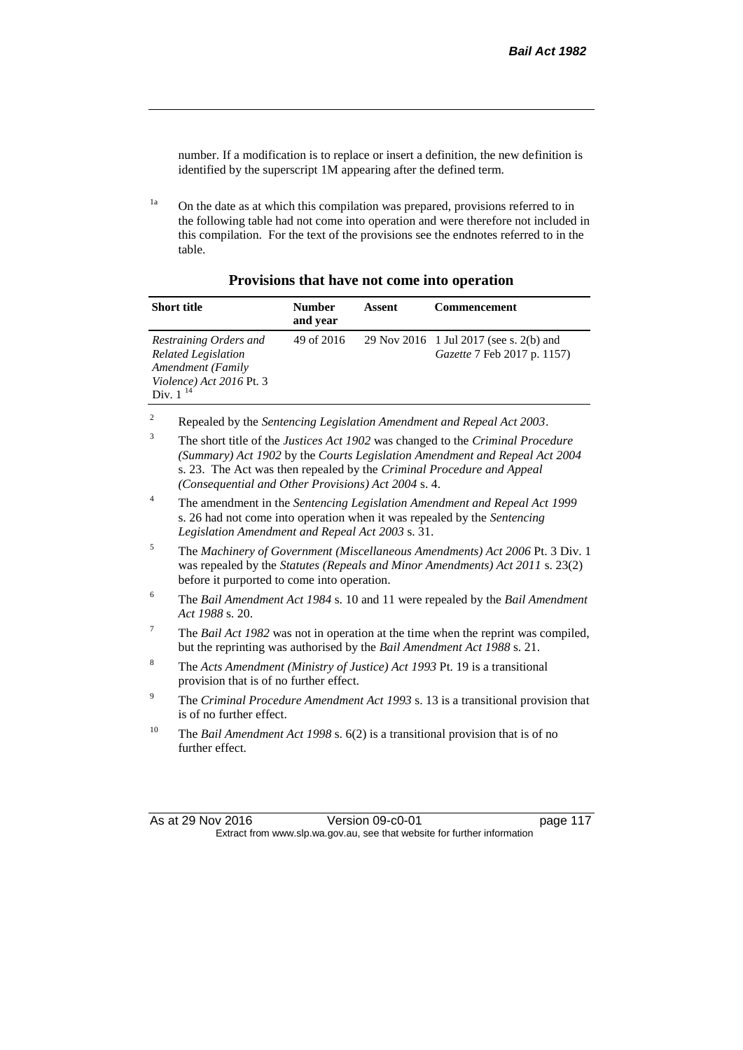number. If a modification is to replace or insert a definition, the new definition is identified by the superscript 1M appearing after the defined term.

[1a] On the date as at which this compilation was prepared, provisions referred to in the following table had not come into operation and were therefore not included in this compilation. For the text of the provisions see the endnotes referred to in the table.

**Provisions that have not come into operation**

| Short title | Number and year | Assent | Commencement |
|---|---|---|---|
| *Restraining Orders and Related Legislation Amendment (Family Violence) Act 2016* Pt. 3 Div. 1 [14] | 49 of 2016 | 29 Nov 2016 | 1 Jul 2017 (see s. 2(b) and *Gazette* 7 Feb 2017 p. 1157) |

[2] Repealed by the *Sentencing Legislation Amendment and Repeal Act 2003*.

[3] The short title of the *Justices Act 1902* was changed to the *Criminal Procedure (Summary) Act 1902* by the *Courts Legislation Amendment and Repeal Act 2004* s. 23. The Act was then repealed by the *Criminal Procedure and Appeal (Consequential and Other Provisions) Act 2004* s. 4.

[4] The amendment in the *Sentencing Legislation Amendment and Repeal Act 1999* s. 26 had not come into operation when it was repealed by the *Sentencing Legislation Amendment and Repeal Act 2003* s. 31.

[5] The *Machinery of Government (Miscellaneous Amendments) Act 2006* Pt. 3 Div. 1 was repealed by the *Statutes (Repeals and Minor Amendments) Act 2011* s. 23(2) before it purported to come into operation.

[6] The *Bail Amendment Act 1984* s. 10 and 11 were repealed by the *Bail Amendment Act 1988* s. 20.

[7] The *Bail Act 1982* was not in operation at the time when the reprint was compiled, but the reprinting was authorised by the *Bail Amendment Act 1988* s. 21.

[8] The *Acts Amendment (Ministry of Justice) Act 1993* Pt. 19 is a transitional provision that is of no further effect.

[9] The *Criminal Procedure Amendment Act 1993* s. 13 is a transitional provision that is of no further effect.

[10] The *Bail Amendment Act 1998* s. 6(2) is a transitional provision that is of no further effect.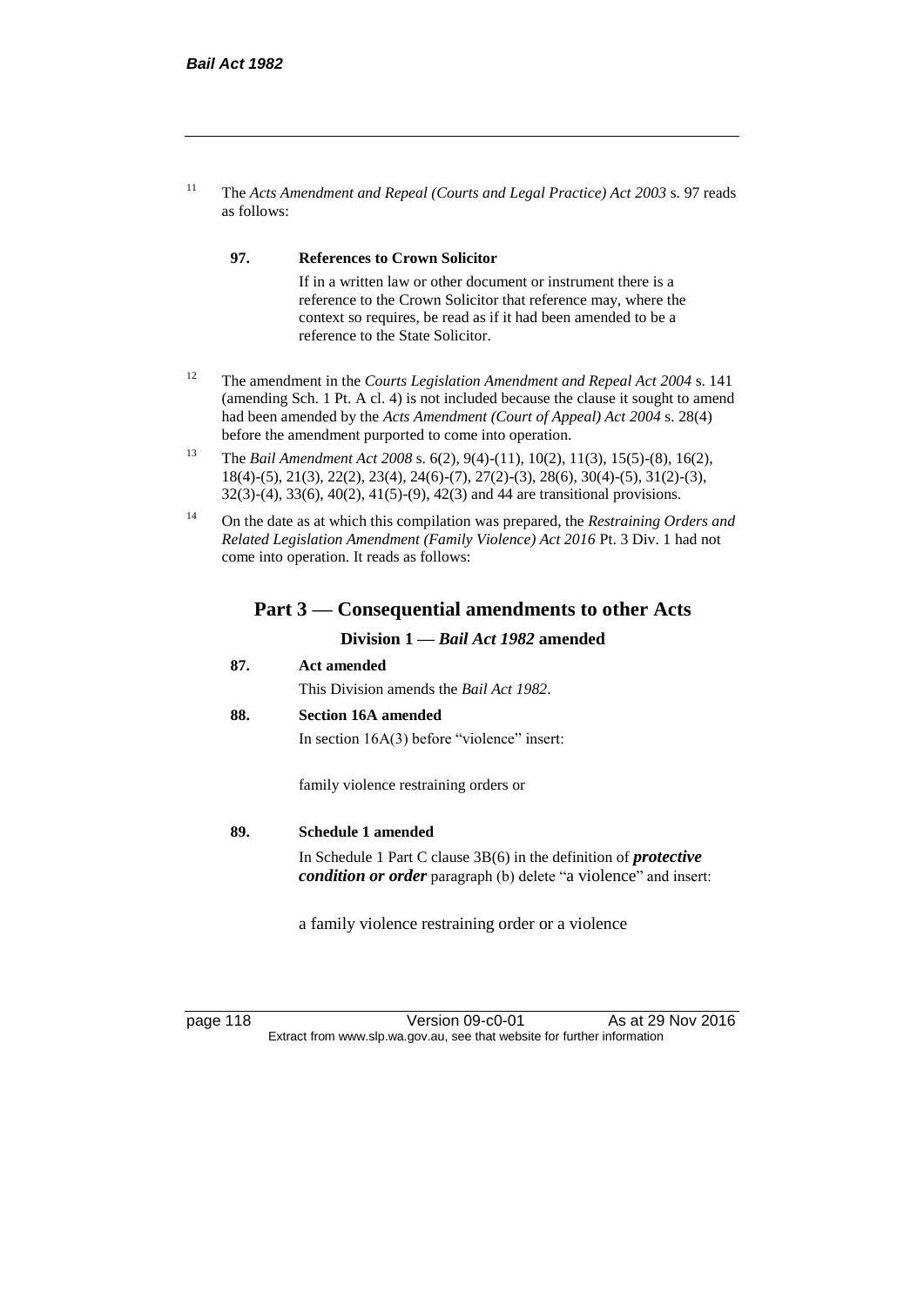[11] The *Acts Amendment and Repeal (Courts and Legal Practice) Act 2003* s. 97 reads as follows:

**97. References to Crown Solicitor**

If in a written law or other document or instrument there is a reference to the Crown Solicitor that reference may, where the context so requires, be read as if it had been amended to be a reference to the State Solicitor.

[12] The amendment in the *Courts Legislation Amendment and Repeal Act 2004* s. 141 (amending Sch. 1 Pt. A cl. 4) is not included because the clause it sought to amend had been amended by the *Acts Amendment (Court of Appeal) Act 2004* s. 28(4) before the amendment purported to come into operation.

[13] The *Bail Amendment Act 2008* s. 6(2), 9(4)-(11), 10(2), 11(3), 15(5)-(8), 16(2), 18(4)-(5), 21(3), 22(2), 23(4), 24(6)-(7), 27(2)-(3), 28(6), 30(4)-(5), 31(2)-(3), 32(3)-(4), 33(6), 40(2), 41(5)-(9), 42(3) and 44 are transitional provisions.

[14] On the date as at which this compilation was prepared, the *Restraining Orders and Related Legislation Amendment (Family Violence) Act 2016* Pt. 3 Div. 1 had not come into operation. It reads as follows:

## Part 3 — Consequential amendments to other Acts

### Division 1 — *Bail Act 1982* amended

**87. Act amended**

This Division amends the *Bail Act 1982*.

**88. Section 16A amended**

In section 16A(3) before "violence" insert:

family violence restraining orders or

**89. Schedule 1 amended**

In Schedule 1 Part C clause 3B(6) in the definition of ***protective condition or order*** paragraph (b) delete "a violence" and insert:

a family violence restraining order or a violence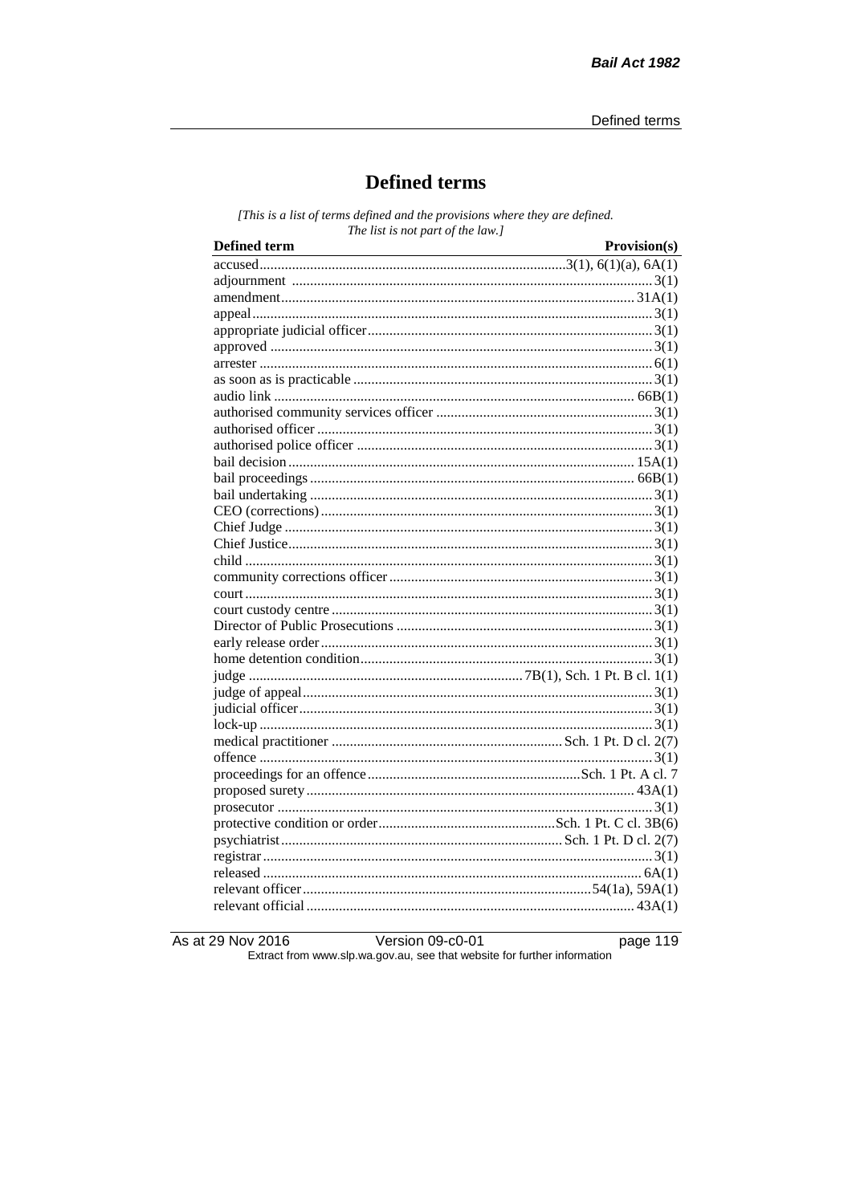# Defined terms

*[This is a list of terms defined and the provisions where they are defined. The list is not part of the law.]*

| Defined term | Provision(s) |
|---|---|
| accused | 3(1), 6(1)(a), 6A(1) |
| adjournment | 3(1) |
| amendment | 31A(1) |
| appeal | 3(1) |
| appropriate judicial officer | 3(1) |
| approved | 3(1) |
| arrester | 6(1) |
| as soon as is practicable | 3(1) |
| audio link | 66B(1) |
| authorised community services officer | 3(1) |
| authorised officer | 3(1) |
| authorised police officer | 3(1) |
| bail decision | 15A(1) |
| bail proceedings | 66B(1) |
| bail undertaking | 3(1) |
| CEO (corrections) | 3(1) |
| Chief Judge | 3(1) |
| Chief Justice | 3(1) |
| child | 3(1) |
| community corrections officer | 3(1) |
| court | 3(1) |
| court custody centre | 3(1) |
| Director of Public Prosecutions | 3(1) |
| early release order | 3(1) |
| home detention condition | 3(1) |
| judge | 7B(1), Sch. 1 Pt. B cl. 1(1) |
| judge of appeal | 3(1) |
| judicial officer | 3(1) |
| lock-up | 3(1) |
| medical practitioner | Sch. 1 Pt. D cl. 2(7) |
| offence | 3(1) |
| proceedings for an offence | Sch. 1 Pt. A cl. 7 |
| proposed surety | 43A(1) |
| prosecutor | 3(1) |
| protective condition or order | Sch. 1 Pt. C cl. 3B(6) |
| psychiatrist | Sch. 1 Pt. D cl. 2(7) |
| registrar | 3(1) |
| released | 6A(1) |
| relevant officer | 54(1a), 59A(1) |
| relevant official | 43A(1) |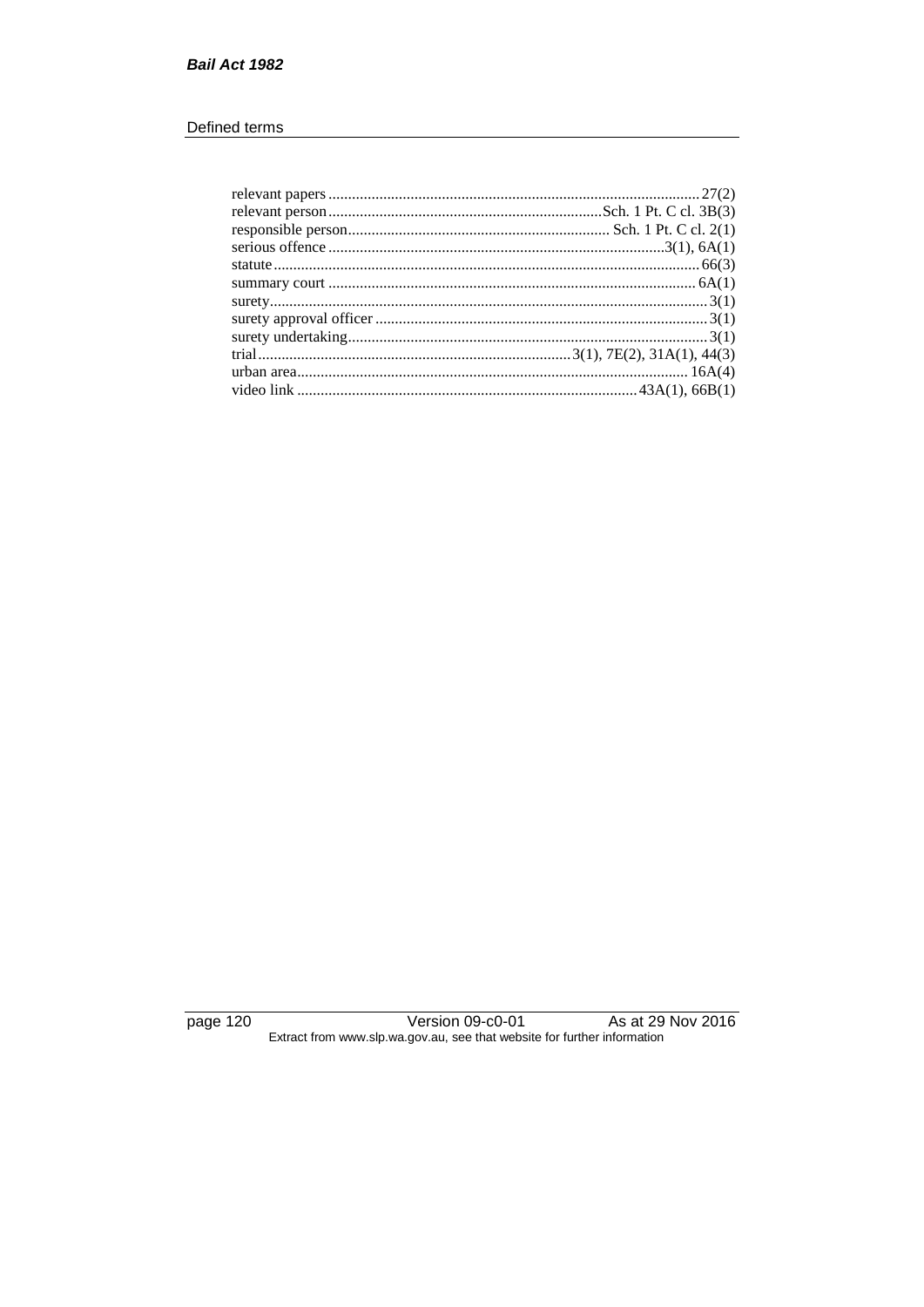Defined terms

relevant papers .......................................................................................... 27(2)
relevant person ..................................................................... Sch. 1 Pt. C cl. 3B(3)
responsible person .................................................................. Sch. 1 Pt. C cl. 2(1)
serious offence ....................................................................................... 3(1), 6A(1)
statute .......................................................................................................... 66(3)
summary court ............................................................................................ 6A(1)
surety ............................................................................................................. 3(1)
surety approval officer .................................................................................. 3(1)
surety undertaking ......................................................................................... 3(1)
trial ........................................................................ 3(1), 7E(2), 31A(1), 44(3)
urban area .................................................................................................. 16A(4)
video link .................................................................................... 43A(1), 66B(1)